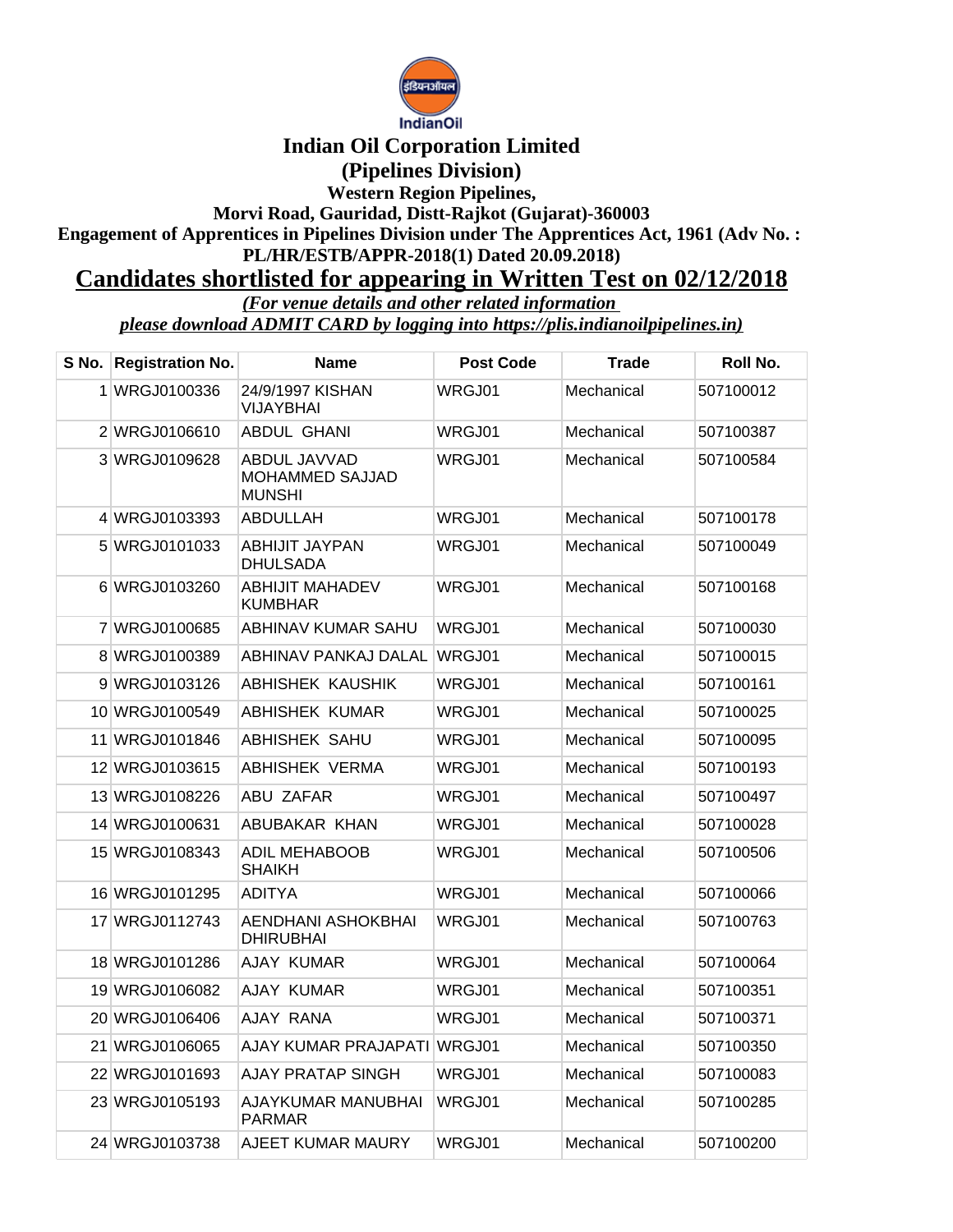# Indian Oil Corporation Limited

## (Pipelines Division)

### Western Region Pipelines,

### Morvi Road, Gauridad, Distt-Rajkot (Gujarat)-360003

### Engagement of Apprentices in Pipelines Division under The Apprentices Act, 1961 (Adv No. : PL/HR/ESTB/APPR-2018(1) Dated 20.09.2018)

## Candidates shortlisted for appearing in Written Test on 02/12/2018

*(For venue details and other related information please download ADMIT CARD by logging into https://plis.indianoilpipelines.in)*

| S No. | Registration No. | Name | Post Code | Trade | Roll No. |
|---|---|---|---|---|---|
| 1 | WRGJ0100336 | 24/9/1997 KISHAN VIJAYBHAI | WRGJ01 | Mechanical | 507100012 |
| 2 | WRGJ0106610 | ABDUL GHANI | WRGJ01 | Mechanical | 507100387 |
| 3 | WRGJ0109628 | ABDUL JAVVAD MOHAMMED SAJJAD MUNSHI | WRGJ01 | Mechanical | 507100584 |
| 4 | WRGJ0103393 | ABDULLAH | WRGJ01 | Mechanical | 507100178 |
| 5 | WRGJ0101033 | ABHIJIT JAYPAN DHULSADA | WRGJ01 | Mechanical | 507100049 |
| 6 | WRGJ0103260 | ABHIJIT MAHADEV KUMBHAR | WRGJ01 | Mechanical | 507100168 |
| 7 | WRGJ0100685 | ABHINAV KUMAR SAHU | WRGJ01 | Mechanical | 507100030 |
| 8 | WRGJ0100389 | ABHINAV PANKAJ DALAL | WRGJ01 | Mechanical | 507100015 |
| 9 | WRGJ0103126 | ABHISHEK KAUSHIK | WRGJ01 | Mechanical | 507100161 |
| 10 | WRGJ0100549 | ABHISHEK KUMAR | WRGJ01 | Mechanical | 507100025 |
| 11 | WRGJ0101846 | ABHISHEK SAHU | WRGJ01 | Mechanical | 507100095 |
| 12 | WRGJ0103615 | ABHISHEK VERMA | WRGJ01 | Mechanical | 507100193 |
| 13 | WRGJ0108226 | ABU ZAFAR | WRGJ01 | Mechanical | 507100497 |
| 14 | WRGJ0100631 | ABUBAKAR KHAN | WRGJ01 | Mechanical | 507100028 |
| 15 | WRGJ0108343 | ADIL MEHABOOB SHAIKH | WRGJ01 | Mechanical | 507100506 |
| 16 | WRGJ0101295 | ADITYA | WRGJ01 | Mechanical | 507100066 |
| 17 | WRGJ0112743 | AENDHANI ASHOKBHAI DHIRUBHAI | WRGJ01 | Mechanical | 507100763 |
| 18 | WRGJ0101286 | AJAY KUMAR | WRGJ01 | Mechanical | 507100064 |
| 19 | WRGJ0106082 | AJAY KUMAR | WRGJ01 | Mechanical | 507100351 |
| 20 | WRGJ0106406 | AJAY RANA | WRGJ01 | Mechanical | 507100371 |
| 21 | WRGJ0106065 | AJAY KUMAR PRAJAPATI | WRGJ01 | Mechanical | 507100350 |
| 22 | WRGJ0101693 | AJAY PRATAP SINGH | WRGJ01 | Mechanical | 507100083 |
| 23 | WRGJ0105193 | AJAYKUMAR MANUBHAI PARMAR | WRGJ01 | Mechanical | 507100285 |
| 24 | WRGJ0103738 | AJEET KUMAR MAURY | WRGJ01 | Mechanical | 507100200 |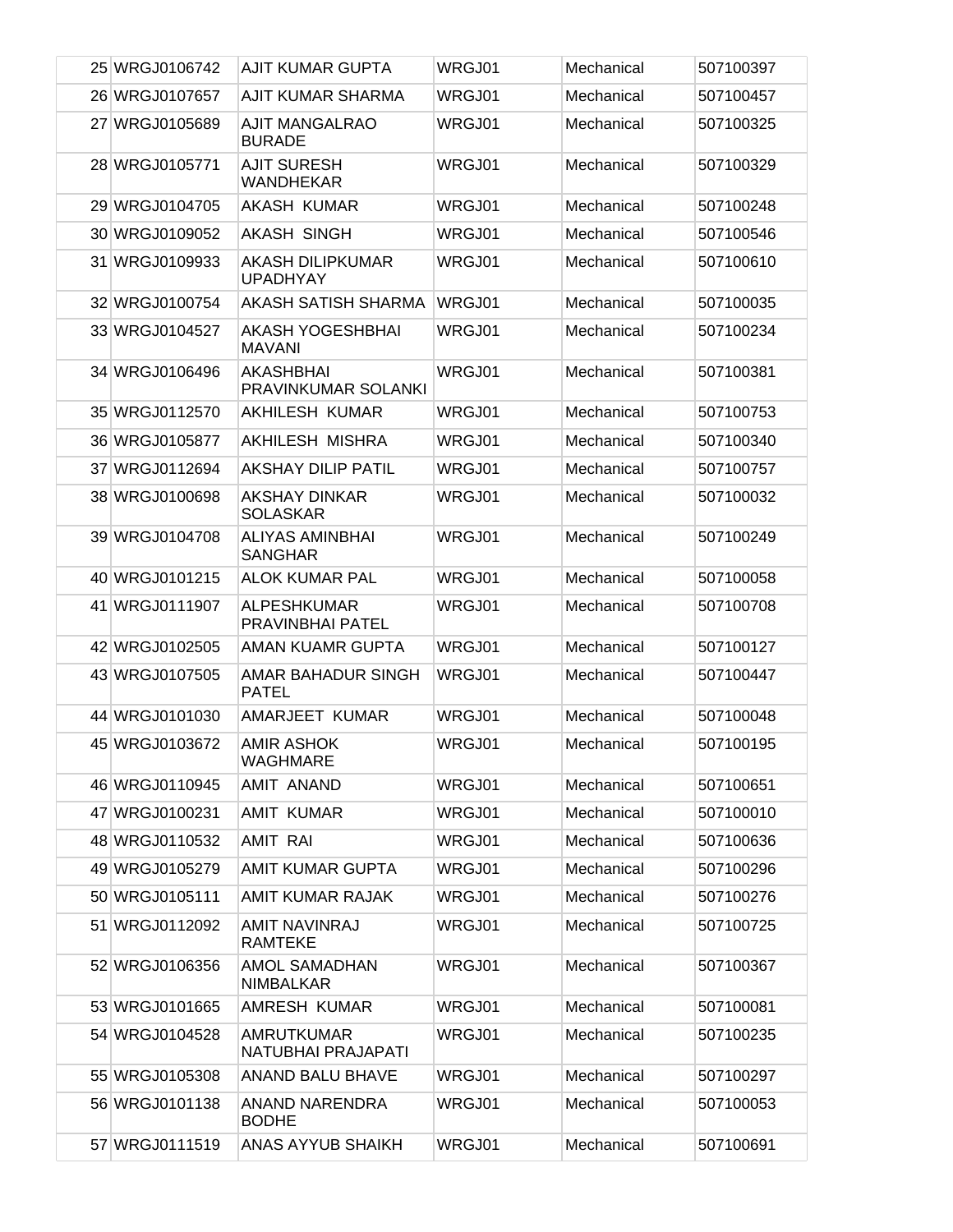| | | | | |
|---|---|---|---|---|
| 25 | WRGJ0106742 | AJIT KUMAR GUPTA | WRGJ01 | Mechanical | 507100397 |
| 26 | WRGJ0107657 | AJIT KUMAR SHARMA | WRGJ01 | Mechanical | 507100457 |
| 27 | WRGJ0105689 | AJIT MANGALRAO BURADE | WRGJ01 | Mechanical | 507100325 |
| 28 | WRGJ0105771 | AJIT SURESH WANDHEKAR | WRGJ01 | Mechanical | 507100329 |
| 29 | WRGJ0104705 | AKASH KUMAR | WRGJ01 | Mechanical | 507100248 |
| 30 | WRGJ0109052 | AKASH SINGH | WRGJ01 | Mechanical | 507100546 |
| 31 | WRGJ0109933 | AKASH DILIPKUMAR UPADHYAY | WRGJ01 | Mechanical | 507100610 |
| 32 | WRGJ0100754 | AKASH SATISH SHARMA | WRGJ01 | Mechanical | 507100035 |
| 33 | WRGJ0104527 | AKASH YOGESHBHAI MAVANI | WRGJ01 | Mechanical | 507100234 |
| 34 | WRGJ0106496 | AKASHBHAI PRAVINKUMAR SOLANKI | WRGJ01 | Mechanical | 507100381 |
| 35 | WRGJ0112570 | AKHILESH KUMAR | WRGJ01 | Mechanical | 507100753 |
| 36 | WRGJ0105877 | AKHILESH MISHRA | WRGJ01 | Mechanical | 507100340 |
| 37 | WRGJ0112694 | AKSHAY DILIP PATIL | WRGJ01 | Mechanical | 507100757 |
| 38 | WRGJ0100698 | AKSHAY DINKAR SOLASKAR | WRGJ01 | Mechanical | 507100032 |
| 39 | WRGJ0104708 | ALIYAS AMINBHAI SANGHAR | WRGJ01 | Mechanical | 507100249 |
| 40 | WRGJ0101215 | ALOK KUMAR PAL | WRGJ01 | Mechanical | 507100058 |
| 41 | WRGJ0111907 | ALPESHKUMAR PRAVINBHAI PATEL | WRGJ01 | Mechanical | 507100708 |
| 42 | WRGJ0102505 | AMAN KUAMR GUPTA | WRGJ01 | Mechanical | 507100127 |
| 43 | WRGJ0107505 | AMAR BAHADUR SINGH PATEL | WRGJ01 | Mechanical | 507100447 |
| 44 | WRGJ0101030 | AMARJEET KUMAR | WRGJ01 | Mechanical | 507100048 |
| 45 | WRGJ0103672 | AMIR ASHOK WAGHMARE | WRGJ01 | Mechanical | 507100195 |
| 46 | WRGJ0110945 | AMIT ANAND | WRGJ01 | Mechanical | 507100651 |
| 47 | WRGJ0100231 | AMIT KUMAR | WRGJ01 | Mechanical | 507100010 |
| 48 | WRGJ0110532 | AMIT RAI | WRGJ01 | Mechanical | 507100636 |
| 49 | WRGJ0105279 | AMIT KUMAR GUPTA | WRGJ01 | Mechanical | 507100296 |
| 50 | WRGJ0105111 | AMIT KUMAR RAJAK | WRGJ01 | Mechanical | 507100276 |
| 51 | WRGJ0112092 | AMIT NAVINRAJ RAMTEKE | WRGJ01 | Mechanical | 507100725 |
| 52 | WRGJ0106356 | AMOL SAMADHAN NIMBALKAR | WRGJ01 | Mechanical | 507100367 |
| 53 | WRGJ0101665 | AMRESH KUMAR | WRGJ01 | Mechanical | 507100081 |
| 54 | WRGJ0104528 | AMRUTKUMAR NATUBHAI PRAJAPATI | WRGJ01 | Mechanical | 507100235 |
| 55 | WRGJ0105308 | ANAND BALU BHAVE | WRGJ01 | Mechanical | 507100297 |
| 56 | WRGJ0101138 | ANAND NARENDRA BODHE | WRGJ01 | Mechanical | 507100053 |
| 57 | WRGJ0111519 | ANAS AYYUB SHAIKH | WRGJ01 | Mechanical | 507100691 |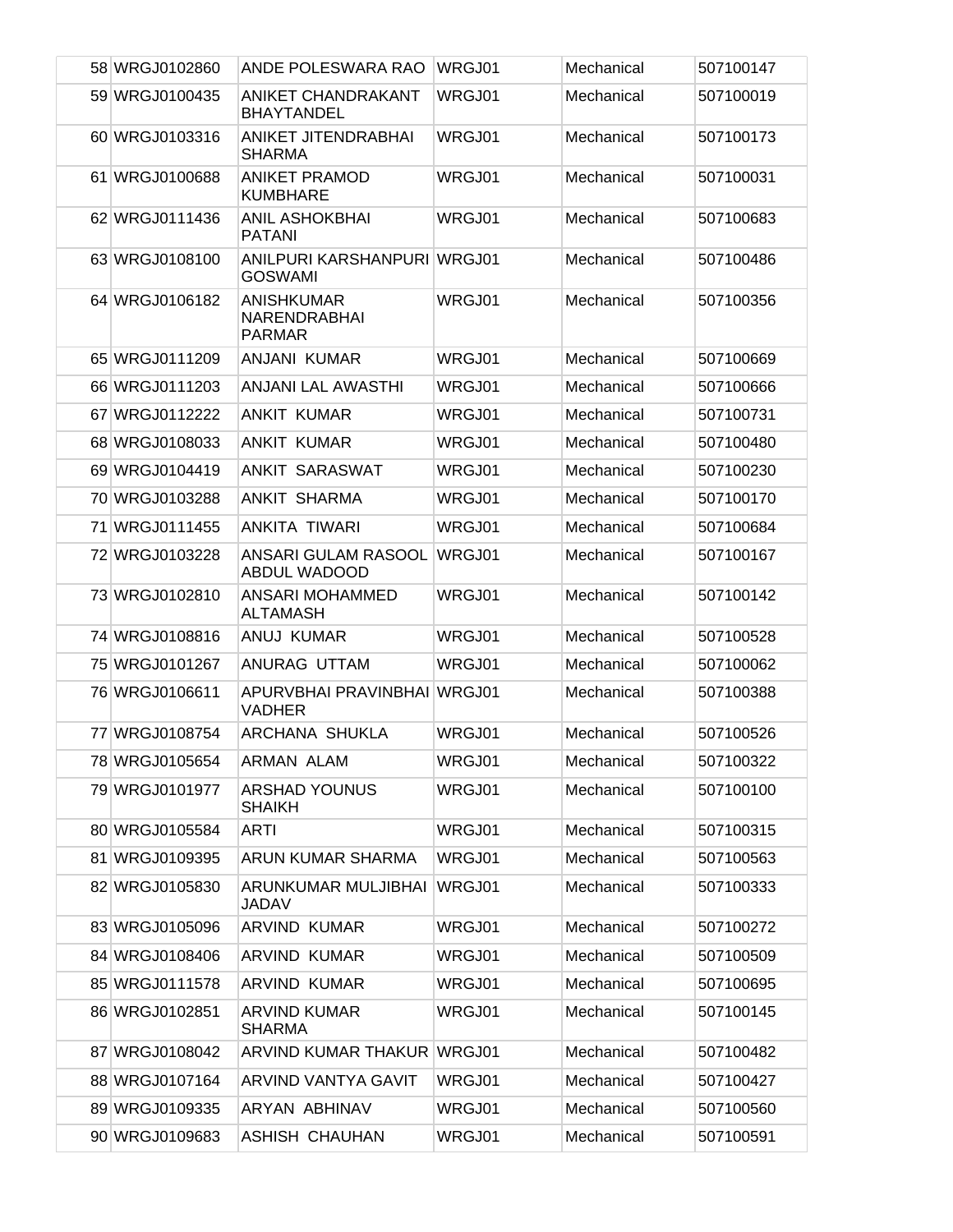| | | | | | |
|---|---|---|---|---|---|
| 58 | WRGJ0102860 | ANDE POLESWARA RAO | WRGJ01 | Mechanical | 507100147 |
| 59 | WRGJ0100435 | ANIKET CHANDRAKANT BHAYTANDEL | WRGJ01 | Mechanical | 507100019 |
| 60 | WRGJ0103316 | ANIKET JITENDRABHAI SHARMA | WRGJ01 | Mechanical | 507100173 |
| 61 | WRGJ0100688 | ANIKET PRAMOD KUMBHARE | WRGJ01 | Mechanical | 507100031 |
| 62 | WRGJ0111436 | ANIL ASHOKBHAI PATANI | WRGJ01 | Mechanical | 507100683 |
| 63 | WRGJ0108100 | ANILPURI KARSHANPURI GOSWAMI | WRGJ01 | Mechanical | 507100486 |
| 64 | WRGJ0106182 | ANISHKUMAR NARENDRABHAI PARMAR | WRGJ01 | Mechanical | 507100356 |
| 65 | WRGJ0111209 | ANJANI KUMAR | WRGJ01 | Mechanical | 507100669 |
| 66 | WRGJ0111203 | ANJANI LAL AWASTHI | WRGJ01 | Mechanical | 507100666 |
| 67 | WRGJ0112222 | ANKIT KUMAR | WRGJ01 | Mechanical | 507100731 |
| 68 | WRGJ0108033 | ANKIT KUMAR | WRGJ01 | Mechanical | 507100480 |
| 69 | WRGJ0104419 | ANKIT SARASWAT | WRGJ01 | Mechanical | 507100230 |
| 70 | WRGJ0103288 | ANKIT SHARMA | WRGJ01 | Mechanical | 507100170 |
| 71 | WRGJ0111455 | ANKITA TIWARI | WRGJ01 | Mechanical | 507100684 |
| 72 | WRGJ0103228 | ANSARI GULAM RASOOL ABDUL WADOOD | WRGJ01 | Mechanical | 507100167 |
| 73 | WRGJ0102810 | ANSARI MOHAMMED ALTAMASH | WRGJ01 | Mechanical | 507100142 |
| 74 | WRGJ0108816 | ANUJ KUMAR | WRGJ01 | Mechanical | 507100528 |
| 75 | WRGJ0101267 | ANURAG UTTAM | WRGJ01 | Mechanical | 507100062 |
| 76 | WRGJ0106611 | APURVBHAI PRAVINBHAI VADHER | WRGJ01 | Mechanical | 507100388 |
| 77 | WRGJ0108754 | ARCHANA SHUKLA | WRGJ01 | Mechanical | 507100526 |
| 78 | WRGJ0105654 | ARMAN ALAM | WRGJ01 | Mechanical | 507100322 |
| 79 | WRGJ0101977 | ARSHAD YOUNUS SHAIKH | WRGJ01 | Mechanical | 507100100 |
| 80 | WRGJ0105584 | ARTI | WRGJ01 | Mechanical | 507100315 |
| 81 | WRGJ0109395 | ARUN KUMAR SHARMA | WRGJ01 | Mechanical | 507100563 |
| 82 | WRGJ0105830 | ARUNKUMAR MULJIBHAI JADAV | WRGJ01 | Mechanical | 507100333 |
| 83 | WRGJ0105096 | ARVIND KUMAR | WRGJ01 | Mechanical | 507100272 |
| 84 | WRGJ0108406 | ARVIND KUMAR | WRGJ01 | Mechanical | 507100509 |
| 85 | WRGJ0111578 | ARVIND KUMAR | WRGJ01 | Mechanical | 507100695 |
| 86 | WRGJ0102851 | ARVIND KUMAR SHARMA | WRGJ01 | Mechanical | 507100145 |
| 87 | WRGJ0108042 | ARVIND KUMAR THAKUR | WRGJ01 | Mechanical | 507100482 |
| 88 | WRGJ0107164 | ARVIND VANTYA GAVIT | WRGJ01 | Mechanical | 507100427 |
| 89 | WRGJ0109335 | ARYAN ABHINAV | WRGJ01 | Mechanical | 507100560 |
| 90 | WRGJ0109683 | ASHISH CHAUHAN | WRGJ01 | Mechanical | 507100591 |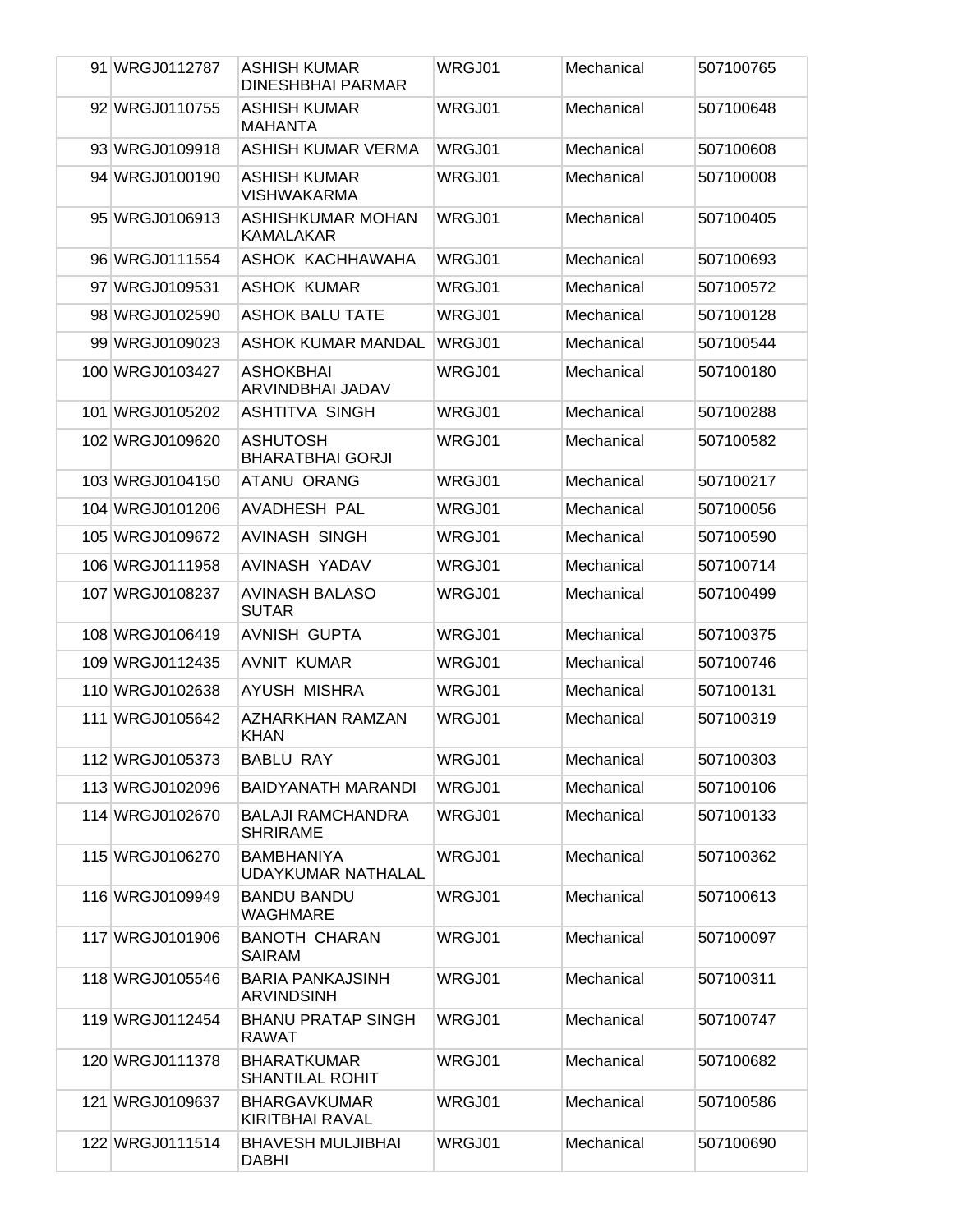| | | | | | |
|---|---|---|---|---|---|
| 91 | WRGJ0112787 | ASHISH KUMAR DINESHBHAI PARMAR | WRGJ01 | Mechanical | 507100765 |
| 92 | WRGJ0110755 | ASHISH KUMAR MAHANTA | WRGJ01 | Mechanical | 507100648 |
| 93 | WRGJ0109918 | ASHISH KUMAR VERMA | WRGJ01 | Mechanical | 507100608 |
| 94 | WRGJ0100190 | ASHISH KUMAR VISHWAKARMA | WRGJ01 | Mechanical | 507100008 |
| 95 | WRGJ0106913 | ASHISHKUMAR MOHAN KAMALAKAR | WRGJ01 | Mechanical | 507100405 |
| 96 | WRGJ0111554 | ASHOK KACHHAWAHA | WRGJ01 | Mechanical | 507100693 |
| 97 | WRGJ0109531 | ASHOK KUMAR | WRGJ01 | Mechanical | 507100572 |
| 98 | WRGJ0102590 | ASHOK BALU TATE | WRGJ01 | Mechanical | 507100128 |
| 99 | WRGJ0109023 | ASHOK KUMAR MANDAL | WRGJ01 | Mechanical | 507100544 |
| 100 | WRGJ0103427 | ASHOKBHAI ARVINDBHAI JADAV | WRGJ01 | Mechanical | 507100180 |
| 101 | WRGJ0105202 | ASHTITVA SINGH | WRGJ01 | Mechanical | 507100288 |
| 102 | WRGJ0109620 | ASHUTOSH BHARATBHAI GORJI | WRGJ01 | Mechanical | 507100582 |
| 103 | WRGJ0104150 | ATANU ORANG | WRGJ01 | Mechanical | 507100217 |
| 104 | WRGJ0101206 | AVADHESH PAL | WRGJ01 | Mechanical | 507100056 |
| 105 | WRGJ0109672 | AVINASH SINGH | WRGJ01 | Mechanical | 507100590 |
| 106 | WRGJ0111958 | AVINASH YADAV | WRGJ01 | Mechanical | 507100714 |
| 107 | WRGJ0108237 | AVINASH BALASO SUTAR | WRGJ01 | Mechanical | 507100499 |
| 108 | WRGJ0106419 | AVNISH GUPTA | WRGJ01 | Mechanical | 507100375 |
| 109 | WRGJ0112435 | AVNIT KUMAR | WRGJ01 | Mechanical | 507100746 |
| 110 | WRGJ0102638 | AYUSH MISHRA | WRGJ01 | Mechanical | 507100131 |
| 111 | WRGJ0105642 | AZHARKHAN RAMZAN KHAN | WRGJ01 | Mechanical | 507100319 |
| 112 | WRGJ0105373 | BABLU RAY | WRGJ01 | Mechanical | 507100303 |
| 113 | WRGJ0102096 | BAIDYANATH MARANDI | WRGJ01 | Mechanical | 507100106 |
| 114 | WRGJ0102670 | BALAJI RAMCHANDRA SHRIRAME | WRGJ01 | Mechanical | 507100133 |
| 115 | WRGJ0106270 | BAMBHANIYA UDAYKUMAR NATHALAL | WRGJ01 | Mechanical | 507100362 |
| 116 | WRGJ0109949 | BANDU BANDU WAGHMARE | WRGJ01 | Mechanical | 507100613 |
| 117 | WRGJ0101906 | BANOTH CHARAN SAIRAM | WRGJ01 | Mechanical | 507100097 |
| 118 | WRGJ0105546 | BARIA PANKAJSINH ARVINDSINH | WRGJ01 | Mechanical | 507100311 |
| 119 | WRGJ0112454 | BHANU PRATAP SINGH RAWAT | WRGJ01 | Mechanical | 507100747 |
| 120 | WRGJ0111378 | BHARATKUMAR SHANTILAL ROHIT | WRGJ01 | Mechanical | 507100682 |
| 121 | WRGJ0109637 | BHARGAVKUMAR KIRITBHAI RAVAL | WRGJ01 | Mechanical | 507100586 |
| 122 | WRGJ0111514 | BHAVESH MULJIBHAI DABHI | WRGJ01 | Mechanical | 507100690 |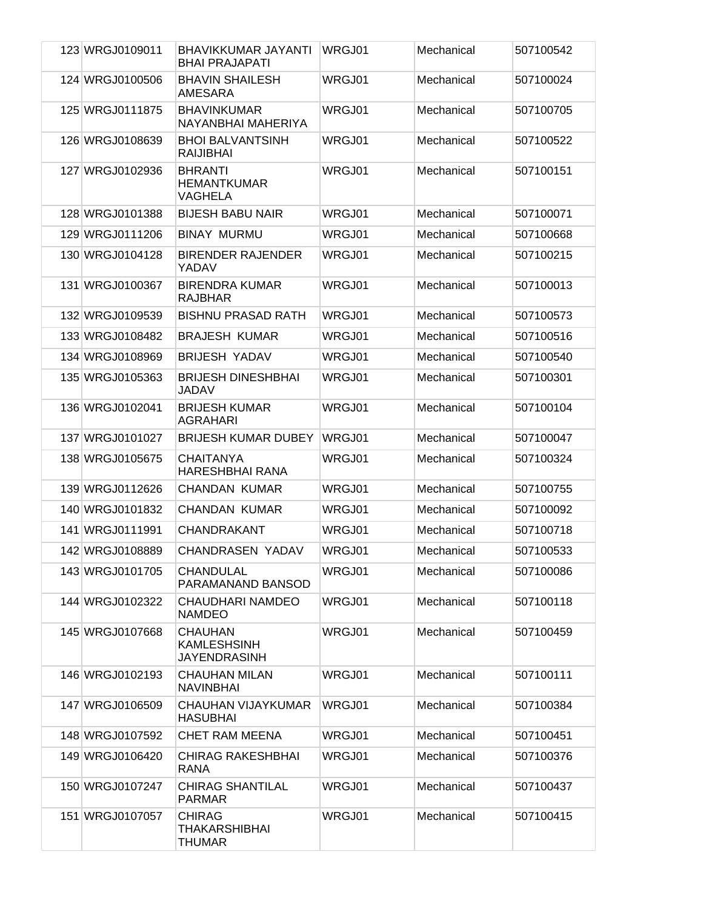| | | | | | |
|---|---|---|---|---|---|
| 123 | WRGJ0109011 | BHAVIKKUMAR JAYANTI BHAI PRAJAPATI | WRGJ01 | Mechanical | 507100542 |
| 124 | WRGJ0100506 | BHAVIN SHAILESH AMESARA | WRGJ01 | Mechanical | 507100024 |
| 125 | WRGJ0111875 | BHAVINKUMAR NAYANBHAI MAHERIYA | WRGJ01 | Mechanical | 507100705 |
| 126 | WRGJ0108639 | BHOI BALVANTSINH RAIJIBHAI | WRGJ01 | Mechanical | 507100522 |
| 127 | WRGJ0102936 | BHRANTI HEMANTKUMAR VAGHELA | WRGJ01 | Mechanical | 507100151 |
| 128 | WRGJ0101388 | BIJESH BABU NAIR | WRGJ01 | Mechanical | 507100071 |
| 129 | WRGJ0111206 | BINAY MURMU | WRGJ01 | Mechanical | 507100668 |
| 130 | WRGJ0104128 | BIRENDER RAJENDER YADAV | WRGJ01 | Mechanical | 507100215 |
| 131 | WRGJ0100367 | BIRENDRA KUMAR RAJBHAR | WRGJ01 | Mechanical | 507100013 |
| 132 | WRGJ0109539 | BISHNU PRASAD RATH | WRGJ01 | Mechanical | 507100573 |
| 133 | WRGJ0108482 | BRAJESH KUMAR | WRGJ01 | Mechanical | 507100516 |
| 134 | WRGJ0108969 | BRIJESH YADAV | WRGJ01 | Mechanical | 507100540 |
| 135 | WRGJ0105363 | BRIJESH DINESHBHAI JADAV | WRGJ01 | Mechanical | 507100301 |
| 136 | WRGJ0102041 | BRIJESH KUMAR AGRAHARI | WRGJ01 | Mechanical | 507100104 |
| 137 | WRGJ0101027 | BRIJESH KUMAR DUBEY | WRGJ01 | Mechanical | 507100047 |
| 138 | WRGJ0105675 | CHAITANYA HARESHBHAI RANA | WRGJ01 | Mechanical | 507100324 |
| 139 | WRGJ0112626 | CHANDAN KUMAR | WRGJ01 | Mechanical | 507100755 |
| 140 | WRGJ0101832 | CHANDAN KUMAR | WRGJ01 | Mechanical | 507100092 |
| 141 | WRGJ0111991 | CHANDRAKANT | WRGJ01 | Mechanical | 507100718 |
| 142 | WRGJ0108889 | CHANDRASEN YADAV | WRGJ01 | Mechanical | 507100533 |
| 143 | WRGJ0101705 | CHANDULAL PARAMANAND BANSOD | WRGJ01 | Mechanical | 507100086 |
| 144 | WRGJ0102322 | CHAUDHARI NAMDEO NAMDEO | WRGJ01 | Mechanical | 507100118 |
| 145 | WRGJ0107668 | CHAUHAN KAMLESHSINH JAYENDRASINH | WRGJ01 | Mechanical | 507100459 |
| 146 | WRGJ0102193 | CHAUHAN MILAN NAVINBHAI | WRGJ01 | Mechanical | 507100111 |
| 147 | WRGJ0106509 | CHAUHAN VIJAYKUMAR HASUBHAI | WRGJ01 | Mechanical | 507100384 |
| 148 | WRGJ0107592 | CHET RAM MEENA | WRGJ01 | Mechanical | 507100451 |
| 149 | WRGJ0106420 | CHIRAG RAKESHBHAI RANA | WRGJ01 | Mechanical | 507100376 |
| 150 | WRGJ0107247 | CHIRAG SHANTILAL PARMAR | WRGJ01 | Mechanical | 507100437 |
| 151 | WRGJ0107057 | CHIRAG THAKARSHIBHAI THUMAR | WRGJ01 | Mechanical | 507100415 |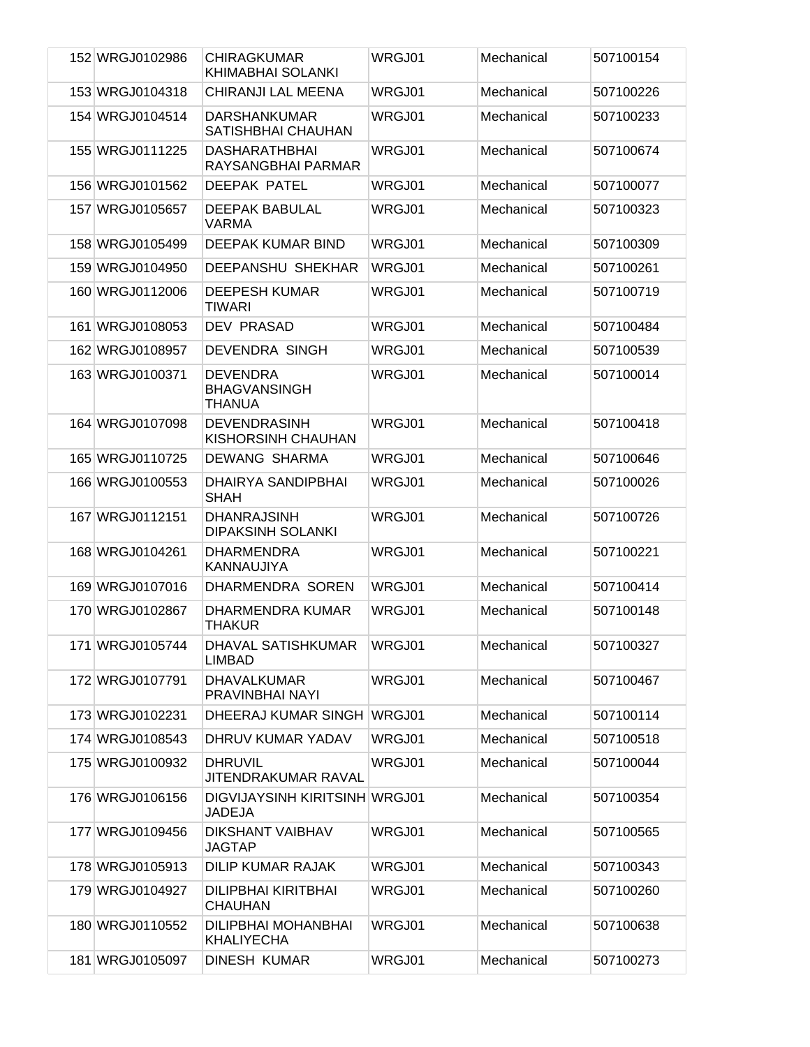| 152 | WRGJ0102986 | CHIRAGKUMAR KHIMABHAI SOLANKI | WRGJ01 | Mechanical | 507100154 |
|---|---|---|---|---|---|
| 153 | WRGJ0104318 | CHIRANJI LAL MEENA | WRGJ01 | Mechanical | 507100226 |
| 154 | WRGJ0104514 | DARSHANKUMAR SATISHBHAI CHAUHAN | WRGJ01 | Mechanical | 507100233 |
| 155 | WRGJ0111225 | DASHARATHBHAI RAYSANGBHAI PARMAR | WRGJ01 | Mechanical | 507100674 |
| 156 | WRGJ0101562 | DEEPAK PATEL | WRGJ01 | Mechanical | 507100077 |
| 157 | WRGJ0105657 | DEEPAK BABULAL VARMA | WRGJ01 | Mechanical | 507100323 |
| 158 | WRGJ0105499 | DEEPAK KUMAR BIND | WRGJ01 | Mechanical | 507100309 |
| 159 | WRGJ0104950 | DEEPANSHU SHEKHAR | WRGJ01 | Mechanical | 507100261 |
| 160 | WRGJ0112006 | DEEPESH KUMAR TIWARI | WRGJ01 | Mechanical | 507100719 |
| 161 | WRGJ0108053 | DEV PRASAD | WRGJ01 | Mechanical | 507100484 |
| 162 | WRGJ0108957 | DEVENDRA SINGH | WRGJ01 | Mechanical | 507100539 |
| 163 | WRGJ0100371 | DEVENDRA BHAGVANSINGH THANUA | WRGJ01 | Mechanical | 507100014 |
| 164 | WRGJ0107098 | DEVENDRASINH KISHORSINH CHAUHAN | WRGJ01 | Mechanical | 507100418 |
| 165 | WRGJ0110725 | DEWANG SHARMA | WRGJ01 | Mechanical | 507100646 |
| 166 | WRGJ0100553 | DHAIRYA SANDIPBHAI SHAH | WRGJ01 | Mechanical | 507100026 |
| 167 | WRGJ0112151 | DHANRAJSINH DIPAKSINH SOLANKI | WRGJ01 | Mechanical | 507100726 |
| 168 | WRGJ0104261 | DHARMENDRA KANNAUJIYA | WRGJ01 | Mechanical | 507100221 |
| 169 | WRGJ0107016 | DHARMENDRA SOREN | WRGJ01 | Mechanical | 507100414 |
| 170 | WRGJ0102867 | DHARMENDRA KUMAR THAKUR | WRGJ01 | Mechanical | 507100148 |
| 171 | WRGJ0105744 | DHAVAL SATISHKUMAR LIMBAD | WRGJ01 | Mechanical | 507100327 |
| 172 | WRGJ0107791 | DHAVALKUMAR PRAVINBHAI NAYI | WRGJ01 | Mechanical | 507100467 |
| 173 | WRGJ0102231 | DHEERAJ KUMAR SINGH | WRGJ01 | Mechanical | 507100114 |
| 174 | WRGJ0108543 | DHRUV KUMAR YADAV | WRGJ01 | Mechanical | 507100518 |
| 175 | WRGJ0100932 | DHRUVIL JITENDRAKUMAR RAVAL | WRGJ01 | Mechanical | 507100044 |
| 176 | WRGJ0106156 | DIGVIJAYSINH KIRITSINH JADEJA | WRGJ01 | Mechanical | 507100354 |
| 177 | WRGJ0109456 | DIKSHANT VAIBHAV JAGTAP | WRGJ01 | Mechanical | 507100565 |
| 178 | WRGJ0105913 | DILIP KUMAR RAJAK | WRGJ01 | Mechanical | 507100343 |
| 179 | WRGJ0104927 | DILIPBHAI KIRITBHAI CHAUHAN | WRGJ01 | Mechanical | 507100260 |
| 180 | WRGJ0110552 | DILIPBHAI MOHANBHAI KHALIYECHA | WRGJ01 | Mechanical | 507100638 |
| 181 | WRGJ0105097 | DINESH KUMAR | WRGJ01 | Mechanical | 507100273 |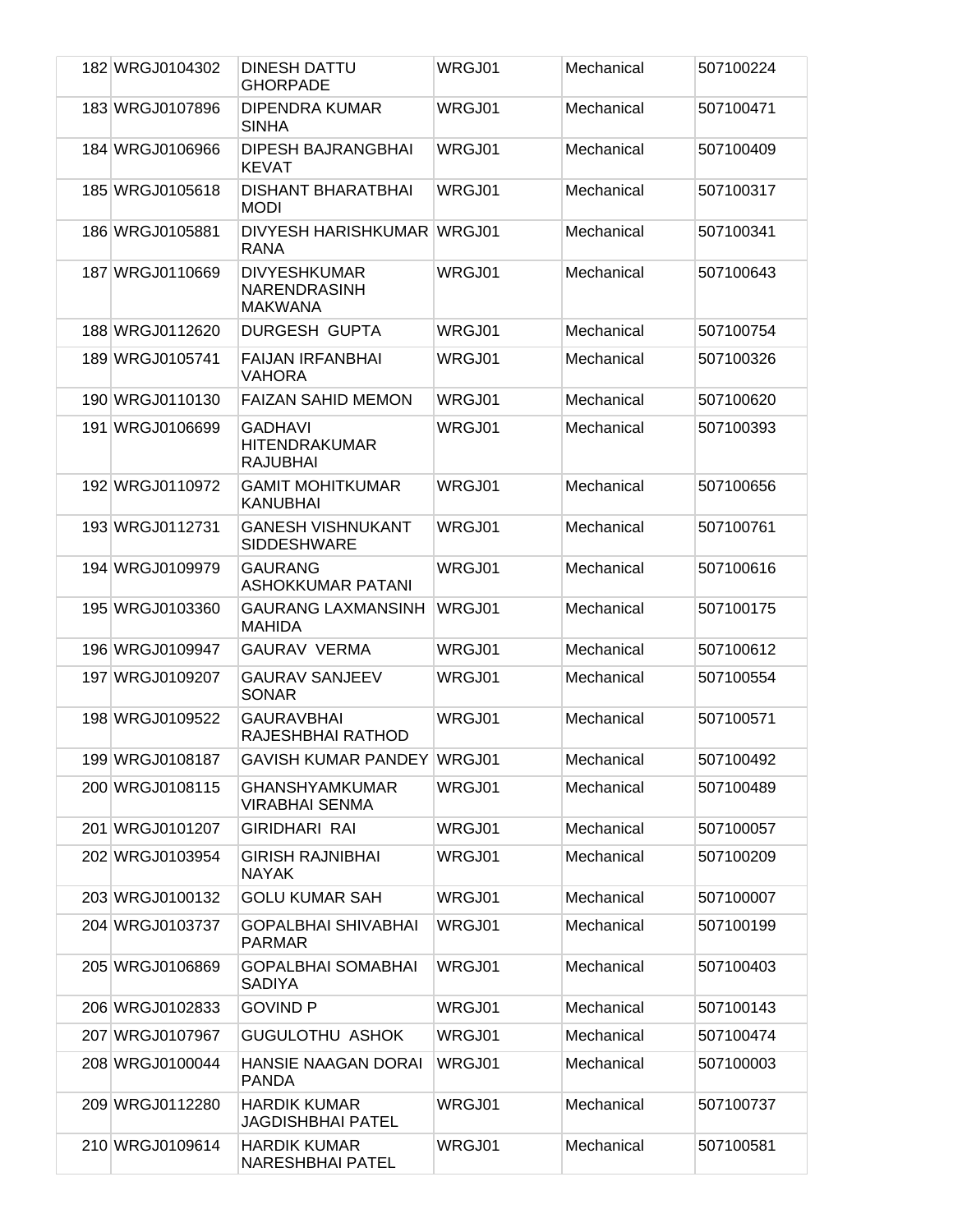| 182 | WRGJ0104302 | DINESH DATTU GHORPADE | WRGJ01 | Mechanical | 507100224 |
|---|---|---|---|---|---|
| 183 | WRGJ0107896 | DIPENDRA KUMAR SINHA | WRGJ01 | Mechanical | 507100471 |
| 184 | WRGJ0106966 | DIPESH BAJRANGBHAI KEVAT | WRGJ01 | Mechanical | 507100409 |
| 185 | WRGJ0105618 | DISHANT BHARATBHAI MODI | WRGJ01 | Mechanical | 507100317 |
| 186 | WRGJ0105881 | DIVYESH HARISHKUMAR RANA | WRGJ01 | Mechanical | 507100341 |
| 187 | WRGJ0110669 | DIVYESHKUMAR NARENDRASINH MAKWANA | WRGJ01 | Mechanical | 507100643 |
| 188 | WRGJ0112620 | DURGESH GUPTA | WRGJ01 | Mechanical | 507100754 |
| 189 | WRGJ0105741 | FAIJAN IRFANBHAI VAHORA | WRGJ01 | Mechanical | 507100326 |
| 190 | WRGJ0110130 | FAIZAN SAHID MEMON | WRGJ01 | Mechanical | 507100620 |
| 191 | WRGJ0106699 | GADHAVI HITENDRAKUMAR RAJUBHAI | WRGJ01 | Mechanical | 507100393 |
| 192 | WRGJ0110972 | GAMIT MOHITKUMAR KANUBHAI | WRGJ01 | Mechanical | 507100656 |
| 193 | WRGJ0112731 | GANESH VISHNUKANT SIDDESHWARE | WRGJ01 | Mechanical | 507100761 |
| 194 | WRGJ0109979 | GAURANG ASHOKKUMAR PATANI | WRGJ01 | Mechanical | 507100616 |
| 195 | WRGJ0103360 | GAURANG LAXMANSINH MAHIDA | WRGJ01 | Mechanical | 507100175 |
| 196 | WRGJ0109947 | GAURAV VERMA | WRGJ01 | Mechanical | 507100612 |
| 197 | WRGJ0109207 | GAURAV SANJEEV SONAR | WRGJ01 | Mechanical | 507100554 |
| 198 | WRGJ0109522 | GAURAVBHAI RAJESHBHAI RATHOD | WRGJ01 | Mechanical | 507100571 |
| 199 | WRGJ0108187 | GAVISH KUMAR PANDEY | WRGJ01 | Mechanical | 507100492 |
| 200 | WRGJ0108115 | GHANSHYAMKUMAR VIRABHAI SENMA | WRGJ01 | Mechanical | 507100489 |
| 201 | WRGJ0101207 | GIRIDHARI RAI | WRGJ01 | Mechanical | 507100057 |
| 202 | WRGJ0103954 | GIRISH RAJNIBHAI NAYAK | WRGJ01 | Mechanical | 507100209 |
| 203 | WRGJ0100132 | GOLU KUMAR SAH | WRGJ01 | Mechanical | 507100007 |
| 204 | WRGJ0103737 | GOPALBHAI SHIVABHAI PARMAR | WRGJ01 | Mechanical | 507100199 |
| 205 | WRGJ0106869 | GOPALBHAI SOMABHAI SADIYA | WRGJ01 | Mechanical | 507100403 |
| 206 | WRGJ0102833 | GOVIND P | WRGJ01 | Mechanical | 507100143 |
| 207 | WRGJ0107967 | GUGULOTHU ASHOK | WRGJ01 | Mechanical | 507100474 |
| 208 | WRGJ0100044 | HANSIE NAAGAN DORAI PANDA | WRGJ01 | Mechanical | 507100003 |
| 209 | WRGJ0112280 | HARDIK KUMAR JAGDISHBHAI PATEL | WRGJ01 | Mechanical | 507100737 |
| 210 | WRGJ0109614 | HARDIK KUMAR NARESHBHAI PATEL | WRGJ01 | Mechanical | 507100581 |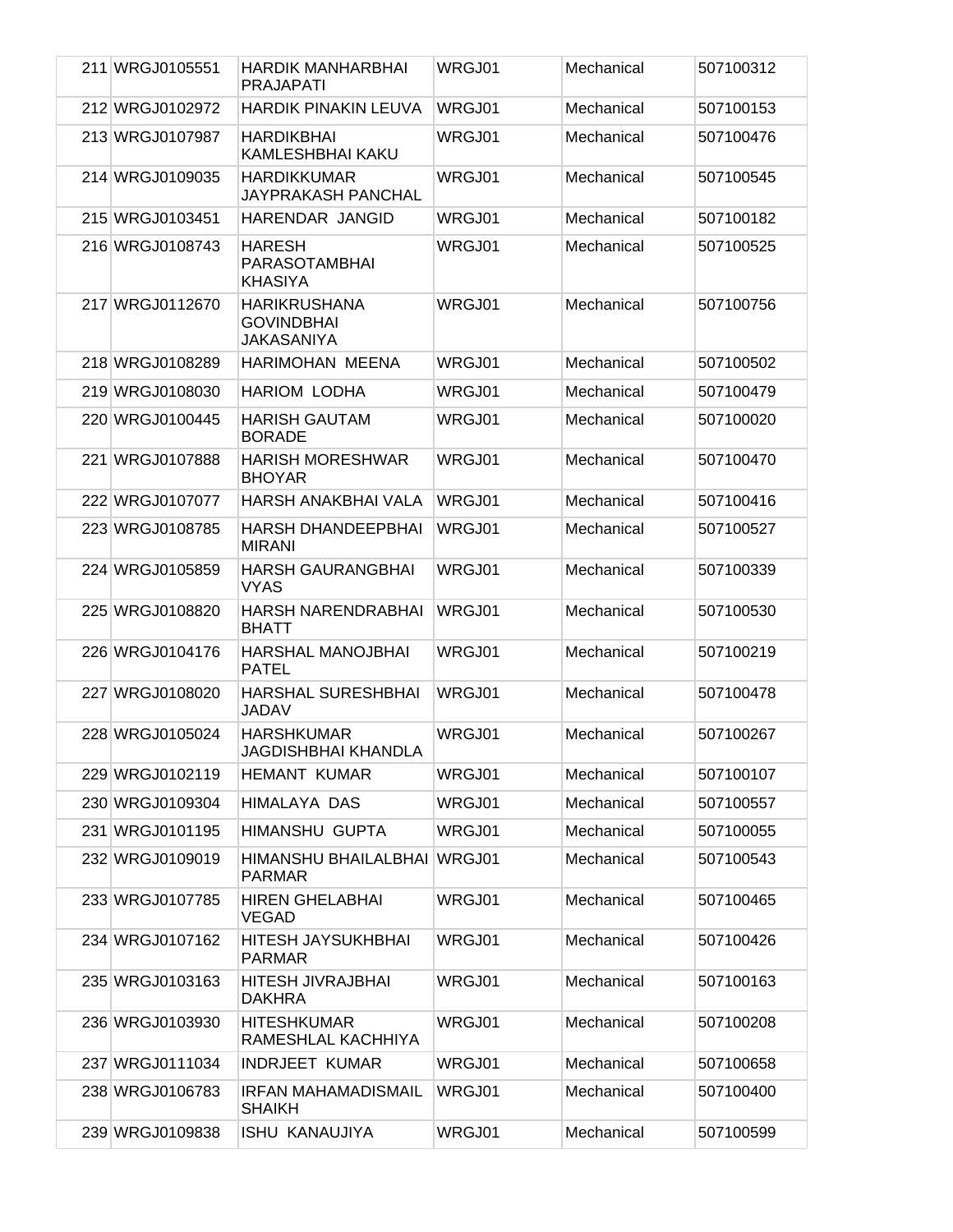| 211 | WRGJ0105551 | HARDIK MANHARBHAI PRAJAPATI | WRGJ01 | Mechanical | 507100312 |
|---|---|---|---|---|---|
| 212 | WRGJ0102972 | HARDIK PINAKIN LEUVA | WRGJ01 | Mechanical | 507100153 |
| 213 | WRGJ0107987 | HARDIKBHAI KAMLESHBHAI KAKU | WRGJ01 | Mechanical | 507100476 |
| 214 | WRGJ0109035 | HARDIKKUMAR JAYPRAKASH PANCHAL | WRGJ01 | Mechanical | 507100545 |
| 215 | WRGJ0103451 | HARENDAR JANGID | WRGJ01 | Mechanical | 507100182 |
| 216 | WRGJ0108743 | HARESH PARASOTAMBHAI KHASIYA | WRGJ01 | Mechanical | 507100525 |
| 217 | WRGJ0112670 | HARIKRUSHANA GOVINDBHAI JAKASANIYA | WRGJ01 | Mechanical | 507100756 |
| 218 | WRGJ0108289 | HARIMOHAN MEENA | WRGJ01 | Mechanical | 507100502 |
| 219 | WRGJ0108030 | HARIOM LODHA | WRGJ01 | Mechanical | 507100479 |
| 220 | WRGJ0100445 | HARISH GAUTAM BORADE | WRGJ01 | Mechanical | 507100020 |
| 221 | WRGJ0107888 | HARISH MORESHWAR BHOYAR | WRGJ01 | Mechanical | 507100470 |
| 222 | WRGJ0107077 | HARSH ANAKBHAI VALA | WRGJ01 | Mechanical | 507100416 |
| 223 | WRGJ0108785 | HARSH DHANDEEPBHAI MIRANI | WRGJ01 | Mechanical | 507100527 |
| 224 | WRGJ0105859 | HARSH GAURANGBHAI VYAS | WRGJ01 | Mechanical | 507100339 |
| 225 | WRGJ0108820 | HARSH NARENDRABHAI BHATT | WRGJ01 | Mechanical | 507100530 |
| 226 | WRGJ0104176 | HARSHAL MANOJBHAI PATEL | WRGJ01 | Mechanical | 507100219 |
| 227 | WRGJ0108020 | HARSHAL SURESHBHAI JADAV | WRGJ01 | Mechanical | 507100478 |
| 228 | WRGJ0105024 | HARSHKUMAR JAGDISHBHAI KHANDLA | WRGJ01 | Mechanical | 507100267 |
| 229 | WRGJ0102119 | HEMANT KUMAR | WRGJ01 | Mechanical | 507100107 |
| 230 | WRGJ0109304 | HIMALAYA DAS | WRGJ01 | Mechanical | 507100557 |
| 231 | WRGJ0101195 | HIMANSHU GUPTA | WRGJ01 | Mechanical | 507100055 |
| 232 | WRGJ0109019 | HIMANSHU BHAILALBHAI PARMAR | WRGJ01 | Mechanical | 507100543 |
| 233 | WRGJ0107785 | HIREN GHELABHAI VEGAD | WRGJ01 | Mechanical | 507100465 |
| 234 | WRGJ0107162 | HITESH JAYSUKHBHAI PARMAR | WRGJ01 | Mechanical | 507100426 |
| 235 | WRGJ0103163 | HITESH JIVRAJBHAI DAKHRA | WRGJ01 | Mechanical | 507100163 |
| 236 | WRGJ0103930 | HITESHKUMAR RAMESHLAL KACHHIYA | WRGJ01 | Mechanical | 507100208 |
| 237 | WRGJ0111034 | INDRJEET KUMAR | WRGJ01 | Mechanical | 507100658 |
| 238 | WRGJ0106783 | IRFAN MAHAMADISMAIL SHAIKH | WRGJ01 | Mechanical | 507100400 |
| 239 | WRGJ0109838 | ISHU KANAUJIYA | WRGJ01 | Mechanical | 507100599 |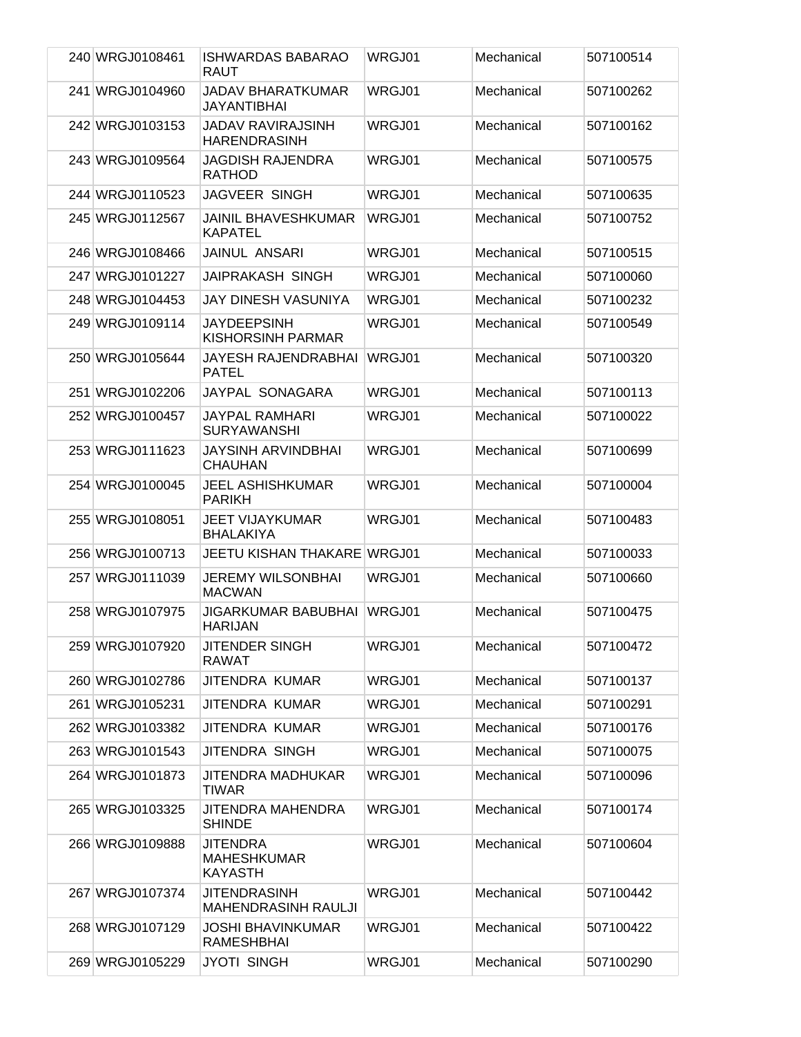| 240 | WRGJ0108461 | ISHWARDAS BABARAO RAUT | WRGJ01 | Mechanical | 507100514 |
|---|---|---|---|---|---|
| 241 | WRGJ0104960 | JADAV BHARATKUMAR JAYANTIBHAI | WRGJ01 | Mechanical | 507100262 |
| 242 | WRGJ0103153 | JADAV RAVIRAJSINH HARENDRASINH | WRGJ01 | Mechanical | 507100162 |
| 243 | WRGJ0109564 | JAGDISH RAJENDRA RATHOD | WRGJ01 | Mechanical | 507100575 |
| 244 | WRGJ0110523 | JAGVEER SINGH | WRGJ01 | Mechanical | 507100635 |
| 245 | WRGJ0112567 | JAINIL BHAVESHKUMAR KAPATEL | WRGJ01 | Mechanical | 507100752 |
| 246 | WRGJ0108466 | JAINUL ANSARI | WRGJ01 | Mechanical | 507100515 |
| 247 | WRGJ0101227 | JAIPRAKASH SINGH | WRGJ01 | Mechanical | 507100060 |
| 248 | WRGJ0104453 | JAY DINESH VASUNIYA | WRGJ01 | Mechanical | 507100232 |
| 249 | WRGJ0109114 | JAYDEEPSINH KISHORSINH PARMAR | WRGJ01 | Mechanical | 507100549 |
| 250 | WRGJ0105644 | JAYESH RAJENDRABHAI PATEL | WRGJ01 | Mechanical | 507100320 |
| 251 | WRGJ0102206 | JAYPAL SONAGARA | WRGJ01 | Mechanical | 507100113 |
| 252 | WRGJ0100457 | JAYPAL RAMHARI SURYAWANSHI | WRGJ01 | Mechanical | 507100022 |
| 253 | WRGJ0111623 | JAYSINH ARVINDBHAI CHAUHAN | WRGJ01 | Mechanical | 507100699 |
| 254 | WRGJ0100045 | JEEL ASHISHKUMAR PARIKH | WRGJ01 | Mechanical | 507100004 |
| 255 | WRGJ0108051 | JEET VIJAYKUMAR BHALAKIYA | WRGJ01 | Mechanical | 507100483 |
| 256 | WRGJ0100713 | JEETU KISHAN THAKARE | WRGJ01 | Mechanical | 507100033 |
| 257 | WRGJ0111039 | JEREMY WILSONBHAI MACWAN | WRGJ01 | Mechanical | 507100660 |
| 258 | WRGJ0107975 | JIGARKUMAR BABUBHAI HARIJAN | WRGJ01 | Mechanical | 507100475 |
| 259 | WRGJ0107920 | JITENDER SINGH RAWAT | WRGJ01 | Mechanical | 507100472 |
| 260 | WRGJ0102786 | JITENDRA KUMAR | WRGJ01 | Mechanical | 507100137 |
| 261 | WRGJ0105231 | JITENDRA KUMAR | WRGJ01 | Mechanical | 507100291 |
| 262 | WRGJ0103382 | JITENDRA KUMAR | WRGJ01 | Mechanical | 507100176 |
| 263 | WRGJ0101543 | JITENDRA SINGH | WRGJ01 | Mechanical | 507100075 |
| 264 | WRGJ0101873 | JITENDRA MADHUKAR TIWAR | WRGJ01 | Mechanical | 507100096 |
| 265 | WRGJ0103325 | JITENDRA MAHENDRA SHINDE | WRGJ01 | Mechanical | 507100174 |
| 266 | WRGJ0109888 | JITENDRA MAHESHKUMAR KAYASTH | WRGJ01 | Mechanical | 507100604 |
| 267 | WRGJ0107374 | JITENDRASINH MAHENDRASINH RAULJI | WRGJ01 | Mechanical | 507100442 |
| 268 | WRGJ0107129 | JOSHI BHAVINKUMAR RAMESHBHAI | WRGJ01 | Mechanical | 507100422 |
| 269 | WRGJ0105229 | JYOTI SINGH | WRGJ01 | Mechanical | 507100290 |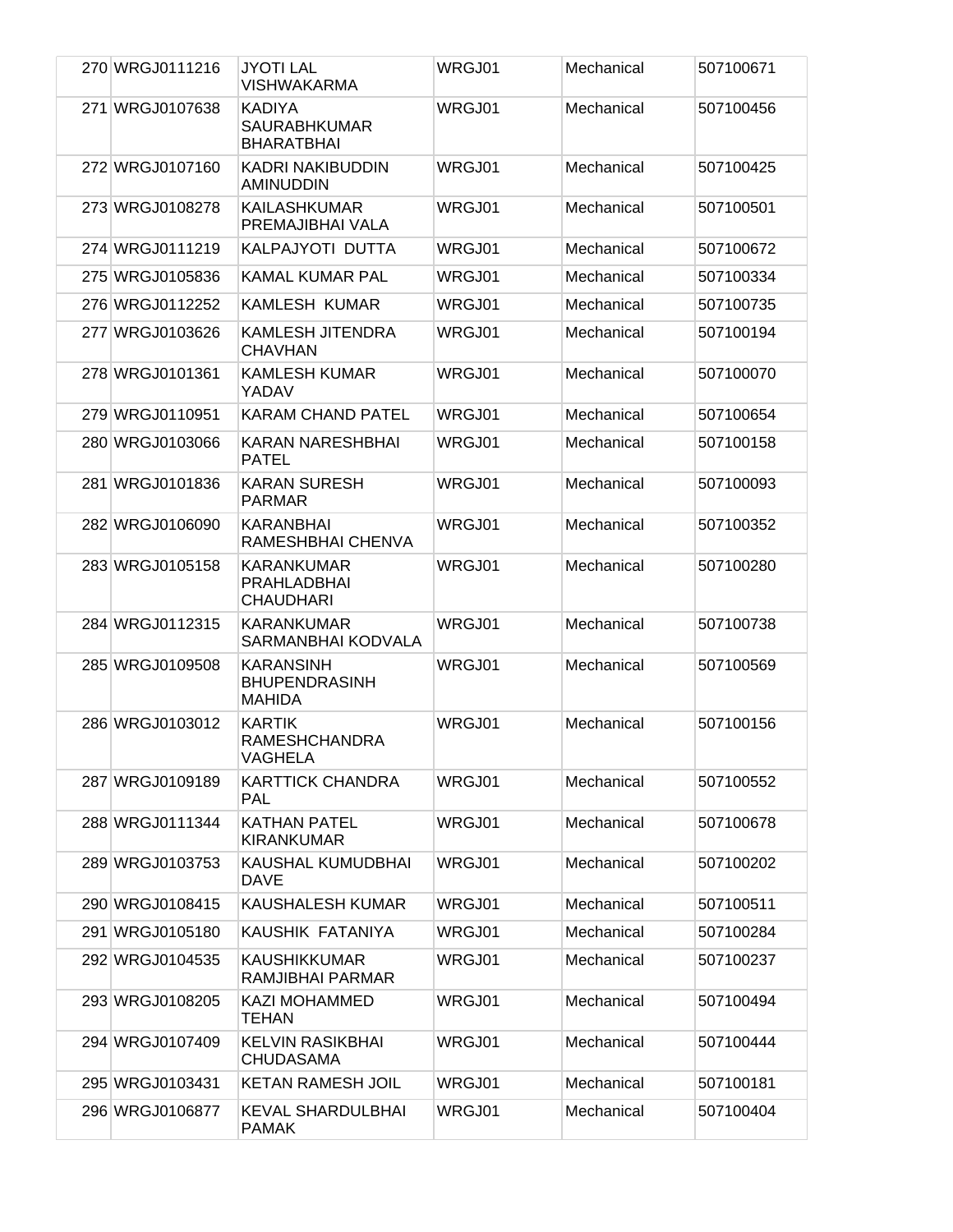| 270 | WRGJ0111216 | JYOTI LAL VISHWAKARMA | WRGJ01 | Mechanical | 507100671 |
|---|---|---|---|---|---|
| 271 | WRGJ0107638 | KADIYA SAURABHKUMAR BHARATBHAI | WRGJ01 | Mechanical | 507100456 |
| 272 | WRGJ0107160 | KADRI NAKIBUDDIN AMINUDDIN | WRGJ01 | Mechanical | 507100425 |
| 273 | WRGJ0108278 | KAILASHKUMAR PREMAJIBHAI VALA | WRGJ01 | Mechanical | 507100501 |
| 274 | WRGJ0111219 | KALPAJYOTI DUTTA | WRGJ01 | Mechanical | 507100672 |
| 275 | WRGJ0105836 | KAMAL KUMAR PAL | WRGJ01 | Mechanical | 507100334 |
| 276 | WRGJ0112252 | KAMLESH KUMAR | WRGJ01 | Mechanical | 507100735 |
| 277 | WRGJ0103626 | KAMLESH JITENDRA CHAVHAN | WRGJ01 | Mechanical | 507100194 |
| 278 | WRGJ0101361 | KAMLESH KUMAR YADAV | WRGJ01 | Mechanical | 507100070 |
| 279 | WRGJ0110951 | KARAM CHAND PATEL | WRGJ01 | Mechanical | 507100654 |
| 280 | WRGJ0103066 | KARAN NARESHBHAI PATEL | WRGJ01 | Mechanical | 507100158 |
| 281 | WRGJ0101836 | KARAN SURESH PARMAR | WRGJ01 | Mechanical | 507100093 |
| 282 | WRGJ0106090 | KARANBHAI RAMESHBHAI CHENVA | WRGJ01 | Mechanical | 507100352 |
| 283 | WRGJ0105158 | KARANKUMAR PRAHLADBHAI CHAUDHARI | WRGJ01 | Mechanical | 507100280 |
| 284 | WRGJ0112315 | KARANKUMAR SARMANBHAI KODVALA | WRGJ01 | Mechanical | 507100738 |
| 285 | WRGJ0109508 | KARANSINH BHUPENDRASINH MAHIDA | WRGJ01 | Mechanical | 507100569 |
| 286 | WRGJ0103012 | KARTIK RAMESHCHANDRA VAGHELA | WRGJ01 | Mechanical | 507100156 |
| 287 | WRGJ0109189 | KARTTICK CHANDRA PAL | WRGJ01 | Mechanical | 507100552 |
| 288 | WRGJ0111344 | KATHAN PATEL KIRANKUMAR | WRGJ01 | Mechanical | 507100678 |
| 289 | WRGJ0103753 | KAUSHAL KUMUDBHAI DAVE | WRGJ01 | Mechanical | 507100202 |
| 290 | WRGJ0108415 | KAUSHALESH KUMAR | WRGJ01 | Mechanical | 507100511 |
| 291 | WRGJ0105180 | KAUSHIK FATANIYA | WRGJ01 | Mechanical | 507100284 |
| 292 | WRGJ0104535 | KAUSHIKKUMAR RAMJIBHAI PARMAR | WRGJ01 | Mechanical | 507100237 |
| 293 | WRGJ0108205 | KAZI MOHAMMED TEHAN | WRGJ01 | Mechanical | 507100494 |
| 294 | WRGJ0107409 | KELVIN RASIKBHAI CHUDASAMA | WRGJ01 | Mechanical | 507100444 |
| 295 | WRGJ0103431 | KETAN RAMESH JOIL | WRGJ01 | Mechanical | 507100181 |
| 296 | WRGJ0106877 | KEVAL SHARDULBHAI PAMAK | WRGJ01 | Mechanical | 507100404 |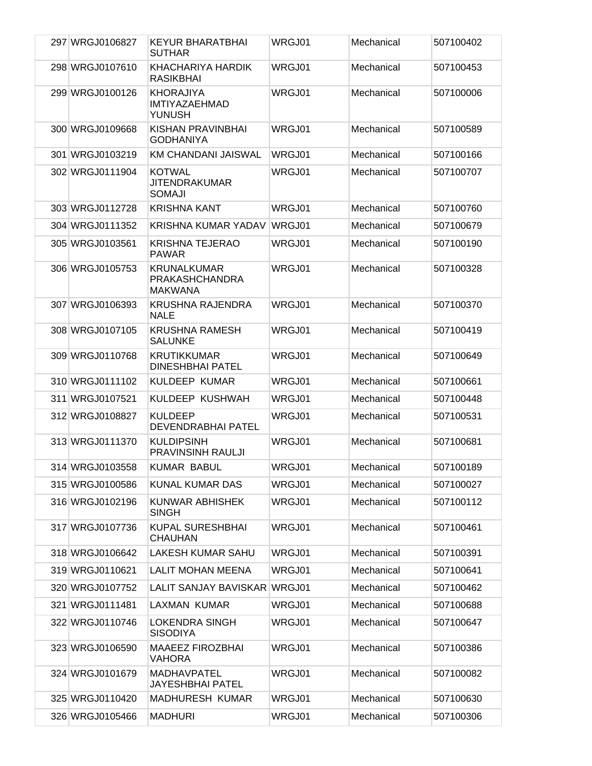| 297 | WRGJ0106827 | KEYUR BHARATBHAI SUTHAR | WRGJ01 | Mechanical | 507100402 |
|---|---|---|---|---|---|
| 298 | WRGJ0107610 | KHACHARIYA HARDIK RASIKBHAI | WRGJ01 | Mechanical | 507100453 |
| 299 | WRGJ0100126 | KHORAJIYA IMTIYAZAEHMAD YUNUSH | WRGJ01 | Mechanical | 507100006 |
| 300 | WRGJ0109668 | KISHAN PRAVINBHAI GODHANIYA | WRGJ01 | Mechanical | 507100589 |
| 301 | WRGJ0103219 | KM CHANDANI JAISWAL | WRGJ01 | Mechanical | 507100166 |
| 302 | WRGJ0111904 | KOTWAL JITENDRAKUMAR SOMAJI | WRGJ01 | Mechanical | 507100707 |
| 303 | WRGJ0112728 | KRISHNA KANT | WRGJ01 | Mechanical | 507100760 |
| 304 | WRGJ0111352 | KRISHNA KUMAR YADAV | WRGJ01 | Mechanical | 507100679 |
| 305 | WRGJ0103561 | KRISHNA TEJERAO PAWAR | WRGJ01 | Mechanical | 507100190 |
| 306 | WRGJ0105753 | KRUNALKUMAR PRAKASHCHANDRA MAKWANA | WRGJ01 | Mechanical | 507100328 |
| 307 | WRGJ0106393 | KRUSHNA RAJENDRA NALE | WRGJ01 | Mechanical | 507100370 |
| 308 | WRGJ0107105 | KRUSHNA RAMESH SALUNKE | WRGJ01 | Mechanical | 507100419 |
| 309 | WRGJ0110768 | KRUTIKKUMAR DINESHBHAI PATEL | WRGJ01 | Mechanical | 507100649 |
| 310 | WRGJ0111102 | KULDEEP KUMAR | WRGJ01 | Mechanical | 507100661 |
| 311 | WRGJ0107521 | KULDEEP KUSHWAH | WRGJ01 | Mechanical | 507100448 |
| 312 | WRGJ0108827 | KULDEEP DEVENDRABHAI PATEL | WRGJ01 | Mechanical | 507100531 |
| 313 | WRGJ0111370 | KULDIPSINH PRAVINSINH RAULJI | WRGJ01 | Mechanical | 507100681 |
| 314 | WRGJ0103558 | KUMAR BABUL | WRGJ01 | Mechanical | 507100189 |
| 315 | WRGJ0100586 | KUNAL KUMAR DAS | WRGJ01 | Mechanical | 507100027 |
| 316 | WRGJ0102196 | KUNWAR ABHISHEK SINGH | WRGJ01 | Mechanical | 507100112 |
| 317 | WRGJ0107736 | KUPAL SURESHBHAI CHAUHAN | WRGJ01 | Mechanical | 507100461 |
| 318 | WRGJ0106642 | LAKESH KUMAR SAHU | WRGJ01 | Mechanical | 507100391 |
| 319 | WRGJ0110621 | LALIT MOHAN MEENA | WRGJ01 | Mechanical | 507100641 |
| 320 | WRGJ0107752 | LALIT SANJAY BAVISKAR | WRGJ01 | Mechanical | 507100462 |
| 321 | WRGJ0111481 | LAXMAN KUMAR | WRGJ01 | Mechanical | 507100688 |
| 322 | WRGJ0110746 | LOKENDRA SINGH SISODIYA | WRGJ01 | Mechanical | 507100647 |
| 323 | WRGJ0106590 | MAAEEZ FIROZBHAI VAHORA | WRGJ01 | Mechanical | 507100386 |
| 324 | WRGJ0101679 | MADHAVPATEL JAYESHBHAI PATEL | WRGJ01 | Mechanical | 507100082 |
| 325 | WRGJ0110420 | MADHURESH KUMAR | WRGJ01 | Mechanical | 507100630 |
| 326 | WRGJ0105466 | MADHURI | WRGJ01 | Mechanical | 507100306 |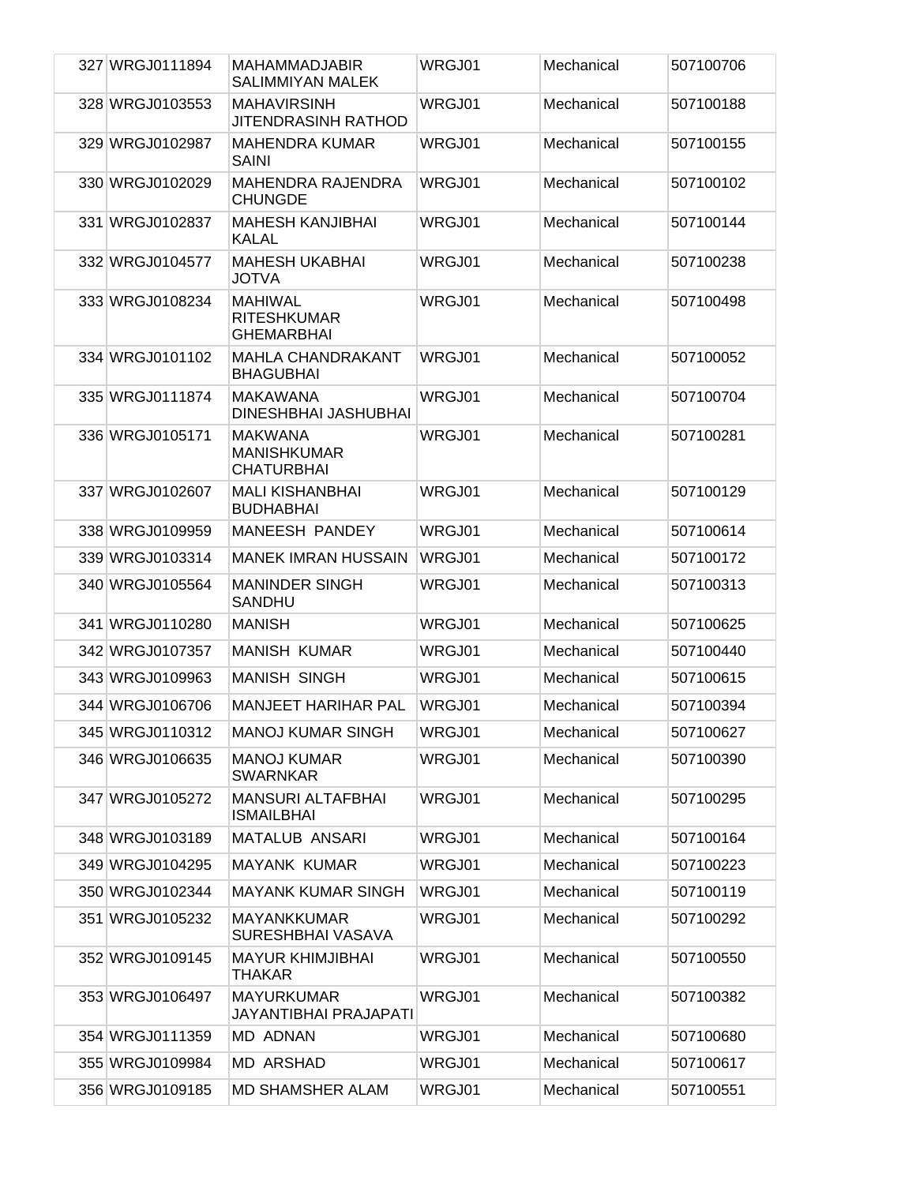| 327 | WRGJ0111894 | MAHAMMADJABIR SALIMMIYAN MALEK | WRGJ01 | Mechanical | 507100706 |
|---|---|---|---|---|---|
| 328 | WRGJ0103553 | MAHAVIRSINH JITENDRASINH RATHOD | WRGJ01 | Mechanical | 507100188 |
| 329 | WRGJ0102987 | MAHENDRA KUMAR SAINI | WRGJ01 | Mechanical | 507100155 |
| 330 | WRGJ0102029 | MAHENDRA RAJENDRA CHUNGDE | WRGJ01 | Mechanical | 507100102 |
| 331 | WRGJ0102837 | MAHESH KANJIBHAI KALAL | WRGJ01 | Mechanical | 507100144 |
| 332 | WRGJ0104577 | MAHESH UKABHAI JOTVA | WRGJ01 | Mechanical | 507100238 |
| 333 | WRGJ0108234 | MAHIWAL RITESHKUMAR GHEMARBHAI | WRGJ01 | Mechanical | 507100498 |
| 334 | WRGJ0101102 | MAHLA CHANDRAKANT BHAGUBHAI | WRGJ01 | Mechanical | 507100052 |
| 335 | WRGJ0111874 | MAKAWANA DINESHBHAI JASHUBHAI | WRGJ01 | Mechanical | 507100704 |
| 336 | WRGJ0105171 | MAKWANA MANISHKUMAR CHATURBHAI | WRGJ01 | Mechanical | 507100281 |
| 337 | WRGJ0102607 | MALI KISHANBHAI BUDHABHAI | WRGJ01 | Mechanical | 507100129 |
| 338 | WRGJ0109959 | MANEESH PANDEY | WRGJ01 | Mechanical | 507100614 |
| 339 | WRGJ0103314 | MANEK IMRAN HUSSAIN | WRGJ01 | Mechanical | 507100172 |
| 340 | WRGJ0105564 | MANINDER SINGH SANDHU | WRGJ01 | Mechanical | 507100313 |
| 341 | WRGJ0110280 | MANISH | WRGJ01 | Mechanical | 507100625 |
| 342 | WRGJ0107357 | MANISH KUMAR | WRGJ01 | Mechanical | 507100440 |
| 343 | WRGJ0109963 | MANISH SINGH | WRGJ01 | Mechanical | 507100615 |
| 344 | WRGJ0106706 | MANJEET HARIHAR PAL | WRGJ01 | Mechanical | 507100394 |
| 345 | WRGJ0110312 | MANOJ KUMAR SINGH | WRGJ01 | Mechanical | 507100627 |
| 346 | WRGJ0106635 | MANOJ KUMAR SWARNKAR | WRGJ01 | Mechanical | 507100390 |
| 347 | WRGJ0105272 | MANSURI ALTAFBHAI ISMAILBHAI | WRGJ01 | Mechanical | 507100295 |
| 348 | WRGJ0103189 | MATALUB ANSARI | WRGJ01 | Mechanical | 507100164 |
| 349 | WRGJ0104295 | MAYANK KUMAR | WRGJ01 | Mechanical | 507100223 |
| 350 | WRGJ0102344 | MAYANK KUMAR SINGH | WRGJ01 | Mechanical | 507100119 |
| 351 | WRGJ0105232 | MAYANKKUMAR SURESHBHAI VASAVA | WRGJ01 | Mechanical | 507100292 |
| 352 | WRGJ0109145 | MAYUR KHIMJIBHAI THAKAR | WRGJ01 | Mechanical | 507100550 |
| 353 | WRGJ0106497 | MAYURKUMAR JAYANTIBHAI PRAJAPATI | WRGJ01 | Mechanical | 507100382 |
| 354 | WRGJ0111359 | MD ADNAN | WRGJ01 | Mechanical | 507100680 |
| 355 | WRGJ0109984 | MD ARSHAD | WRGJ01 | Mechanical | 507100617 |
| 356 | WRGJ0109185 | MD SHAMSHER ALAM | WRGJ01 | Mechanical | 507100551 |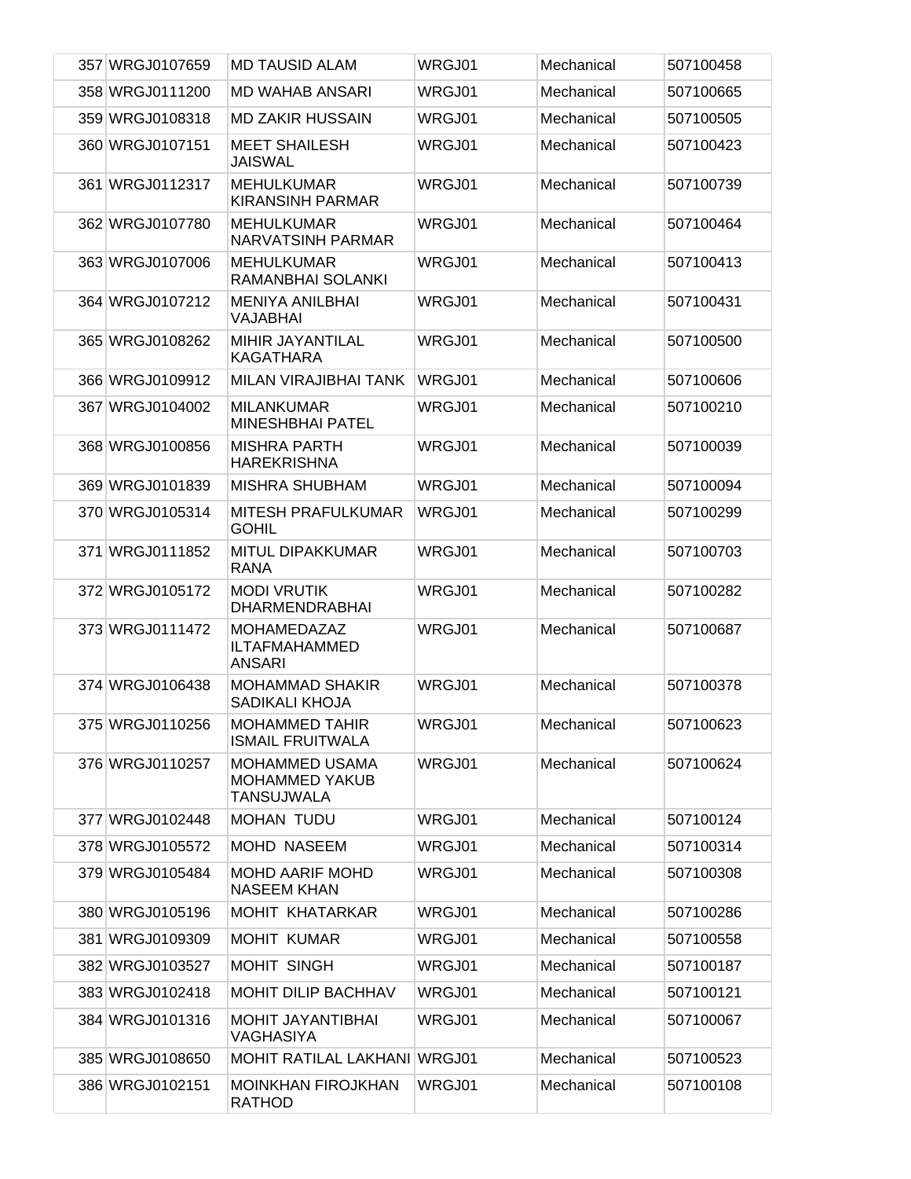| | | | | | |
|---|---|---|---|---|---|
| 357 | WRGJ0107659 | MD TAUSID ALAM | WRGJ01 | Mechanical | 507100458 |
| 358 | WRGJ0111200 | MD WAHAB ANSARI | WRGJ01 | Mechanical | 507100665 |
| 359 | WRGJ0108318 | MD ZAKIR HUSSAIN | WRGJ01 | Mechanical | 507100505 |
| 360 | WRGJ0107151 | MEET SHAILESH JAISWAL | WRGJ01 | Mechanical | 507100423 |
| 361 | WRGJ0112317 | MEHULKUMAR KIRANSINH PARMAR | WRGJ01 | Mechanical | 507100739 |
| 362 | WRGJ0107780 | MEHULKUMAR NARVATSINH PARMAR | WRGJ01 | Mechanical | 507100464 |
| 363 | WRGJ0107006 | MEHULKUMAR RAMANBHAI SOLANKI | WRGJ01 | Mechanical | 507100413 |
| 364 | WRGJ0107212 | MENIYA ANILBHAI VAJABHAI | WRGJ01 | Mechanical | 507100431 |
| 365 | WRGJ0108262 | MIHIR JAYANTILAL KAGATHARA | WRGJ01 | Mechanical | 507100500 |
| 366 | WRGJ0109912 | MILAN VIRAJIBHAI TANK | WRGJ01 | Mechanical | 507100606 |
| 367 | WRGJ0104002 | MILANKUMAR MINESHBHAI PATEL | WRGJ01 | Mechanical | 507100210 |
| 368 | WRGJ0100856 | MISHRA PARTH HAREKRISHNA | WRGJ01 | Mechanical | 507100039 |
| 369 | WRGJ0101839 | MISHRA SHUBHAM | WRGJ01 | Mechanical | 507100094 |
| 370 | WRGJ0105314 | MITESH PRAFULKUMAR GOHIL | WRGJ01 | Mechanical | 507100299 |
| 371 | WRGJ0111852 | MITUL DIPAKKUMAR RANA | WRGJ01 | Mechanical | 507100703 |
| 372 | WRGJ0105172 | MODI VRUTIK DHARMENDRABHAI | WRGJ01 | Mechanical | 507100282 |
| 373 | WRGJ0111472 | MOHAMEDAZAZ ILTAFMAHAMMED ANSARI | WRGJ01 | Mechanical | 507100687 |
| 374 | WRGJ0106438 | MOHAMMAD SHAKIR SADIKALI KHOJA | WRGJ01 | Mechanical | 507100378 |
| 375 | WRGJ0110256 | MOHAMMED TAHIR ISMAIL FRUITWALA | WRGJ01 | Mechanical | 507100623 |
| 376 | WRGJ0110257 | MOHAMMED USAMA MOHAMMED YAKUB TANSUJWALA | WRGJ01 | Mechanical | 507100624 |
| 377 | WRGJ0102448 | MOHAN TUDU | WRGJ01 | Mechanical | 507100124 |
| 378 | WRGJ0105572 | MOHD NASEEM | WRGJ01 | Mechanical | 507100314 |
| 379 | WRGJ0105484 | MOHD AARIF MOHD NASEEM KHAN | WRGJ01 | Mechanical | 507100308 |
| 380 | WRGJ0105196 | MOHIT KHATARKAR | WRGJ01 | Mechanical | 507100286 |
| 381 | WRGJ0109309 | MOHIT KUMAR | WRGJ01 | Mechanical | 507100558 |
| 382 | WRGJ0103527 | MOHIT SINGH | WRGJ01 | Mechanical | 507100187 |
| 383 | WRGJ0102418 | MOHIT DILIP BACHHAV | WRGJ01 | Mechanical | 507100121 |
| 384 | WRGJ0101316 | MOHIT JAYANTIBHAI VAGHASIYA | WRGJ01 | Mechanical | 507100067 |
| 385 | WRGJ0108650 | MOHIT RATILAL LAKHANI | WRGJ01 | Mechanical | 507100523 |
| 386 | WRGJ0102151 | MOINKHAN FIROJKHAN RATHOD | WRGJ01 | Mechanical | 507100108 |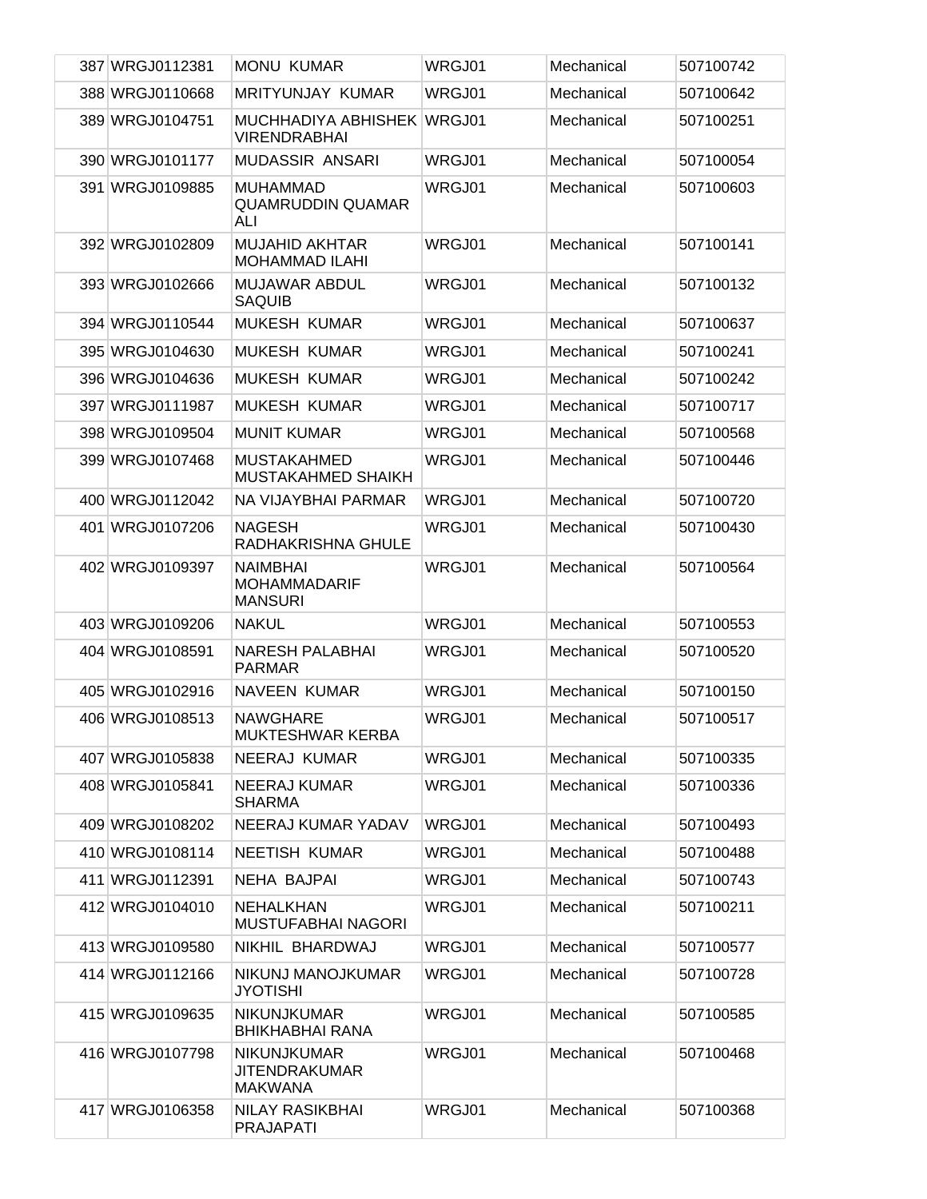| 387 | WRGJ0112381 | MONU KUMAR | WRGJ01 | Mechanical | 507100742 |
|---|---|---|---|---|---|
| 388 | WRGJ0110668 | MRITYUNJAY KUMAR | WRGJ01 | Mechanical | 507100642 |
| 389 | WRGJ0104751 | MUCHHADIYA ABHISHEK VIRENDRABHAI | WRGJ01 | Mechanical | 507100251 |
| 390 | WRGJ0101177 | MUDASSIR ANSARI | WRGJ01 | Mechanical | 507100054 |
| 391 | WRGJ0109885 | MUHAMMAD QUAMRUDDIN QUAMAR ALI | WRGJ01 | Mechanical | 507100603 |
| 392 | WRGJ0102809 | MUJAHID AKHTAR MOHAMMAD ILAHI | WRGJ01 | Mechanical | 507100141 |
| 393 | WRGJ0102666 | MUJAWAR ABDUL SAQUIB | WRGJ01 | Mechanical | 507100132 |
| 394 | WRGJ0110544 | MUKESH KUMAR | WRGJ01 | Mechanical | 507100637 |
| 395 | WRGJ0104630 | MUKESH KUMAR | WRGJ01 | Mechanical | 507100241 |
| 396 | WRGJ0104636 | MUKESH KUMAR | WRGJ01 | Mechanical | 507100242 |
| 397 | WRGJ0111987 | MUKESH KUMAR | WRGJ01 | Mechanical | 507100717 |
| 398 | WRGJ0109504 | MUNIT KUMAR | WRGJ01 | Mechanical | 507100568 |
| 399 | WRGJ0107468 | MUSTAKAHMED MUSTAKAHMED SHAIKH | WRGJ01 | Mechanical | 507100446 |
| 400 | WRGJ0112042 | NA VIJAYBHAI PARMAR | WRGJ01 | Mechanical | 507100720 |
| 401 | WRGJ0107206 | NAGESH RADHAKRISHNA GHULE | WRGJ01 | Mechanical | 507100430 |
| 402 | WRGJ0109397 | NAIMBHAI MOHAMMADARIF MANSURI | WRGJ01 | Mechanical | 507100564 |
| 403 | WRGJ0109206 | NAKUL | WRGJ01 | Mechanical | 507100553 |
| 404 | WRGJ0108591 | NARESH PALABHAI PARMAR | WRGJ01 | Mechanical | 507100520 |
| 405 | WRGJ0102916 | NAVEEN KUMAR | WRGJ01 | Mechanical | 507100150 |
| 406 | WRGJ0108513 | NAWGHARE MUKTESHWAR KERBA | WRGJ01 | Mechanical | 507100517 |
| 407 | WRGJ0105838 | NEERAJ KUMAR | WRGJ01 | Mechanical | 507100335 |
| 408 | WRGJ0105841 | NEERAJ KUMAR SHARMA | WRGJ01 | Mechanical | 507100336 |
| 409 | WRGJ0108202 | NEERAJ KUMAR YADAV | WRGJ01 | Mechanical | 507100493 |
| 410 | WRGJ0108114 | NEETISH KUMAR | WRGJ01 | Mechanical | 507100488 |
| 411 | WRGJ0112391 | NEHA BAJPAI | WRGJ01 | Mechanical | 507100743 |
| 412 | WRGJ0104010 | NEHALKHAN MUSTUFABHAI NAGORI | WRGJ01 | Mechanical | 507100211 |
| 413 | WRGJ0109580 | NIKHIL BHARDWAJ | WRGJ01 | Mechanical | 507100577 |
| 414 | WRGJ0112166 | NIKUNJ MANOJKUMAR JYOTISHI | WRGJ01 | Mechanical | 507100728 |
| 415 | WRGJ0109635 | NIKUNJKUMAR BHIKHABHAI RANA | WRGJ01 | Mechanical | 507100585 |
| 416 | WRGJ0107798 | NIKUNJKUMAR JITENDRAKUMAR MAKWANA | WRGJ01 | Mechanical | 507100468 |
| 417 | WRGJ0106358 | NILAY RASIKBHAI PRAJAPATI | WRGJ01 | Mechanical | 507100368 |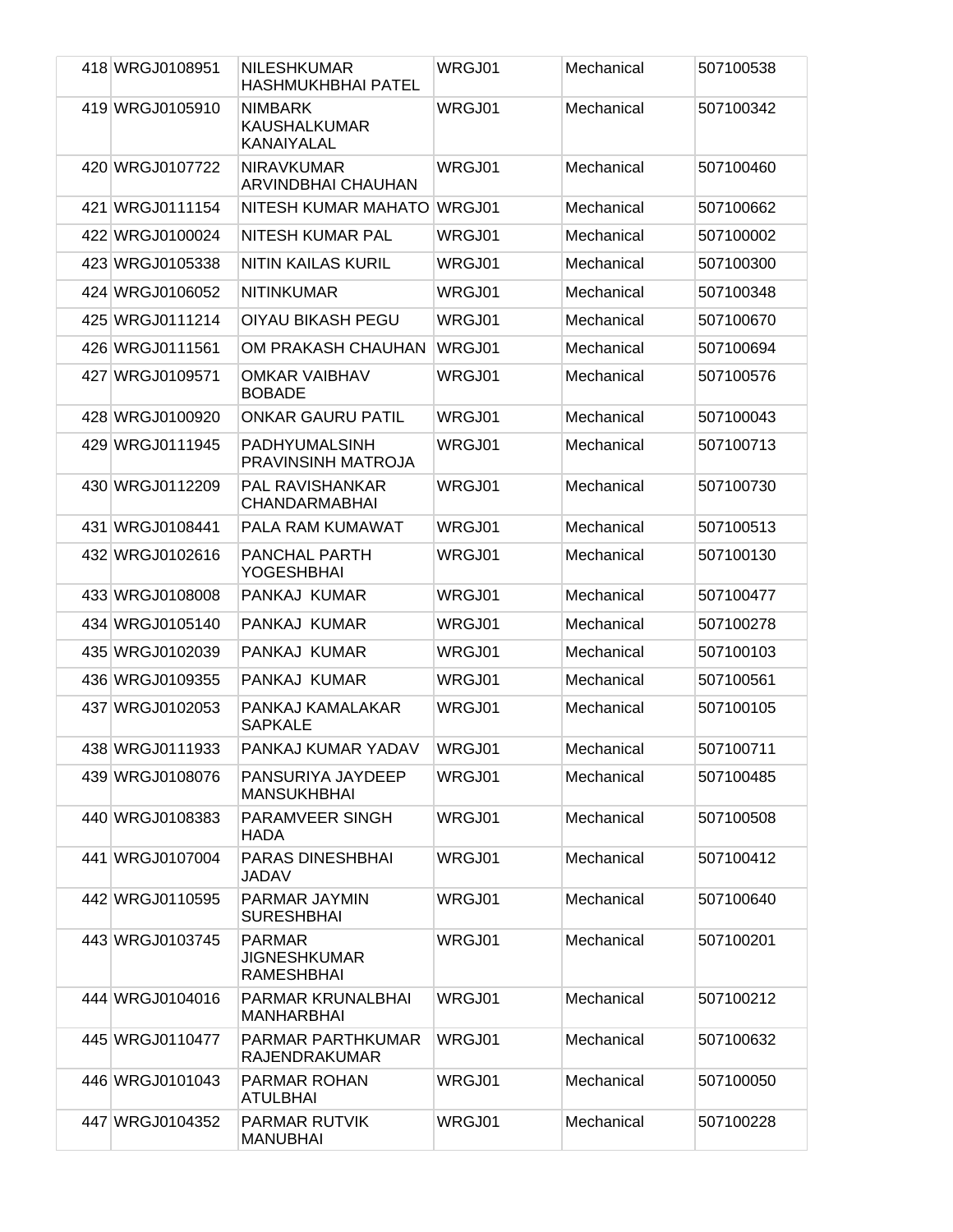| | | | | |
|---|---|---|---|---|
| 418 | WRGJ0108951 | NILESHKUMAR HASHMUKHBHAI PATEL | WRGJ01 | Mechanical | 507100538 |
| 419 | WRGJ0105910 | NIMBARK KAUSHALKUMAR KANAIYALAL | WRGJ01 | Mechanical | 507100342 |
| 420 | WRGJ0107722 | NIRAVKUMAR ARVINDBHAI CHAUHAN | WRGJ01 | Mechanical | 507100460 |
| 421 | WRGJ0111154 | NITESH KUMAR MAHATO | WRGJ01 | Mechanical | 507100662 |
| 422 | WRGJ0100024 | NITESH KUMAR PAL | WRGJ01 | Mechanical | 507100002 |
| 423 | WRGJ0105338 | NITIN KAILAS KURIL | WRGJ01 | Mechanical | 507100300 |
| 424 | WRGJ0106052 | NITINKUMAR | WRGJ01 | Mechanical | 507100348 |
| 425 | WRGJ0111214 | OIYAU BIKASH PEGU | WRGJ01 | Mechanical | 507100670 |
| 426 | WRGJ0111561 | OM PRAKASH CHAUHAN | WRGJ01 | Mechanical | 507100694 |
| 427 | WRGJ0109571 | OMKAR VAIBHAV BOBADE | WRGJ01 | Mechanical | 507100576 |
| 428 | WRGJ0100920 | ONKAR GAURU PATIL | WRGJ01 | Mechanical | 507100043 |
| 429 | WRGJ0111945 | PADHYUMALSINH PRAVINSINH MATROJA | WRGJ01 | Mechanical | 507100713 |
| 430 | WRGJ0112209 | PAL RAVISHANKAR CHANDARMABHAI | WRGJ01 | Mechanical | 507100730 |
| 431 | WRGJ0108441 | PALA RAM KUMAWAT | WRGJ01 | Mechanical | 507100513 |
| 432 | WRGJ0102616 | PANCHAL PARTH YOGESHBHAI | WRGJ01 | Mechanical | 507100130 |
| 433 | WRGJ0108008 | PANKAJ KUMAR | WRGJ01 | Mechanical | 507100477 |
| 434 | WRGJ0105140 | PANKAJ KUMAR | WRGJ01 | Mechanical | 507100278 |
| 435 | WRGJ0102039 | PANKAJ KUMAR | WRGJ01 | Mechanical | 507100103 |
| 436 | WRGJ0109355 | PANKAJ KUMAR | WRGJ01 | Mechanical | 507100561 |
| 437 | WRGJ0102053 | PANKAJ KAMALAKAR SAPKALE | WRGJ01 | Mechanical | 507100105 |
| 438 | WRGJ0111933 | PANKAJ KUMAR YADAV | WRGJ01 | Mechanical | 507100711 |
| 439 | WRGJ0108076 | PANSURIYA JAYDEEP MANSUKHBHAI | WRGJ01 | Mechanical | 507100485 |
| 440 | WRGJ0108383 | PARAMVEER SINGH HADA | WRGJ01 | Mechanical | 507100508 |
| 441 | WRGJ0107004 | PARAS DINESHBHAI JADAV | WRGJ01 | Mechanical | 507100412 |
| 442 | WRGJ0110595 | PARMAR JAYMIN SURESHBHAI | WRGJ01 | Mechanical | 507100640 |
| 443 | WRGJ0103745 | PARMAR JIGNESHKUMAR RAMESHBHAI | WRGJ01 | Mechanical | 507100201 |
| 444 | WRGJ0104016 | PARMAR KRUNALBHAI MANHARBHAI | WRGJ01 | Mechanical | 507100212 |
| 445 | WRGJ0110477 | PARMAR PARTHKUMAR RAJENDRAKUMAR | WRGJ01 | Mechanical | 507100632 |
| 446 | WRGJ0101043 | PARMAR ROHAN ATULBHAI | WRGJ01 | Mechanical | 507100050 |
| 447 | WRGJ0104352 | PARMAR RUTVIK MANUBHAI | WRGJ01 | Mechanical | 507100228 |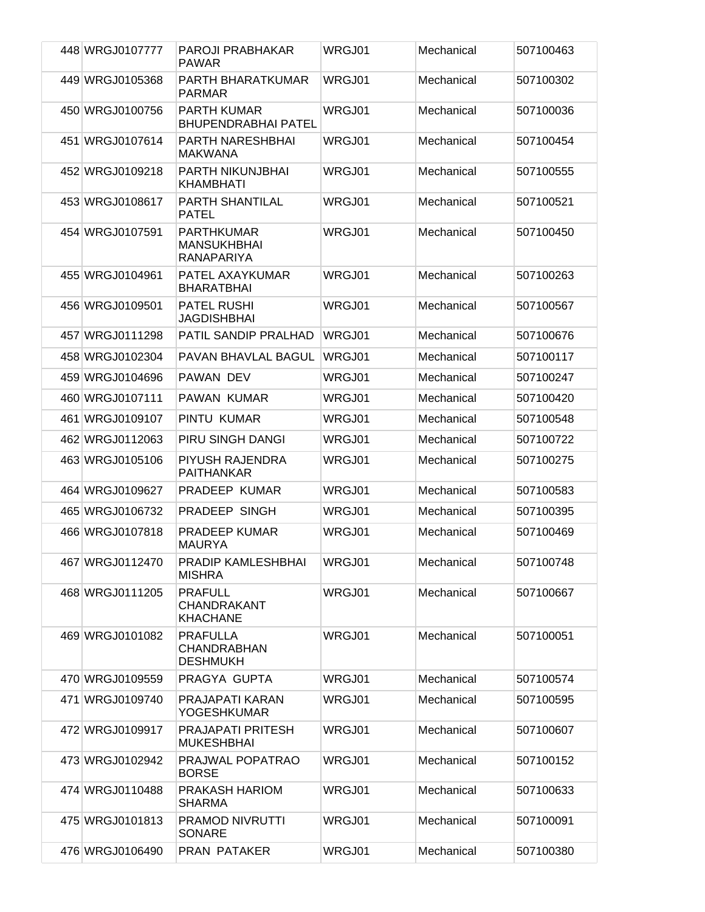| | | | | | |
|---|---|---|---|---|---|
| 448 | WRGJ0107777 | PAROJI PRABHAKAR PAWAR | WRGJ01 | Mechanical | 507100463 |
| 449 | WRGJ0105368 | PARTH BHARATKUMAR PARMAR | WRGJ01 | Mechanical | 507100302 |
| 450 | WRGJ0100756 | PARTH KUMAR BHUPENDRABHAI PATEL | WRGJ01 | Mechanical | 507100036 |
| 451 | WRGJ0107614 | PARTH NARESHBHAI MAKWANA | WRGJ01 | Mechanical | 507100454 |
| 452 | WRGJ0109218 | PARTH NIKUNJBHAI KHAMBHATI | WRGJ01 | Mechanical | 507100555 |
| 453 | WRGJ0108617 | PARTH SHANTILAL PATEL | WRGJ01 | Mechanical | 507100521 |
| 454 | WRGJ0107591 | PARTHKUMAR MANSUKHBHAI RANAPARIYA | WRGJ01 | Mechanical | 507100450 |
| 455 | WRGJ0104961 | PATEL AXAYKUMAR BHARATBHAI | WRGJ01 | Mechanical | 507100263 |
| 456 | WRGJ0109501 | PATEL RUSHI JAGDISHBHAI | WRGJ01 | Mechanical | 507100567 |
| 457 | WRGJ0111298 | PATIL SANDIP PRALHAD | WRGJ01 | Mechanical | 507100676 |
| 458 | WRGJ0102304 | PAVAN BHAVLAL BAGUL | WRGJ01 | Mechanical | 507100117 |
| 459 | WRGJ0104696 | PAWAN DEV | WRGJ01 | Mechanical | 507100247 |
| 460 | WRGJ0107111 | PAWAN KUMAR | WRGJ01 | Mechanical | 507100420 |
| 461 | WRGJ0109107 | PINTU KUMAR | WRGJ01 | Mechanical | 507100548 |
| 462 | WRGJ0112063 | PIRU SINGH DANGI | WRGJ01 | Mechanical | 507100722 |
| 463 | WRGJ0105106 | PIYUSH RAJENDRA PAITHANKAR | WRGJ01 | Mechanical | 507100275 |
| 464 | WRGJ0109627 | PRADEEP KUMAR | WRGJ01 | Mechanical | 507100583 |
| 465 | WRGJ0106732 | PRADEEP SINGH | WRGJ01 | Mechanical | 507100395 |
| 466 | WRGJ0107818 | PRADEEP KUMAR MAURYA | WRGJ01 | Mechanical | 507100469 |
| 467 | WRGJ0112470 | PRADIP KAMLESHBHAI MISHRA | WRGJ01 | Mechanical | 507100748 |
| 468 | WRGJ0111205 | PRAFULL CHANDRAKANT KHACHANE | WRGJ01 | Mechanical | 507100667 |
| 469 | WRGJ0101082 | PRAFULLA CHANDRABHAN DESHMUKH | WRGJ01 | Mechanical | 507100051 |
| 470 | WRGJ0109559 | PRAGYA GUPTA | WRGJ01 | Mechanical | 507100574 |
| 471 | WRGJ0109740 | PRAJAPATI KARAN YOGESHKUMAR | WRGJ01 | Mechanical | 507100595 |
| 472 | WRGJ0109917 | PRAJAPATI PRITESH MUKESHBHAI | WRGJ01 | Mechanical | 507100607 |
| 473 | WRGJ0102942 | PRAJWAL POPATRAO BORSE | WRGJ01 | Mechanical | 507100152 |
| 474 | WRGJ0110488 | PRAKASH HARIOM SHARMA | WRGJ01 | Mechanical | 507100633 |
| 475 | WRGJ0101813 | PRAMOD NIVRUTTI SONARE | WRGJ01 | Mechanical | 507100091 |
| 476 | WRGJ0106490 | PRAN PATAKER | WRGJ01 | Mechanical | 507100380 |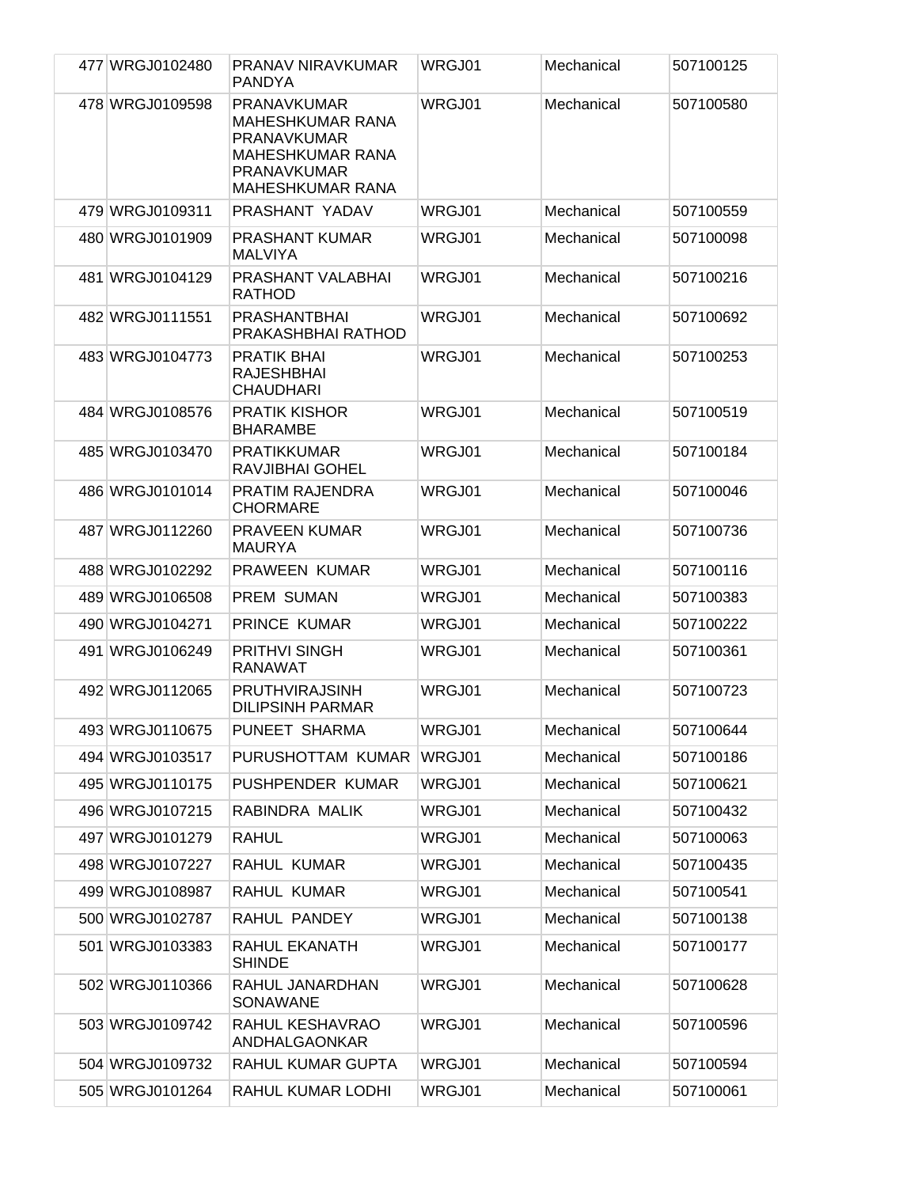| 477 | WRGJ0102480 | PRANAV NIRAVKUMAR PANDYA | WRGJ01 | Mechanical | 507100125 |
|---|---|---|---|---|---|
| 478 | WRGJ0109598 | PRANAVKUMAR MAHESHKUMAR RANA PRANAVKUMAR MAHESHKUMAR RANA PRANAVKUMAR MAHESHKUMAR RANA | WRGJ01 | Mechanical | 507100580 |
| 479 | WRGJ0109311 | PRASHANT YADAV | WRGJ01 | Mechanical | 507100559 |
| 480 | WRGJ0101909 | PRASHANT KUMAR MALVIYA | WRGJ01 | Mechanical | 507100098 |
| 481 | WRGJ0104129 | PRASHANT VALABHAI RATHOD | WRGJ01 | Mechanical | 507100216 |
| 482 | WRGJ0111551 | PRASHANTBHAI PRAKASHBHAI RATHOD | WRGJ01 | Mechanical | 507100692 |
| 483 | WRGJ0104773 | PRATIK BHAI RAJESHBHAI CHAUDHARI | WRGJ01 | Mechanical | 507100253 |
| 484 | WRGJ0108576 | PRATIK KISHOR BHARAMBE | WRGJ01 | Mechanical | 507100519 |
| 485 | WRGJ0103470 | PRATIKKUMAR RAVJIBHAI GOHEL | WRGJ01 | Mechanical | 507100184 |
| 486 | WRGJ0101014 | PRATIM RAJENDRA CHORMARE | WRGJ01 | Mechanical | 507100046 |
| 487 | WRGJ0112260 | PRAVEEN KUMAR MAURYA | WRGJ01 | Mechanical | 507100736 |
| 488 | WRGJ0102292 | PRAWEEN KUMAR | WRGJ01 | Mechanical | 507100116 |
| 489 | WRGJ0106508 | PREM SUMAN | WRGJ01 | Mechanical | 507100383 |
| 490 | WRGJ0104271 | PRINCE KUMAR | WRGJ01 | Mechanical | 507100222 |
| 491 | WRGJ0106249 | PRITHVI SINGH RANAWAT | WRGJ01 | Mechanical | 507100361 |
| 492 | WRGJ0112065 | PRUTHVIRAJSINH DILIPSINH PARMAR | WRGJ01 | Mechanical | 507100723 |
| 493 | WRGJ0110675 | PUNEET SHARMA | WRGJ01 | Mechanical | 507100644 |
| 494 | WRGJ0103517 | PURUSHOTTAM KUMAR | WRGJ01 | Mechanical | 507100186 |
| 495 | WRGJ0110175 | PUSHPENDER KUMAR | WRGJ01 | Mechanical | 507100621 |
| 496 | WRGJ0107215 | RABINDRA MALIK | WRGJ01 | Mechanical | 507100432 |
| 497 | WRGJ0101279 | RAHUL | WRGJ01 | Mechanical | 507100063 |
| 498 | WRGJ0107227 | RAHUL KUMAR | WRGJ01 | Mechanical | 507100435 |
| 499 | WRGJ0108987 | RAHUL KUMAR | WRGJ01 | Mechanical | 507100541 |
| 500 | WRGJ0102787 | RAHUL PANDEY | WRGJ01 | Mechanical | 507100138 |
| 501 | WRGJ0103383 | RAHUL EKANATH SHINDE | WRGJ01 | Mechanical | 507100177 |
| 502 | WRGJ0110366 | RAHUL JANARDHAN SONAWANE | WRGJ01 | Mechanical | 507100628 |
| 503 | WRGJ0109742 | RAHUL KESHAVRAO ANDHALGAONKAR | WRGJ01 | Mechanical | 507100596 |
| 504 | WRGJ0109732 | RAHUL KUMAR GUPTA | WRGJ01 | Mechanical | 507100594 |
| 505 | WRGJ0101264 | RAHUL KUMAR LODHI | WRGJ01 | Mechanical | 507100061 |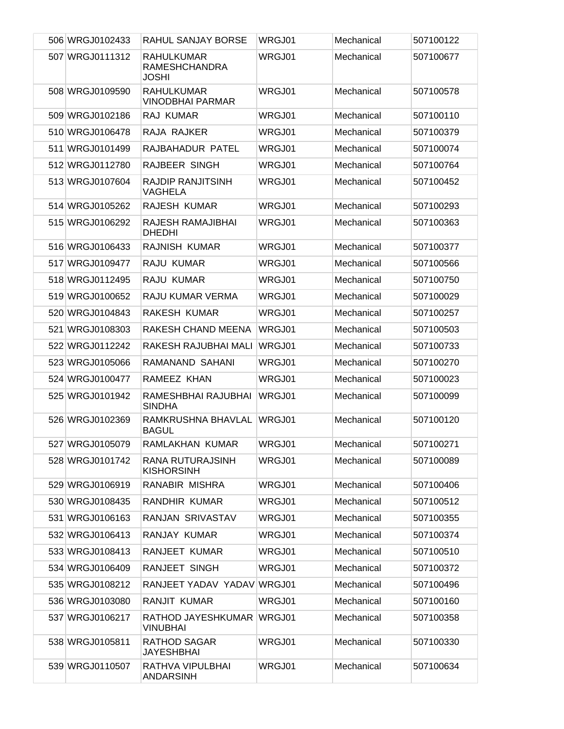| 506 | WRGJ0102433 | RAHUL SANJAY BORSE | WRGJ01 | Mechanical | 507100122 |
|---|---|---|---|---|---|
| 507 | WRGJ0111312 | RAHULKUMAR RAMESHCHANDRA JOSHI | WRGJ01 | Mechanical | 507100677 |
| 508 | WRGJ0109590 | RAHULKUMAR VINODBHAI PARMAR | WRGJ01 | Mechanical | 507100578 |
| 509 | WRGJ0102186 | RAJ KUMAR | WRGJ01 | Mechanical | 507100110 |
| 510 | WRGJ0106478 | RAJA RAJKER | WRGJ01 | Mechanical | 507100379 |
| 511 | WRGJ0101499 | RAJBAHADUR PATEL | WRGJ01 | Mechanical | 507100074 |
| 512 | WRGJ0112780 | RAJBEER SINGH | WRGJ01 | Mechanical | 507100764 |
| 513 | WRGJ0107604 | RAJDIP RANJITSINH VAGHELA | WRGJ01 | Mechanical | 507100452 |
| 514 | WRGJ0105262 | RAJESH KUMAR | WRGJ01 | Mechanical | 507100293 |
| 515 | WRGJ0106292 | RAJESH RAMAJIBHAI DHEDHI | WRGJ01 | Mechanical | 507100363 |
| 516 | WRGJ0106433 | RAJNISH KUMAR | WRGJ01 | Mechanical | 507100377 |
| 517 | WRGJ0109477 | RAJU KUMAR | WRGJ01 | Mechanical | 507100566 |
| 518 | WRGJ0112495 | RAJU KUMAR | WRGJ01 | Mechanical | 507100750 |
| 519 | WRGJ0100652 | RAJU KUMAR VERMA | WRGJ01 | Mechanical | 507100029 |
| 520 | WRGJ0104843 | RAKESH KUMAR | WRGJ01 | Mechanical | 507100257 |
| 521 | WRGJ0108303 | RAKESH CHAND MEENA | WRGJ01 | Mechanical | 507100503 |
| 522 | WRGJ0112242 | RAKESH RAJUBHAI MALI | WRGJ01 | Mechanical | 507100733 |
| 523 | WRGJ0105066 | RAMANAND SAHANI | WRGJ01 | Mechanical | 507100270 |
| 524 | WRGJ0100477 | RAMEEZ KHAN | WRGJ01 | Mechanical | 507100023 |
| 525 | WRGJ0101942 | RAMESHBHAI RAJUBHAI SINDHA | WRGJ01 | Mechanical | 507100099 |
| 526 | WRGJ0102369 | RAMKRUSHNA BHAVLAL BAGUL | WRGJ01 | Mechanical | 507100120 |
| 527 | WRGJ0105079 | RAMLAKHAN KUMAR | WRGJ01 | Mechanical | 507100271 |
| 528 | WRGJ0101742 | RANA RUTURAJSINH KISHORSINH | WRGJ01 | Mechanical | 507100089 |
| 529 | WRGJ0106919 | RANABIR MISHRA | WRGJ01 | Mechanical | 507100406 |
| 530 | WRGJ0108435 | RANDHIR KUMAR | WRGJ01 | Mechanical | 507100512 |
| 531 | WRGJ0106163 | RANJAN SRIVASTAV | WRGJ01 | Mechanical | 507100355 |
| 532 | WRGJ0106413 | RANJAY KUMAR | WRGJ01 | Mechanical | 507100374 |
| 533 | WRGJ0108413 | RANJEET KUMAR | WRGJ01 | Mechanical | 507100510 |
| 534 | WRGJ0106409 | RANJEET SINGH | WRGJ01 | Mechanical | 507100372 |
| 535 | WRGJ0108212 | RANJEET YADAV YADAV | WRGJ01 | Mechanical | 507100496 |
| 536 | WRGJ0103080 | RANJIT KUMAR | WRGJ01 | Mechanical | 507100160 |
| 537 | WRGJ0106217 | RATHOD JAYESHKUMAR VINUBHAI | WRGJ01 | Mechanical | 507100358 |
| 538 | WRGJ0105811 | RATHOD SAGAR JAYESHBHAI | WRGJ01 | Mechanical | 507100330 |
| 539 | WRGJ0110507 | RATHVA VIPULBHAI ANDARSINH | WRGJ01 | Mechanical | 507100634 |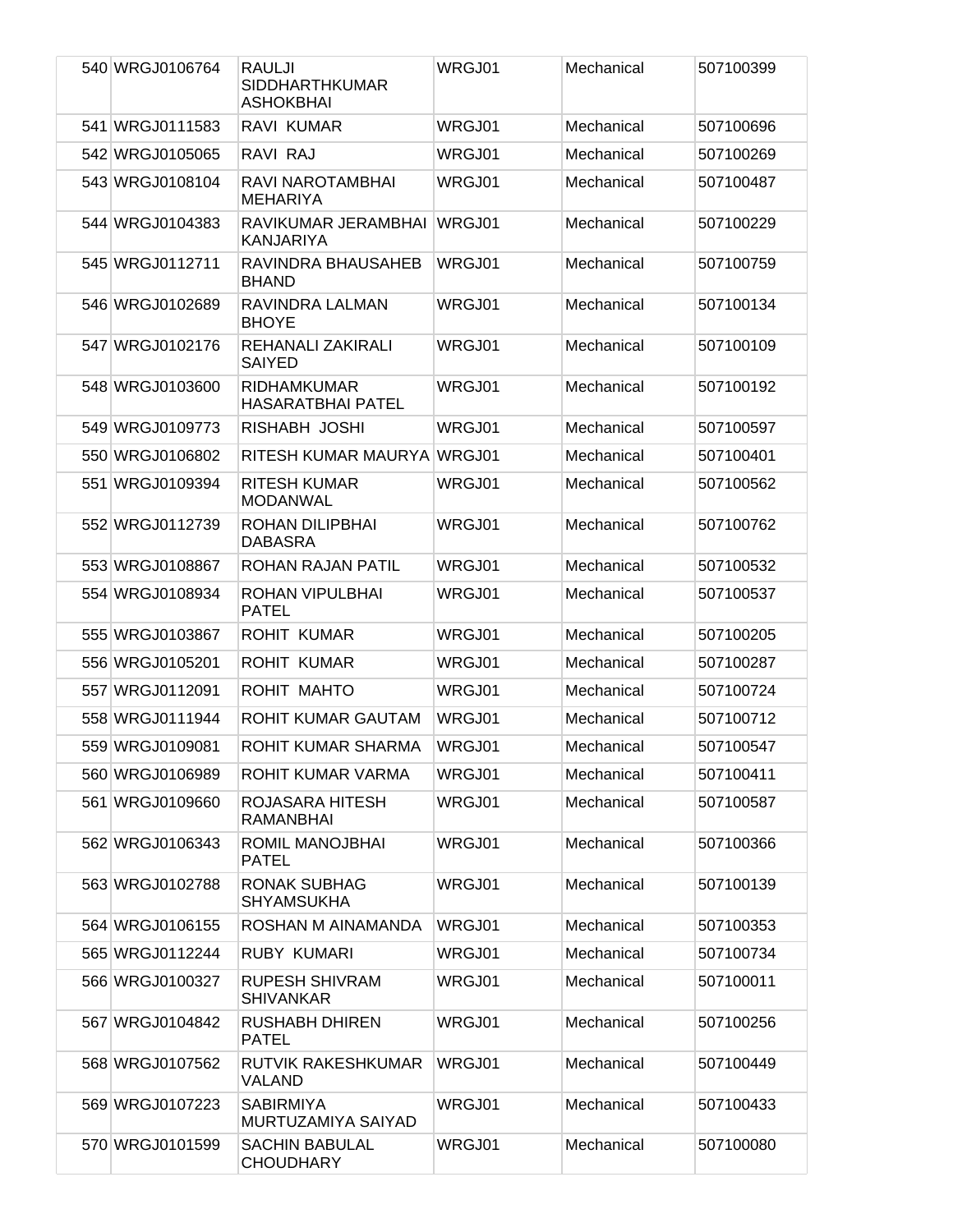| 540 | WRGJ0106764 | RAULJI SIDDHARTHKUMAR ASHOKBHAI | WRGJ01 | Mechanical | 507100399 |
|---|---|---|---|---|---|
| 541 | WRGJ0111583 | RAVI KUMAR | WRGJ01 | Mechanical | 507100696 |
| 542 | WRGJ0105065 | RAVI RAJ | WRGJ01 | Mechanical | 507100269 |
| 543 | WRGJ0108104 | RAVI NAROTAMBHAI MEHARIYA | WRGJ01 | Mechanical | 507100487 |
| 544 | WRGJ0104383 | RAVIKUMAR JERAMBHAI KANJARIYA | WRGJ01 | Mechanical | 507100229 |
| 545 | WRGJ0112711 | RAVINDRA BHAUSAHEB BHAND | WRGJ01 | Mechanical | 507100759 |
| 546 | WRGJ0102689 | RAVINDRA LALMAN BHOYE | WRGJ01 | Mechanical | 507100134 |
| 547 | WRGJ0102176 | REHANALI ZAKIRALI SAIYED | WRGJ01 | Mechanical | 507100109 |
| 548 | WRGJ0103600 | RIDHAMKUMAR HASARATBHAI PATEL | WRGJ01 | Mechanical | 507100192 |
| 549 | WRGJ0109773 | RISHABH JOSHI | WRGJ01 | Mechanical | 507100597 |
| 550 | WRGJ0106802 | RITESH KUMAR MAURYA | WRGJ01 | Mechanical | 507100401 |
| 551 | WRGJ0109394 | RITESH KUMAR MODANWAL | WRGJ01 | Mechanical | 507100562 |
| 552 | WRGJ0112739 | ROHAN DILIPBHAI DABASRA | WRGJ01 | Mechanical | 507100762 |
| 553 | WRGJ0108867 | ROHAN RAJAN PATIL | WRGJ01 | Mechanical | 507100532 |
| 554 | WRGJ0108934 | ROHAN VIPULBHAI PATEL | WRGJ01 | Mechanical | 507100537 |
| 555 | WRGJ0103867 | ROHIT KUMAR | WRGJ01 | Mechanical | 507100205 |
| 556 | WRGJ0105201 | ROHIT KUMAR | WRGJ01 | Mechanical | 507100287 |
| 557 | WRGJ0112091 | ROHIT MAHTO | WRGJ01 | Mechanical | 507100724 |
| 558 | WRGJ0111944 | ROHIT KUMAR GAUTAM | WRGJ01 | Mechanical | 507100712 |
| 559 | WRGJ0109081 | ROHIT KUMAR SHARMA | WRGJ01 | Mechanical | 507100547 |
| 560 | WRGJ0106989 | ROHIT KUMAR VARMA | WRGJ01 | Mechanical | 507100411 |
| 561 | WRGJ0109660 | ROJASARA HITESH RAMANBHAI | WRGJ01 | Mechanical | 507100587 |
| 562 | WRGJ0106343 | ROMIL MANOJBHAI PATEL | WRGJ01 | Mechanical | 507100366 |
| 563 | WRGJ0102788 | RONAK SUBHAG SHYAMSUKHA | WRGJ01 | Mechanical | 507100139 |
| 564 | WRGJ0106155 | ROSHAN M AINAMANDA | WRGJ01 | Mechanical | 507100353 |
| 565 | WRGJ0112244 | RUBY KUMARI | WRGJ01 | Mechanical | 507100734 |
| 566 | WRGJ0100327 | RUPESH SHIVRAM SHIVANKAR | WRGJ01 | Mechanical | 507100011 |
| 567 | WRGJ0104842 | RUSHABH DHIREN PATEL | WRGJ01 | Mechanical | 507100256 |
| 568 | WRGJ0107562 | RUTVIK RAKESHKUMAR VALAND | WRGJ01 | Mechanical | 507100449 |
| 569 | WRGJ0107223 | SABIRMIYA MURTUZAMIYA SAIYAD | WRGJ01 | Mechanical | 507100433 |
| 570 | WRGJ0101599 | SACHIN BABULAL CHOUDHARY | WRGJ01 | Mechanical | 507100080 |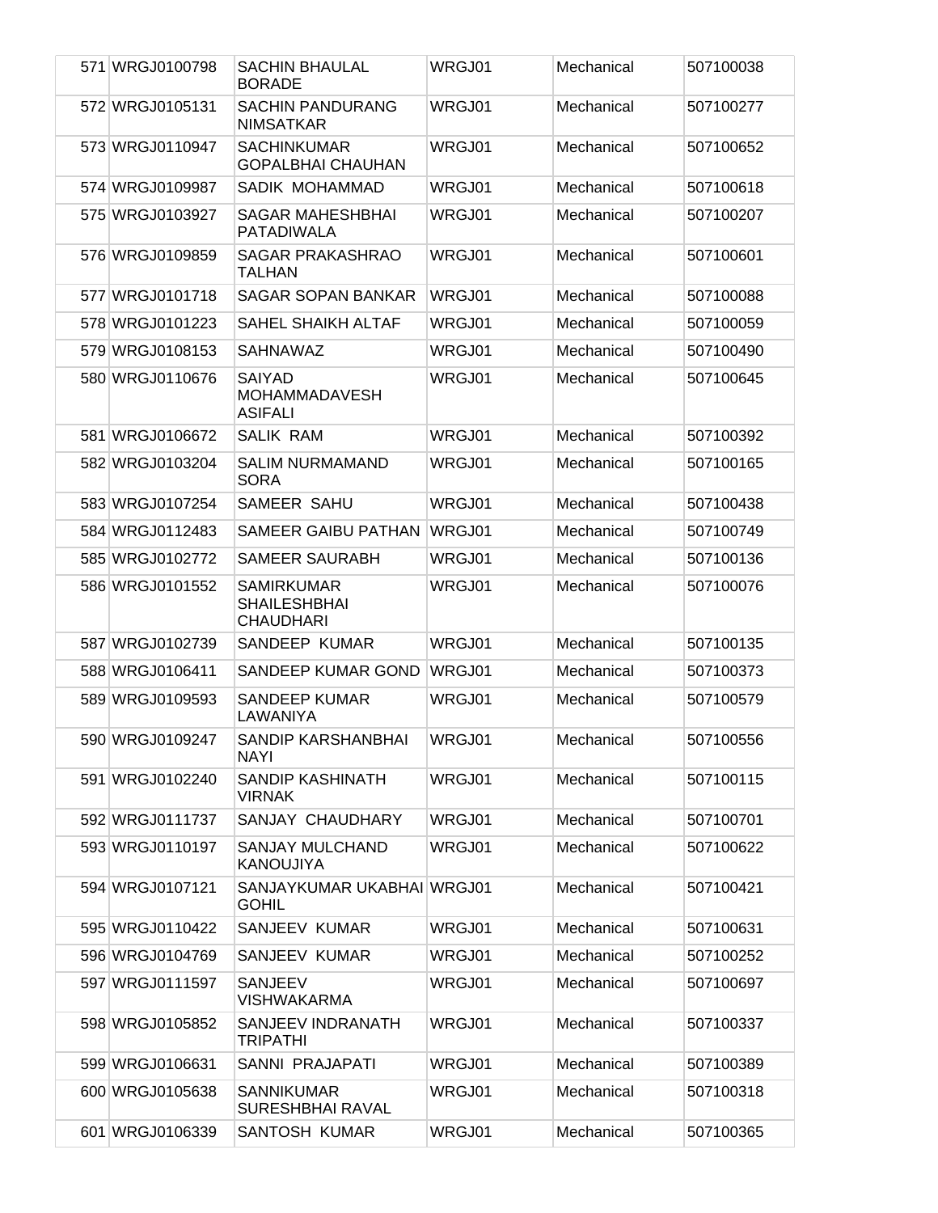| 571 | WRGJ0100798 | SACHIN BHAULAL BORADE | WRGJ01 | Mechanical | 507100038 |
|---|---|---|---|---|---|
| 572 | WRGJ0105131 | SACHIN PANDURANG NIMSATKAR | WRGJ01 | Mechanical | 507100277 |
| 573 | WRGJ0110947 | SACHINKUMAR GOPALBHAI CHAUHAN | WRGJ01 | Mechanical | 507100652 |
| 574 | WRGJ0109987 | SADIK MOHAMMAD | WRGJ01 | Mechanical | 507100618 |
| 575 | WRGJ0103927 | SAGAR MAHESHBHAI PATADIWALA | WRGJ01 | Mechanical | 507100207 |
| 576 | WRGJ0109859 | SAGAR PRAKASHRAO TALHAN | WRGJ01 | Mechanical | 507100601 |
| 577 | WRGJ0101718 | SAGAR SOPAN BANKAR | WRGJ01 | Mechanical | 507100088 |
| 578 | WRGJ0101223 | SAHEL SHAIKH ALTAF | WRGJ01 | Mechanical | 507100059 |
| 579 | WRGJ0108153 | SAHNAWAZ | WRGJ01 | Mechanical | 507100490 |
| 580 | WRGJ0110676 | SAIYAD MOHAMMADAVESH ASIFALI | WRGJ01 | Mechanical | 507100645 |
| 581 | WRGJ0106672 | SALIK RAM | WRGJ01 | Mechanical | 507100392 |
| 582 | WRGJ0103204 | SALIM NURMAMAND SORA | WRGJ01 | Mechanical | 507100165 |
| 583 | WRGJ0107254 | SAMEER SAHU | WRGJ01 | Mechanical | 507100438 |
| 584 | WRGJ0112483 | SAMEER GAIBU PATHAN | WRGJ01 | Mechanical | 507100749 |
| 585 | WRGJ0102772 | SAMEER SAURABH | WRGJ01 | Mechanical | 507100136 |
| 586 | WRGJ0101552 | SAMIRKUMAR SHAILESHBHAI CHAUDHARI | WRGJ01 | Mechanical | 507100076 |
| 587 | WRGJ0102739 | SANDEEP KUMAR | WRGJ01 | Mechanical | 507100135 |
| 588 | WRGJ0106411 | SANDEEP KUMAR GOND | WRGJ01 | Mechanical | 507100373 |
| 589 | WRGJ0109593 | SANDEEP KUMAR LAWANIYA | WRGJ01 | Mechanical | 507100579 |
| 590 | WRGJ0109247 | SANDIP KARSHANBHAI NAYI | WRGJ01 | Mechanical | 507100556 |
| 591 | WRGJ0102240 | SANDIP KASHINATH VIRNAK | WRGJ01 | Mechanical | 507100115 |
| 592 | WRGJ0111737 | SANJAY CHAUDHARY | WRGJ01 | Mechanical | 507100701 |
| 593 | WRGJ0110197 | SANJAY MULCHAND KANOUJIYA | WRGJ01 | Mechanical | 507100622 |
| 594 | WRGJ0107121 | SANJAYKUMAR UKABHAI GOHIL | WRGJ01 | Mechanical | 507100421 |
| 595 | WRGJ0110422 | SANJEEV KUMAR | WRGJ01 | Mechanical | 507100631 |
| 596 | WRGJ0104769 | SANJEEV KUMAR | WRGJ01 | Mechanical | 507100252 |
| 597 | WRGJ0111597 | SANJEEV VISHWAKARMA | WRGJ01 | Mechanical | 507100697 |
| 598 | WRGJ0105852 | SANJEEV INDRANATH TRIPATHI | WRGJ01 | Mechanical | 507100337 |
| 599 | WRGJ0106631 | SANNI PRAJAPATI | WRGJ01 | Mechanical | 507100389 |
| 600 | WRGJ0105638 | SANNIKUMAR SURESHBHAI RAVAL | WRGJ01 | Mechanical | 507100318 |
| 601 | WRGJ0106339 | SANTOSH KUMAR | WRGJ01 | Mechanical | 507100365 |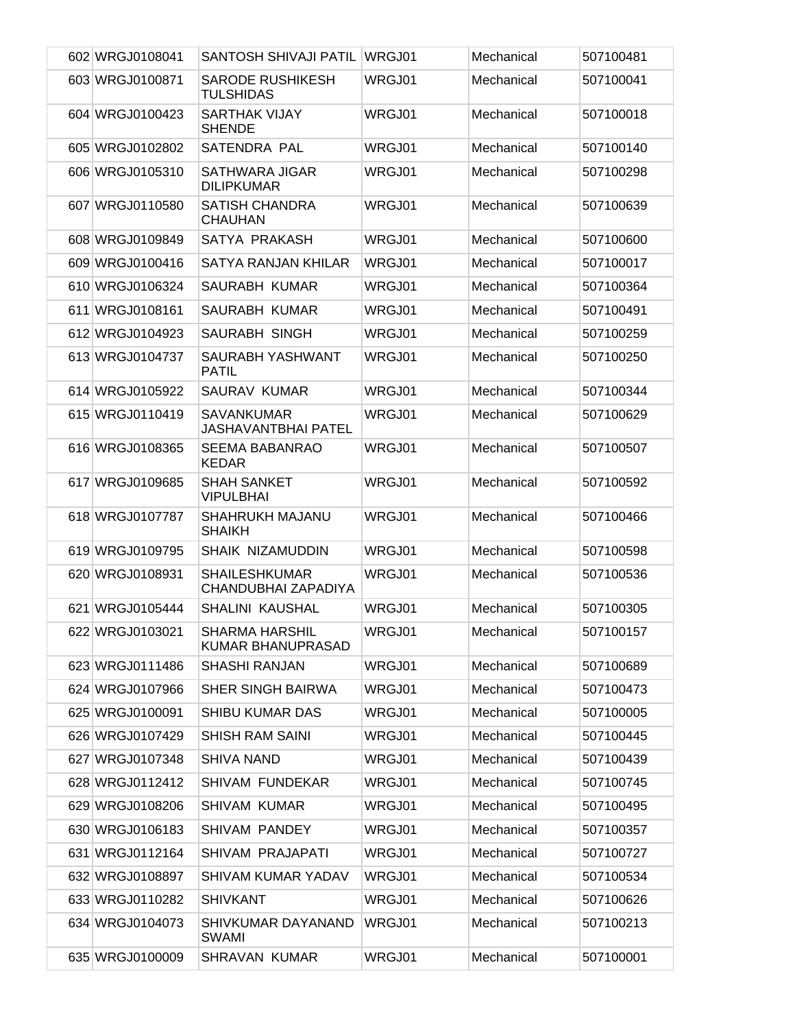| | | | | | |
|---|---|---|---|---|---|
| 602 | WRGJ0108041 | SANTOSH SHIVAJI PATIL | WRGJ01 | Mechanical | 507100481 |
| 603 | WRGJ0100871 | SARODE RUSHIKESH TULSHIDAS | WRGJ01 | Mechanical | 507100041 |
| 604 | WRGJ0100423 | SARTHAK VIJAY SHENDE | WRGJ01 | Mechanical | 507100018 |
| 605 | WRGJ0102802 | SATENDRA PAL | WRGJ01 | Mechanical | 507100140 |
| 606 | WRGJ0105310 | SATHWARA JIGAR DILIPKUMAR | WRGJ01 | Mechanical | 507100298 |
| 607 | WRGJ0110580 | SATISH CHANDRA CHAUHAN | WRGJ01 | Mechanical | 507100639 |
| 608 | WRGJ0109849 | SATYA PRAKASH | WRGJ01 | Mechanical | 507100600 |
| 609 | WRGJ0100416 | SATYA RANJAN KHILAR | WRGJ01 | Mechanical | 507100017 |
| 610 | WRGJ0106324 | SAURABH KUMAR | WRGJ01 | Mechanical | 507100364 |
| 611 | WRGJ0108161 | SAURABH KUMAR | WRGJ01 | Mechanical | 507100491 |
| 612 | WRGJ0104923 | SAURABH SINGH | WRGJ01 | Mechanical | 507100259 |
| 613 | WRGJ0104737 | SAURABH YASHWANT PATIL | WRGJ01 | Mechanical | 507100250 |
| 614 | WRGJ0105922 | SAURAV KUMAR | WRGJ01 | Mechanical | 507100344 |
| 615 | WRGJ0110419 | SAVANKUMAR JASHAVANTBHAI PATEL | WRGJ01 | Mechanical | 507100629 |
| 616 | WRGJ0108365 | SEEMA BABANRAO KEDAR | WRGJ01 | Mechanical | 507100507 |
| 617 | WRGJ0109685 | SHAH SANKET VIPULBHAI | WRGJ01 | Mechanical | 507100592 |
| 618 | WRGJ0107787 | SHAHRUKH MAJANU SHAIKH | WRGJ01 | Mechanical | 507100466 |
| 619 | WRGJ0109795 | SHAIK NIZAMUDDIN | WRGJ01 | Mechanical | 507100598 |
| 620 | WRGJ0108931 | SHAILESHKUMAR CHANDUBHAI ZAPADIYA | WRGJ01 | Mechanical | 507100536 |
| 621 | WRGJ0105444 | SHALINI KAUSHAL | WRGJ01 | Mechanical | 507100305 |
| 622 | WRGJ0103021 | SHARMA HARSHIL KUMAR BHANUPRASAD | WRGJ01 | Mechanical | 507100157 |
| 623 | WRGJ0111486 | SHASHI RANJAN | WRGJ01 | Mechanical | 507100689 |
| 624 | WRGJ0107966 | SHER SINGH BAIRWA | WRGJ01 | Mechanical | 507100473 |
| 625 | WRGJ0100091 | SHIBU KUMAR DAS | WRGJ01 | Mechanical | 507100005 |
| 626 | WRGJ0107429 | SHISH RAM SAINI | WRGJ01 | Mechanical | 507100445 |
| 627 | WRGJ0107348 | SHIVA NAND | WRGJ01 | Mechanical | 507100439 |
| 628 | WRGJ0112412 | SHIVAM FUNDEKAR | WRGJ01 | Mechanical | 507100745 |
| 629 | WRGJ0108206 | SHIVAM KUMAR | WRGJ01 | Mechanical | 507100495 |
| 630 | WRGJ0106183 | SHIVAM PANDEY | WRGJ01 | Mechanical | 507100357 |
| 631 | WRGJ0112164 | SHIVAM PRAJAPATI | WRGJ01 | Mechanical | 507100727 |
| 632 | WRGJ0108897 | SHIVAM KUMAR YADAV | WRGJ01 | Mechanical | 507100534 |
| 633 | WRGJ0110282 | SHIVKANT | WRGJ01 | Mechanical | 507100626 |
| 634 | WRGJ0104073 | SHIVKUMAR DAYANAND SWAMI | WRGJ01 | Mechanical | 507100213 |
| 635 | WRGJ0100009 | SHRAVAN KUMAR | WRGJ01 | Mechanical | 507100001 |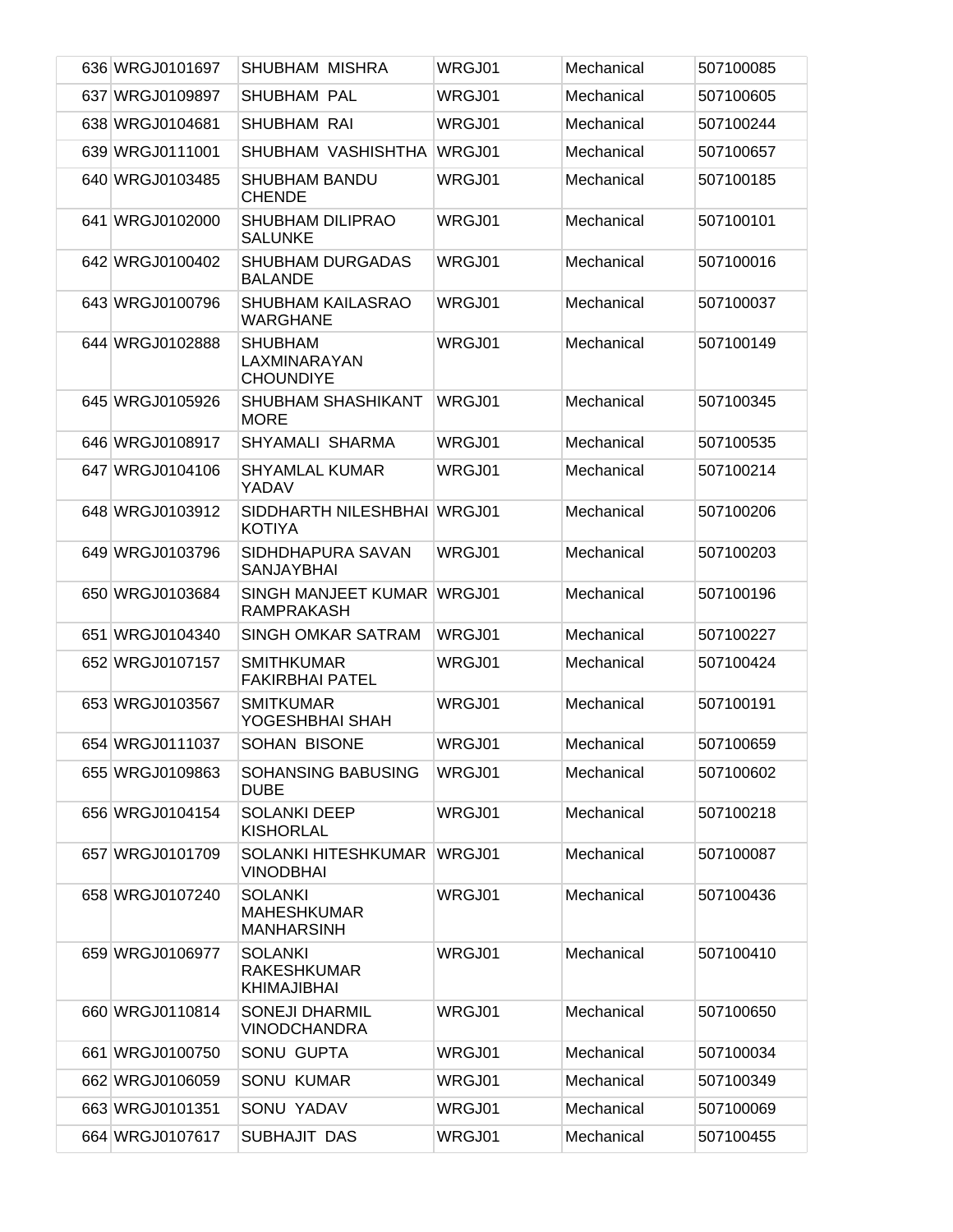| | | | | |
|---|---|---|---|---|
| 636 WRGJ0101697 | SHUBHAM MISHRA | WRGJ01 | Mechanical | 507100085 |
| 637 WRGJ0109897 | SHUBHAM PAL | WRGJ01 | Mechanical | 507100605 |
| 638 WRGJ0104681 | SHUBHAM RAI | WRGJ01 | Mechanical | 507100244 |
| 639 WRGJ0111001 | SHUBHAM VASHISHTHA | WRGJ01 | Mechanical | 507100657 |
| 640 WRGJ0103485 | SHUBHAM BANDU CHENDE | WRGJ01 | Mechanical | 507100185 |
| 641 WRGJ0102000 | SHUBHAM DILIPRAO SALUNKE | WRGJ01 | Mechanical | 507100101 |
| 642 WRGJ0100402 | SHUBHAM DURGADAS BALANDE | WRGJ01 | Mechanical | 507100016 |
| 643 WRGJ0100796 | SHUBHAM KAILASRAO WARGHANE | WRGJ01 | Mechanical | 507100037 |
| 644 WRGJ0102888 | SHUBHAM LAXMINARAYAN CHOUNDIYE | WRGJ01 | Mechanical | 507100149 |
| 645 WRGJ0105926 | SHUBHAM SHASHIKANT MORE | WRGJ01 | Mechanical | 507100345 |
| 646 WRGJ0108917 | SHYAMALI SHARMA | WRGJ01 | Mechanical | 507100535 |
| 647 WRGJ0104106 | SHYAMLAL KUMAR YADAV | WRGJ01 | Mechanical | 507100214 |
| 648 WRGJ0103912 | SIDDHARTH NILESHBHAI KOTIYA | WRGJ01 | Mechanical | 507100206 |
| 649 WRGJ0103796 | SIDHDHAPURA SAVAN SANJAYBHAI | WRGJ01 | Mechanical | 507100203 |
| 650 WRGJ0103684 | SINGH MANJEET KUMAR RAMPRAKASH | WRGJ01 | Mechanical | 507100196 |
| 651 WRGJ0104340 | SINGH OMKAR SATRAM | WRGJ01 | Mechanical | 507100227 |
| 652 WRGJ0107157 | SMITHKUMAR FAKIRBHAI PATEL | WRGJ01 | Mechanical | 507100424 |
| 653 WRGJ0103567 | SMITKUMAR YOGESHBHAI SHAH | WRGJ01 | Mechanical | 507100191 |
| 654 WRGJ0111037 | SOHAN BISONE | WRGJ01 | Mechanical | 507100659 |
| 655 WRGJ0109863 | SOHANSING BABUSING DUBE | WRGJ01 | Mechanical | 507100602 |
| 656 WRGJ0104154 | SOLANKI DEEP KISHORLAL | WRGJ01 | Mechanical | 507100218 |
| 657 WRGJ0101709 | SOLANKI HITESHKUMAR VINODBHAI | WRGJ01 | Mechanical | 507100087 |
| 658 WRGJ0107240 | SOLANKI MAHESHKUMAR MANHARSINH | WRGJ01 | Mechanical | 507100436 |
| 659 WRGJ0106977 | SOLANKI RAKESHKUMAR KHIMAJIBHAI | WRGJ01 | Mechanical | 507100410 |
| 660 WRGJ0110814 | SONEJI DHARMIL VINODCHANDRA | WRGJ01 | Mechanical | 507100650 |
| 661 WRGJ0100750 | SONU GUPTA | WRGJ01 | Mechanical | 507100034 |
| 662 WRGJ0106059 | SONU KUMAR | WRGJ01 | Mechanical | 507100349 |
| 663 WRGJ0101351 | SONU YADAV | WRGJ01 | Mechanical | 507100069 |
| 664 WRGJ0107617 | SUBHAJIT DAS | WRGJ01 | Mechanical | 507100455 |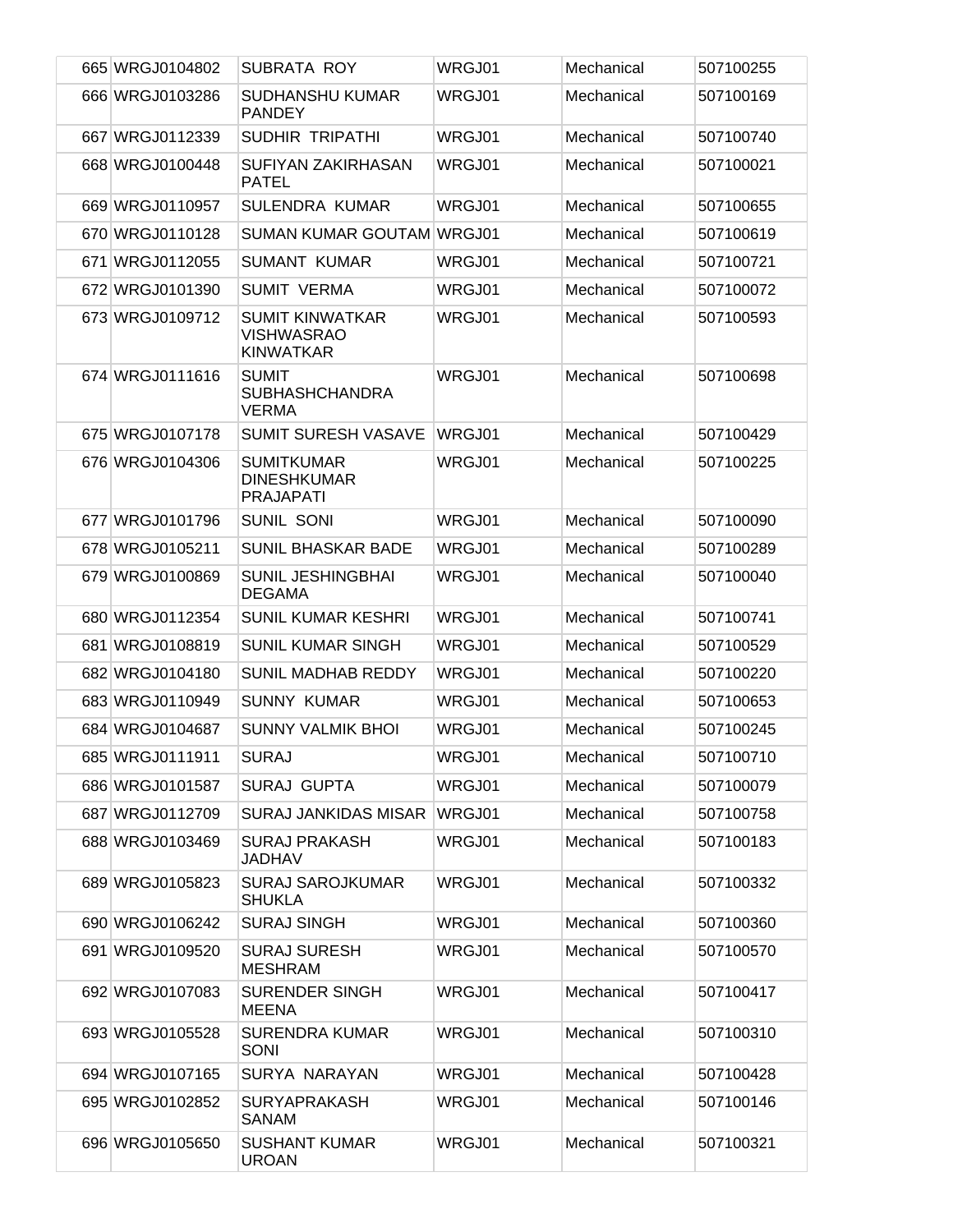| | | | | |
|---|---|---|---|---|
| 665 | WRGJ0104802 | SUBRATA ROY | WRGJ01 | Mechanical | 507100255 |
| 666 | WRGJ0103286 | SUDHANSHU KUMAR PANDEY | WRGJ01 | Mechanical | 507100169 |
| 667 | WRGJ0112339 | SUDHIR TRIPATHI | WRGJ01 | Mechanical | 507100740 |
| 668 | WRGJ0100448 | SUFIYAN ZAKIRHASAN PATEL | WRGJ01 | Mechanical | 507100021 |
| 669 | WRGJ0110957 | SULENDRA KUMAR | WRGJ01 | Mechanical | 507100655 |
| 670 | WRGJ0110128 | SUMAN KUMAR GOUTAM | WRGJ01 | Mechanical | 507100619 |
| 671 | WRGJ0112055 | SUMANT KUMAR | WRGJ01 | Mechanical | 507100721 |
| 672 | WRGJ0101390 | SUMIT VERMA | WRGJ01 | Mechanical | 507100072 |
| 673 | WRGJ0109712 | SUMIT KINWATKAR VISHWASRAO KINWATKAR | WRGJ01 | Mechanical | 507100593 |
| 674 | WRGJ0111616 | SUMIT SUBHASHCHANDRA VERMA | WRGJ01 | Mechanical | 507100698 |
| 675 | WRGJ0107178 | SUMIT SURESH VASAVE | WRGJ01 | Mechanical | 507100429 |
| 676 | WRGJ0104306 | SUMITKUMAR DINESHKUMAR PRAJAPATI | WRGJ01 | Mechanical | 507100225 |
| 677 | WRGJ0101796 | SUNIL SONI | WRGJ01 | Mechanical | 507100090 |
| 678 | WRGJ0105211 | SUNIL BHASKAR BADE | WRGJ01 | Mechanical | 507100289 |
| 679 | WRGJ0100869 | SUNIL JESHINGBHAI DEGAMA | WRGJ01 | Mechanical | 507100040 |
| 680 | WRGJ0112354 | SUNIL KUMAR KESHRI | WRGJ01 | Mechanical | 507100741 |
| 681 | WRGJ0108819 | SUNIL KUMAR SINGH | WRGJ01 | Mechanical | 507100529 |
| 682 | WRGJ0104180 | SUNIL MADHAB REDDY | WRGJ01 | Mechanical | 507100220 |
| 683 | WRGJ0110949 | SUNNY KUMAR | WRGJ01 | Mechanical | 507100653 |
| 684 | WRGJ0104687 | SUNNY VALMIK BHOI | WRGJ01 | Mechanical | 507100245 |
| 685 | WRGJ0111911 | SURAJ | WRGJ01 | Mechanical | 507100710 |
| 686 | WRGJ0101587 | SURAJ GUPTA | WRGJ01 | Mechanical | 507100079 |
| 687 | WRGJ0112709 | SURAJ JANKIDAS MISAR | WRGJ01 | Mechanical | 507100758 |
| 688 | WRGJ0103469 | SURAJ PRAKASH JADHAV | WRGJ01 | Mechanical | 507100183 |
| 689 | WRGJ0105823 | SURAJ SAROJKUMAR SHUKLA | WRGJ01 | Mechanical | 507100332 |
| 690 | WRGJ0106242 | SURAJ SINGH | WRGJ01 | Mechanical | 507100360 |
| 691 | WRGJ0109520 | SURAJ SURESH MESHRAM | WRGJ01 | Mechanical | 507100570 |
| 692 | WRGJ0107083 | SURENDER SINGH MEENA | WRGJ01 | Mechanical | 507100417 |
| 693 | WRGJ0105528 | SURENDRA KUMAR SONI | WRGJ01 | Mechanical | 507100310 |
| 694 | WRGJ0107165 | SURYA NARAYAN | WRGJ01 | Mechanical | 507100428 |
| 695 | WRGJ0102852 | SURYAPRAKASH SANAM | WRGJ01 | Mechanical | 507100146 |
| 696 | WRGJ0105650 | SUSHANT KUMAR UROAN | WRGJ01 | Mechanical | 507100321 |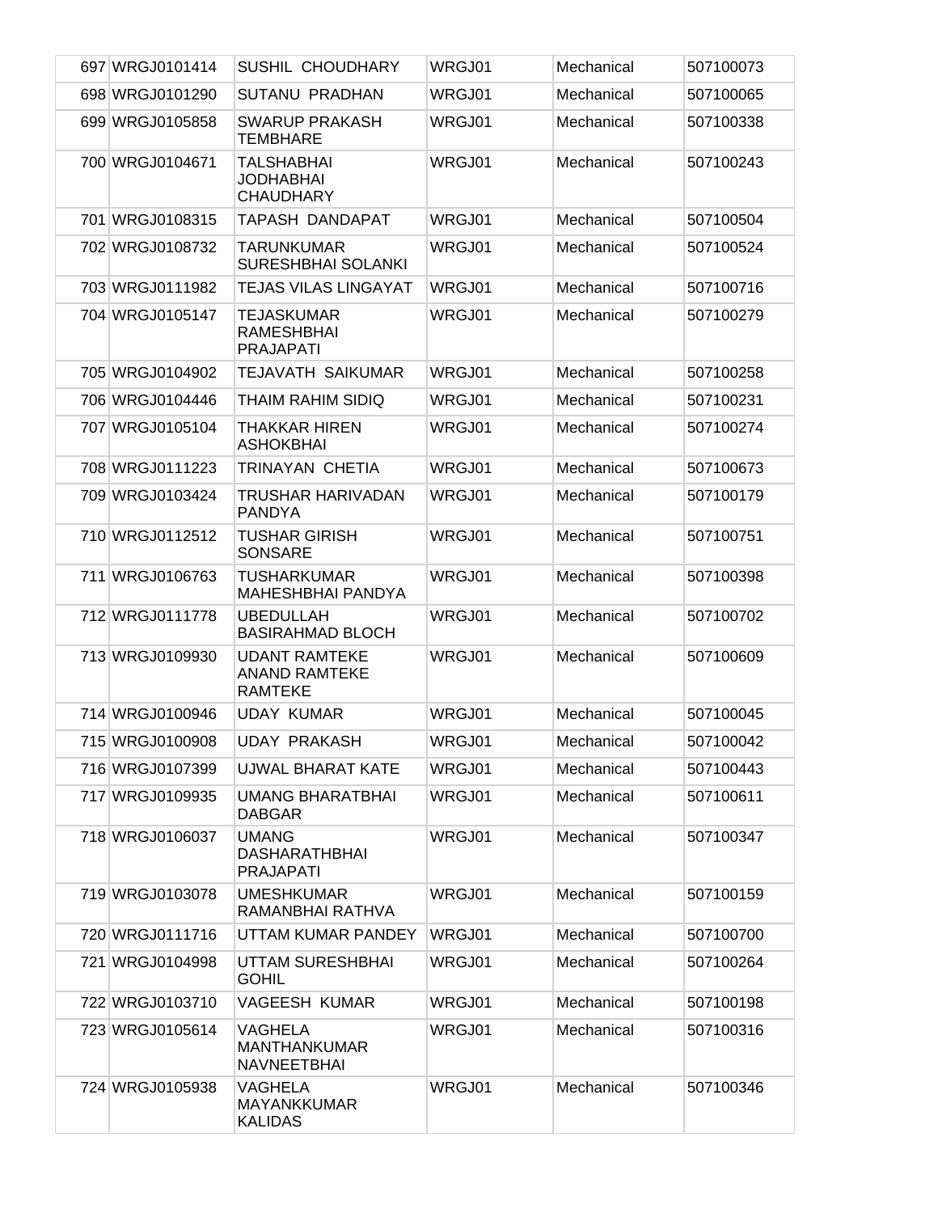| 697 | WRGJ0101414 | SUSHIL CHOUDHARY | WRGJ01 | Mechanical | 507100073 |
|---|---|---|---|---|---|
| 698 | WRGJ0101290 | SUTANU PRADHAN | WRGJ01 | Mechanical | 507100065 |
| 699 | WRGJ0105858 | SWARUP PRAKASH TEMBHARE | WRGJ01 | Mechanical | 507100338 |
| 700 | WRGJ0104671 | TALSHABHAI JODHABHAI CHAUDHARY | WRGJ01 | Mechanical | 507100243 |
| 701 | WRGJ0108315 | TAPASH DANDAPAT | WRGJ01 | Mechanical | 507100504 |
| 702 | WRGJ0108732 | TARUNKUMAR SURESHBHAI SOLANKI | WRGJ01 | Mechanical | 507100524 |
| 703 | WRGJ0111982 | TEJAS VILAS LINGAYAT | WRGJ01 | Mechanical | 507100716 |
| 704 | WRGJ0105147 | TEJASKUMAR RAMESHBHAI PRAJAPATI | WRGJ01 | Mechanical | 507100279 |
| 705 | WRGJ0104902 | TEJAVATH SAIKUMAR | WRGJ01 | Mechanical | 507100258 |
| 706 | WRGJ0104446 | THAIM RAHIM SIDIQ | WRGJ01 | Mechanical | 507100231 |
| 707 | WRGJ0105104 | THAKKAR HIREN ASHOKBHAI | WRGJ01 | Mechanical | 507100274 |
| 708 | WRGJ0111223 | TRINAYAN CHETIA | WRGJ01 | Mechanical | 507100673 |
| 709 | WRGJ0103424 | TRUSHAR HARIVADAN PANDYA | WRGJ01 | Mechanical | 507100179 |
| 710 | WRGJ0112512 | TUSHAR GIRISH SONSARE | WRGJ01 | Mechanical | 507100751 |
| 711 | WRGJ0106763 | TUSHARKUMAR MAHESHBHAI PANDYA | WRGJ01 | Mechanical | 507100398 |
| 712 | WRGJ0111778 | UBEDULLAH BASIRAHMAD BLOCH | WRGJ01 | Mechanical | 507100702 |
| 713 | WRGJ0109930 | UDANT RAMTEKE ANAND RAMTEKE RAMTEKE | WRGJ01 | Mechanical | 507100609 |
| 714 | WRGJ0100946 | UDAY KUMAR | WRGJ01 | Mechanical | 507100045 |
| 715 | WRGJ0100908 | UDAY PRAKASH | WRGJ01 | Mechanical | 507100042 |
| 716 | WRGJ0107399 | UJWAL BHARAT KATE | WRGJ01 | Mechanical | 507100443 |
| 717 | WRGJ0109935 | UMANG BHARATBHAI DABGAR | WRGJ01 | Mechanical | 507100611 |
| 718 | WRGJ0106037 | UMANG DASHARATHBHAI PRAJAPATI | WRGJ01 | Mechanical | 507100347 |
| 719 | WRGJ0103078 | UMESHKUMAR RAMANBHAI RATHVA | WRGJ01 | Mechanical | 507100159 |
| 720 | WRGJ0111716 | UTTAM KUMAR PANDEY | WRGJ01 | Mechanical | 507100700 |
| 721 | WRGJ0104998 | UTTAM SURESHBHAI GOHIL | WRGJ01 | Mechanical | 507100264 |
| 722 | WRGJ0103710 | VAGEESH KUMAR | WRGJ01 | Mechanical | 507100198 |
| 723 | WRGJ0105614 | VAGHELA MANTHANKUMAR NAVNEETBHAI | WRGJ01 | Mechanical | 507100316 |
| 724 | WRGJ0105938 | VAGHELA MAYANKKUMAR KALIDAS | WRGJ01 | Mechanical | 507100346 |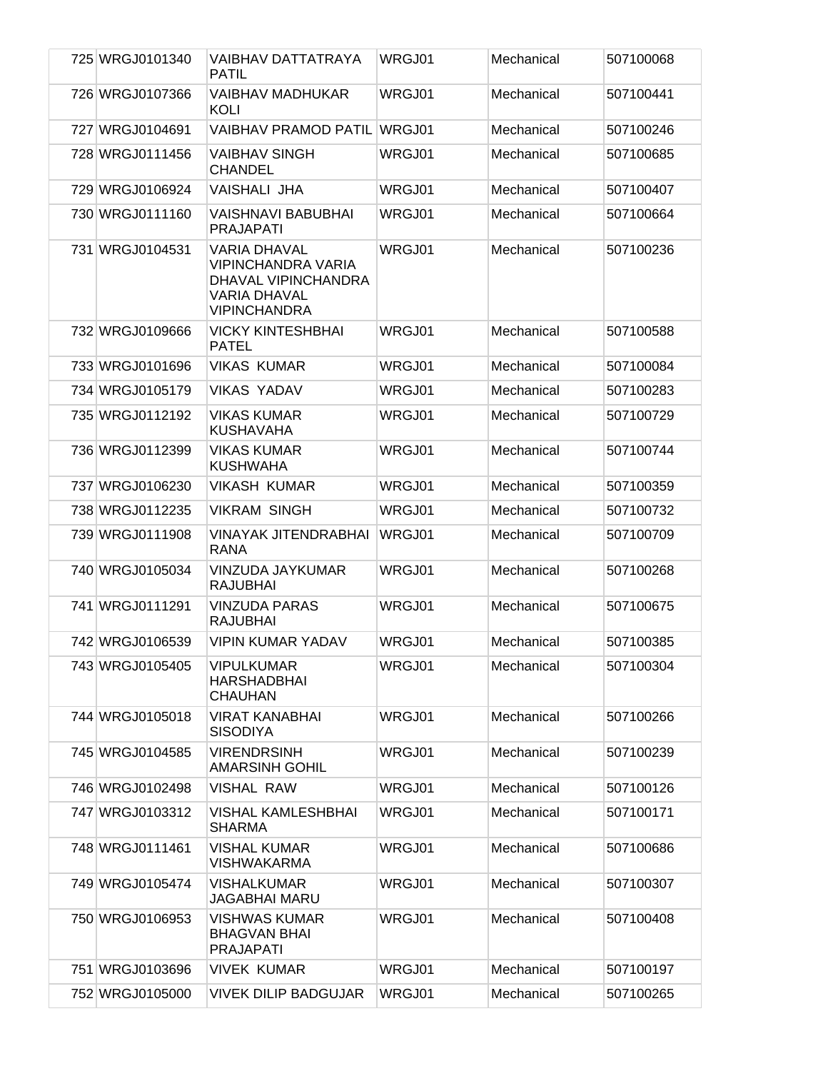| 725 | WRGJ0101340 | VAIBHAV DATTATRAYA PATIL | WRGJ01 | Mechanical | 507100068 |
|---|---|---|---|---|---|
| 726 | WRGJ0107366 | VAIBHAV MADHUKAR KOLI | WRGJ01 | Mechanical | 507100441 |
| 727 | WRGJ0104691 | VAIBHAV PRAMOD PATIL | WRGJ01 | Mechanical | 507100246 |
| 728 | WRGJ0111456 | VAIBHAV SINGH CHANDEL | WRGJ01 | Mechanical | 507100685 |
| 729 | WRGJ0106924 | VAISHALI JHA | WRGJ01 | Mechanical | 507100407 |
| 730 | WRGJ0111160 | VAISHNAVI BABUBHAI PRAJAPATI | WRGJ01 | Mechanical | 507100664 |
| 731 | WRGJ0104531 | VARIA DHAVAL VIPINCHANDRA VARIA DHAVAL VIPINCHANDRA VARIA DHAVAL VIPINCHANDRA | WRGJ01 | Mechanical | 507100236 |
| 732 | WRGJ0109666 | VICKY KINTESHBHAI PATEL | WRGJ01 | Mechanical | 507100588 |
| 733 | WRGJ0101696 | VIKAS KUMAR | WRGJ01 | Mechanical | 507100084 |
| 734 | WRGJ0105179 | VIKAS YADAV | WRGJ01 | Mechanical | 507100283 |
| 735 | WRGJ0112192 | VIKAS KUMAR KUSHAVAHA | WRGJ01 | Mechanical | 507100729 |
| 736 | WRGJ0112399 | VIKAS KUMAR KUSHWAHA | WRGJ01 | Mechanical | 507100744 |
| 737 | WRGJ0106230 | VIKASH KUMAR | WRGJ01 | Mechanical | 507100359 |
| 738 | WRGJ0112235 | VIKRAM SINGH | WRGJ01 | Mechanical | 507100732 |
| 739 | WRGJ0111908 | VINAYAK JITENDRABHAI RANA | WRGJ01 | Mechanical | 507100709 |
| 740 | WRGJ0105034 | VINZUDA JAYKUMAR RAJUBHAI | WRGJ01 | Mechanical | 507100268 |
| 741 | WRGJ0111291 | VINZUDA PARAS RAJUBHAI | WRGJ01 | Mechanical | 507100675 |
| 742 | WRGJ0106539 | VIPIN KUMAR YADAV | WRGJ01 | Mechanical | 507100385 |
| 743 | WRGJ0105405 | VIPULKUMAR HARSHADBHAI CHAUHAN | WRGJ01 | Mechanical | 507100304 |
| 744 | WRGJ0105018 | VIRAT KANABHAI SISODIYA | WRGJ01 | Mechanical | 507100266 |
| 745 | WRGJ0104585 | VIRENDRSINH AMARSINH GOHIL | WRGJ01 | Mechanical | 507100239 |
| 746 | WRGJ0102498 | VISHAL RAW | WRGJ01 | Mechanical | 507100126 |
| 747 | WRGJ0103312 | VISHAL KAMLESHBHAI SHARMA | WRGJ01 | Mechanical | 507100171 |
| 748 | WRGJ0111461 | VISHAL KUMAR VISHWAKARMA | WRGJ01 | Mechanical | 507100686 |
| 749 | WRGJ0105474 | VISHALKUMAR JAGABHAI MARU | WRGJ01 | Mechanical | 507100307 |
| 750 | WRGJ0106953 | VISHWAS KUMAR BHAGVAN BHAI PRAJAPATI | WRGJ01 | Mechanical | 507100408 |
| 751 | WRGJ0103696 | VIVEK KUMAR | WRGJ01 | Mechanical | 507100197 |
| 752 | WRGJ0105000 | VIVEK DILIP BADGUJAR | WRGJ01 | Mechanical | 507100265 |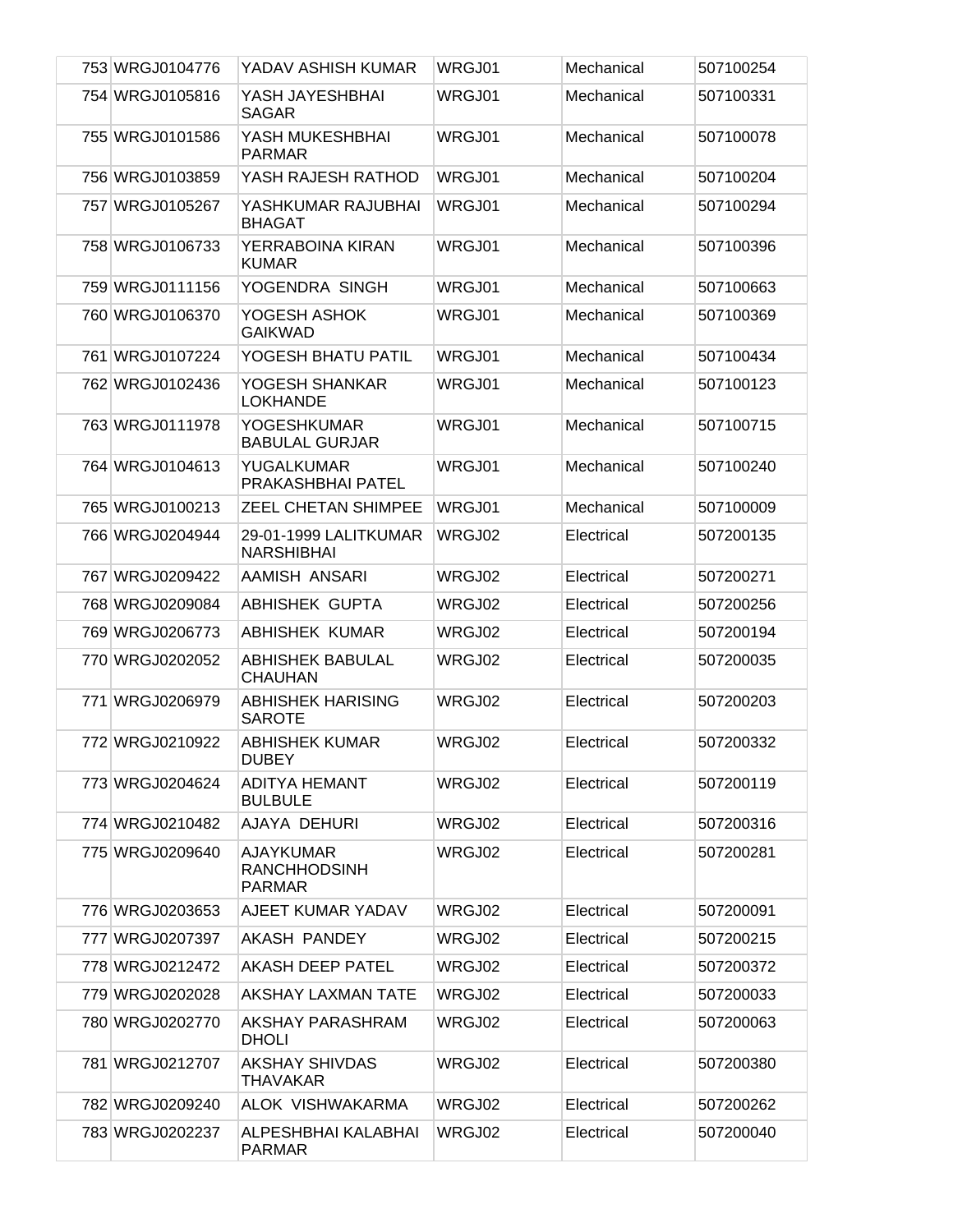| | | | | |
|---|---|---|---|---|
| 753 | WRGJ0104776 | YADAV ASHISH KUMAR | WRGJ01 | Mechanical | 507100254 |
| 754 | WRGJ0105816 | YASH JAYESHBHAI SAGAR | WRGJ01 | Mechanical | 507100331 |
| 755 | WRGJ0101586 | YASH MUKESHBHAI PARMAR | WRGJ01 | Mechanical | 507100078 |
| 756 | WRGJ0103859 | YASH RAJESH RATHOD | WRGJ01 | Mechanical | 507100204 |
| 757 | WRGJ0105267 | YASHKUMAR RAJUBHAI BHAGAT | WRGJ01 | Mechanical | 507100294 |
| 758 | WRGJ0106733 | YERRABOINA KIRAN KUMAR | WRGJ01 | Mechanical | 507100396 |
| 759 | WRGJ0111156 | YOGENDRA SINGH | WRGJ01 | Mechanical | 507100663 |
| 760 | WRGJ0106370 | YOGESH ASHOK GAIKWAD | WRGJ01 | Mechanical | 507100369 |
| 761 | WRGJ0107224 | YOGESH BHATU PATIL | WRGJ01 | Mechanical | 507100434 |
| 762 | WRGJ0102436 | YOGESH SHANKAR LOKHANDE | WRGJ01 | Mechanical | 507100123 |
| 763 | WRGJ0111978 | YOGESHKUMAR BABULAL GURJAR | WRGJ01 | Mechanical | 507100715 |
| 764 | WRGJ0104613 | YUGALKUMAR PRAKASHBHAI PATEL | WRGJ01 | Mechanical | 507100240 |
| 765 | WRGJ0100213 | ZEEL CHETAN SHIMPEE | WRGJ01 | Mechanical | 507100009 |
| 766 | WRGJ0204944 | 29-01-1999 LALITKUMAR NARSHIBHAI | WRGJ02 | Electrical | 507200135 |
| 767 | WRGJ0209422 | AAMISH ANSARI | WRGJ02 | Electrical | 507200271 |
| 768 | WRGJ0209084 | ABHISHEK GUPTA | WRGJ02 | Electrical | 507200256 |
| 769 | WRGJ0206773 | ABHISHEK KUMAR | WRGJ02 | Electrical | 507200194 |
| 770 | WRGJ0202052 | ABHISHEK BABULAL CHAUHAN | WRGJ02 | Electrical | 507200035 |
| 771 | WRGJ0206979 | ABHISHEK HARISING SAROTE | WRGJ02 | Electrical | 507200203 |
| 772 | WRGJ0210922 | ABHISHEK KUMAR DUBEY | WRGJ02 | Electrical | 507200332 |
| 773 | WRGJ0204624 | ADITYA HEMANT BULBULE | WRGJ02 | Electrical | 507200119 |
| 774 | WRGJ0210482 | AJAYA DEHURI | WRGJ02 | Electrical | 507200316 |
| 775 | WRGJ0209640 | AJAYKUMAR RANCHHODSINH PARMAR | WRGJ02 | Electrical | 507200281 |
| 776 | WRGJ0203653 | AJEET KUMAR YADAV | WRGJ02 | Electrical | 507200091 |
| 777 | WRGJ0207397 | AKASH PANDEY | WRGJ02 | Electrical | 507200215 |
| 778 | WRGJ0212472 | AKASH DEEP PATEL | WRGJ02 | Electrical | 507200372 |
| 779 | WRGJ0202028 | AKSHAY LAXMAN TATE | WRGJ02 | Electrical | 507200033 |
| 780 | WRGJ0202770 | AKSHAY PARASHRAM DHOLI | WRGJ02 | Electrical | 507200063 |
| 781 | WRGJ0212707 | AKSHAY SHIVDAS THAVAKAR | WRGJ02 | Electrical | 507200380 |
| 782 | WRGJ0209240 | ALOK VISHWAKARMA | WRGJ02 | Electrical | 507200262 |
| 783 | WRGJ0202237 | ALPESHBHAI KALABHAI PARMAR | WRGJ02 | Electrical | 507200040 |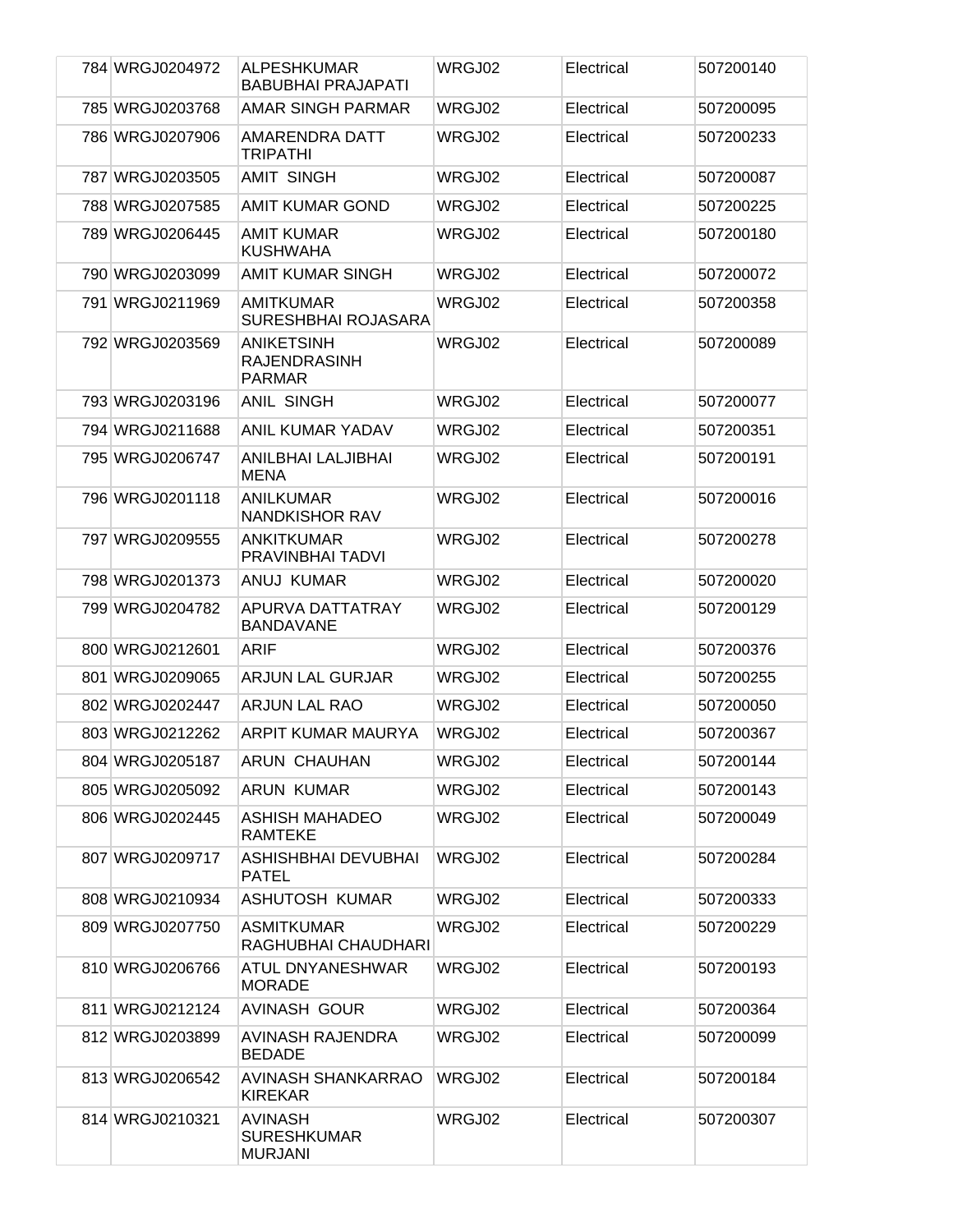| 784 | WRGJ0204972 | ALPESHKUMAR BABUBHAI PRAJAPATI | WRGJ02 | Electrical | 507200140 |
|---|---|---|---|---|---|
| 785 | WRGJ0203768 | AMAR SINGH PARMAR | WRGJ02 | Electrical | 507200095 |
| 786 | WRGJ0207906 | AMARENDRA DATT TRIPATHI | WRGJ02 | Electrical | 507200233 |
| 787 | WRGJ0203505 | AMIT SINGH | WRGJ02 | Electrical | 507200087 |
| 788 | WRGJ0207585 | AMIT KUMAR GOND | WRGJ02 | Electrical | 507200225 |
| 789 | WRGJ0206445 | AMIT KUMAR KUSHWAHA | WRGJ02 | Electrical | 507200180 |
| 790 | WRGJ0203099 | AMIT KUMAR SINGH | WRGJ02 | Electrical | 507200072 |
| 791 | WRGJ0211969 | AMITKUMAR SURESHBHAI ROJASARA | WRGJ02 | Electrical | 507200358 |
| 792 | WRGJ0203569 | ANIKETSINH RAJENDRASINH PARMAR | WRGJ02 | Electrical | 507200089 |
| 793 | WRGJ0203196 | ANIL SINGH | WRGJ02 | Electrical | 507200077 |
| 794 | WRGJ0211688 | ANIL KUMAR YADAV | WRGJ02 | Electrical | 507200351 |
| 795 | WRGJ0206747 | ANILBHAI LALJIBHAI MENA | WRGJ02 | Electrical | 507200191 |
| 796 | WRGJ0201118 | ANILKUMAR NANDKISHOR RAV | WRGJ02 | Electrical | 507200016 |
| 797 | WRGJ0209555 | ANKITKUMAR PRAVINBHAI TADVI | WRGJ02 | Electrical | 507200278 |
| 798 | WRGJ0201373 | ANUJ KUMAR | WRGJ02 | Electrical | 507200020 |
| 799 | WRGJ0204782 | APURVA DATTATRAY BANDAVANE | WRGJ02 | Electrical | 507200129 |
| 800 | WRGJ0212601 | ARIF | WRGJ02 | Electrical | 507200376 |
| 801 | WRGJ0209065 | ARJUN LAL GURJAR | WRGJ02 | Electrical | 507200255 |
| 802 | WRGJ0202447 | ARJUN LAL RAO | WRGJ02 | Electrical | 507200050 |
| 803 | WRGJ0212262 | ARPIT KUMAR MAURYA | WRGJ02 | Electrical | 507200367 |
| 804 | WRGJ0205187 | ARUN CHAUHAN | WRGJ02 | Electrical | 507200144 |
| 805 | WRGJ0205092 | ARUN KUMAR | WRGJ02 | Electrical | 507200143 |
| 806 | WRGJ0202445 | ASHISH MAHADEO RAMTEKE | WRGJ02 | Electrical | 507200049 |
| 807 | WRGJ0209717 | ASHISHBHAI DEVUBHAI PATEL | WRGJ02 | Electrical | 507200284 |
| 808 | WRGJ0210934 | ASHUTOSH KUMAR | WRGJ02 | Electrical | 507200333 |
| 809 | WRGJ0207750 | ASMITKUMAR RAGHUBHAI CHAUDHARI | WRGJ02 | Electrical | 507200229 |
| 810 | WRGJ0206766 | ATUL DNYANESHWAR MORADE | WRGJ02 | Electrical | 507200193 |
| 811 | WRGJ0212124 | AVINASH GOUR | WRGJ02 | Electrical | 507200364 |
| 812 | WRGJ0203899 | AVINASH RAJENDRA BEDADE | WRGJ02 | Electrical | 507200099 |
| 813 | WRGJ0206542 | AVINASH SHANKARRAO KIREKAR | WRGJ02 | Electrical | 507200184 |
| 814 | WRGJ0210321 | AVINASH SURESHKUMAR MURJANI | WRGJ02 | Electrical | 507200307 |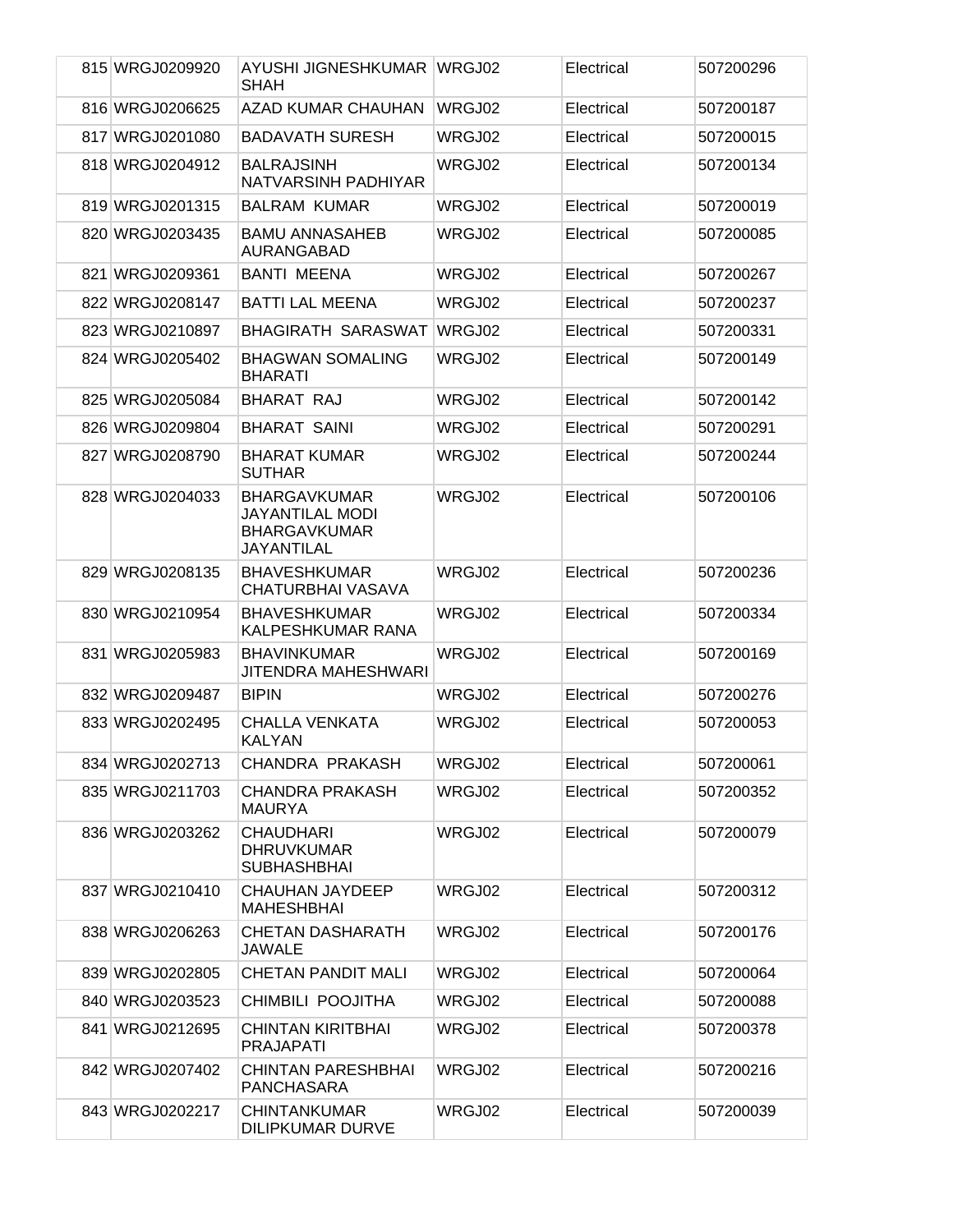| 815 | WRGJ0209920 | AYUSHI JIGNESHKUMAR SHAH | WRGJ02 | Electrical | 507200296 |
|---|---|---|---|---|---|
| 816 | WRGJ0206625 | AZAD KUMAR CHAUHAN | WRGJ02 | Electrical | 507200187 |
| 817 | WRGJ0201080 | BADAVATH SURESH | WRGJ02 | Electrical | 507200015 |
| 818 | WRGJ0204912 | BALRAJSINH NATVARSINH PADHIYAR | WRGJ02 | Electrical | 507200134 |
| 819 | WRGJ0201315 | BALRAM KUMAR | WRGJ02 | Electrical | 507200019 |
| 820 | WRGJ0203435 | BAMU ANNASAHEB AURANGABAD | WRGJ02 | Electrical | 507200085 |
| 821 | WRGJ0209361 | BANTI MEENA | WRGJ02 | Electrical | 507200267 |
| 822 | WRGJ0208147 | BATTI LAL MEENA | WRGJ02 | Electrical | 507200237 |
| 823 | WRGJ0210897 | BHAGIRATH SARASWAT | WRGJ02 | Electrical | 507200331 |
| 824 | WRGJ0205402 | BHAGWAN SOMALING BHARATI | WRGJ02 | Electrical | 507200149 |
| 825 | WRGJ0205084 | BHARAT RAJ | WRGJ02 | Electrical | 507200142 |
| 826 | WRGJ0209804 | BHARAT SAINI | WRGJ02 | Electrical | 507200291 |
| 827 | WRGJ0208790 | BHARAT KUMAR SUTHAR | WRGJ02 | Electrical | 507200244 |
| 828 | WRGJ0204033 | BHARGAVKUMAR JAYANTILAL MODI BHARGAVKUMAR JAYANTILAL | WRGJ02 | Electrical | 507200106 |
| 829 | WRGJ0208135 | BHAVESHKUMAR CHATURBHAI VASAVA | WRGJ02 | Electrical | 507200236 |
| 830 | WRGJ0210954 | BHAVESHKUMAR KALPESHKUMAR RANA | WRGJ02 | Electrical | 507200334 |
| 831 | WRGJ0205983 | BHAVINKUMAR JITENDRA MAHESHWARI | WRGJ02 | Electrical | 507200169 |
| 832 | WRGJ0209487 | BIPIN | WRGJ02 | Electrical | 507200276 |
| 833 | WRGJ0202495 | CHALLA VENKATA KALYAN | WRGJ02 | Electrical | 507200053 |
| 834 | WRGJ0202713 | CHANDRA PRAKASH | WRGJ02 | Electrical | 507200061 |
| 835 | WRGJ0211703 | CHANDRA PRAKASH MAURYA | WRGJ02 | Electrical | 507200352 |
| 836 | WRGJ0203262 | CHAUDHARI DHRUVKUMAR SUBHASHBHAI | WRGJ02 | Electrical | 507200079 |
| 837 | WRGJ0210410 | CHAUHAN JAYDEEP MAHESHBHAI | WRGJ02 | Electrical | 507200312 |
| 838 | WRGJ0206263 | CHETAN DASHARATH JAWALE | WRGJ02 | Electrical | 507200176 |
| 839 | WRGJ0202805 | CHETAN PANDIT MALI | WRGJ02 | Electrical | 507200064 |
| 840 | WRGJ0203523 | CHIMBILI POOJITHA | WRGJ02 | Electrical | 507200088 |
| 841 | WRGJ0212695 | CHINTAN KIRITBHAI PRAJAPATI | WRGJ02 | Electrical | 507200378 |
| 842 | WRGJ0207402 | CHINTAN PARESHBHAI PANCHASARA | WRGJ02 | Electrical | 507200216 |
| 843 | WRGJ0202217 | CHINTANKUMAR DILIPKUMAR DURVE | WRGJ02 | Electrical | 507200039 |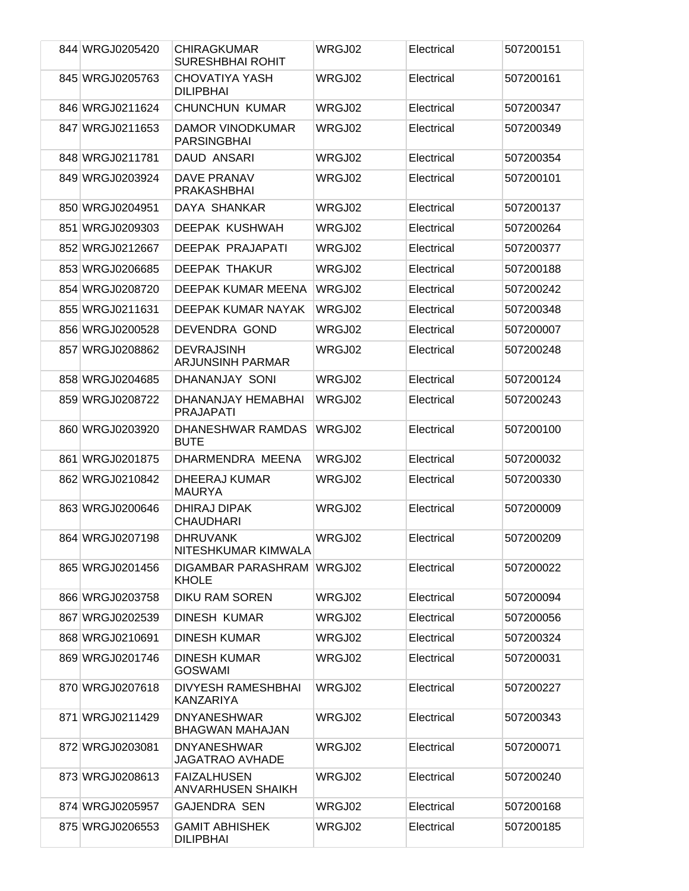| | | | | | |
|---|---|---|---|---|---|
| 844 | WRGJ0205420 | CHIRAGKUMAR SURESHBHAI ROHIT | WRGJ02 | Electrical | 507200151 |
| 845 | WRGJ0205763 | CHOVATIYA YASH DILIPBHAI | WRGJ02 | Electrical | 507200161 |
| 846 | WRGJ0211624 | CHUNCHUN KUMAR | WRGJ02 | Electrical | 507200347 |
| 847 | WRGJ0211653 | DAMOR VINODKUMAR PARSINGBHAI | WRGJ02 | Electrical | 507200349 |
| 848 | WRGJ0211781 | DAUD ANSARI | WRGJ02 | Electrical | 507200354 |
| 849 | WRGJ0203924 | DAVE PRANAV PRAKASHBHAI | WRGJ02 | Electrical | 507200101 |
| 850 | WRGJ0204951 | DAYA SHANKAR | WRGJ02 | Electrical | 507200137 |
| 851 | WRGJ0209303 | DEEPAK KUSHWAH | WRGJ02 | Electrical | 507200264 |
| 852 | WRGJ0212667 | DEEPAK PRAJAPATI | WRGJ02 | Electrical | 507200377 |
| 853 | WRGJ0206685 | DEEPAK THAKUR | WRGJ02 | Electrical | 507200188 |
| 854 | WRGJ0208720 | DEEPAK KUMAR MEENA | WRGJ02 | Electrical | 507200242 |
| 855 | WRGJ0211631 | DEEPAK KUMAR NAYAK | WRGJ02 | Electrical | 507200348 |
| 856 | WRGJ0200528 | DEVENDRA GOND | WRGJ02 | Electrical | 507200007 |
| 857 | WRGJ0208862 | DEVRAJSINH ARJUNSINH PARMAR | WRGJ02 | Electrical | 507200248 |
| 858 | WRGJ0204685 | DHANANJAY SONI | WRGJ02 | Electrical | 507200124 |
| 859 | WRGJ0208722 | DHANANJAY HEMABHAI PRAJAPATI | WRGJ02 | Electrical | 507200243 |
| 860 | WRGJ0203920 | DHANESHWAR RAMDAS BUTE | WRGJ02 | Electrical | 507200100 |
| 861 | WRGJ0201875 | DHARMENDRA MEENA | WRGJ02 | Electrical | 507200032 |
| 862 | WRGJ0210842 | DHEERAJ KUMAR MAURYA | WRGJ02 | Electrical | 507200330 |
| 863 | WRGJ0200646 | DHIRAJ DIPAK CHAUDHARI | WRGJ02 | Electrical | 507200009 |
| 864 | WRGJ0207198 | DHRUVANK NITESHKUMAR KIMWALA | WRGJ02 | Electrical | 507200209 |
| 865 | WRGJ0201456 | DIGAMBAR PARASHRAM KHOLE | WRGJ02 | Electrical | 507200022 |
| 866 | WRGJ0203758 | DIKU RAM SOREN | WRGJ02 | Electrical | 507200094 |
| 867 | WRGJ0202539 | DINESH KUMAR | WRGJ02 | Electrical | 507200056 |
| 868 | WRGJ0210691 | DINESH KUMAR | WRGJ02 | Electrical | 507200324 |
| 869 | WRGJ0201746 | DINESH KUMAR GOSWAMI | WRGJ02 | Electrical | 507200031 |
| 870 | WRGJ0207618 | DIVYESH RAMESHBHAI KANZARIYA | WRGJ02 | Electrical | 507200227 |
| 871 | WRGJ0211429 | DNYANESHWAR BHAGWAN MAHAJAN | WRGJ02 | Electrical | 507200343 |
| 872 | WRGJ0203081 | DNYANESHWAR JAGATRAO AVHADE | WRGJ02 | Electrical | 507200071 |
| 873 | WRGJ0208613 | FAIZALHUSEN ANVARHUSEN SHAIKH | WRGJ02 | Electrical | 507200240 |
| 874 | WRGJ0205957 | GAJENDRA SEN | WRGJ02 | Electrical | 507200168 |
| 875 | WRGJ0206553 | GAMIT ABHISHEK DILIPBHAI | WRGJ02 | Electrical | 507200185 |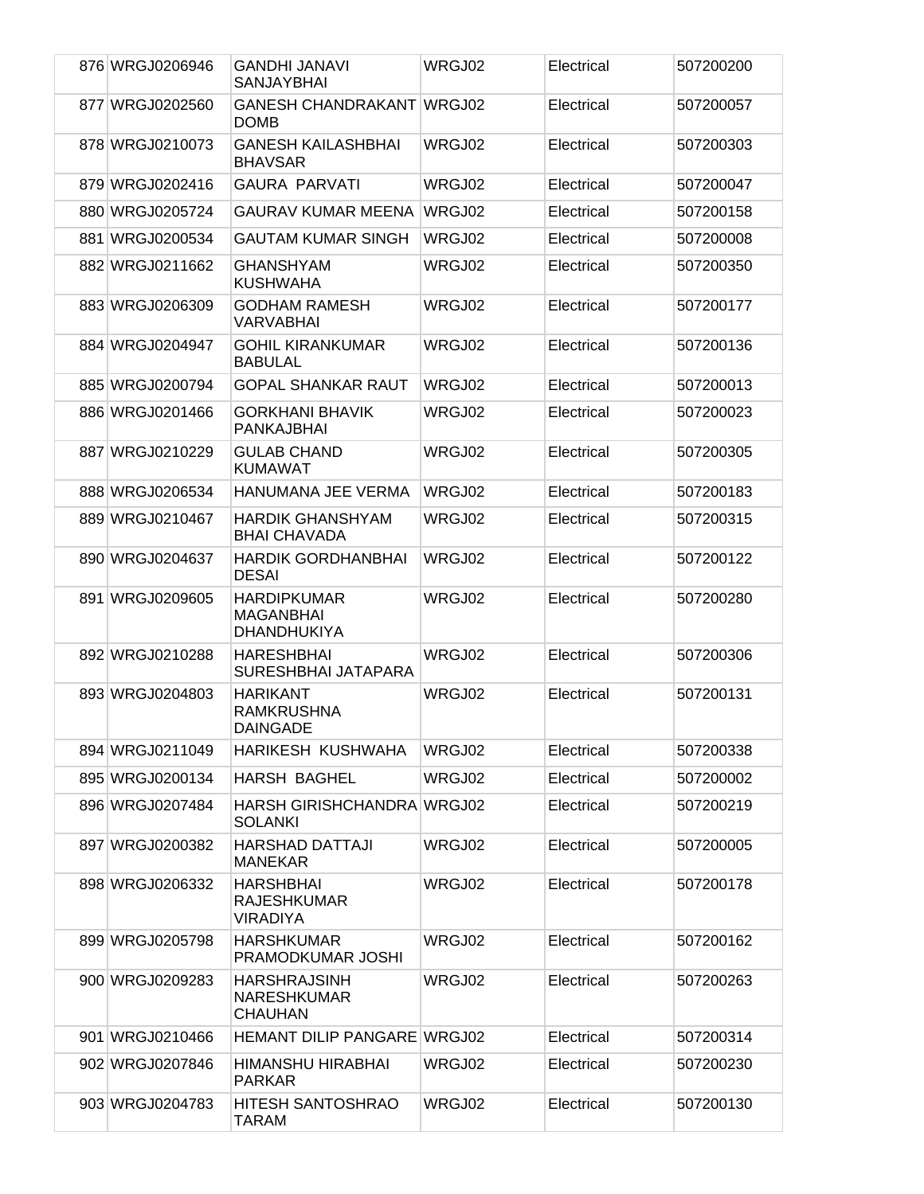| 876 | WRGJ0206946 | GANDHI JANAVI SANJAYBHAI | WRGJ02 | Electrical | 507200200 |
|---|---|---|---|---|---|
| 877 | WRGJ0202560 | GANESH CHANDRAKANT DOMB | WRGJ02 | Electrical | 507200057 |
| 878 | WRGJ0210073 | GANESH KAILASHBHAI BHAVSAR | WRGJ02 | Electrical | 507200303 |
| 879 | WRGJ0202416 | GAURA PARVATI | WRGJ02 | Electrical | 507200047 |
| 880 | WRGJ0205724 | GAURAV KUMAR MEENA | WRGJ02 | Electrical | 507200158 |
| 881 | WRGJ0200534 | GAUTAM KUMAR SINGH | WRGJ02 | Electrical | 507200008 |
| 882 | WRGJ0211662 | GHANSHYAM KUSHWAHA | WRGJ02 | Electrical | 507200350 |
| 883 | WRGJ0206309 | GODHAM RAMESH VARVABHAI | WRGJ02 | Electrical | 507200177 |
| 884 | WRGJ0204947 | GOHIL KIRANKUMAR BABULAL | WRGJ02 | Electrical | 507200136 |
| 885 | WRGJ0200794 | GOPAL SHANKAR RAUT | WRGJ02 | Electrical | 507200013 |
| 886 | WRGJ0201466 | GORKHANI BHAVIK PANKAJBHAI | WRGJ02 | Electrical | 507200023 |
| 887 | WRGJ0210229 | GULAB CHAND KUMAWAT | WRGJ02 | Electrical | 507200305 |
| 888 | WRGJ0206534 | HANUMANA JEE VERMA | WRGJ02 | Electrical | 507200183 |
| 889 | WRGJ0210467 | HARDIK GHANSHYAM BHAI CHAVADA | WRGJ02 | Electrical | 507200315 |
| 890 | WRGJ0204637 | HARDIK GORDHANBHAI DESAI | WRGJ02 | Electrical | 507200122 |
| 891 | WRGJ0209605 | HARDIPKUMAR MAGANBHAI DHANDHUKIYA | WRGJ02 | Electrical | 507200280 |
| 892 | WRGJ0210288 | HARESHBHAI SURESHBHAI JATAPARA | WRGJ02 | Electrical | 507200306 |
| 893 | WRGJ0204803 | HARIKANT RAMKRUSHNA DAINGADE | WRGJ02 | Electrical | 507200131 |
| 894 | WRGJ0211049 | HARIKESH KUSHWAHA | WRGJ02 | Electrical | 507200338 |
| 895 | WRGJ0200134 | HARSH BAGHEL | WRGJ02 | Electrical | 507200002 |
| 896 | WRGJ0207484 | HARSH GIRISHCHANDRA SOLANKI | WRGJ02 | Electrical | 507200219 |
| 897 | WRGJ0200382 | HARSHAD DATTAJI MANEKAR | WRGJ02 | Electrical | 507200005 |
| 898 | WRGJ0206332 | HARSHBHAI RAJESHKUMAR VIRADIYA | WRGJ02 | Electrical | 507200178 |
| 899 | WRGJ0205798 | HARSHKUMAR PRAMODKUMAR JOSHI | WRGJ02 | Electrical | 507200162 |
| 900 | WRGJ0209283 | HARSHRAJSINH NARESHKUMAR CHAUHAN | WRGJ02 | Electrical | 507200263 |
| 901 | WRGJ0210466 | HEMANT DILIP PANGARE | WRGJ02 | Electrical | 507200314 |
| 902 | WRGJ0207846 | HIMANSHU HIRABHAI PARKAR | WRGJ02 | Electrical | 507200230 |
| 903 | WRGJ0204783 | HITESH SANTOSHRAO TARAM | WRGJ02 | Electrical | 507200130 |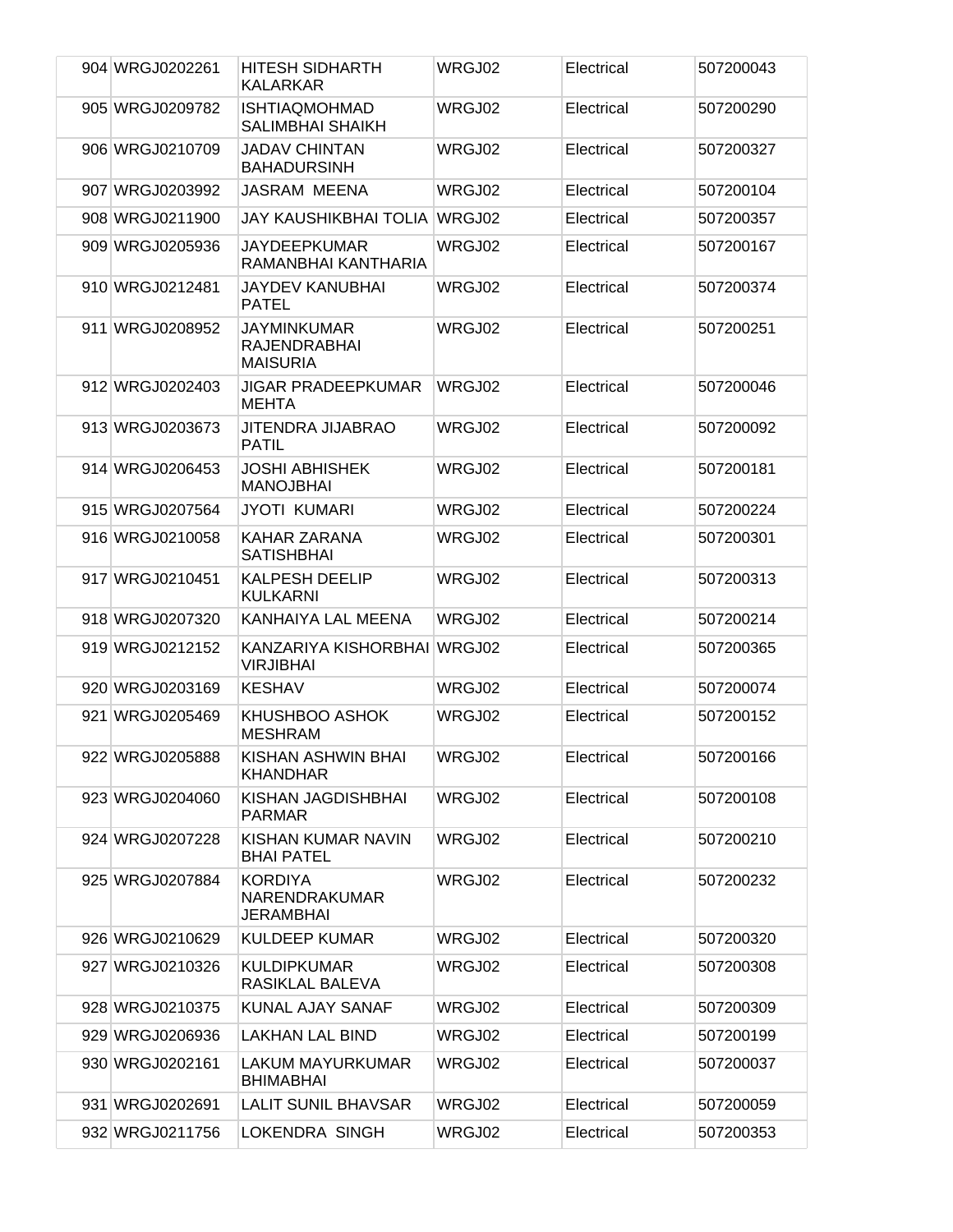| | | | | |
|---|---|---|---|---|
| 904 WRGJ0202261 | HITESH SIDHARTH KALARKAR | WRGJ02 | Electrical | 507200043 |
| 905 WRGJ0209782 | ISHTIAQMOHMAD SALIMBHAI SHAIKH | WRGJ02 | Electrical | 507200290 |
| 906 WRGJ0210709 | JADAV CHINTAN BAHADURSINH | WRGJ02 | Electrical | 507200327 |
| 907 WRGJ0203992 | JASRAM MEENA | WRGJ02 | Electrical | 507200104 |
| 908 WRGJ0211900 | JAY KAUSHIKBHAI TOLIA | WRGJ02 | Electrical | 507200357 |
| 909 WRGJ0205936 | JAYDEEPKUMAR RAMANBHAI KANTHARIA | WRGJ02 | Electrical | 507200167 |
| 910 WRGJ0212481 | JAYDEV KANUBHAI PATEL | WRGJ02 | Electrical | 507200374 |
| 911 WRGJ0208952 | JAYMINKUMAR RAJENDRABHAI MAISURIA | WRGJ02 | Electrical | 507200251 |
| 912 WRGJ0202403 | JIGAR PRADEEPKUMAR MEHTA | WRGJ02 | Electrical | 507200046 |
| 913 WRGJ0203673 | JITENDRA JIJABRAO PATIL | WRGJ02 | Electrical | 507200092 |
| 914 WRGJ0206453 | JOSHI ABHISHEK MANOJBHAI | WRGJ02 | Electrical | 507200181 |
| 915 WRGJ0207564 | JYOTI KUMARI | WRGJ02 | Electrical | 507200224 |
| 916 WRGJ0210058 | KAHAR ZARANA SATISHBHAI | WRGJ02 | Electrical | 507200301 |
| 917 WRGJ0210451 | KALPESH DEELIP KULKARNI | WRGJ02 | Electrical | 507200313 |
| 918 WRGJ0207320 | KANHAIYA LAL MEENA | WRGJ02 | Electrical | 507200214 |
| 919 WRGJ0212152 | KANZARIYA KISHORBHAI VIRJIBHAI | WRGJ02 | Electrical | 507200365 |
| 920 WRGJ0203169 | KESHAV | WRGJ02 | Electrical | 507200074 |
| 921 WRGJ0205469 | KHUSHBOO ASHOK MESHRAM | WRGJ02 | Electrical | 507200152 |
| 922 WRGJ0205888 | KISHAN ASHWIN BHAI KHANDHAR | WRGJ02 | Electrical | 507200166 |
| 923 WRGJ0204060 | KISHAN JAGDISHBHAI PARMAR | WRGJ02 | Electrical | 507200108 |
| 924 WRGJ0207228 | KISHAN KUMAR NAVIN BHAI PATEL | WRGJ02 | Electrical | 507200210 |
| 925 WRGJ0207884 | KORDIYA NARENDRAKUMAR JERAMBHAI | WRGJ02 | Electrical | 507200232 |
| 926 WRGJ0210629 | KULDEEP KUMAR | WRGJ02 | Electrical | 507200320 |
| 927 WRGJ0210326 | KULDIPKUMAR RASIKLAL BALEVA | WRGJ02 | Electrical | 507200308 |
| 928 WRGJ0210375 | KUNAL AJAY SANAF | WRGJ02 | Electrical | 507200309 |
| 929 WRGJ0206936 | LAKHAN LAL BIND | WRGJ02 | Electrical | 507200199 |
| 930 WRGJ0202161 | LAKUM MAYURKUMAR BHIMABHAI | WRGJ02 | Electrical | 507200037 |
| 931 WRGJ0202691 | LALIT SUNIL BHAVSAR | WRGJ02 | Electrical | 507200059 |
| 932 WRGJ0211756 | LOKENDRA SINGH | WRGJ02 | Electrical | 507200353 |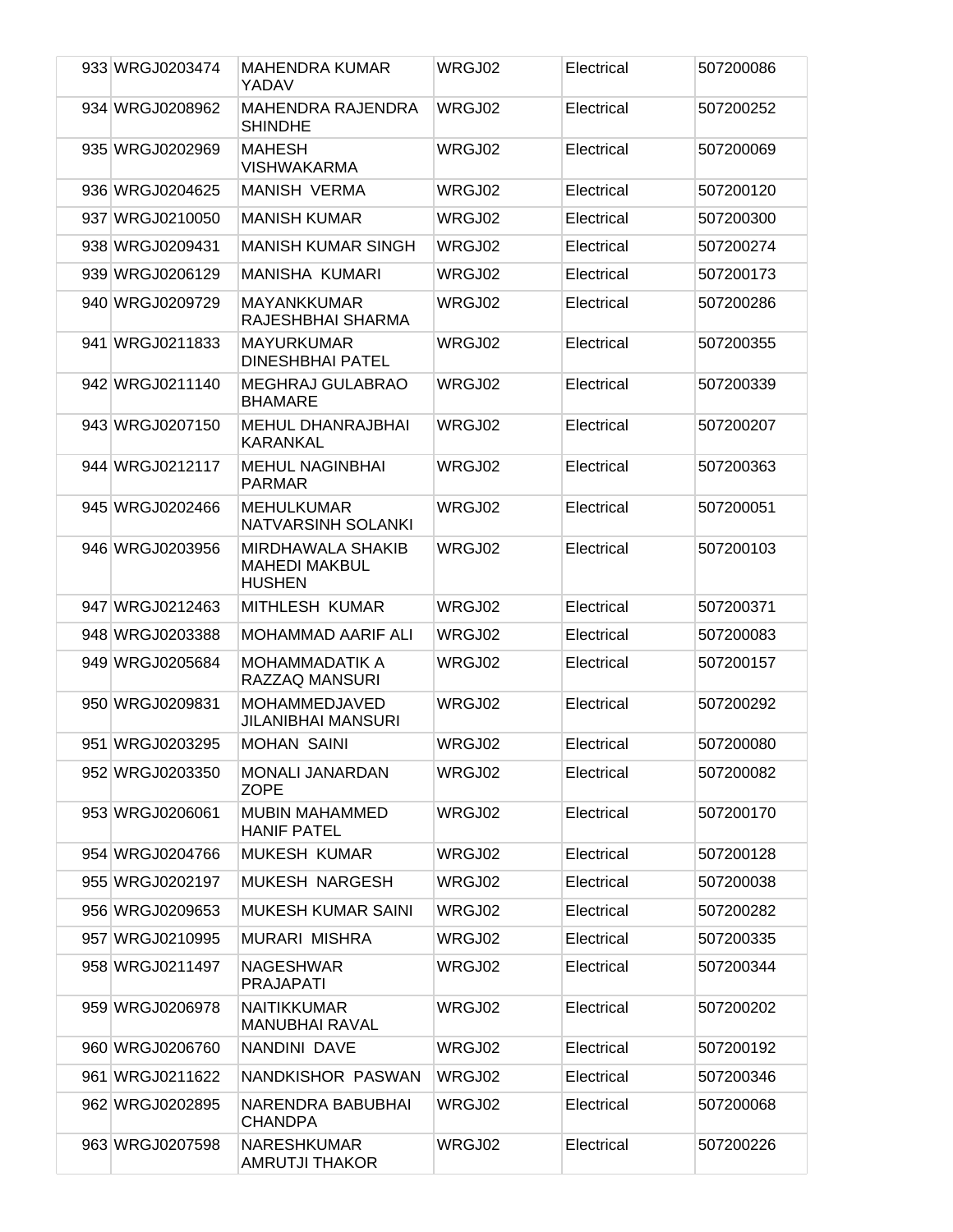| 933 | WRGJ0203474 | MAHENDRA KUMAR YADAV | WRGJ02 | Electrical | 507200086 |
|---|---|---|---|---|---|
| 934 | WRGJ0208962 | MAHENDRA RAJENDRA SHINDHE | WRGJ02 | Electrical | 507200252 |
| 935 | WRGJ0202969 | MAHESH VISHWAKARMA | WRGJ02 | Electrical | 507200069 |
| 936 | WRGJ0204625 | MANISH VERMA | WRGJ02 | Electrical | 507200120 |
| 937 | WRGJ0210050 | MANISH KUMAR | WRGJ02 | Electrical | 507200300 |
| 938 | WRGJ0209431 | MANISH KUMAR SINGH | WRGJ02 | Electrical | 507200274 |
| 939 | WRGJ0206129 | MANISHA KUMARI | WRGJ02 | Electrical | 507200173 |
| 940 | WRGJ0209729 | MAYANKKUMAR RAJESHBHAI SHARMA | WRGJ02 | Electrical | 507200286 |
| 941 | WRGJ0211833 | MAYURKUMAR DINESHBHAI PATEL | WRGJ02 | Electrical | 507200355 |
| 942 | WRGJ0211140 | MEGHRAJ GULABRAO BHAMARE | WRGJ02 | Electrical | 507200339 |
| 943 | WRGJ0207150 | MEHUL DHANRAJBHAI KARANKAL | WRGJ02 | Electrical | 507200207 |
| 944 | WRGJ0212117 | MEHUL NAGINBHAI PARMAR | WRGJ02 | Electrical | 507200363 |
| 945 | WRGJ0202466 | MEHULKUMAR NATVARSINH SOLANKI | WRGJ02 | Electrical | 507200051 |
| 946 | WRGJ0203956 | MIRDHAWALA SHAKIB MAHEDI MAKBUL HUSHEN | WRGJ02 | Electrical | 507200103 |
| 947 | WRGJ0212463 | MITHLESH KUMAR | WRGJ02 | Electrical | 507200371 |
| 948 | WRGJ0203388 | MOHAMMAD AARIF ALI | WRGJ02 | Electrical | 507200083 |
| 949 | WRGJ0205684 | MOHAMMADATIK A RAZZAQ MANSURI | WRGJ02 | Electrical | 507200157 |
| 950 | WRGJ0209831 | MOHAMMEDJAVED JILANIBHAI MANSURI | WRGJ02 | Electrical | 507200292 |
| 951 | WRGJ0203295 | MOHAN SAINI | WRGJ02 | Electrical | 507200080 |
| 952 | WRGJ0203350 | MONALI JANARDAN ZOPE | WRGJ02 | Electrical | 507200082 |
| 953 | WRGJ0206061 | MUBIN MAHAMMED HANIF PATEL | WRGJ02 | Electrical | 507200170 |
| 954 | WRGJ0204766 | MUKESH KUMAR | WRGJ02 | Electrical | 507200128 |
| 955 | WRGJ0202197 | MUKESH NARGESH | WRGJ02 | Electrical | 507200038 |
| 956 | WRGJ0209653 | MUKESH KUMAR SAINI | WRGJ02 | Electrical | 507200282 |
| 957 | WRGJ0210995 | MURARI MISHRA | WRGJ02 | Electrical | 507200335 |
| 958 | WRGJ0211497 | NAGESHWAR PRAJAPATI | WRGJ02 | Electrical | 507200344 |
| 959 | WRGJ0206978 | NAITIKKUMAR MANUBHAI RAVAL | WRGJ02 | Electrical | 507200202 |
| 960 | WRGJ0206760 | NANDINI DAVE | WRGJ02 | Electrical | 507200192 |
| 961 | WRGJ0211622 | NANDKISHOR PASWAN | WRGJ02 | Electrical | 507200346 |
| 962 | WRGJ0202895 | NARENDRA BABUBHAI CHANDPA | WRGJ02 | Electrical | 507200068 |
| 963 | WRGJ0207598 | NARESHKUMAR AMRUTJI THAKOR | WRGJ02 | Electrical | 507200226 |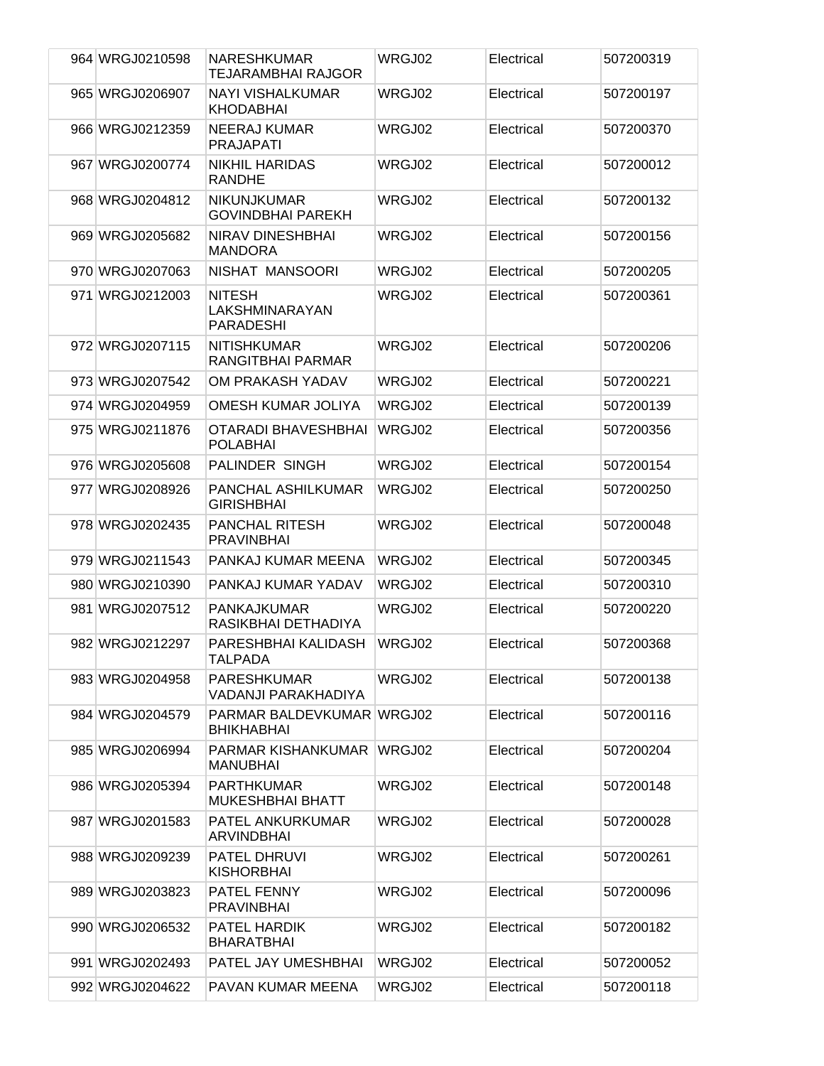| | | | | | |
|---|---|---|---|---|---|
| 964 | WRGJ0210598 | NARESHKUMAR TEJARAMBHAI RAJGOR | WRGJ02 | Electrical | 507200319 |
| 965 | WRGJ0206907 | NAYI VISHALKUMAR KHODABHAI | WRGJ02 | Electrical | 507200197 |
| 966 | WRGJ0212359 | NEERAJ KUMAR PRAJAPATI | WRGJ02 | Electrical | 507200370 |
| 967 | WRGJ0200774 | NIKHIL HARIDAS RANDHE | WRGJ02 | Electrical | 507200012 |
| 968 | WRGJ0204812 | NIKUNJKUMAR GOVINDBHAI PAREKH | WRGJ02 | Electrical | 507200132 |
| 969 | WRGJ0205682 | NIRAV DINESHBHAI MANDORA | WRGJ02 | Electrical | 507200156 |
| 970 | WRGJ0207063 | NISHAT MANSOORI | WRGJ02 | Electrical | 507200205 |
| 971 | WRGJ0212003 | NITESH LAKSHMINARAYAN PARADESHI | WRGJ02 | Electrical | 507200361 |
| 972 | WRGJ0207115 | NITISHKUMAR RANGITBHAI PARMAR | WRGJ02 | Electrical | 507200206 |
| 973 | WRGJ0207542 | OM PRAKASH YADAV | WRGJ02 | Electrical | 507200221 |
| 974 | WRGJ0204959 | OMESH KUMAR JOLIYA | WRGJ02 | Electrical | 507200139 |
| 975 | WRGJ0211876 | OTARADI BHAVESHBHAI POLABHAI | WRGJ02 | Electrical | 507200356 |
| 976 | WRGJ0205608 | PALINDER SINGH | WRGJ02 | Electrical | 507200154 |
| 977 | WRGJ0208926 | PANCHAL ASHILKUMAR GIRISHBHAI | WRGJ02 | Electrical | 507200250 |
| 978 | WRGJ0202435 | PANCHAL RITESH PRAVINBHAI | WRGJ02 | Electrical | 507200048 |
| 979 | WRGJ0211543 | PANKAJ KUMAR MEENA | WRGJ02 | Electrical | 507200345 |
| 980 | WRGJ0210390 | PANKAJ KUMAR YADAV | WRGJ02 | Electrical | 507200310 |
| 981 | WRGJ0207512 | PANKAJKUMAR RASIKBHAI DETHADIYA | WRGJ02 | Electrical | 507200220 |
| 982 | WRGJ0212297 | PARESHBHAI KALIDASH TALPADA | WRGJ02 | Electrical | 507200368 |
| 983 | WRGJ0204958 | PARESHKUMAR VADANJI PARAKHADIYA | WRGJ02 | Electrical | 507200138 |
| 984 | WRGJ0204579 | PARMAR BALDEVKUMAR BHIKHABHAI | WRGJ02 | Electrical | 507200116 |
| 985 | WRGJ0206994 | PARMAR KISHANKUMAR MANUBHAI | WRGJ02 | Electrical | 507200204 |
| 986 | WRGJ0205394 | PARTHKUMAR MUKESHBHAI BHATT | WRGJ02 | Electrical | 507200148 |
| 987 | WRGJ0201583 | PATEL ANKURKUMAR ARVINDBHAI | WRGJ02 | Electrical | 507200028 |
| 988 | WRGJ0209239 | PATEL DHRUVI KISHORBHAI | WRGJ02 | Electrical | 507200261 |
| 989 | WRGJ0203823 | PATEL FENNY PRAVINBHAI | WRGJ02 | Electrical | 507200096 |
| 990 | WRGJ0206532 | PATEL HARDIK BHARATBHAI | WRGJ02 | Electrical | 507200182 |
| 991 | WRGJ0202493 | PATEL JAY UMESHBHAI | WRGJ02 | Electrical | 507200052 |
| 992 | WRGJ0204622 | PAVAN KUMAR MEENA | WRGJ02 | Electrical | 507200118 |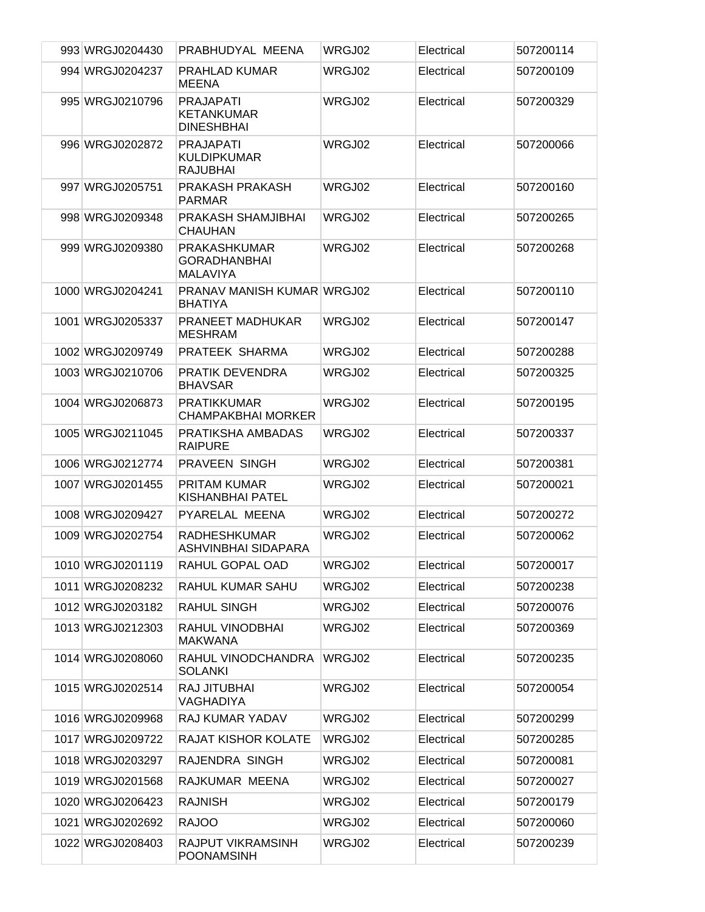| | | | | | |
|---|---|---|---|---|---|
| 993 | WRGJ0204430 | PRABHUDYAL MEENA | WRGJ02 | Electrical | 507200114 |
| 994 | WRGJ0204237 | PRAHLAD KUMAR MEENA | WRGJ02 | Electrical | 507200109 |
| 995 | WRGJ0210796 | PRAJAPATI KETANKUMAR DINESHBHAI | WRGJ02 | Electrical | 507200329 |
| 996 | WRGJ0202872 | PRAJAPATI KULDIPKUMAR RAJUBHAI | WRGJ02 | Electrical | 507200066 |
| 997 | WRGJ0205751 | PRAKASH PRAKASH PARMAR | WRGJ02 | Electrical | 507200160 |
| 998 | WRGJ0209348 | PRAKASH SHAMJIBHAI CHAUHAN | WRGJ02 | Electrical | 507200265 |
| 999 | WRGJ0209380 | PRAKASHKUMAR GORADHANBHAI MALAVIYA | WRGJ02 | Electrical | 507200268 |
| 1000 | WRGJ0204241 | PRANAV MANISH KUMAR BHATIYA | WRGJ02 | Electrical | 507200110 |
| 1001 | WRGJ0205337 | PRANEET MADHUKAR MESHRAM | WRGJ02 | Electrical | 507200147 |
| 1002 | WRGJ0209749 | PRATEEK SHARMA | WRGJ02 | Electrical | 507200288 |
| 1003 | WRGJ0210706 | PRATIK DEVENDRA BHAVSAR | WRGJ02 | Electrical | 507200325 |
| 1004 | WRGJ0206873 | PRATIKKUMAR CHAMPAKBHAI MORKER | WRGJ02 | Electrical | 507200195 |
| 1005 | WRGJ0211045 | PRATIKSHA AMBADAS RAIPURE | WRGJ02 | Electrical | 507200337 |
| 1006 | WRGJ0212774 | PRAVEEN SINGH | WRGJ02 | Electrical | 507200381 |
| 1007 | WRGJ0201455 | PRITAM KUMAR KISHANBHAI PATEL | WRGJ02 | Electrical | 507200021 |
| 1008 | WRGJ0209427 | PYARELAL MEENA | WRGJ02 | Electrical | 507200272 |
| 1009 | WRGJ0202754 | RADHESHKUMAR ASHVINBHAI SIDAPARA | WRGJ02 | Electrical | 507200062 |
| 1010 | WRGJ0201119 | RAHUL GOPAL OAD | WRGJ02 | Electrical | 507200017 |
| 1011 | WRGJ0208232 | RAHUL KUMAR SAHU | WRGJ02 | Electrical | 507200238 |
| 1012 | WRGJ0203182 | RAHUL SINGH | WRGJ02 | Electrical | 507200076 |
| 1013 | WRGJ0212303 | RAHUL VINODBHAI MAKWANA | WRGJ02 | Electrical | 507200369 |
| 1014 | WRGJ0208060 | RAHUL VINODCHANDRA SOLANKI | WRGJ02 | Electrical | 507200235 |
| 1015 | WRGJ0202514 | RAJ JITUBHAI VAGHADIYA | WRGJ02 | Electrical | 507200054 |
| 1016 | WRGJ0209968 | RAJ KUMAR YADAV | WRGJ02 | Electrical | 507200299 |
| 1017 | WRGJ0209722 | RAJAT KISHOR KOLATE | WRGJ02 | Electrical | 507200285 |
| 1018 | WRGJ0203297 | RAJENDRA SINGH | WRGJ02 | Electrical | 507200081 |
| 1019 | WRGJ0201568 | RAJKUMAR MEENA | WRGJ02 | Electrical | 507200027 |
| 1020 | WRGJ0206423 | RAJNISH | WRGJ02 | Electrical | 507200179 |
| 1021 | WRGJ0202692 | RAJOO | WRGJ02 | Electrical | 507200060 |
| 1022 | WRGJ0208403 | RAJPUT VIKRAMSINH POONAMSINH | WRGJ02 | Electrical | 507200239 |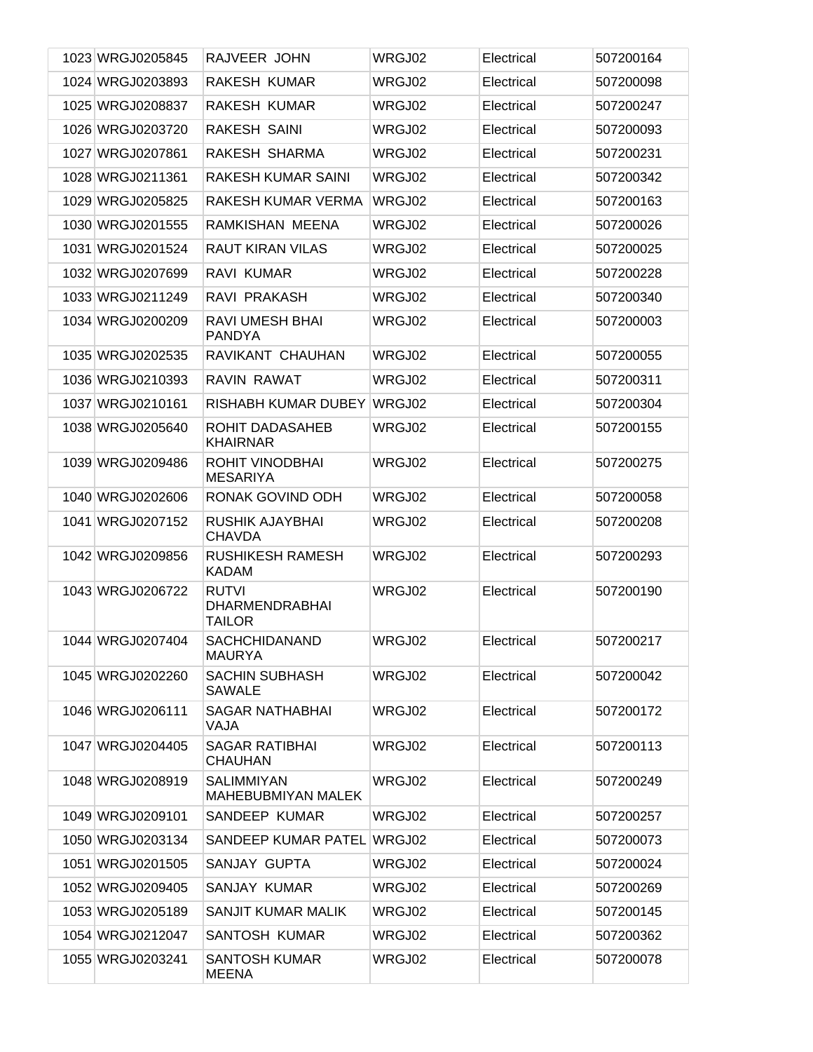| | | | | | |
|---|---|---|---|---|---|
| 1023 | WRGJ0205845 | RAJVEER JOHN | WRGJ02 | Electrical | 507200164 |
| 1024 | WRGJ0203893 | RAKESH KUMAR | WRGJ02 | Electrical | 507200098 |
| 1025 | WRGJ0208837 | RAKESH KUMAR | WRGJ02 | Electrical | 507200247 |
| 1026 | WRGJ0203720 | RAKESH SAINI | WRGJ02 | Electrical | 507200093 |
| 1027 | WRGJ0207861 | RAKESH SHARMA | WRGJ02 | Electrical | 507200231 |
| 1028 | WRGJ0211361 | RAKESH KUMAR SAINI | WRGJ02 | Electrical | 507200342 |
| 1029 | WRGJ0205825 | RAKESH KUMAR VERMA | WRGJ02 | Electrical | 507200163 |
| 1030 | WRGJ0201555 | RAMKISHAN MEENA | WRGJ02 | Electrical | 507200026 |
| 1031 | WRGJ0201524 | RAUT KIRAN VILAS | WRGJ02 | Electrical | 507200025 |
| 1032 | WRGJ0207699 | RAVI KUMAR | WRGJ02 | Electrical | 507200228 |
| 1033 | WRGJ0211249 | RAVI PRAKASH | WRGJ02 | Electrical | 507200340 |
| 1034 | WRGJ0200209 | RAVI UMESH BHAI PANDYA | WRGJ02 | Electrical | 507200003 |
| 1035 | WRGJ0202535 | RAVIKANT CHAUHAN | WRGJ02 | Electrical | 507200055 |
| 1036 | WRGJ0210393 | RAVIN RAWAT | WRGJ02 | Electrical | 507200311 |
| 1037 | WRGJ0210161 | RISHABH KUMAR DUBEY | WRGJ02 | Electrical | 507200304 |
| 1038 | WRGJ0205640 | ROHIT DADASAHEB KHAIRNAR | WRGJ02 | Electrical | 507200155 |
| 1039 | WRGJ0209486 | ROHIT VINODBHAI MESARIYA | WRGJ02 | Electrical | 507200275 |
| 1040 | WRGJ0202606 | RONAK GOVIND ODH | WRGJ02 | Electrical | 507200058 |
| 1041 | WRGJ0207152 | RUSHIK AJAYBHAI CHAVDA | WRGJ02 | Electrical | 507200208 |
| 1042 | WRGJ0209856 | RUSHIKESH RAMESH KADAM | WRGJ02 | Electrical | 507200293 |
| 1043 | WRGJ0206722 | RUTVI DHARMENDRABHAI TAILOR | WRGJ02 | Electrical | 507200190 |
| 1044 | WRGJ0207404 | SACHCHIDANAND MAURYA | WRGJ02 | Electrical | 507200217 |
| 1045 | WRGJ0202260 | SACHIN SUBHASH SAWALE | WRGJ02 | Electrical | 507200042 |
| 1046 | WRGJ0206111 | SAGAR NATHABHAI VAJA | WRGJ02 | Electrical | 507200172 |
| 1047 | WRGJ0204405 | SAGAR RATIBHAI CHAUHAN | WRGJ02 | Electrical | 507200113 |
| 1048 | WRGJ0208919 | SALIMMIYAN MAHEBUBMIYAN MALEK | WRGJ02 | Electrical | 507200249 |
| 1049 | WRGJ0209101 | SANDEEP KUMAR | WRGJ02 | Electrical | 507200257 |
| 1050 | WRGJ0203134 | SANDEEP KUMAR PATEL | WRGJ02 | Electrical | 507200073 |
| 1051 | WRGJ0201505 | SANJAY GUPTA | WRGJ02 | Electrical | 507200024 |
| 1052 | WRGJ0209405 | SANJAY KUMAR | WRGJ02 | Electrical | 507200269 |
| 1053 | WRGJ0205189 | SANJIT KUMAR MALIK | WRGJ02 | Electrical | 507200145 |
| 1054 | WRGJ0212047 | SANTOSH KUMAR | WRGJ02 | Electrical | 507200362 |
| 1055 | WRGJ0203241 | SANTOSH KUMAR MEENA | WRGJ02 | Electrical | 507200078 |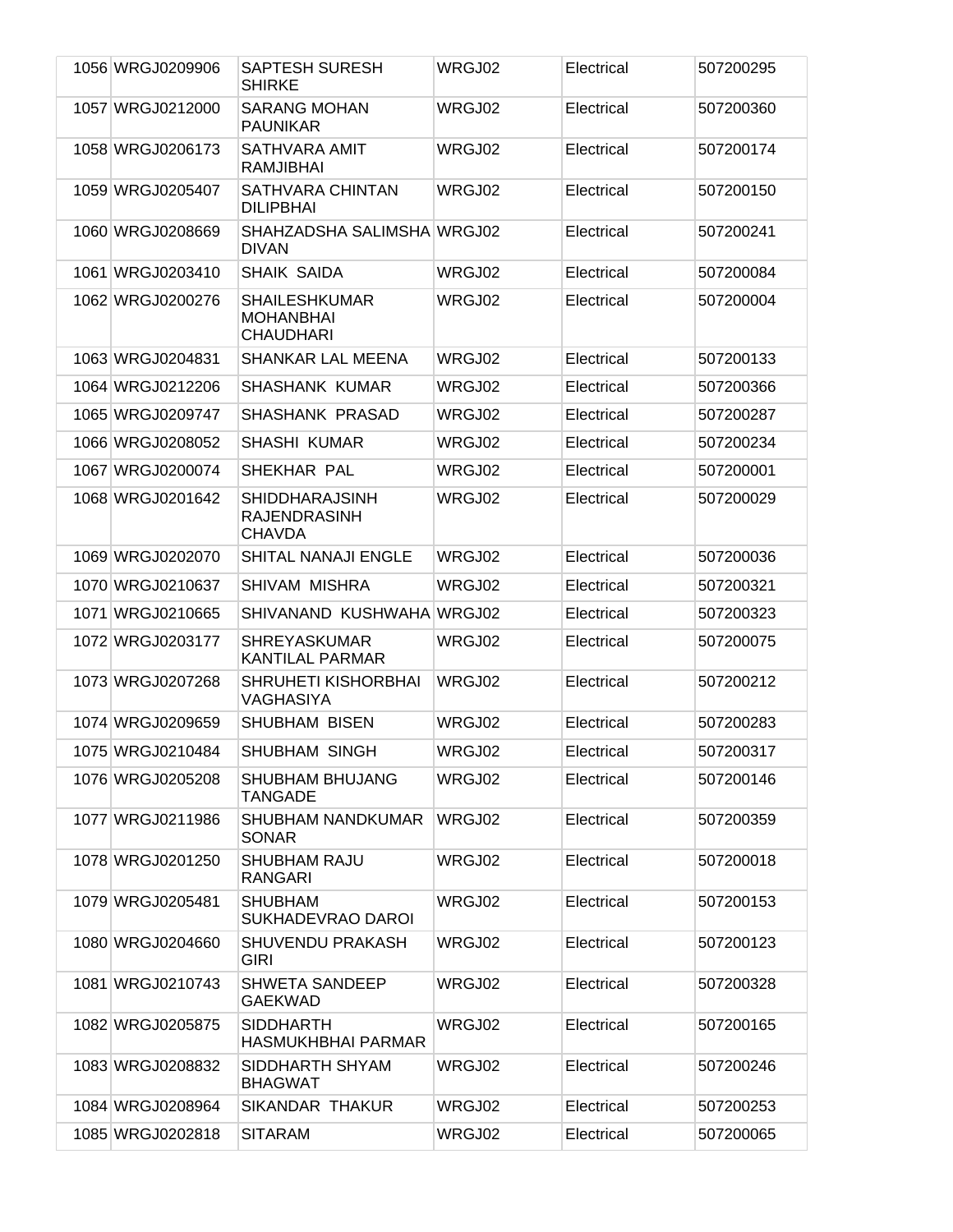| | | | | | |
|---|---|---|---|---|---|
| 1056 | WRGJ0209906 | SAPTESH SURESH SHIRKE | WRGJ02 | Electrical | 507200295 |
| 1057 | WRGJ0212000 | SARANG MOHAN PAUNIKAR | WRGJ02 | Electrical | 507200360 |
| 1058 | WRGJ0206173 | SATHVARA AMIT RAMJIBHAI | WRGJ02 | Electrical | 507200174 |
| 1059 | WRGJ0205407 | SATHVARA CHINTAN DILIPBHAI | WRGJ02 | Electrical | 507200150 |
| 1060 | WRGJ0208669 | SHAHZADSHA SALIMSHA DIVAN | WRGJ02 | Electrical | 507200241 |
| 1061 | WRGJ0203410 | SHAIK SAIDA | WRGJ02 | Electrical | 507200084 |
| 1062 | WRGJ0200276 | SHAILESHKUMAR MOHANBHAI CHAUDHARI | WRGJ02 | Electrical | 507200004 |
| 1063 | WRGJ0204831 | SHANKAR LAL MEENA | WRGJ02 | Electrical | 507200133 |
| 1064 | WRGJ0212206 | SHASHANK KUMAR | WRGJ02 | Electrical | 507200366 |
| 1065 | WRGJ0209747 | SHASHANK PRASAD | WRGJ02 | Electrical | 507200287 |
| 1066 | WRGJ0208052 | SHASHI KUMAR | WRGJ02 | Electrical | 507200234 |
| 1067 | WRGJ0200074 | SHEKHAR PAL | WRGJ02 | Electrical | 507200001 |
| 1068 | WRGJ0201642 | SHIDDHARAJSINH RAJENDRASINH CHAVDA | WRGJ02 | Electrical | 507200029 |
| 1069 | WRGJ0202070 | SHITAL NANAJI ENGLE | WRGJ02 | Electrical | 507200036 |
| 1070 | WRGJ0210637 | SHIVAM MISHRA | WRGJ02 | Electrical | 507200321 |
| 1071 | WRGJ0210665 | SHIVANAND KUSHWAHA | WRGJ02 | Electrical | 507200323 |
| 1072 | WRGJ0203177 | SHREYASKUMAR KANTILAL PARMAR | WRGJ02 | Electrical | 507200075 |
| 1073 | WRGJ0207268 | SHRUHETI KISHORBHAI VAGHASIYA | WRGJ02 | Electrical | 507200212 |
| 1074 | WRGJ0209659 | SHUBHAM BISEN | WRGJ02 | Electrical | 507200283 |
| 1075 | WRGJ0210484 | SHUBHAM SINGH | WRGJ02 | Electrical | 507200317 |
| 1076 | WRGJ0205208 | SHUBHAM BHUJANG TANGADE | WRGJ02 | Electrical | 507200146 |
| 1077 | WRGJ0211986 | SHUBHAM NANDKUMAR SONAR | WRGJ02 | Electrical | 507200359 |
| 1078 | WRGJ0201250 | SHUBHAM RAJU RANGARI | WRGJ02 | Electrical | 507200018 |
| 1079 | WRGJ0205481 | SHUBHAM SUKHADEVRAO DAROI | WRGJ02 | Electrical | 507200153 |
| 1080 | WRGJ0204660 | SHUVENDU PRAKASH GIRI | WRGJ02 | Electrical | 507200123 |
| 1081 | WRGJ0210743 | SHWETA SANDEEP GAEKWAD | WRGJ02 | Electrical | 507200328 |
| 1082 | WRGJ0205875 | SIDDHARTH HASMUKHBHAI PARMAR | WRGJ02 | Electrical | 507200165 |
| 1083 | WRGJ0208832 | SIDDHARTH SHYAM BHAGWAT | WRGJ02 | Electrical | 507200246 |
| 1084 | WRGJ0208964 | SIKANDAR THAKUR | WRGJ02 | Electrical | 507200253 |
| 1085 | WRGJ0202818 | SITARAM | WRGJ02 | Electrical | 507200065 |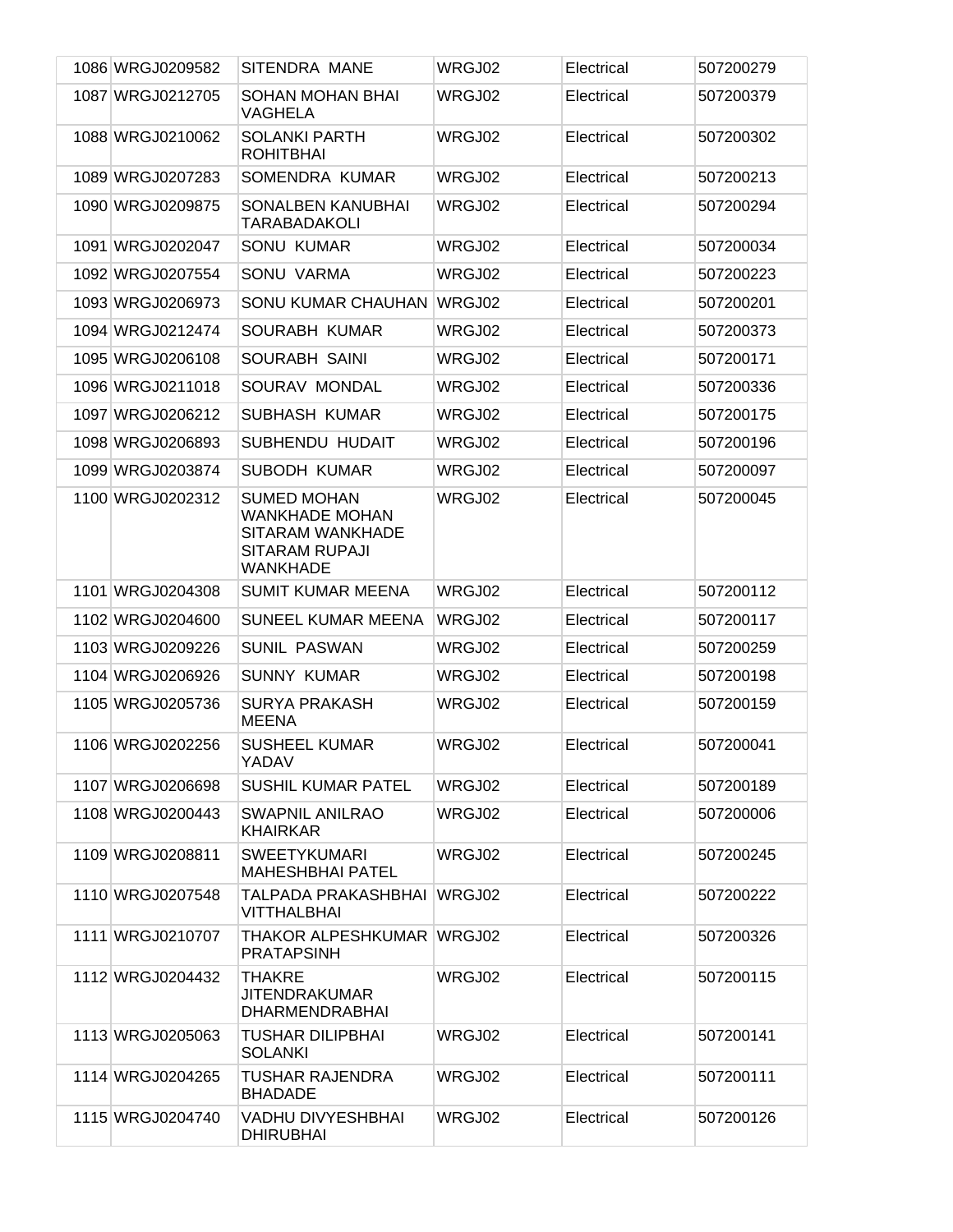| 1086 | WRGJ0209582 | SITENDRA  MANE | WRGJ02 | Electrical | 507200279 |
|---|---|---|---|---|---|
| 1087 | WRGJ0212705 | SOHAN MOHAN BHAI VAGHELA | WRGJ02 | Electrical | 507200379 |
| 1088 | WRGJ0210062 | SOLANKI PARTH ROHITBHAI | WRGJ02 | Electrical | 507200302 |
| 1089 | WRGJ0207283 | SOMENDRA  KUMAR | WRGJ02 | Electrical | 507200213 |
| 1090 | WRGJ0209875 | SONALBEN KANUBHAI TARABADAKOLI | WRGJ02 | Electrical | 507200294 |
| 1091 | WRGJ0202047 | SONU  KUMAR | WRGJ02 | Electrical | 507200034 |
| 1092 | WRGJ0207554 | SONU  VARMA | WRGJ02 | Electrical | 507200223 |
| 1093 | WRGJ0206973 | SONU KUMAR CHAUHAN | WRGJ02 | Electrical | 507200201 |
| 1094 | WRGJ0212474 | SOURABH  KUMAR | WRGJ02 | Electrical | 507200373 |
| 1095 | WRGJ0206108 | SOURABH  SAINI | WRGJ02 | Electrical | 507200171 |
| 1096 | WRGJ0211018 | SOURAV  MONDAL | WRGJ02 | Electrical | 507200336 |
| 1097 | WRGJ0206212 | SUBHASH  KUMAR | WRGJ02 | Electrical | 507200175 |
| 1098 | WRGJ0206893 | SUBHENDU  HUDAIT | WRGJ02 | Electrical | 507200196 |
| 1099 | WRGJ0203874 | SUBODH  KUMAR | WRGJ02 | Electrical | 507200097 |
| 1100 | WRGJ0202312 | SUMED MOHAN WANKHADE MOHAN SITARAM WANKHADE SITARAM RUPAJI WANKHADE | WRGJ02 | Electrical | 507200045 |
| 1101 | WRGJ0204308 | SUMIT KUMAR MEENA | WRGJ02 | Electrical | 507200112 |
| 1102 | WRGJ0204600 | SUNEEL KUMAR MEENA | WRGJ02 | Electrical | 507200117 |
| 1103 | WRGJ0209226 | SUNIL  PASWAN | WRGJ02 | Electrical | 507200259 |
| 1104 | WRGJ0206926 | SUNNY  KUMAR | WRGJ02 | Electrical | 507200198 |
| 1105 | WRGJ0205736 | SURYA PRAKASH MEENA | WRGJ02 | Electrical | 507200159 |
| 1106 | WRGJ0202256 | SUSHEEL KUMAR YADAV | WRGJ02 | Electrical | 507200041 |
| 1107 | WRGJ0206698 | SUSHIL KUMAR PATEL | WRGJ02 | Electrical | 507200189 |
| 1108 | WRGJ0200443 | SWAPNIL ANILRAO KHAIRKAR | WRGJ02 | Electrical | 507200006 |
| 1109 | WRGJ0208811 | SWEETYKUMARI MAHESHBHAI PATEL | WRGJ02 | Electrical | 507200245 |
| 1110 | WRGJ0207548 | TALPADA PRAKASHBHAI VITTHALBHAI | WRGJ02 | Electrical | 507200222 |
| 1111 | WRGJ0210707 | THAKOR ALPESHKUMAR PRATAPSINH | WRGJ02 | Electrical | 507200326 |
| 1112 | WRGJ0204432 | THAKRE JITENDRAKUMAR DHARMENDRABHAI | WRGJ02 | Electrical | 507200115 |
| 1113 | WRGJ0205063 | TUSHAR DILIPBHAI SOLANKI | WRGJ02 | Electrical | 507200141 |
| 1114 | WRGJ0204265 | TUSHAR RAJENDRA BHADADE | WRGJ02 | Electrical | 507200111 |
| 1115 | WRGJ0204740 | VADHU DIVYESHBHAI DHIRUBHAI | WRGJ02 | Electrical | 507200126 |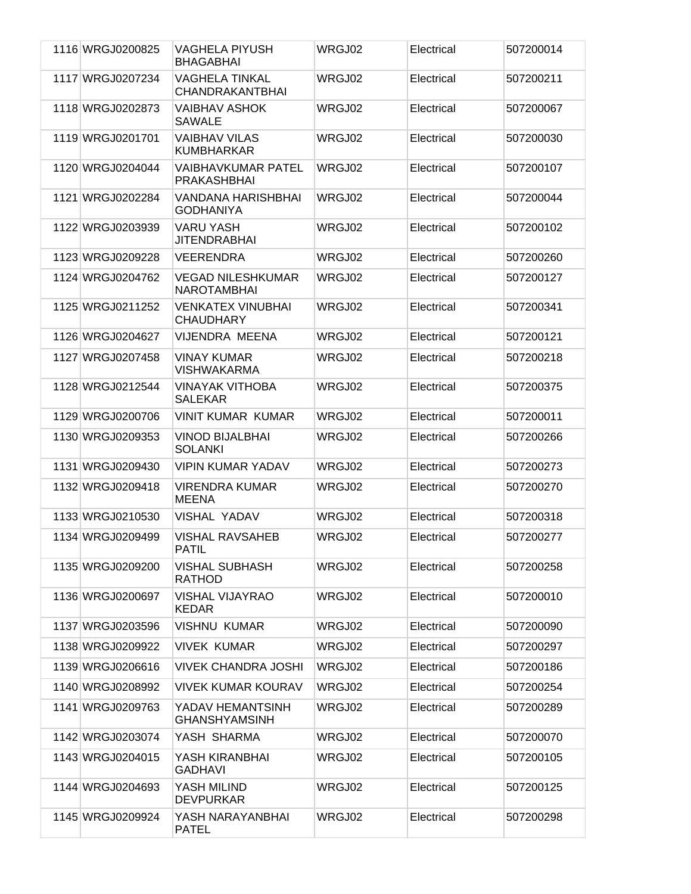| | | | | | |
|---|---|---|---|---|---|
| 1116 | WRGJ0200825 | VAGHELA PIYUSH BHAGABHAI | WRGJ02 | Electrical | 507200014 |
| 1117 | WRGJ0207234 | VAGHELA TINKAL CHANDRAKANTBHAI | WRGJ02 | Electrical | 507200211 |
| 1118 | WRGJ0202873 | VAIBHAV ASHOK SAWALE | WRGJ02 | Electrical | 507200067 |
| 1119 | WRGJ0201701 | VAIBHAV VILAS KUMBHARKAR | WRGJ02 | Electrical | 507200030 |
| 1120 | WRGJ0204044 | VAIBHAVKUMAR PATEL PRAKASHBHAI | WRGJ02 | Electrical | 507200107 |
| 1121 | WRGJ0202284 | VANDANA HARISHBHAI GODHANIYA | WRGJ02 | Electrical | 507200044 |
| 1122 | WRGJ0203939 | VARU YASH JITENDRABHAI | WRGJ02 | Electrical | 507200102 |
| 1123 | WRGJ0209228 | VEERENDRA | WRGJ02 | Electrical | 507200260 |
| 1124 | WRGJ0204762 | VEGAD NILESHKUMAR NAROTAMBHAI | WRGJ02 | Electrical | 507200127 |
| 1125 | WRGJ0211252 | VENKATEX VINUBHAI CHAUDHARY | WRGJ02 | Electrical | 507200341 |
| 1126 | WRGJ0204627 | VIJENDRA MEENA | WRGJ02 | Electrical | 507200121 |
| 1127 | WRGJ0207458 | VINAY KUMAR VISHWAKARMA | WRGJ02 | Electrical | 507200218 |
| 1128 | WRGJ0212544 | VINAYAK VITHOBA SALEKAR | WRGJ02 | Electrical | 507200375 |
| 1129 | WRGJ0200706 | VINIT KUMAR KUMAR | WRGJ02 | Electrical | 507200011 |
| 1130 | WRGJ0209353 | VINOD BIJALBHAI SOLANKI | WRGJ02 | Electrical | 507200266 |
| 1131 | WRGJ0209430 | VIPIN KUMAR YADAV | WRGJ02 | Electrical | 507200273 |
| 1132 | WRGJ0209418 | VIRENDRA KUMAR MEENA | WRGJ02 | Electrical | 507200270 |
| 1133 | WRGJ0210530 | VISHAL YADAV | WRGJ02 | Electrical | 507200318 |
| 1134 | WRGJ0209499 | VISHAL RAVSAHEB PATIL | WRGJ02 | Electrical | 507200277 |
| 1135 | WRGJ0209200 | VISHAL SUBHASH RATHOD | WRGJ02 | Electrical | 507200258 |
| 1136 | WRGJ0200697 | VISHAL VIJAYRAO KEDAR | WRGJ02 | Electrical | 507200010 |
| 1137 | WRGJ0203596 | VISHNU KUMAR | WRGJ02 | Electrical | 507200090 |
| 1138 | WRGJ0209922 | VIVEK KUMAR | WRGJ02 | Electrical | 507200297 |
| 1139 | WRGJ0206616 | VIVEK CHANDRA JOSHI | WRGJ02 | Electrical | 507200186 |
| 1140 | WRGJ0208992 | VIVEK KUMAR KOURAV | WRGJ02 | Electrical | 507200254 |
| 1141 | WRGJ0209763 | YADAV HEMANTSINH GHANSHYAMSINH | WRGJ02 | Electrical | 507200289 |
| 1142 | WRGJ0203074 | YASH SHARMA | WRGJ02 | Electrical | 507200070 |
| 1143 | WRGJ0204015 | YASH KIRANBHAI GADHAVI | WRGJ02 | Electrical | 507200105 |
| 1144 | WRGJ0204693 | YASH MILIND DEVPURKAR | WRGJ02 | Electrical | 507200125 |
| 1145 | WRGJ0209924 | YASH NARAYANBHAI PATEL | WRGJ02 | Electrical | 507200298 |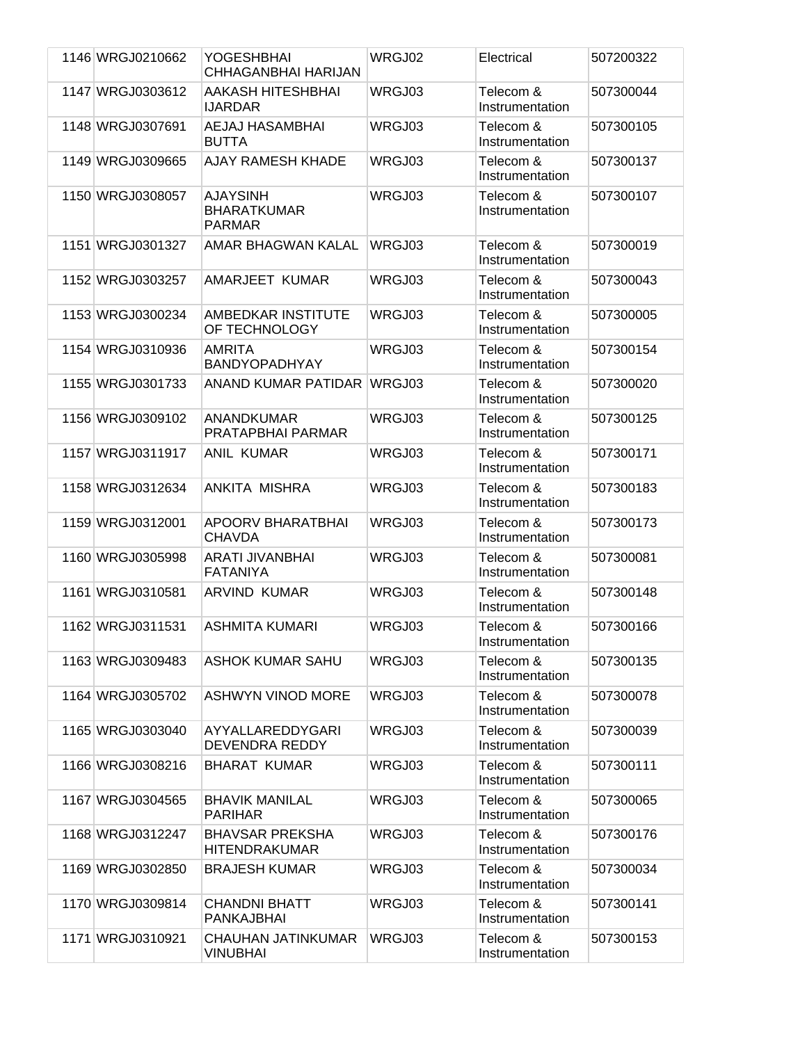| | | | | | |
|---|---|---|---|---|---|
| 1146 | WRGJ0210662 | YOGESHBHAI CHHAGANBHAI HARIJAN | WRGJ02 | Electrical | 507200322 |
| 1147 | WRGJ0303612 | AAKASH HITESHBHAI IJARDAR | WRGJ03 | Telecom & Instrumentation | 507300044 |
| 1148 | WRGJ0307691 | AEJAJ HASAMBHAI BUTTA | WRGJ03 | Telecom & Instrumentation | 507300105 |
| 1149 | WRGJ0309665 | AJAY RAMESH KHADE | WRGJ03 | Telecom & Instrumentation | 507300137 |
| 1150 | WRGJ0308057 | AJAYSINH BHARATKUMAR PARMAR | WRGJ03 | Telecom & Instrumentation | 507300107 |
| 1151 | WRGJ0301327 | AMAR BHAGWAN KALAL | WRGJ03 | Telecom & Instrumentation | 507300019 |
| 1152 | WRGJ0303257 | AMARJEET KUMAR | WRGJ03 | Telecom & Instrumentation | 507300043 |
| 1153 | WRGJ0300234 | AMBEDKAR INSTITUTE OF TECHNOLOGY | WRGJ03 | Telecom & Instrumentation | 507300005 |
| 1154 | WRGJ0310936 | AMRITA BANDYOPADHYAY | WRGJ03 | Telecom & Instrumentation | 507300154 |
| 1155 | WRGJ0301733 | ANAND KUMAR PATIDAR | WRGJ03 | Telecom & Instrumentation | 507300020 |
| 1156 | WRGJ0309102 | ANANDKUMAR PRATAPBHAI PARMAR | WRGJ03 | Telecom & Instrumentation | 507300125 |
| 1157 | WRGJ0311917 | ANIL KUMAR | WRGJ03 | Telecom & Instrumentation | 507300171 |
| 1158 | WRGJ0312634 | ANKITA MISHRA | WRGJ03 | Telecom & Instrumentation | 507300183 |
| 1159 | WRGJ0312001 | APOORV BHARATBHAI CHAVDA | WRGJ03 | Telecom & Instrumentation | 507300173 |
| 1160 | WRGJ0305998 | ARATI JIVANBHAI FATANIYA | WRGJ03 | Telecom & Instrumentation | 507300081 |
| 1161 | WRGJ0310581 | ARVIND KUMAR | WRGJ03 | Telecom & Instrumentation | 507300148 |
| 1162 | WRGJ0311531 | ASHMITA KUMARI | WRGJ03 | Telecom & Instrumentation | 507300166 |
| 1163 | WRGJ0309483 | ASHOK KUMAR SAHU | WRGJ03 | Telecom & Instrumentation | 507300135 |
| 1164 | WRGJ0305702 | ASHWYN VINOD MORE | WRGJ03 | Telecom & Instrumentation | 507300078 |
| 1165 | WRGJ0303040 | AYYALLAREDDYGARI DEVENDRA REDDY | WRGJ03 | Telecom & Instrumentation | 507300039 |
| 1166 | WRGJ0308216 | BHARAT KUMAR | WRGJ03 | Telecom & Instrumentation | 507300111 |
| 1167 | WRGJ0304565 | BHAVIK MANILAL PARIHAR | WRGJ03 | Telecom & Instrumentation | 507300065 |
| 1168 | WRGJ0312247 | BHAVSAR PREKSHA HITENDRAKUMAR | WRGJ03 | Telecom & Instrumentation | 507300176 |
| 1169 | WRGJ0302850 | BRAJESH KUMAR | WRGJ03 | Telecom & Instrumentation | 507300034 |
| 1170 | WRGJ0309814 | CHANDNI BHATT PANKAJBHAI | WRGJ03 | Telecom & Instrumentation | 507300141 |
| 1171 | WRGJ0310921 | CHAUHAN JATINKUMAR VINUBHAI | WRGJ03 | Telecom & Instrumentation | 507300153 |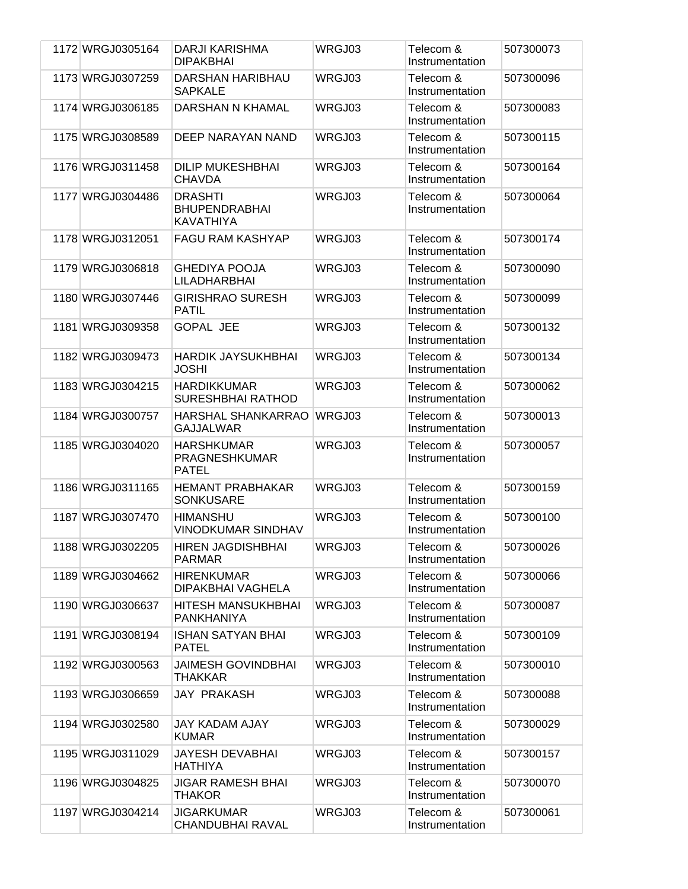| | | | | | |
|---|---|---|---|---|---|
| 1172 | WRGJ0305164 | DARJI KARISHMA DIPAKBHAI | WRGJ03 | Telecom & Instrumentation | 507300073 |
| 1173 | WRGJ0307259 | DARSHAN HARIBHAU SAPKALE | WRGJ03 | Telecom & Instrumentation | 507300096 |
| 1174 | WRGJ0306185 | DARSHAN N KHAMAL | WRGJ03 | Telecom & Instrumentation | 507300083 |
| 1175 | WRGJ0308589 | DEEP NARAYAN NAND | WRGJ03 | Telecom & Instrumentation | 507300115 |
| 1176 | WRGJ0311458 | DILIP MUKESHBHAI CHAVDA | WRGJ03 | Telecom & Instrumentation | 507300164 |
| 1177 | WRGJ0304486 | DRASHTI BHUPENDRABHAI KAVATHIYA | WRGJ03 | Telecom & Instrumentation | 507300064 |
| 1178 | WRGJ0312051 | FAGU RAM KASHYAP | WRGJ03 | Telecom & Instrumentation | 507300174 |
| 1179 | WRGJ0306818 | GHEDIYA POOJA LILADHARBHAI | WRGJ03 | Telecom & Instrumentation | 507300090 |
| 1180 | WRGJ0307446 | GIRISHRAO SURESH PATIL | WRGJ03 | Telecom & Instrumentation | 507300099 |
| 1181 | WRGJ0309358 | GOPAL JEE | WRGJ03 | Telecom & Instrumentation | 507300132 |
| 1182 | WRGJ0309473 | HARDIK JAYSUKHBHAI JOSHI | WRGJ03 | Telecom & Instrumentation | 507300134 |
| 1183 | WRGJ0304215 | HARDIKKUMAR SURESHBHAI RATHOD | WRGJ03 | Telecom & Instrumentation | 507300062 |
| 1184 | WRGJ0300757 | HARSHAL SHANKARRAO GAJJALWAR | WRGJ03 | Telecom & Instrumentation | 507300013 |
| 1185 | WRGJ0304020 | HARSHKUMAR PRAGNESHKUMAR PATEL | WRGJ03 | Telecom & Instrumentation | 507300057 |
| 1186 | WRGJ0311165 | HEMANT PRABHAKAR SONKUSARE | WRGJ03 | Telecom & Instrumentation | 507300159 |
| 1187 | WRGJ0307470 | HIMANSHU VINODKUMAR SINDHAV | WRGJ03 | Telecom & Instrumentation | 507300100 |
| 1188 | WRGJ0302205 | HIREN JAGDISHBHAI PARMAR | WRGJ03 | Telecom & Instrumentation | 507300026 |
| 1189 | WRGJ0304662 | HIRENKUMAR DIPAKBHAI VAGHELA | WRGJ03 | Telecom & Instrumentation | 507300066 |
| 1190 | WRGJ0306637 | HITESH MANSUKHBHAI PANKHANIYA | WRGJ03 | Telecom & Instrumentation | 507300087 |
| 1191 | WRGJ0308194 | ISHAN SATYAN BHAI PATEL | WRGJ03 | Telecom & Instrumentation | 507300109 |
| 1192 | WRGJ0300563 | JAIMESH GOVINDBHAI THAKKAR | WRGJ03 | Telecom & Instrumentation | 507300010 |
| 1193 | WRGJ0306659 | JAY PRAKASH | WRGJ03 | Telecom & Instrumentation | 507300088 |
| 1194 | WRGJ0302580 | JAY KADAM AJAY KUMAR | WRGJ03 | Telecom & Instrumentation | 507300029 |
| 1195 | WRGJ0311029 | JAYESH DEVABHAI HATHIYA | WRGJ03 | Telecom & Instrumentation | 507300157 |
| 1196 | WRGJ0304825 | JIGAR RAMESH BHAI THAKOR | WRGJ03 | Telecom & Instrumentation | 507300070 |
| 1197 | WRGJ0304214 | JIGARKUMAR CHANDUBHAI RAVAL | WRGJ03 | Telecom & Instrumentation | 507300061 |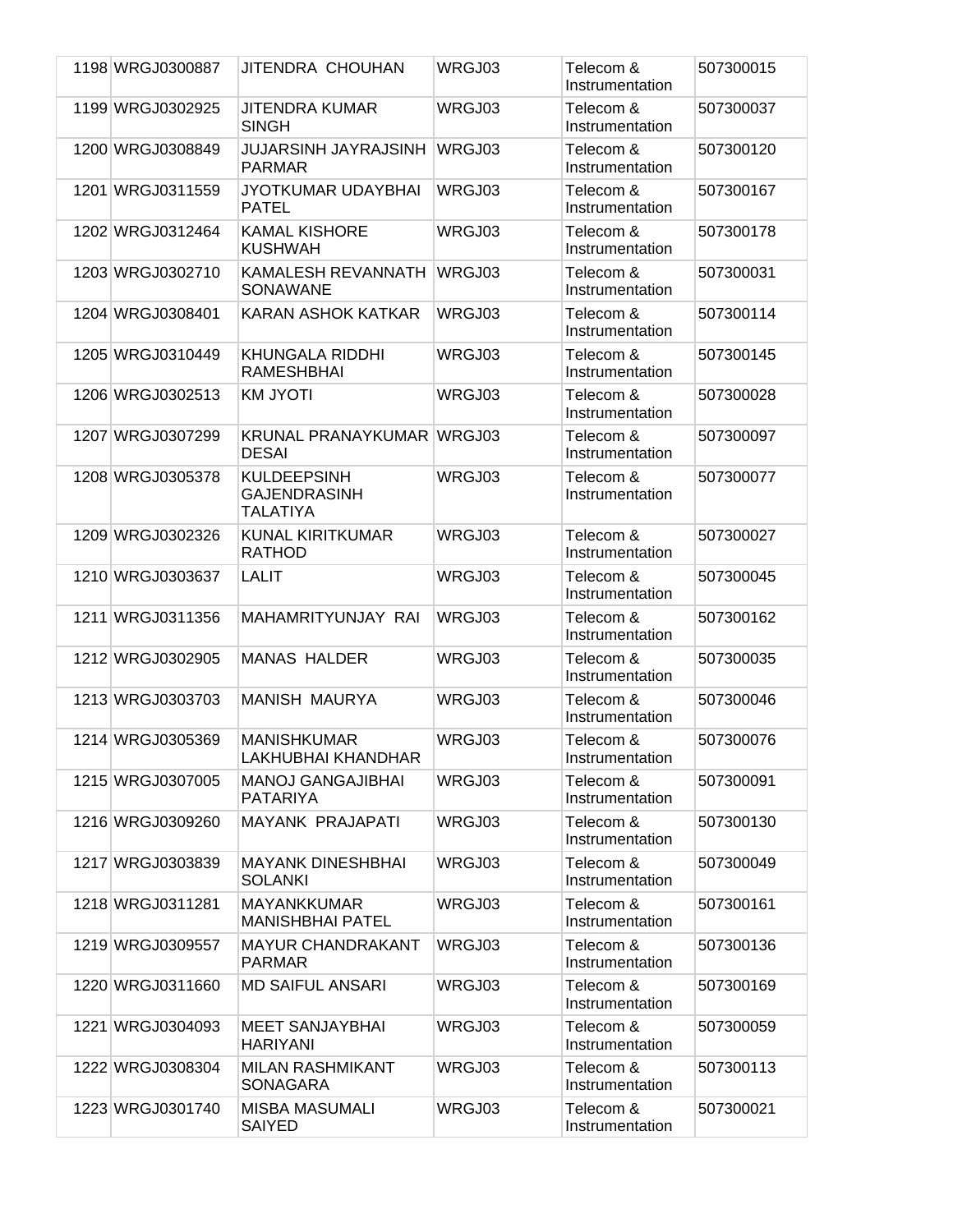| | | | | | |
|---|---|---|---|---|---|
| 1198 | WRGJ0300887 | JITENDRA CHOUHAN | WRGJ03 | Telecom & Instrumentation | 507300015 |
| 1199 | WRGJ0302925 | JITENDRA KUMAR SINGH | WRGJ03 | Telecom & Instrumentation | 507300037 |
| 1200 | WRGJ0308849 | JUJARSINH JAYRAJSINH PARMAR | WRGJ03 | Telecom & Instrumentation | 507300120 |
| 1201 | WRGJ0311559 | JYOTKUMAR UDAYBHAI PATEL | WRGJ03 | Telecom & Instrumentation | 507300167 |
| 1202 | WRGJ0312464 | KAMAL KISHORE KUSHWAH | WRGJ03 | Telecom & Instrumentation | 507300178 |
| 1203 | WRGJ0302710 | KAMALESH REVANNATH SONAWANE | WRGJ03 | Telecom & Instrumentation | 507300031 |
| 1204 | WRGJ0308401 | KARAN ASHOK KATKAR | WRGJ03 | Telecom & Instrumentation | 507300114 |
| 1205 | WRGJ0310449 | KHUNGALA RIDDHI RAMESHBHAI | WRGJ03 | Telecom & Instrumentation | 507300145 |
| 1206 | WRGJ0302513 | KM JYOTI | WRGJ03 | Telecom & Instrumentation | 507300028 |
| 1207 | WRGJ0307299 | KRUNAL PRANAYKUMAR DESAI | WRGJ03 | Telecom & Instrumentation | 507300097 |
| 1208 | WRGJ0305378 | KULDEEPSINH GAJENDRASINH TALATIYA | WRGJ03 | Telecom & Instrumentation | 507300077 |
| 1209 | WRGJ0302326 | KUNAL KIRITKUMAR RATHOD | WRGJ03 | Telecom & Instrumentation | 507300027 |
| 1210 | WRGJ0303637 | LALIT | WRGJ03 | Telecom & Instrumentation | 507300045 |
| 1211 | WRGJ0311356 | MAHAMRITYUNJAY RAI | WRGJ03 | Telecom & Instrumentation | 507300162 |
| 1212 | WRGJ0302905 | MANAS HALDER | WRGJ03 | Telecom & Instrumentation | 507300035 |
| 1213 | WRGJ0303703 | MANISH MAURYA | WRGJ03 | Telecom & Instrumentation | 507300046 |
| 1214 | WRGJ0305369 | MANISHKUMAR LAKHUBHAI KHANDHAR | WRGJ03 | Telecom & Instrumentation | 507300076 |
| 1215 | WRGJ0307005 | MANOJ GANGAJIBHAI PATARIYA | WRGJ03 | Telecom & Instrumentation | 507300091 |
| 1216 | WRGJ0309260 | MAYANK PRAJAPATI | WRGJ03 | Telecom & Instrumentation | 507300130 |
| 1217 | WRGJ0303839 | MAYANK DINESHBHAI SOLANKI | WRGJ03 | Telecom & Instrumentation | 507300049 |
| 1218 | WRGJ0311281 | MAYANKKUMAR MANISHBHAI PATEL | WRGJ03 | Telecom & Instrumentation | 507300161 |
| 1219 | WRGJ0309557 | MAYUR CHANDRAKANT PARMAR | WRGJ03 | Telecom & Instrumentation | 507300136 |
| 1220 | WRGJ0311660 | MD SAIFUL ANSARI | WRGJ03 | Telecom & Instrumentation | 507300169 |
| 1221 | WRGJ0304093 | MEET SANJAYBHAI HARIYANI | WRGJ03 | Telecom & Instrumentation | 507300059 |
| 1222 | WRGJ0308304 | MILAN RASHMIKANT SONAGARA | WRGJ03 | Telecom & Instrumentation | 507300113 |
| 1223 | WRGJ0301740 | MISBA MASUMALI SAIYED | WRGJ03 | Telecom & Instrumentation | 507300021 |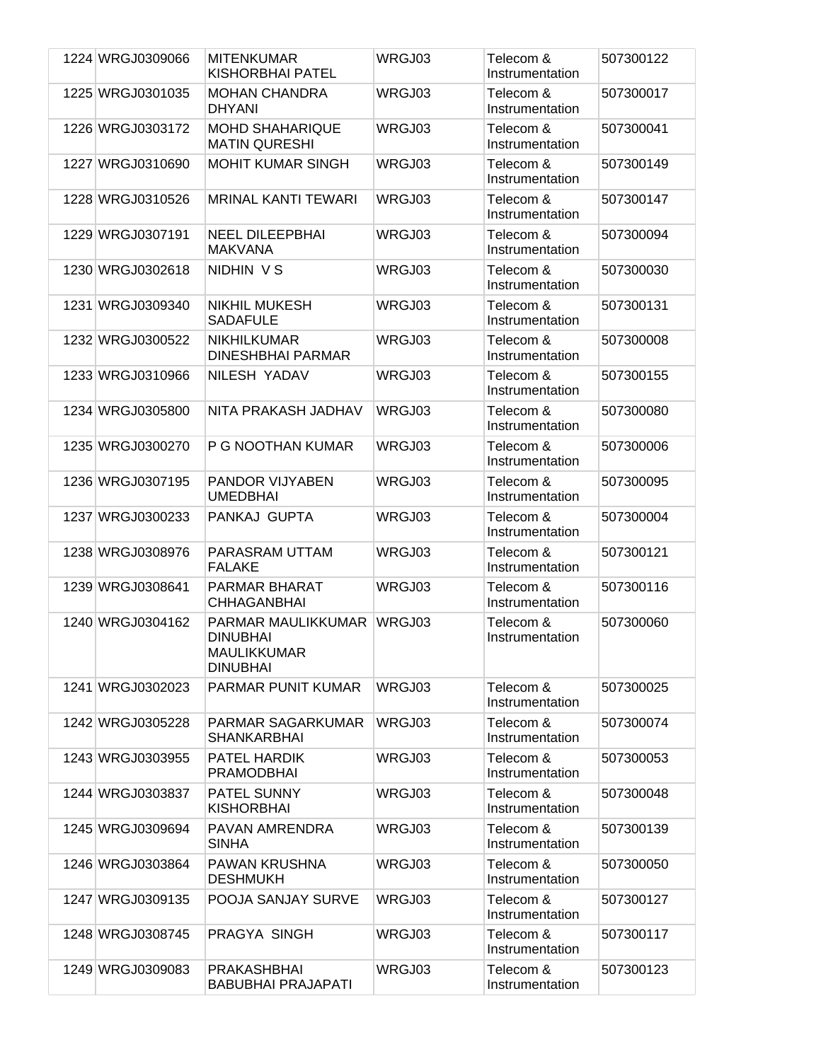| 1224 | WRGJ0309066 | MITENKUMAR KISHORBHAI PATEL | WRGJ03 | Telecom & Instrumentation | 507300122 |
|---|---|---|---|---|---|
| 1225 | WRGJ0301035 | MOHAN CHANDRA DHYANI | WRGJ03 | Telecom & Instrumentation | 507300017 |
| 1226 | WRGJ0303172 | MOHD SHAHARIQUE MATIN QURESHI | WRGJ03 | Telecom & Instrumentation | 507300041 |
| 1227 | WRGJ0310690 | MOHIT KUMAR SINGH | WRGJ03 | Telecom & Instrumentation | 507300149 |
| 1228 | WRGJ0310526 | MRINAL KANTI TEWARI | WRGJ03 | Telecom & Instrumentation | 507300147 |
| 1229 | WRGJ0307191 | NEEL DILEEPBHAI MAKVANA | WRGJ03 | Telecom & Instrumentation | 507300094 |
| 1230 | WRGJ0302618 | NIDHIN V S | WRGJ03 | Telecom & Instrumentation | 507300030 |
| 1231 | WRGJ0309340 | NIKHIL MUKESH SADAFULE | WRGJ03 | Telecom & Instrumentation | 507300131 |
| 1232 | WRGJ0300522 | NIKHILKUMAR DINESHBHAI PARMAR | WRGJ03 | Telecom & Instrumentation | 507300008 |
| 1233 | WRGJ0310966 | NILESH YADAV | WRGJ03 | Telecom & Instrumentation | 507300155 |
| 1234 | WRGJ0305800 | NITA PRAKASH JADHAV | WRGJ03 | Telecom & Instrumentation | 507300080 |
| 1235 | WRGJ0300270 | P G NOOTHAN KUMAR | WRGJ03 | Telecom & Instrumentation | 507300006 |
| 1236 | WRGJ0307195 | PANDOR VIJYABEN UMEDBHAI | WRGJ03 | Telecom & Instrumentation | 507300095 |
| 1237 | WRGJ0300233 | PANKAJ GUPTA | WRGJ03 | Telecom & Instrumentation | 507300004 |
| 1238 | WRGJ0308976 | PARASRAM UTTAM FALAKE | WRGJ03 | Telecom & Instrumentation | 507300121 |
| 1239 | WRGJ0308641 | PARMAR BHARAT CHHAGANBHAI | WRGJ03 | Telecom & Instrumentation | 507300116 |
| 1240 | WRGJ0304162 | PARMAR MAULIKKUMAR DINUBHAI MAULIKKUMAR DINUBHAI | WRGJ03 | Telecom & Instrumentation | 507300060 |
| 1241 | WRGJ0302023 | PARMAR PUNIT KUMAR | WRGJ03 | Telecom & Instrumentation | 507300025 |
| 1242 | WRGJ0305228 | PARMAR SAGARKUMAR SHANKARBHAI | WRGJ03 | Telecom & Instrumentation | 507300074 |
| 1243 | WRGJ0303955 | PATEL HARDIK PRAMODBHAI | WRGJ03 | Telecom & Instrumentation | 507300053 |
| 1244 | WRGJ0303837 | PATEL SUNNY KISHORBHAI | WRGJ03 | Telecom & Instrumentation | 507300048 |
| 1245 | WRGJ0309694 | PAVAN AMRENDRA SINHA | WRGJ03 | Telecom & Instrumentation | 507300139 |
| 1246 | WRGJ0303864 | PAWAN KRUSHNA DESHMUKH | WRGJ03 | Telecom & Instrumentation | 507300050 |
| 1247 | WRGJ0309135 | POOJA SANJAY SURVE | WRGJ03 | Telecom & Instrumentation | 507300127 |
| 1248 | WRGJ0308745 | PRAGYA SINGH | WRGJ03 | Telecom & Instrumentation | 507300117 |
| 1249 | WRGJ0309083 | PRAKASHBHAI BABUBHAI PRAJAPATI | WRGJ03 | Telecom & Instrumentation | 507300123 |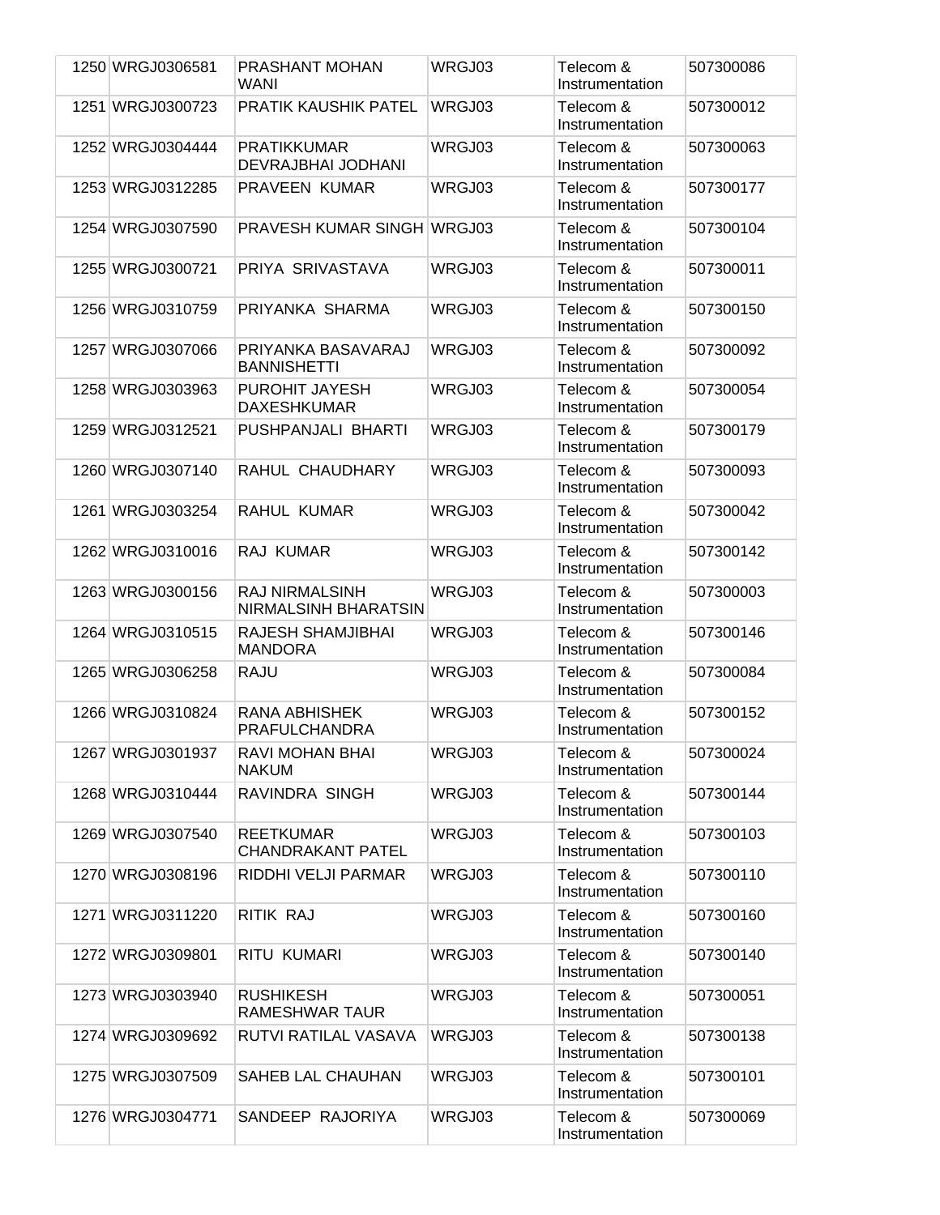| | | | | | |
|---|---|---|---|---|---|
| 1250 | WRGJ0306581 | PRASHANT MOHAN WANI | WRGJ03 | Telecom & Instrumentation | 507300086 |
| 1251 | WRGJ0300723 | PRATIK KAUSHIK PATEL | WRGJ03 | Telecom & Instrumentation | 507300012 |
| 1252 | WRGJ0304444 | PRATIKKUMAR DEVRAJBHAI JODHANI | WRGJ03 | Telecom & Instrumentation | 507300063 |
| 1253 | WRGJ0312285 | PRAVEEN KUMAR | WRGJ03 | Telecom & Instrumentation | 507300177 |
| 1254 | WRGJ0307590 | PRAVESH KUMAR SINGH | WRGJ03 | Telecom & Instrumentation | 507300104 |
| 1255 | WRGJ0300721 | PRIYA SRIVASTAVA | WRGJ03 | Telecom & Instrumentation | 507300011 |
| 1256 | WRGJ0310759 | PRIYANKA SHARMA | WRGJ03 | Telecom & Instrumentation | 507300150 |
| 1257 | WRGJ0307066 | PRIYANKA BASAVARAJ BANNISHETTI | WRGJ03 | Telecom & Instrumentation | 507300092 |
| 1258 | WRGJ0303963 | PUROHIT JAYESH DAXESHKUMAR | WRGJ03 | Telecom & Instrumentation | 507300054 |
| 1259 | WRGJ0312521 | PUSHPANJALI BHARTI | WRGJ03 | Telecom & Instrumentation | 507300179 |
| 1260 | WRGJ0307140 | RAHUL CHAUDHARY | WRGJ03 | Telecom & Instrumentation | 507300093 |
| 1261 | WRGJ0303254 | RAHUL KUMAR | WRGJ03 | Telecom & Instrumentation | 507300042 |
| 1262 | WRGJ0310016 | RAJ KUMAR | WRGJ03 | Telecom & Instrumentation | 507300142 |
| 1263 | WRGJ0300156 | RAJ NIRMALSINH NIRMALSINH BHARATSIN | WRGJ03 | Telecom & Instrumentation | 507300003 |
| 1264 | WRGJ0310515 | RAJESH SHAMJIBHAI MANDORA | WRGJ03 | Telecom & Instrumentation | 507300146 |
| 1265 | WRGJ0306258 | RAJU | WRGJ03 | Telecom & Instrumentation | 507300084 |
| 1266 | WRGJ0310824 | RANA ABHISHEK PRAFULCHANDRA | WRGJ03 | Telecom & Instrumentation | 507300152 |
| 1267 | WRGJ0301937 | RAVI MOHAN BHAI NAKUM | WRGJ03 | Telecom & Instrumentation | 507300024 |
| 1268 | WRGJ0310444 | RAVINDRA SINGH | WRGJ03 | Telecom & Instrumentation | 507300144 |
| 1269 | WRGJ0307540 | REETKUMAR CHANDRAKANT PATEL | WRGJ03 | Telecom & Instrumentation | 507300103 |
| 1270 | WRGJ0308196 | RIDDHI VELJI PARMAR | WRGJ03 | Telecom & Instrumentation | 507300110 |
| 1271 | WRGJ0311220 | RITIK RAJ | WRGJ03 | Telecom & Instrumentation | 507300160 |
| 1272 | WRGJ0309801 | RITU KUMARI | WRGJ03 | Telecom & Instrumentation | 507300140 |
| 1273 | WRGJ0303940 | RUSHIKESH RAMESHWAR TAUR | WRGJ03 | Telecom & Instrumentation | 507300051 |
| 1274 | WRGJ0309692 | RUTVI RATILAL VASAVA | WRGJ03 | Telecom & Instrumentation | 507300138 |
| 1275 | WRGJ0307509 | SAHEB LAL CHAUHAN | WRGJ03 | Telecom & Instrumentation | 507300101 |
| 1276 | WRGJ0304771 | SANDEEP RAJORIYA | WRGJ03 | Telecom & Instrumentation | 507300069 |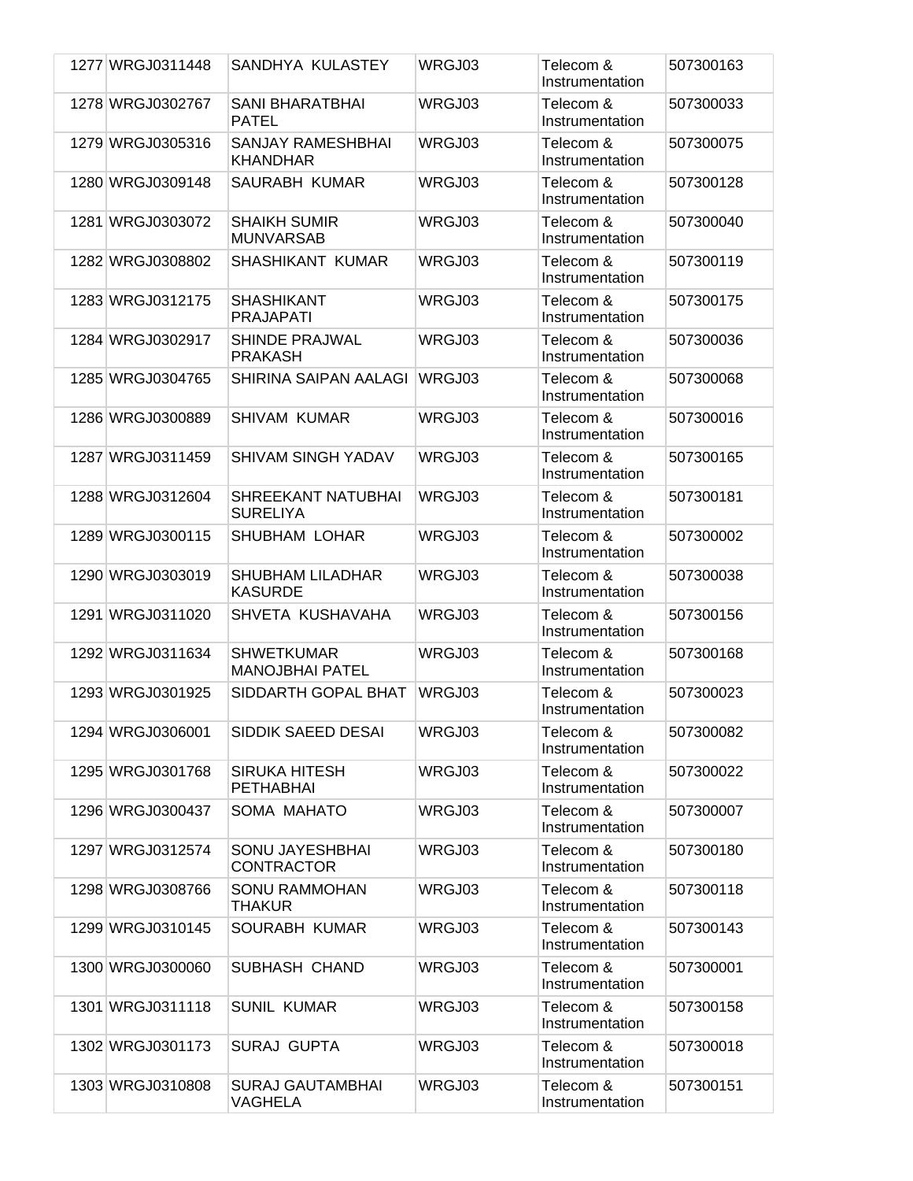| 1277 | WRGJ0311448 | SANDHYA KULASTEY | WRGJ03 | Telecom & Instrumentation | 507300163 |
|---|---|---|---|---|---|
| 1278 | WRGJ0302767 | SANI BHARATBHAI PATEL | WRGJ03 | Telecom & Instrumentation | 507300033 |
| 1279 | WRGJ0305316 | SANJAY RAMESHBHAI KHANDHAR | WRGJ03 | Telecom & Instrumentation | 507300075 |
| 1280 | WRGJ0309148 | SAURABH KUMAR | WRGJ03 | Telecom & Instrumentation | 507300128 |
| 1281 | WRGJ0303072 | SHAIKH SUMIR MUNVARSAB | WRGJ03 | Telecom & Instrumentation | 507300040 |
| 1282 | WRGJ0308802 | SHASHIKANT KUMAR | WRGJ03 | Telecom & Instrumentation | 507300119 |
| 1283 | WRGJ0312175 | SHASHIKANT PRAJAPATI | WRGJ03 | Telecom & Instrumentation | 507300175 |
| 1284 | WRGJ0302917 | SHINDE PRAJWAL PRAKASH | WRGJ03 | Telecom & Instrumentation | 507300036 |
| 1285 | WRGJ0304765 | SHIRINA SAIPAN AALAGI | WRGJ03 | Telecom & Instrumentation | 507300068 |
| 1286 | WRGJ0300889 | SHIVAM KUMAR | WRGJ03 | Telecom & Instrumentation | 507300016 |
| 1287 | WRGJ0311459 | SHIVAM SINGH YADAV | WRGJ03 | Telecom & Instrumentation | 507300165 |
| 1288 | WRGJ0312604 | SHREEKANT NATUBHAI SURELIYA | WRGJ03 | Telecom & Instrumentation | 507300181 |
| 1289 | WRGJ0300115 | SHUBHAM LOHAR | WRGJ03 | Telecom & Instrumentation | 507300002 |
| 1290 | WRGJ0303019 | SHUBHAM LILADHAR KASURDE | WRGJ03 | Telecom & Instrumentation | 507300038 |
| 1291 | WRGJ0311020 | SHVETA KUSHAVAHA | WRGJ03 | Telecom & Instrumentation | 507300156 |
| 1292 | WRGJ0311634 | SHWETKUMAR MANOJBHAI PATEL | WRGJ03 | Telecom & Instrumentation | 507300168 |
| 1293 | WRGJ0301925 | SIDDARTH GOPAL BHAT | WRGJ03 | Telecom & Instrumentation | 507300023 |
| 1294 | WRGJ0306001 | SIDDIK SAEED DESAI | WRGJ03 | Telecom & Instrumentation | 507300082 |
| 1295 | WRGJ0301768 | SIRUKA HITESH PETHABHAI | WRGJ03 | Telecom & Instrumentation | 507300022 |
| 1296 | WRGJ0300437 | SOMA MAHATO | WRGJ03 | Telecom & Instrumentation | 507300007 |
| 1297 | WRGJ0312574 | SONU JAYESHBHAI CONTRACTOR | WRGJ03 | Telecom & Instrumentation | 507300180 |
| 1298 | WRGJ0308766 | SONU RAMMOHAN THAKUR | WRGJ03 | Telecom & Instrumentation | 507300118 |
| 1299 | WRGJ0310145 | SOURABH KUMAR | WRGJ03 | Telecom & Instrumentation | 507300143 |
| 1300 | WRGJ0300060 | SUBHASH CHAND | WRGJ03 | Telecom & Instrumentation | 507300001 |
| 1301 | WRGJ0311118 | SUNIL KUMAR | WRGJ03 | Telecom & Instrumentation | 507300158 |
| 1302 | WRGJ0301173 | SURAJ GUPTA | WRGJ03 | Telecom & Instrumentation | 507300018 |
| 1303 | WRGJ0310808 | SURAJ GAUTAMBHAI VAGHELA | WRGJ03 | Telecom & Instrumentation | 507300151 |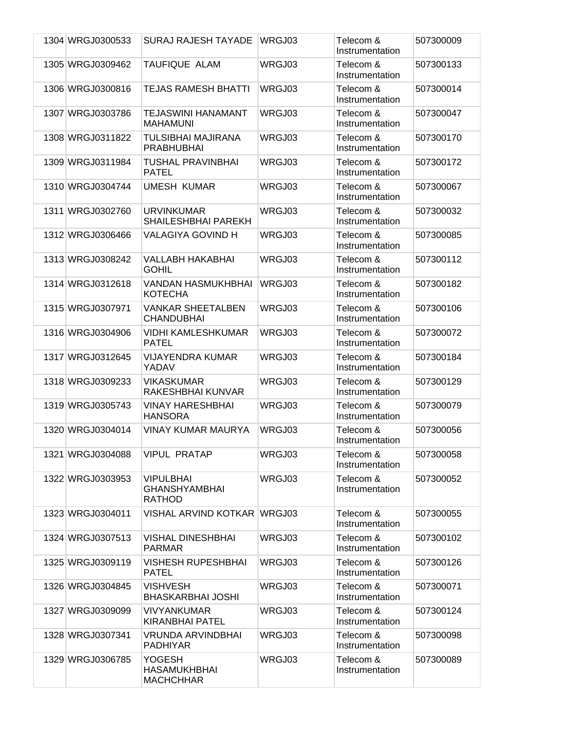| | | | | | |
|---|---|---|---|---|---|
| 1304 | WRGJ0300533 | SURAJ RAJESH TAYADE | WRGJ03 | Telecom & Instrumentation | 507300009 |
| 1305 | WRGJ0309462 | TAUFIQUE ALAM | WRGJ03 | Telecom & Instrumentation | 507300133 |
| 1306 | WRGJ0300816 | TEJAS RAMESH BHATTI | WRGJ03 | Telecom & Instrumentation | 507300014 |
| 1307 | WRGJ0303786 | TEJASWINI HANAMANT MAHAMUNI | WRGJ03 | Telecom & Instrumentation | 507300047 |
| 1308 | WRGJ0311822 | TULSIBHAI MAJIRANA PRABHUBHAI | WRGJ03 | Telecom & Instrumentation | 507300170 |
| 1309 | WRGJ0311984 | TUSHAL PRAVINBHAI PATEL | WRGJ03 | Telecom & Instrumentation | 507300172 |
| 1310 | WRGJ0304744 | UMESH KUMAR | WRGJ03 | Telecom & Instrumentation | 507300067 |
| 1311 | WRGJ0302760 | URVINKUMAR SHAILESHBHAI PAREKH | WRGJ03 | Telecom & Instrumentation | 507300032 |
| 1312 | WRGJ0306466 | VALAGIYA GOVIND H | WRGJ03 | Telecom & Instrumentation | 507300085 |
| 1313 | WRGJ0308242 | VALLABH HAKABHAI GOHIL | WRGJ03 | Telecom & Instrumentation | 507300112 |
| 1314 | WRGJ0312618 | VANDAN HASMUKHBHAI KOTECHA | WRGJ03 | Telecom & Instrumentation | 507300182 |
| 1315 | WRGJ0307971 | VANKAR SHEETALBEN CHANDUBHAI | WRGJ03 | Telecom & Instrumentation | 507300106 |
| 1316 | WRGJ0304906 | VIDHI KAMLESHKUMAR PATEL | WRGJ03 | Telecom & Instrumentation | 507300072 |
| 1317 | WRGJ0312645 | VIJAYENDRA KUMAR YADAV | WRGJ03 | Telecom & Instrumentation | 507300184 |
| 1318 | WRGJ0309233 | VIKASKUMAR RAKESHBHAI KUNVAR | WRGJ03 | Telecom & Instrumentation | 507300129 |
| 1319 | WRGJ0305743 | VINAY HARESHBHAI HANSORA | WRGJ03 | Telecom & Instrumentation | 507300079 |
| 1320 | WRGJ0304014 | VINAY KUMAR MAURYA | WRGJ03 | Telecom & Instrumentation | 507300056 |
| 1321 | WRGJ0304088 | VIPUL PRATAP | WRGJ03 | Telecom & Instrumentation | 507300058 |
| 1322 | WRGJ0303953 | VIPULBHAI GHANSHYAMBHAI RATHOD | WRGJ03 | Telecom & Instrumentation | 507300052 |
| 1323 | WRGJ0304011 | VISHAL ARVIND KOTKAR | WRGJ03 | Telecom & Instrumentation | 507300055 |
| 1324 | WRGJ0307513 | VISHAL DINESHBHAI PARMAR | WRGJ03 | Telecom & Instrumentation | 507300102 |
| 1325 | WRGJ0309119 | VISHESH RUPESHBHAI PATEL | WRGJ03 | Telecom & Instrumentation | 507300126 |
| 1326 | WRGJ0304845 | VISHVESH BHASKARBHAI JOSHI | WRGJ03 | Telecom & Instrumentation | 507300071 |
| 1327 | WRGJ0309099 | VIVYANKUMAR KIRANBHAI PATEL | WRGJ03 | Telecom & Instrumentation | 507300124 |
| 1328 | WRGJ0307341 | VRUNDA ARVINDBHAI PADHIYAR | WRGJ03 | Telecom & Instrumentation | 507300098 |
| 1329 | WRGJ0306785 | YOGESH HASAMUKHBHAI MACHCHHAR | WRGJ03 | Telecom & Instrumentation | 507300089 |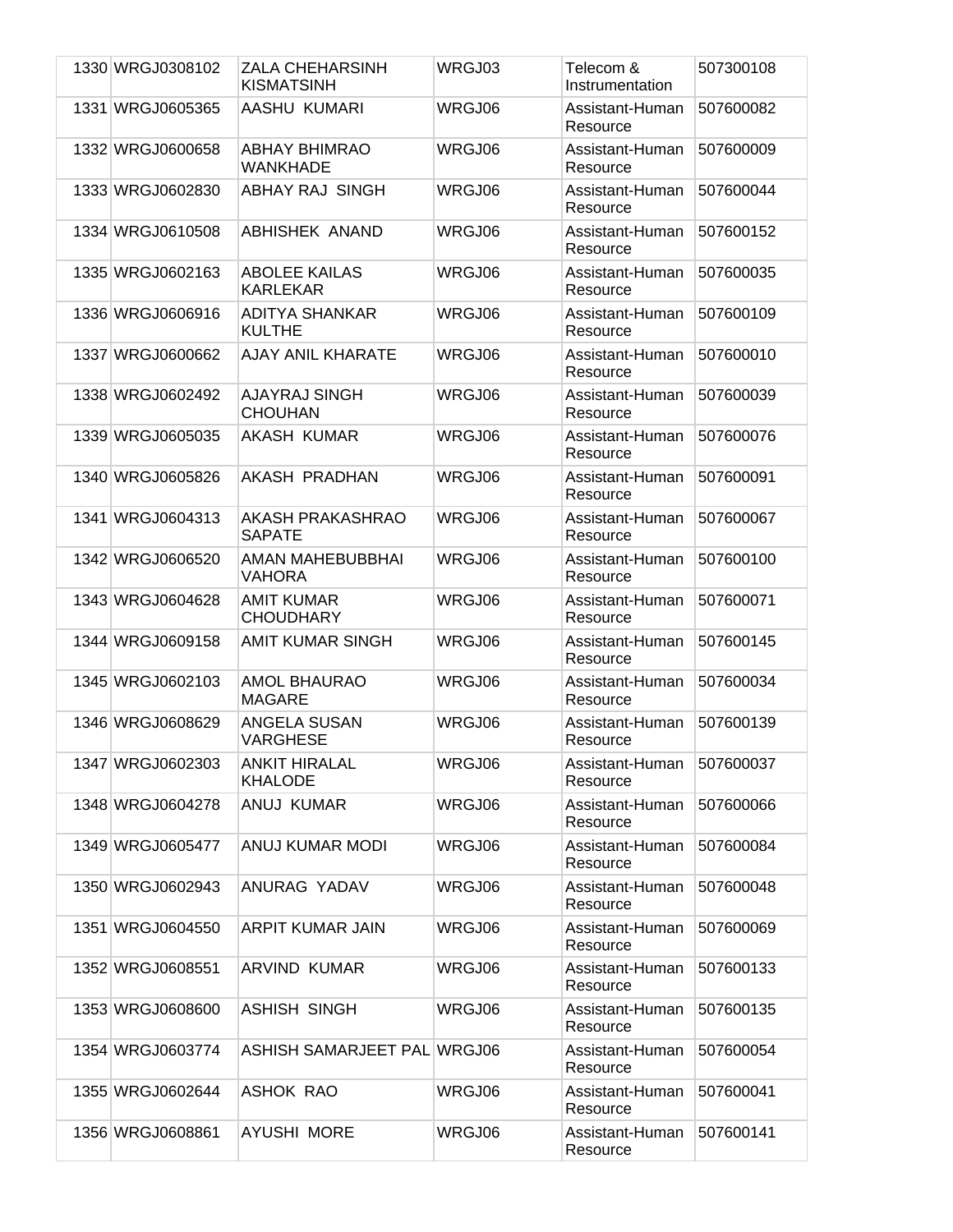| | | | | | |
|---|---|---|---|---|---|
| 1330 | WRGJ0308102 | ZALA CHEHARSINH KISMATSINH | WRGJ03 | Telecom & Instrumentation | 507300108 |
| 1331 | WRGJ0605365 | AASHU KUMARI | WRGJ06 | Assistant-Human Resource | 507600082 |
| 1332 | WRGJ0600658 | ABHAY BHIMRAO WANKHADE | WRGJ06 | Assistant-Human Resource | 507600009 |
| 1333 | WRGJ0602830 | ABHAY RAJ SINGH | WRGJ06 | Assistant-Human Resource | 507600044 |
| 1334 | WRGJ0610508 | ABHISHEK ANAND | WRGJ06 | Assistant-Human Resource | 507600152 |
| 1335 | WRGJ0602163 | ABOLEE KAILAS KARLEKAR | WRGJ06 | Assistant-Human Resource | 507600035 |
| 1336 | WRGJ0606916 | ADITYA SHANKAR KULTHE | WRGJ06 | Assistant-Human Resource | 507600109 |
| 1337 | WRGJ0600662 | AJAY ANIL KHARATE | WRGJ06 | Assistant-Human Resource | 507600010 |
| 1338 | WRGJ0602492 | AJAYRAJ SINGH CHOUHAN | WRGJ06 | Assistant-Human Resource | 507600039 |
| 1339 | WRGJ0605035 | AKASH KUMAR | WRGJ06 | Assistant-Human Resource | 507600076 |
| 1340 | WRGJ0605826 | AKASH PRADHAN | WRGJ06 | Assistant-Human Resource | 507600091 |
| 1341 | WRGJ0604313 | AKASH PRAKASHRAO SAPATE | WRGJ06 | Assistant-Human Resource | 507600067 |
| 1342 | WRGJ0606520 | AMAN MAHEBUBBHAI VAHORA | WRGJ06 | Assistant-Human Resource | 507600100 |
| 1343 | WRGJ0604628 | AMIT KUMAR CHOUDHARY | WRGJ06 | Assistant-Human Resource | 507600071 |
| 1344 | WRGJ0609158 | AMIT KUMAR SINGH | WRGJ06 | Assistant-Human Resource | 507600145 |
| 1345 | WRGJ0602103 | AMOL BHAURAO MAGARE | WRGJ06 | Assistant-Human Resource | 507600034 |
| 1346 | WRGJ0608629 | ANGELA SUSAN VARGHESE | WRGJ06 | Assistant-Human Resource | 507600139 |
| 1347 | WRGJ0602303 | ANKIT HIRALAL KHALODE | WRGJ06 | Assistant-Human Resource | 507600037 |
| 1348 | WRGJ0604278 | ANUJ KUMAR | WRGJ06 | Assistant-Human Resource | 507600066 |
| 1349 | WRGJ0605477 | ANUJ KUMAR MODI | WRGJ06 | Assistant-Human Resource | 507600084 |
| 1350 | WRGJ0602943 | ANURAG YADAV | WRGJ06 | Assistant-Human Resource | 507600048 |
| 1351 | WRGJ0604550 | ARPIT KUMAR JAIN | WRGJ06 | Assistant-Human Resource | 507600069 |
| 1352 | WRGJ0608551 | ARVIND KUMAR | WRGJ06 | Assistant-Human Resource | 507600133 |
| 1353 | WRGJ0608600 | ASHISH SINGH | WRGJ06 | Assistant-Human Resource | 507600135 |
| 1354 | WRGJ0603774 | ASHISH SAMARJEET PAL | WRGJ06 | Assistant-Human Resource | 507600054 |
| 1355 | WRGJ0602644 | ASHOK RAO | WRGJ06 | Assistant-Human Resource | 507600041 |
| 1356 | WRGJ0608861 | AYUSHI MORE | WRGJ06 | Assistant-Human Resource | 507600141 |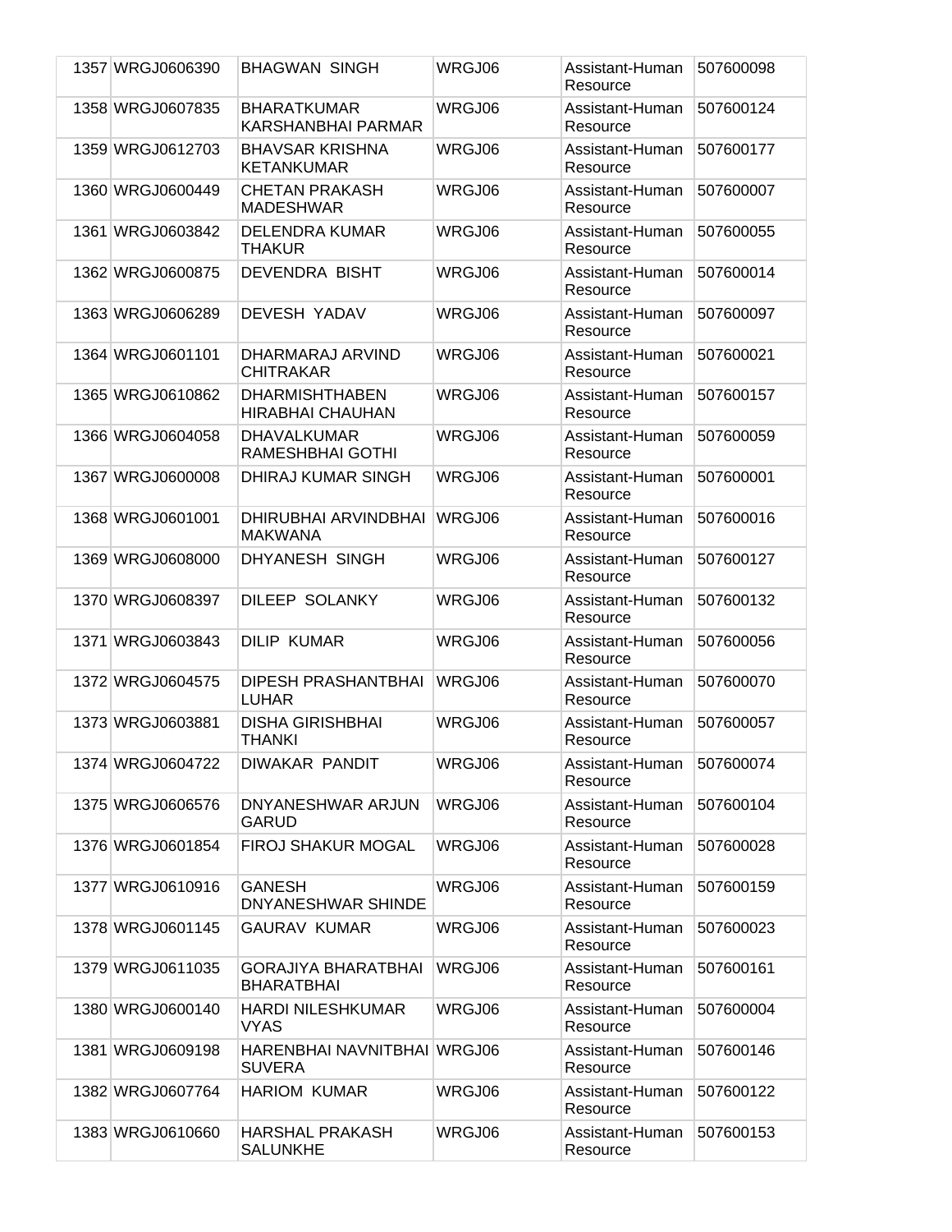| | | | | | |
|---|---|---|---|---|---|
| 1357 | WRGJ0606390 | BHAGWAN SINGH | WRGJ06 | Assistant-Human Resource | 507600098 |
| 1358 | WRGJ0607835 | BHARATKUMAR KARSHANBHAI PARMAR | WRGJ06 | Assistant-Human Resource | 507600124 |
| 1359 | WRGJ0612703 | BHAVSAR KRISHNA KETANKUMAR | WRGJ06 | Assistant-Human Resource | 507600177 |
| 1360 | WRGJ0600449 | CHETAN PRAKASH MADESHWAR | WRGJ06 | Assistant-Human Resource | 507600007 |
| 1361 | WRGJ0603842 | DELENDRA KUMAR THAKUR | WRGJ06 | Assistant-Human Resource | 507600055 |
| 1362 | WRGJ0600875 | DEVENDRA BISHT | WRGJ06 | Assistant-Human Resource | 507600014 |
| 1363 | WRGJ0606289 | DEVESH YADAV | WRGJ06 | Assistant-Human Resource | 507600097 |
| 1364 | WRGJ0601101 | DHARMARAJ ARVIND CHITRAKAR | WRGJ06 | Assistant-Human Resource | 507600021 |
| 1365 | WRGJ0610862 | DHARMISHTHABEN HIRABHAI CHAUHAN | WRGJ06 | Assistant-Human Resource | 507600157 |
| 1366 | WRGJ0604058 | DHAVALKUMAR RAMESHBHAI GOTHI | WRGJ06 | Assistant-Human Resource | 507600059 |
| 1367 | WRGJ0600008 | DHIRAJ KUMAR SINGH | WRGJ06 | Assistant-Human Resource | 507600001 |
| 1368 | WRGJ0601001 | DHIRUBHAI ARVINDBHAI MAKWANA | WRGJ06 | Assistant-Human Resource | 507600016 |
| 1369 | WRGJ0608000 | DHYANESH SINGH | WRGJ06 | Assistant-Human Resource | 507600127 |
| 1370 | WRGJ0608397 | DILEEP SOLANKY | WRGJ06 | Assistant-Human Resource | 507600132 |
| 1371 | WRGJ0603843 | DILIP KUMAR | WRGJ06 | Assistant-Human Resource | 507600056 |
| 1372 | WRGJ0604575 | DIPESH PRASHANTBHAI LUHAR | WRGJ06 | Assistant-Human Resource | 507600070 |
| 1373 | WRGJ0603881 | DISHA GIRISHBHAI THANKI | WRGJ06 | Assistant-Human Resource | 507600057 |
| 1374 | WRGJ0604722 | DIWAKAR PANDIT | WRGJ06 | Assistant-Human Resource | 507600074 |
| 1375 | WRGJ0606576 | DNYANESHWAR ARJUN GARUD | WRGJ06 | Assistant-Human Resource | 507600104 |
| 1376 | WRGJ0601854 | FIROJ SHAKUR MOGAL | WRGJ06 | Assistant-Human Resource | 507600028 |
| 1377 | WRGJ0610916 | GANESH DNYANESHWAR SHINDE | WRGJ06 | Assistant-Human Resource | 507600159 |
| 1378 | WRGJ0601145 | GAURAV KUMAR | WRGJ06 | Assistant-Human Resource | 507600023 |
| 1379 | WRGJ0611035 | GORAJIYA BHARATBHAI BHARATBHAI | WRGJ06 | Assistant-Human Resource | 507600161 |
| 1380 | WRGJ0600140 | HARDI NILESHKUMAR VYAS | WRGJ06 | Assistant-Human Resource | 507600004 |
| 1381 | WRGJ0609198 | HARENBHAI NAVNITBHAI SUVERA | WRGJ06 | Assistant-Human Resource | 507600146 |
| 1382 | WRGJ0607764 | HARIOM KUMAR | WRGJ06 | Assistant-Human Resource | 507600122 |
| 1383 | WRGJ0610660 | HARSHAL PRAKASH SALUNKHE | WRGJ06 | Assistant-Human Resource | 507600153 |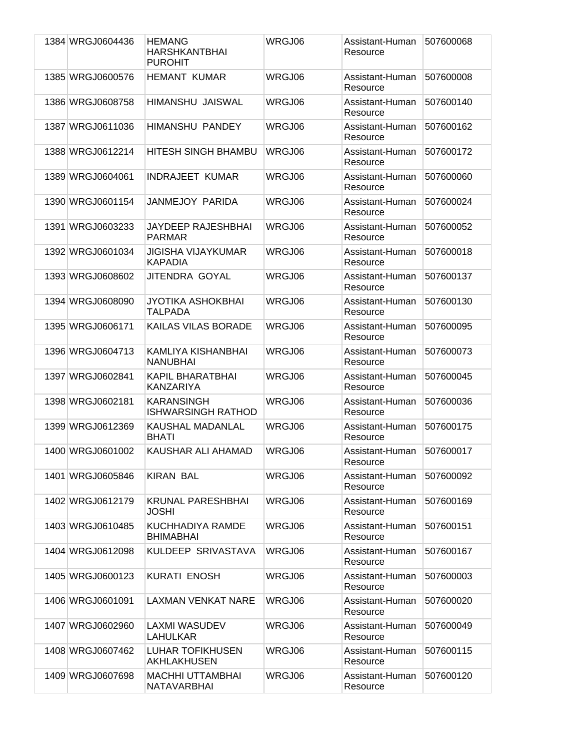| | | | | | |
|---|---|---|---|---|---|
| 1384 | WRGJ0604436 | HEMANG HARSHKANTBHAI PUROHIT | WRGJ06 | Assistant-Human Resource | 507600068 |
| 1385 | WRGJ0600576 | HEMANT KUMAR | WRGJ06 | Assistant-Human Resource | 507600008 |
| 1386 | WRGJ0608758 | HIMANSHU JAISWAL | WRGJ06 | Assistant-Human Resource | 507600140 |
| 1387 | WRGJ0611036 | HIMANSHU PANDEY | WRGJ06 | Assistant-Human Resource | 507600162 |
| 1388 | WRGJ0612214 | HITESH SINGH BHAMBU | WRGJ06 | Assistant-Human Resource | 507600172 |
| 1389 | WRGJ0604061 | INDRAJEET KUMAR | WRGJ06 | Assistant-Human Resource | 507600060 |
| 1390 | WRGJ0601154 | JANMEJOY PARIDA | WRGJ06 | Assistant-Human Resource | 507600024 |
| 1391 | WRGJ0603233 | JAYDEEP RAJESHBHAI PARMAR | WRGJ06 | Assistant-Human Resource | 507600052 |
| 1392 | WRGJ0601034 | JIGISHA VIJAYKUMAR KAPADIA | WRGJ06 | Assistant-Human Resource | 507600018 |
| 1393 | WRGJ0608602 | JITENDRA GOYAL | WRGJ06 | Assistant-Human Resource | 507600137 |
| 1394 | WRGJ0608090 | JYOTIKA ASHOKBHAI TALPADA | WRGJ06 | Assistant-Human Resource | 507600130 |
| 1395 | WRGJ0606171 | KAILAS VILAS BORADE | WRGJ06 | Assistant-Human Resource | 507600095 |
| 1396 | WRGJ0604713 | KAMLIYA KISHANBHAI NANUBHAI | WRGJ06 | Assistant-Human Resource | 507600073 |
| 1397 | WRGJ0602841 | KAPIL BHARATBHAI KANZARIYA | WRGJ06 | Assistant-Human Resource | 507600045 |
| 1398 | WRGJ0602181 | KARANSINGH ISHWARSINGH RATHOD | WRGJ06 | Assistant-Human Resource | 507600036 |
| 1399 | WRGJ0612369 | KAUSHAL MADANLAL BHATI | WRGJ06 | Assistant-Human Resource | 507600175 |
| 1400 | WRGJ0601002 | KAUSHAR ALI AHAMAD | WRGJ06 | Assistant-Human Resource | 507600017 |
| 1401 | WRGJ0605846 | KIRAN BAL | WRGJ06 | Assistant-Human Resource | 507600092 |
| 1402 | WRGJ0612179 | KRUNAL PARESHBHAI JOSHI | WRGJ06 | Assistant-Human Resource | 507600169 |
| 1403 | WRGJ0610485 | KUCHHADIYA RAMDE BHIMABHAI | WRGJ06 | Assistant-Human Resource | 507600151 |
| 1404 | WRGJ0612098 | KULDEEP SRIVASTAVA | WRGJ06 | Assistant-Human Resource | 507600167 |
| 1405 | WRGJ0600123 | KURATI ENOSH | WRGJ06 | Assistant-Human Resource | 507600003 |
| 1406 | WRGJ0601091 | LAXMAN VENKAT NARE | WRGJ06 | Assistant-Human Resource | 507600020 |
| 1407 | WRGJ0602960 | LAXMI WASUDEV LAHULKAR | WRGJ06 | Assistant-Human Resource | 507600049 |
| 1408 | WRGJ0607462 | LUHAR TOFIKHUSEN AKHLAKHUSEN | WRGJ06 | Assistant-Human Resource | 507600115 |
| 1409 | WRGJ0607698 | MACHHI UTTAMBHAI NATAVARBHAI | WRGJ06 | Assistant-Human Resource | 507600120 |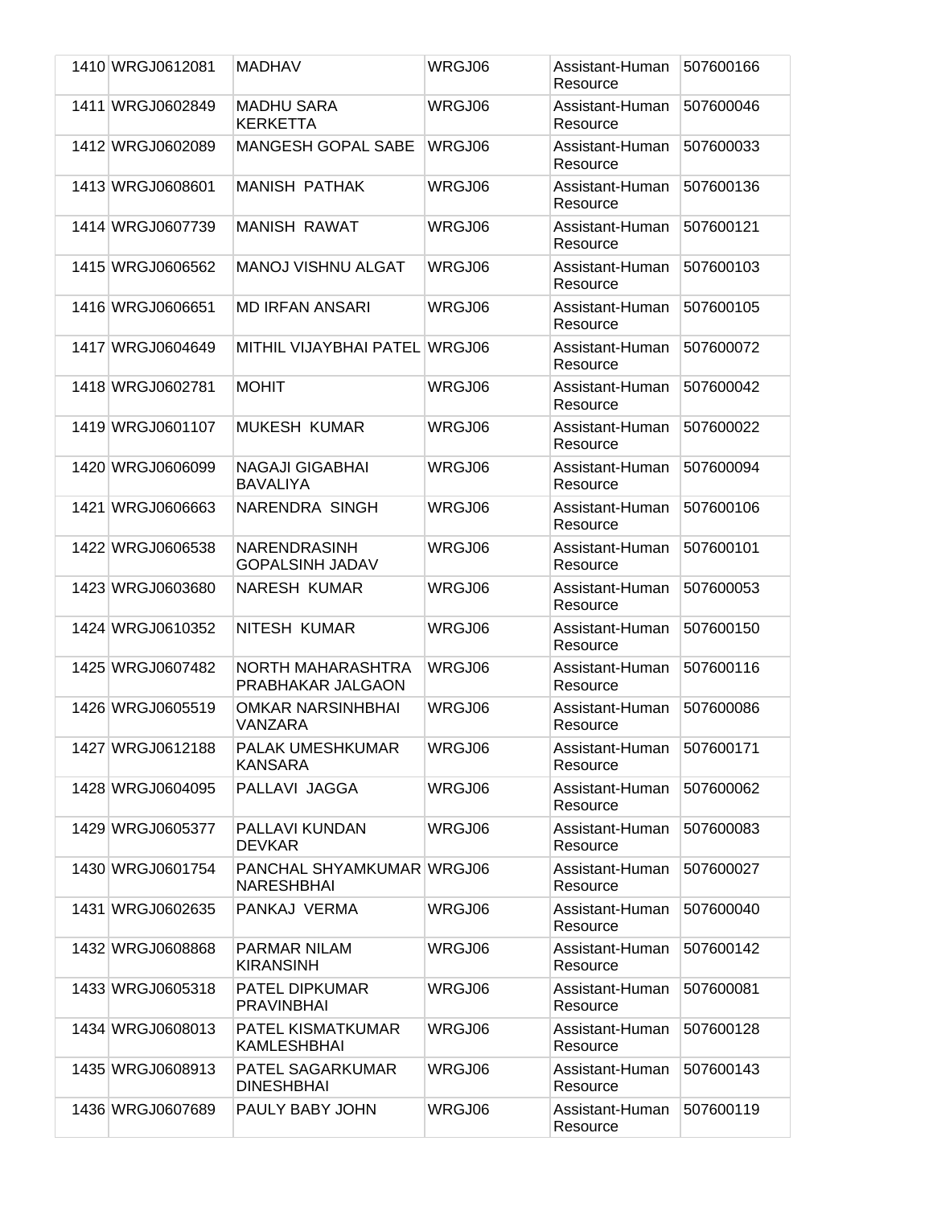| | | | | | |
|---|---|---|---|---|---|
| 1410 | WRGJ0612081 | MADHAV | WRGJ06 | Assistant-Human Resource | 507600166 |
| 1411 | WRGJ0602849 | MADHU SARA KERKETTA | WRGJ06 | Assistant-Human Resource | 507600046 |
| 1412 | WRGJ0602089 | MANGESH GOPAL SABE | WRGJ06 | Assistant-Human Resource | 507600033 |
| 1413 | WRGJ0608601 | MANISH PATHAK | WRGJ06 | Assistant-Human Resource | 507600136 |
| 1414 | WRGJ0607739 | MANISH RAWAT | WRGJ06 | Assistant-Human Resource | 507600121 |
| 1415 | WRGJ0606562 | MANOJ VISHNU ALGAT | WRGJ06 | Assistant-Human Resource | 507600103 |
| 1416 | WRGJ0606651 | MD IRFAN ANSARI | WRGJ06 | Assistant-Human Resource | 507600105 |
| 1417 | WRGJ0604649 | MITHIL VIJAYBHAI PATEL | WRGJ06 | Assistant-Human Resource | 507600072 |
| 1418 | WRGJ0602781 | MOHIT | WRGJ06 | Assistant-Human Resource | 507600042 |
| 1419 | WRGJ0601107 | MUKESH KUMAR | WRGJ06 | Assistant-Human Resource | 507600022 |
| 1420 | WRGJ0606099 | NAGAJI GIGABHAI BAVALIYA | WRGJ06 | Assistant-Human Resource | 507600094 |
| 1421 | WRGJ0606663 | NARENDRA SINGH | WRGJ06 | Assistant-Human Resource | 507600106 |
| 1422 | WRGJ0606538 | NARENDRASINH GOPALSINH JADAV | WRGJ06 | Assistant-Human Resource | 507600101 |
| 1423 | WRGJ0603680 | NARESH KUMAR | WRGJ06 | Assistant-Human Resource | 507600053 |
| 1424 | WRGJ0610352 | NITESH KUMAR | WRGJ06 | Assistant-Human Resource | 507600150 |
| 1425 | WRGJ0607482 | NORTH MAHARASHTRA PRABHAKAR JALGAON | WRGJ06 | Assistant-Human Resource | 507600116 |
| 1426 | WRGJ0605519 | OMKAR NARSINHBHAI VANZARA | WRGJ06 | Assistant-Human Resource | 507600086 |
| 1427 | WRGJ0612188 | PALAK UMESHKUMAR KANSARA | WRGJ06 | Assistant-Human Resource | 507600171 |
| 1428 | WRGJ0604095 | PALLAVI JAGGA | WRGJ06 | Assistant-Human Resource | 507600062 |
| 1429 | WRGJ0605377 | PALLAVI KUNDAN DEVKAR | WRGJ06 | Assistant-Human Resource | 507600083 |
| 1430 | WRGJ0601754 | PANCHAL SHYAMKUMAR NARESHBHAI | WRGJ06 | Assistant-Human Resource | 507600027 |
| 1431 | WRGJ0602635 | PANKAJ VERMA | WRGJ06 | Assistant-Human Resource | 507600040 |
| 1432 | WRGJ0608868 | PARMAR NILAM KIRANSINH | WRGJ06 | Assistant-Human Resource | 507600142 |
| 1433 | WRGJ0605318 | PATEL DIPKUMAR PRAVINBHAI | WRGJ06 | Assistant-Human Resource | 507600081 |
| 1434 | WRGJ0608013 | PATEL KISMATKUMAR KAMLESHBHAI | WRGJ06 | Assistant-Human Resource | 507600128 |
| 1435 | WRGJ0608913 | PATEL SAGARKUMAR DINESHBHAI | WRGJ06 | Assistant-Human Resource | 507600143 |
| 1436 | WRGJ0607689 | PAULY BABY JOHN | WRGJ06 | Assistant-Human Resource | 507600119 |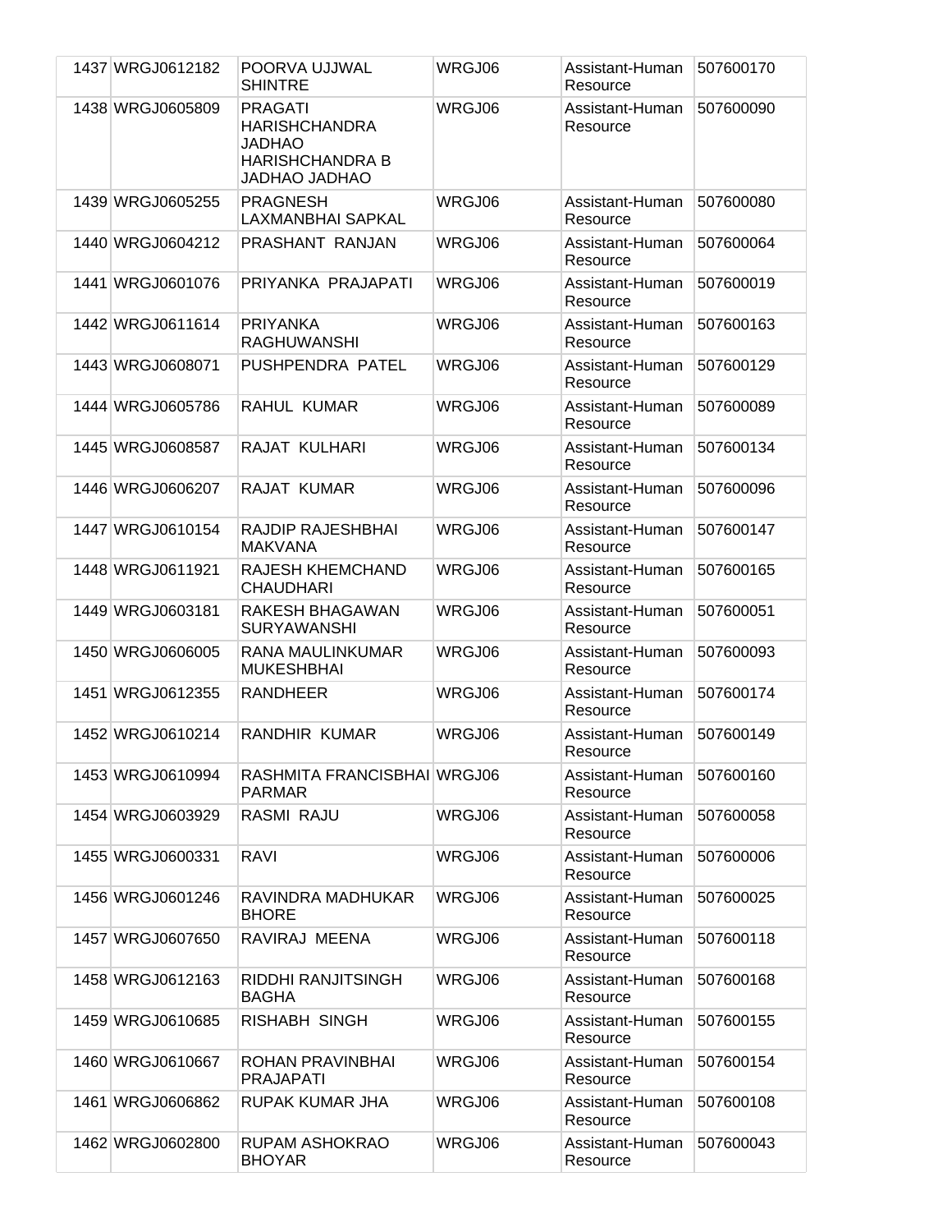| | | | | | |
|---|---|---|---|---|---|
| 1437 | WRGJ0612182 | POORVA UJJWAL SHINTRE | WRGJ06 | Assistant-Human Resource | 507600170 |
| 1438 | WRGJ0605809 | PRAGATI HARISHCHANDRA JADHAO HARISHCHANDRA B JADHAO JADHAO | WRGJ06 | Assistant-Human Resource | 507600090 |
| 1439 | WRGJ0605255 | PRAGNESH LAXMANBHAI SAPKAL | WRGJ06 | Assistant-Human Resource | 507600080 |
| 1440 | WRGJ0604212 | PRASHANT RANJAN | WRGJ06 | Assistant-Human Resource | 507600064 |
| 1441 | WRGJ0601076 | PRIYANKA PRAJAPATI | WRGJ06 | Assistant-Human Resource | 507600019 |
| 1442 | WRGJ0611614 | PRIYANKA RAGHUWANSHI | WRGJ06 | Assistant-Human Resource | 507600163 |
| 1443 | WRGJ0608071 | PUSHPENDRA PATEL | WRGJ06 | Assistant-Human Resource | 507600129 |
| 1444 | WRGJ0605786 | RAHUL KUMAR | WRGJ06 | Assistant-Human Resource | 507600089 |
| 1445 | WRGJ0608587 | RAJAT KULHARI | WRGJ06 | Assistant-Human Resource | 507600134 |
| 1446 | WRGJ0606207 | RAJAT KUMAR | WRGJ06 | Assistant-Human Resource | 507600096 |
| 1447 | WRGJ0610154 | RAJDIP RAJESHBHAI MAKVANA | WRGJ06 | Assistant-Human Resource | 507600147 |
| 1448 | WRGJ0611921 | RAJESH KHEMCHAND CHAUDHARI | WRGJ06 | Assistant-Human Resource | 507600165 |
| 1449 | WRGJ0603181 | RAKESH BHAGAWAN SURYAWANSHI | WRGJ06 | Assistant-Human Resource | 507600051 |
| 1450 | WRGJ0606005 | RANA MAULINKUMAR MUKESHBHAI | WRGJ06 | Assistant-Human Resource | 507600093 |
| 1451 | WRGJ0612355 | RANDHEER | WRGJ06 | Assistant-Human Resource | 507600174 |
| 1452 | WRGJ0610214 | RANDHIR KUMAR | WRGJ06 | Assistant-Human Resource | 507600149 |
| 1453 | WRGJ0610994 | RASHMITA FRANCISBHAI PARMAR | WRGJ06 | Assistant-Human Resource | 507600160 |
| 1454 | WRGJ0603929 | RASMI RAJU | WRGJ06 | Assistant-Human Resource | 507600058 |
| 1455 | WRGJ0600331 | RAVI | WRGJ06 | Assistant-Human Resource | 507600006 |
| 1456 | WRGJ0601246 | RAVINDRA MADHUKAR BHORE | WRGJ06 | Assistant-Human Resource | 507600025 |
| 1457 | WRGJ0607650 | RAVIRAJ MEENA | WRGJ06 | Assistant-Human Resource | 507600118 |
| 1458 | WRGJ0612163 | RIDDHI RANJITSINGH BAGHA | WRGJ06 | Assistant-Human Resource | 507600168 |
| 1459 | WRGJ0610685 | RISHABH SINGH | WRGJ06 | Assistant-Human Resource | 507600155 |
| 1460 | WRGJ0610667 | ROHAN PRAVINBHAI PRAJAPATI | WRGJ06 | Assistant-Human Resource | 507600154 |
| 1461 | WRGJ0606862 | RUPAK KUMAR JHA | WRGJ06 | Assistant-Human Resource | 507600108 |
| 1462 | WRGJ0602800 | RUPAM ASHOKRAO BHOYAR | WRGJ06 | Assistant-Human Resource | 507600043 |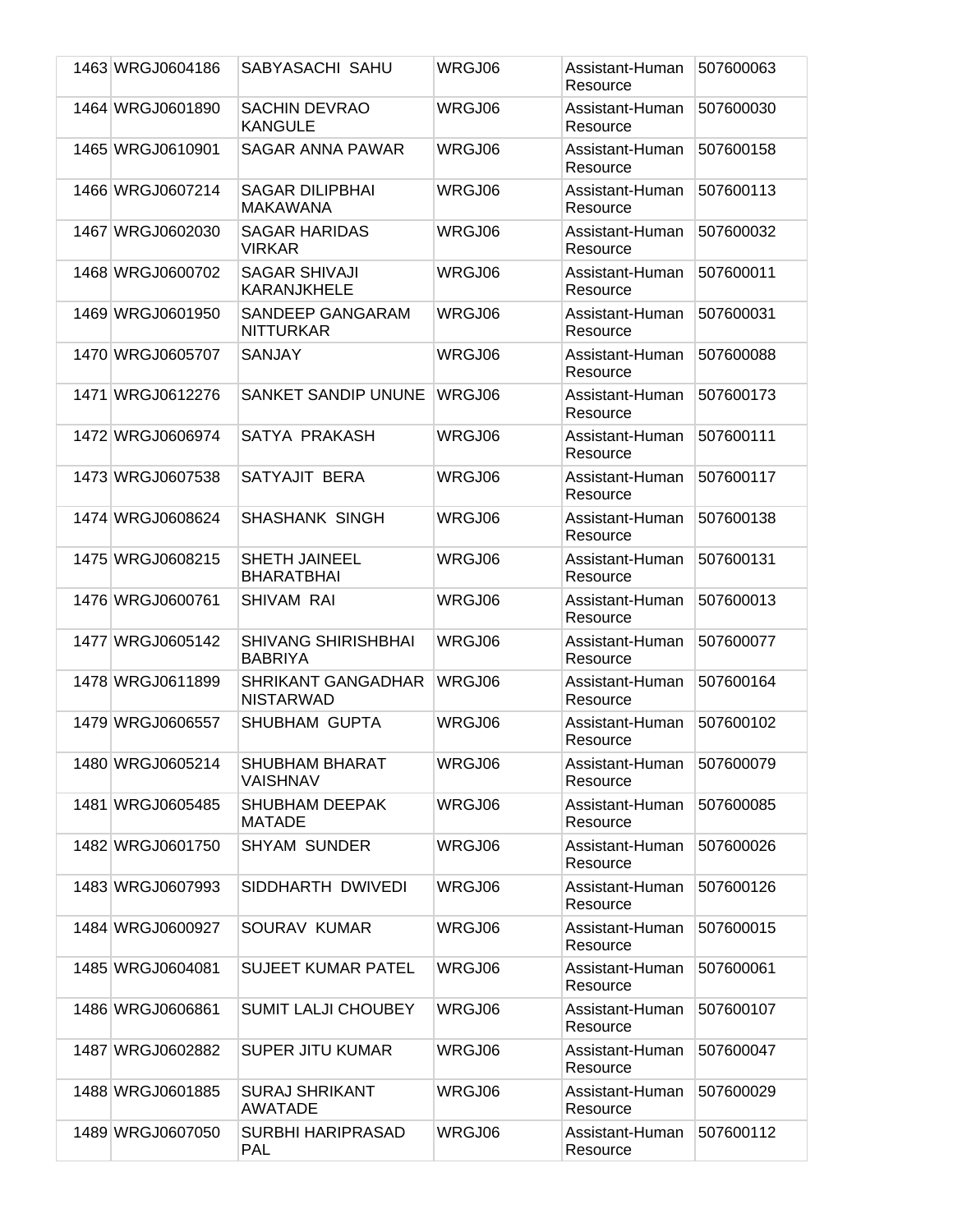| 1463 | WRGJ0604186 | SABYASACHI SAHU | WRGJ06 | Assistant-Human Resource | 507600063 |
|---|---|---|---|---|---|
| 1464 | WRGJ0601890 | SACHIN DEVRAO KANGULE | WRGJ06 | Assistant-Human Resource | 507600030 |
| 1465 | WRGJ0610901 | SAGAR ANNA PAWAR | WRGJ06 | Assistant-Human Resource | 507600158 |
| 1466 | WRGJ0607214 | SAGAR DILIPBHAI MAKAWANA | WRGJ06 | Assistant-Human Resource | 507600113 |
| 1467 | WRGJ0602030 | SAGAR HARIDAS VIRKAR | WRGJ06 | Assistant-Human Resource | 507600032 |
| 1468 | WRGJ0600702 | SAGAR SHIVAJI KARANJKHELE | WRGJ06 | Assistant-Human Resource | 507600011 |
| 1469 | WRGJ0601950 | SANDEEP GANGARAM NITTURKAR | WRGJ06 | Assistant-Human Resource | 507600031 |
| 1470 | WRGJ0605707 | SANJAY | WRGJ06 | Assistant-Human Resource | 507600088 |
| 1471 | WRGJ0612276 | SANKET SANDIP UNUNE | WRGJ06 | Assistant-Human Resource | 507600173 |
| 1472 | WRGJ0606974 | SATYA PRAKASH | WRGJ06 | Assistant-Human Resource | 507600111 |
| 1473 | WRGJ0607538 | SATYAJIT BERA | WRGJ06 | Assistant-Human Resource | 507600117 |
| 1474 | WRGJ0608624 | SHASHANK SINGH | WRGJ06 | Assistant-Human Resource | 507600138 |
| 1475 | WRGJ0608215 | SHETH JAINEEL BHARATBHAI | WRGJ06 | Assistant-Human Resource | 507600131 |
| 1476 | WRGJ0600761 | SHIVAM RAI | WRGJ06 | Assistant-Human Resource | 507600013 |
| 1477 | WRGJ0605142 | SHIVANG SHIRISHBHAI BABRIYA | WRGJ06 | Assistant-Human Resource | 507600077 |
| 1478 | WRGJ0611899 | SHRIKANT GANGADHAR NISTARWAD | WRGJ06 | Assistant-Human Resource | 507600164 |
| 1479 | WRGJ0606557 | SHUBHAM GUPTA | WRGJ06 | Assistant-Human Resource | 507600102 |
| 1480 | WRGJ0605214 | SHUBHAM BHARAT VAISHNAV | WRGJ06 | Assistant-Human Resource | 507600079 |
| 1481 | WRGJ0605485 | SHUBHAM DEEPAK MATADE | WRGJ06 | Assistant-Human Resource | 507600085 |
| 1482 | WRGJ0601750 | SHYAM SUNDER | WRGJ06 | Assistant-Human Resource | 507600026 |
| 1483 | WRGJ0607993 | SIDDHARTH DWIVEDI | WRGJ06 | Assistant-Human Resource | 507600126 |
| 1484 | WRGJ0600927 | SOURAV KUMAR | WRGJ06 | Assistant-Human Resource | 507600015 |
| 1485 | WRGJ0604081 | SUJEET KUMAR PATEL | WRGJ06 | Assistant-Human Resource | 507600061 |
| 1486 | WRGJ0606861 | SUMIT LALJI CHOUBEY | WRGJ06 | Assistant-Human Resource | 507600107 |
| 1487 | WRGJ0602882 | SUPER JITU KUMAR | WRGJ06 | Assistant-Human Resource | 507600047 |
| 1488 | WRGJ0601885 | SURAJ SHRIKANT AWATADE | WRGJ06 | Assistant-Human Resource | 507600029 |
| 1489 | WRGJ0607050 | SURBHI HARIPRASAD PAL | WRGJ06 | Assistant-Human Resource | 507600112 |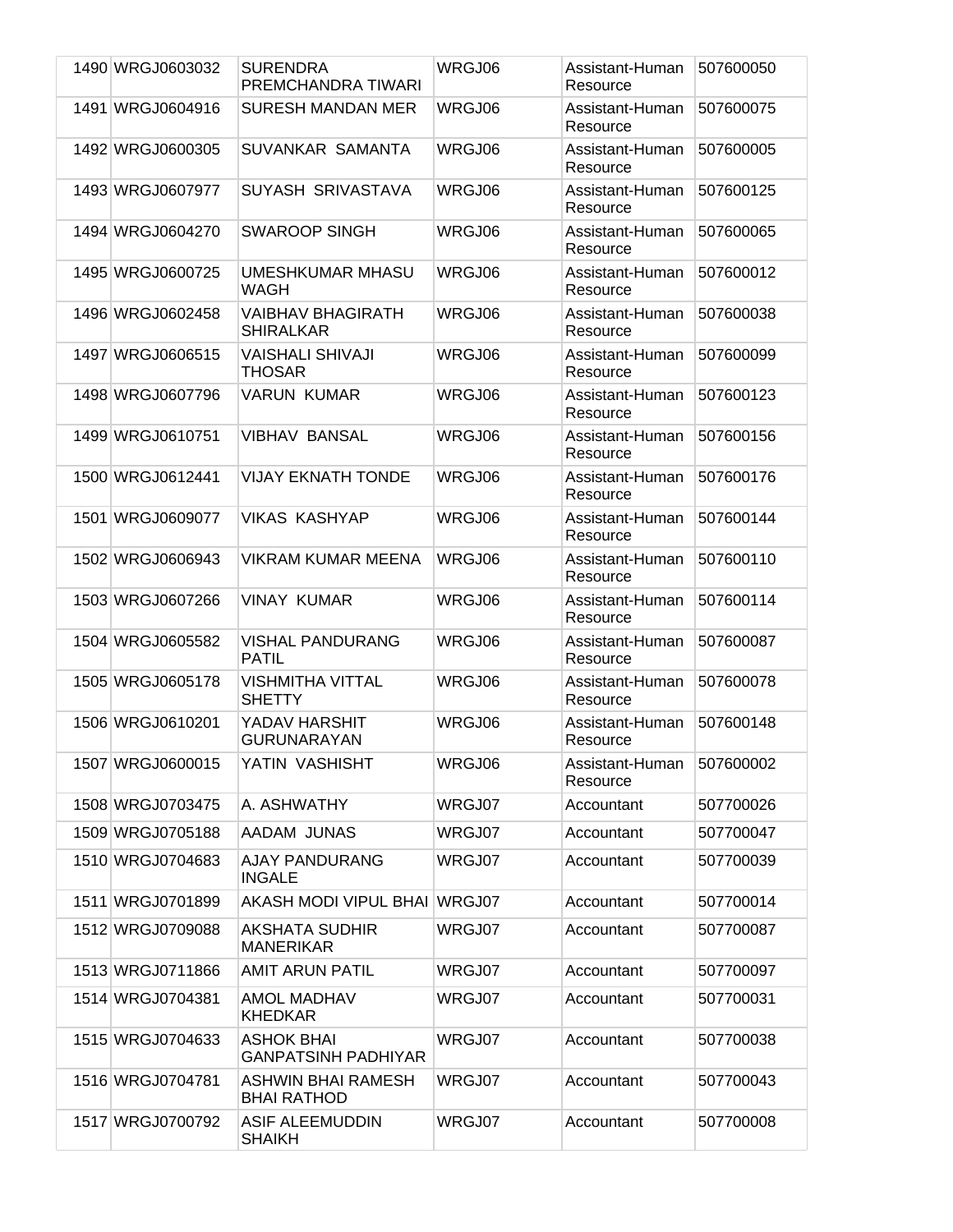| | | | | | |
|---|---|---|---|---|---|
| 1490 | WRGJ0603032 | SURENDRA PREMCHANDRA TIWARI | WRGJ06 | Assistant-Human Resource | 507600050 |
| 1491 | WRGJ0604916 | SURESH MANDAN MER | WRGJ06 | Assistant-Human Resource | 507600075 |
| 1492 | WRGJ0600305 | SUVANKAR SAMANTA | WRGJ06 | Assistant-Human Resource | 507600005 |
| 1493 | WRGJ0607977 | SUYASH SRIVASTAVA | WRGJ06 | Assistant-Human Resource | 507600125 |
| 1494 | WRGJ0604270 | SWAROOP SINGH | WRGJ06 | Assistant-Human Resource | 507600065 |
| 1495 | WRGJ0600725 | UMESHKUMAR MHASU WAGH | WRGJ06 | Assistant-Human Resource | 507600012 |
| 1496 | WRGJ0602458 | VAIBHAV BHAGIRATH SHIRALKAR | WRGJ06 | Assistant-Human Resource | 507600038 |
| 1497 | WRGJ0606515 | VAISHALI SHIVAJI THOSAR | WRGJ06 | Assistant-Human Resource | 507600099 |
| 1498 | WRGJ0607796 | VARUN KUMAR | WRGJ06 | Assistant-Human Resource | 507600123 |
| 1499 | WRGJ0610751 | VIBHAV BANSAL | WRGJ06 | Assistant-Human Resource | 507600156 |
| 1500 | WRGJ0612441 | VIJAY EKNATH TONDE | WRGJ06 | Assistant-Human Resource | 507600176 |
| 1501 | WRGJ0609077 | VIKAS KASHYAP | WRGJ06 | Assistant-Human Resource | 507600144 |
| 1502 | WRGJ0606943 | VIKRAM KUMAR MEENA | WRGJ06 | Assistant-Human Resource | 507600110 |
| 1503 | WRGJ0607266 | VINAY KUMAR | WRGJ06 | Assistant-Human Resource | 507600114 |
| 1504 | WRGJ0605582 | VISHAL PANDURANG PATIL | WRGJ06 | Assistant-Human Resource | 507600087 |
| 1505 | WRGJ0605178 | VISHMITHA VITTAL SHETTY | WRGJ06 | Assistant-Human Resource | 507600078 |
| 1506 | WRGJ0610201 | YADAV HARSHIT GURUNARAYAN | WRGJ06 | Assistant-Human Resource | 507600148 |
| 1507 | WRGJ0600015 | YATIN VASHISHT | WRGJ06 | Assistant-Human Resource | 507600002 |
| 1508 | WRGJ0703475 | A. ASHWATHY | WRGJ07 | Accountant | 507700026 |
| 1509 | WRGJ0705188 | AADAM JUNAS | WRGJ07 | Accountant | 507700047 |
| 1510 | WRGJ0704683 | AJAY PANDURANG INGALE | WRGJ07 | Accountant | 507700039 |
| 1511 | WRGJ0701899 | AKASH MODI VIPUL BHAI | WRGJ07 | Accountant | 507700014 |
| 1512 | WRGJ0709088 | AKSHATA SUDHIR MANERIKAR | WRGJ07 | Accountant | 507700087 |
| 1513 | WRGJ0711866 | AMIT ARUN PATIL | WRGJ07 | Accountant | 507700097 |
| 1514 | WRGJ0704381 | AMOL MADHAV KHEDKAR | WRGJ07 | Accountant | 507700031 |
| 1515 | WRGJ0704633 | ASHOK BHAI GANPATSINH PADHIYAR | WRGJ07 | Accountant | 507700038 |
| 1516 | WRGJ0704781 | ASHWIN BHAI RAMESH BHAI RATHOD | WRGJ07 | Accountant | 507700043 |
| 1517 | WRGJ0700792 | ASIF ALEEMUDDIN SHAIKH | WRGJ07 | Accountant | 507700008 |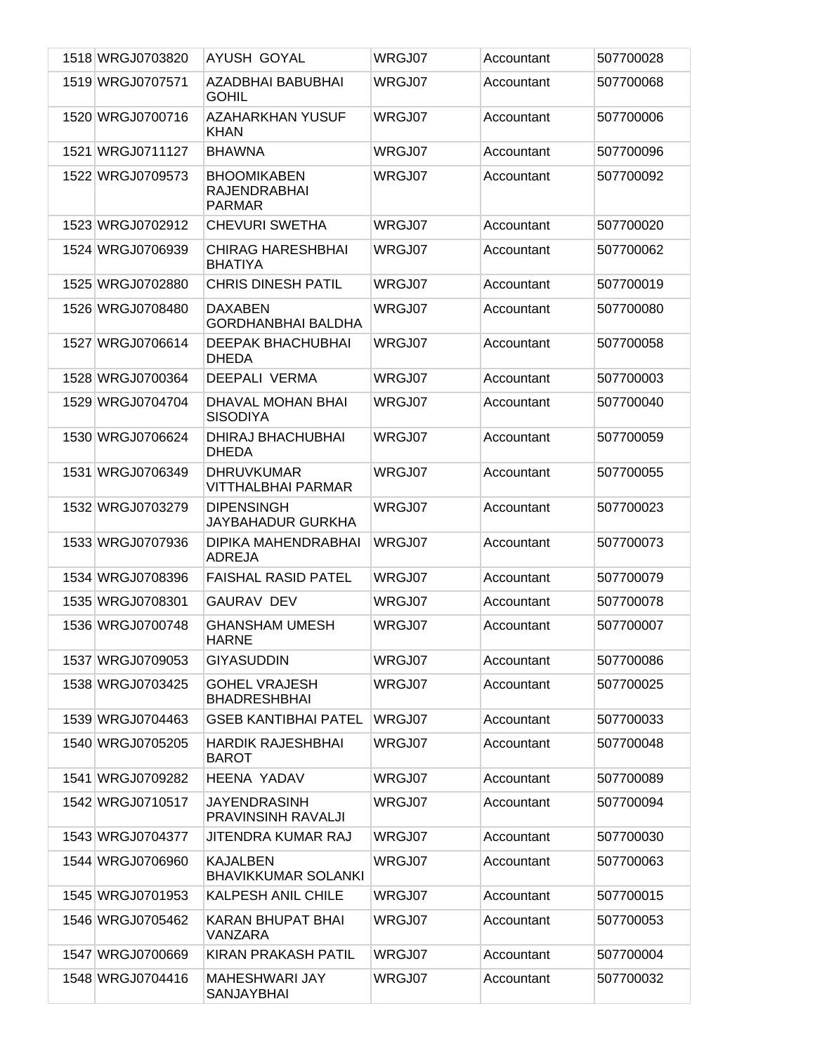| | | | | | |
|---|---|---|---|---|---|
| 1518 | WRGJ0703820 | AYUSH GOYAL | WRGJ07 | Accountant | 507700028 |
| 1519 | WRGJ0707571 | AZADBHAI BABUBHAI GOHIL | WRGJ07 | Accountant | 507700068 |
| 1520 | WRGJ0700716 | AZAHARKHAN YUSUF KHAN | WRGJ07 | Accountant | 507700006 |
| 1521 | WRGJ0711127 | BHAWNA | WRGJ07 | Accountant | 507700096 |
| 1522 | WRGJ0709573 | BHOOMIKABEN RAJENDRABHAI PARMAR | WRGJ07 | Accountant | 507700092 |
| 1523 | WRGJ0702912 | CHEVURI SWETHA | WRGJ07 | Accountant | 507700020 |
| 1524 | WRGJ0706939 | CHIRAG HARESHBHAI BHATIYA | WRGJ07 | Accountant | 507700062 |
| 1525 | WRGJ0702880 | CHRIS DINESH PATIL | WRGJ07 | Accountant | 507700019 |
| 1526 | WRGJ0708480 | DAXABEN GORDHANBHAI BALDHA | WRGJ07 | Accountant | 507700080 |
| 1527 | WRGJ0706614 | DEEPAK BHACHUBHAI DHEDA | WRGJ07 | Accountant | 507700058 |
| 1528 | WRGJ0700364 | DEEPALI VERMA | WRGJ07 | Accountant | 507700003 |
| 1529 | WRGJ0704704 | DHAVAL MOHAN BHAI SISODIYA | WRGJ07 | Accountant | 507700040 |
| 1530 | WRGJ0706624 | DHIRAJ BHACHUBHAI DHEDA | WRGJ07 | Accountant | 507700059 |
| 1531 | WRGJ0706349 | DHRUVKUMAR VITTHALBHAI PARMAR | WRGJ07 | Accountant | 507700055 |
| 1532 | WRGJ0703279 | DIPENSINGH JAYBAHADUR GURKHA | WRGJ07 | Accountant | 507700023 |
| 1533 | WRGJ0707936 | DIPIKA MAHENDRABHAI ADREJA | WRGJ07 | Accountant | 507700073 |
| 1534 | WRGJ0708396 | FAISHAL RASID PATEL | WRGJ07 | Accountant | 507700079 |
| 1535 | WRGJ0708301 | GAURAV DEV | WRGJ07 | Accountant | 507700078 |
| 1536 | WRGJ0700748 | GHANSHAM UMESH HARNE | WRGJ07 | Accountant | 507700007 |
| 1537 | WRGJ0709053 | GIYASUDDIN | WRGJ07 | Accountant | 507700086 |
| 1538 | WRGJ0703425 | GOHEL VRAJESH BHADRESHBHAI | WRGJ07 | Accountant | 507700025 |
| 1539 | WRGJ0704463 | GSEB KANTIBHAI PATEL | WRGJ07 | Accountant | 507700033 |
| 1540 | WRGJ0705205 | HARDIK RAJESHBHAI BAROT | WRGJ07 | Accountant | 507700048 |
| 1541 | WRGJ0709282 | HEENA YADAV | WRGJ07 | Accountant | 507700089 |
| 1542 | WRGJ0710517 | JAYENDRASINH PRAVINSINH RAVALJI | WRGJ07 | Accountant | 507700094 |
| 1543 | WRGJ0704377 | JITENDRA KUMAR RAJ | WRGJ07 | Accountant | 507700030 |
| 1544 | WRGJ0706960 | KAJALBEN BHAVIKKUMAR SOLANKI | WRGJ07 | Accountant | 507700063 |
| 1545 | WRGJ0701953 | KALPESH ANIL CHILE | WRGJ07 | Accountant | 507700015 |
| 1546 | WRGJ0705462 | KARAN BHUPAT BHAI VANZARA | WRGJ07 | Accountant | 507700053 |
| 1547 | WRGJ0700669 | KIRAN PRAKASH PATIL | WRGJ07 | Accountant | 507700004 |
| 1548 | WRGJ0704416 | MAHESHWARI JAY SANJAYBHAI | WRGJ07 | Accountant | 507700032 |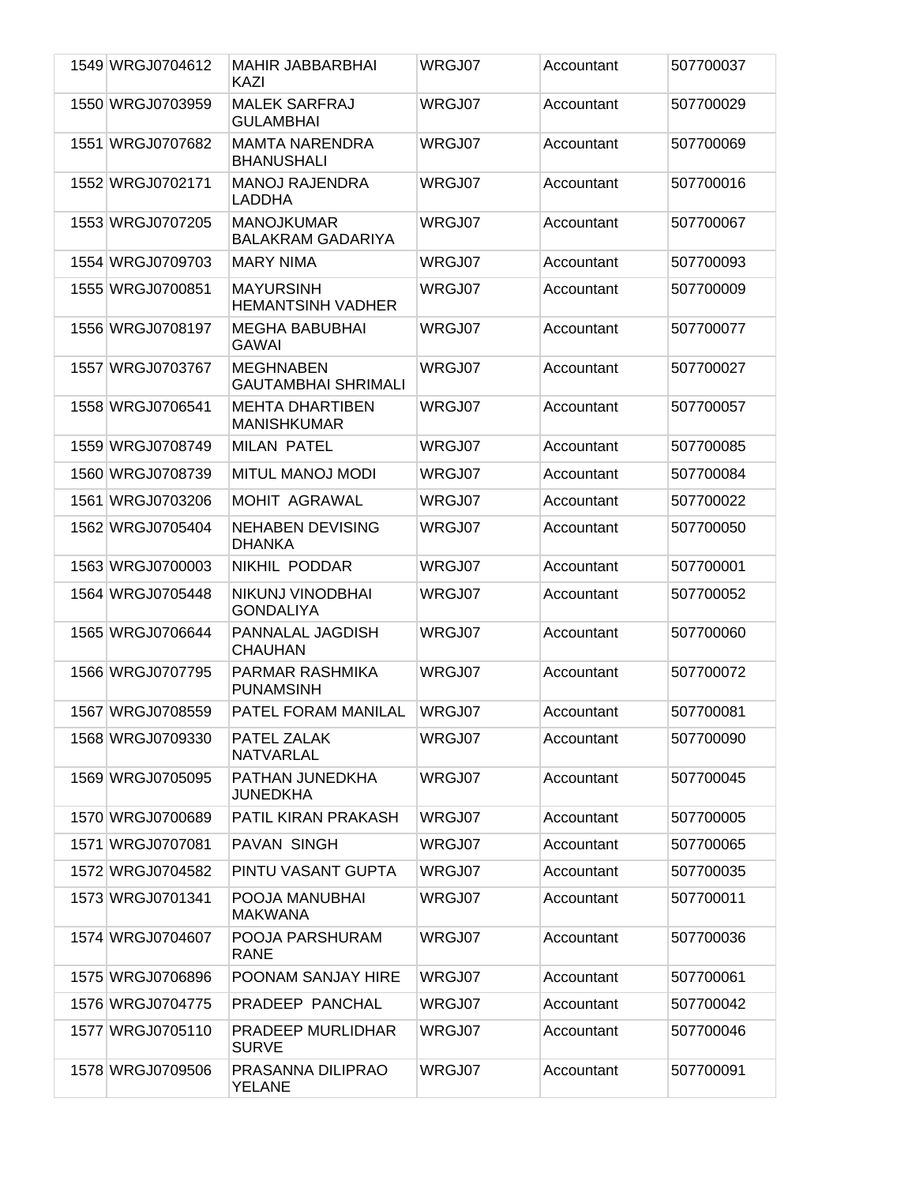| | | | | | |
|---|---|---|---|---|---|
| 1549 | WRGJ0704612 | MAHIR JABBARBHAI KAZI | WRGJ07 | Accountant | 507700037 |
| 1550 | WRGJ0703959 | MALEK SARFRAJ GULAMBHAI | WRGJ07 | Accountant | 507700029 |
| 1551 | WRGJ0707682 | MAMTA NARENDRA BHANUSHALI | WRGJ07 | Accountant | 507700069 |
| 1552 | WRGJ0702171 | MANOJ RAJENDRA LADDHA | WRGJ07 | Accountant | 507700016 |
| 1553 | WRGJ0707205 | MANOJKUMAR BALAKRAM GADARIYA | WRGJ07 | Accountant | 507700067 |
| 1554 | WRGJ0709703 | MARY NIMA | WRGJ07 | Accountant | 507700093 |
| 1555 | WRGJ0700851 | MAYURSINH HEMANTSINH VADHER | WRGJ07 | Accountant | 507700009 |
| 1556 | WRGJ0708197 | MEGHA BABUBHAI GAWAI | WRGJ07 | Accountant | 507700077 |
| 1557 | WRGJ0703767 | MEGHNABEN GAUTAMBHAI SHRIMALI | WRGJ07 | Accountant | 507700027 |
| 1558 | WRGJ0706541 | MEHTA DHARTIBEN MANISHKUMAR | WRGJ07 | Accountant | 507700057 |
| 1559 | WRGJ0708749 | MILAN PATEL | WRGJ07 | Accountant | 507700085 |
| 1560 | WRGJ0708739 | MITUL MANOJ MODI | WRGJ07 | Accountant | 507700084 |
| 1561 | WRGJ0703206 | MOHIT AGRAWAL | WRGJ07 | Accountant | 507700022 |
| 1562 | WRGJ0705404 | NEHABEN DEVISING DHANKA | WRGJ07 | Accountant | 507700050 |
| 1563 | WRGJ0700003 | NIKHIL PODDAR | WRGJ07 | Accountant | 507700001 |
| 1564 | WRGJ0705448 | NIKUNJ VINODBHAI GONDALIYA | WRGJ07 | Accountant | 507700052 |
| 1565 | WRGJ0706644 | PANNALAL JAGDISH CHAUHAN | WRGJ07 | Accountant | 507700060 |
| 1566 | WRGJ0707795 | PARMAR RASHMIKA PUNAMSINH | WRGJ07 | Accountant | 507700072 |
| 1567 | WRGJ0708559 | PATEL FORAM MANILAL | WRGJ07 | Accountant | 507700081 |
| 1568 | WRGJ0709330 | PATEL ZALAK NATVARLAL | WRGJ07 | Accountant | 507700090 |
| 1569 | WRGJ0705095 | PATHAN JUNEDKHA JUNEDKHA | WRGJ07 | Accountant | 507700045 |
| 1570 | WRGJ0700689 | PATIL KIRAN PRAKASH | WRGJ07 | Accountant | 507700005 |
| 1571 | WRGJ0707081 | PAVAN SINGH | WRGJ07 | Accountant | 507700065 |
| 1572 | WRGJ0704582 | PINTU VASANT GUPTA | WRGJ07 | Accountant | 507700035 |
| 1573 | WRGJ0701341 | POOJA MANUBHAI MAKWANA | WRGJ07 | Accountant | 507700011 |
| 1574 | WRGJ0704607 | POOJA PARSHURAM RANE | WRGJ07 | Accountant | 507700036 |
| 1575 | WRGJ0706896 | POONAM SANJAY HIRE | WRGJ07 | Accountant | 507700061 |
| 1576 | WRGJ0704775 | PRADEEP PANCHAL | WRGJ07 | Accountant | 507700042 |
| 1577 | WRGJ0705110 | PRADEEP MURLIDHAR SURVE | WRGJ07 | Accountant | 507700046 |
| 1578 | WRGJ0709506 | PRASANNA DILIPRAO YELANE | WRGJ07 | Accountant | 507700091 |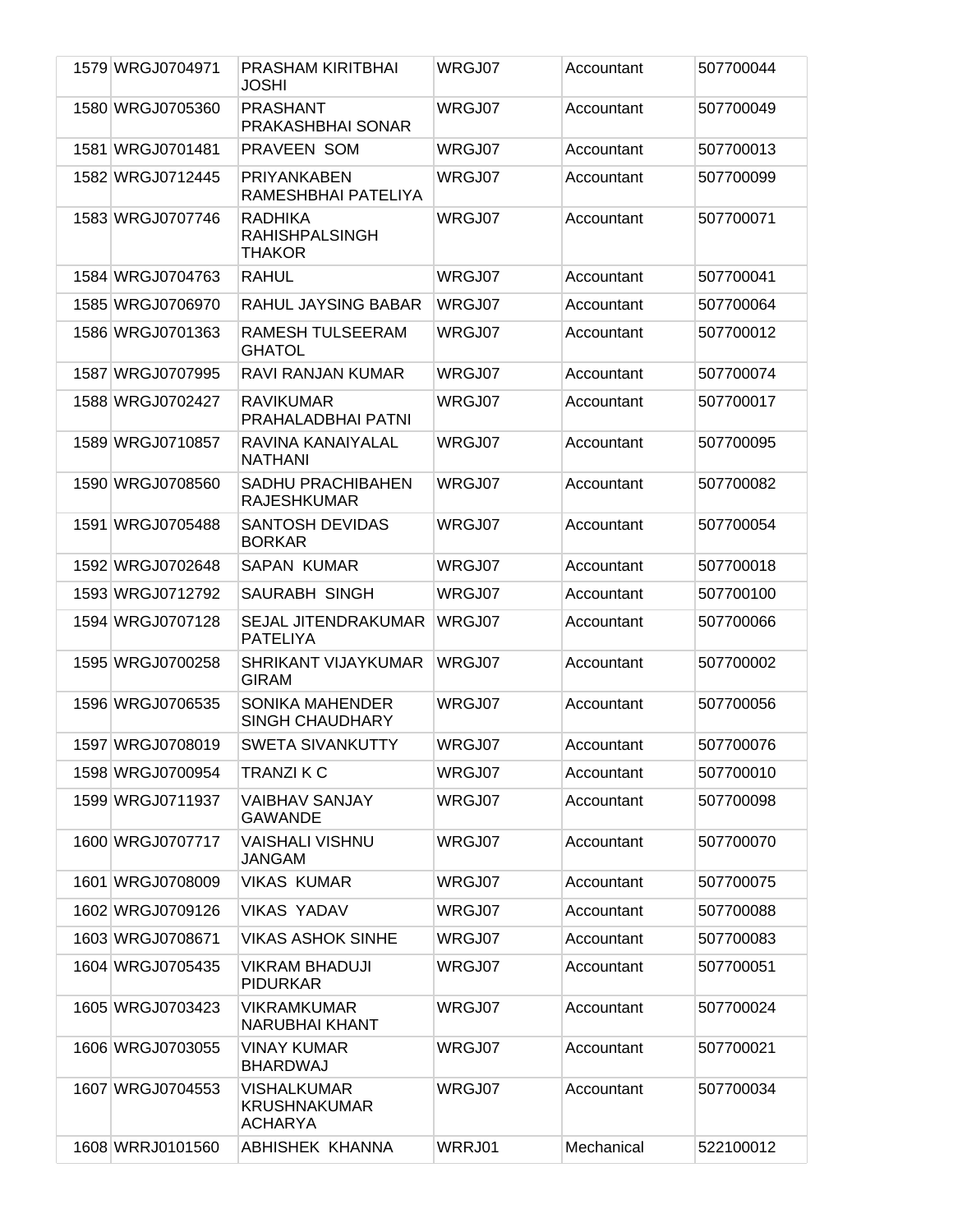| | | | | | |
|---|---|---|---|---|---|
| 1579 | WRGJ0704971 | PRASHAM KIRITBHAI JOSHI | WRGJ07 | Accountant | 507700044 |
| 1580 | WRGJ0705360 | PRASHANT PRAKASHBHAI SONAR | WRGJ07 | Accountant | 507700049 |
| 1581 | WRGJ0701481 | PRAVEEN SOM | WRGJ07 | Accountant | 507700013 |
| 1582 | WRGJ0712445 | PRIYANKABEN RAMESHBHAI PATELIYA | WRGJ07 | Accountant | 507700099 |
| 1583 | WRGJ0707746 | RADHIKA RAHISHPALSINGH THAKOR | WRGJ07 | Accountant | 507700071 |
| 1584 | WRGJ0704763 | RAHUL | WRGJ07 | Accountant | 507700041 |
| 1585 | WRGJ0706970 | RAHUL JAYSING BABAR | WRGJ07 | Accountant | 507700064 |
| 1586 | WRGJ0701363 | RAMESH TULSEERAM GHATOL | WRGJ07 | Accountant | 507700012 |
| 1587 | WRGJ0707995 | RAVI RANJAN KUMAR | WRGJ07 | Accountant | 507700074 |
| 1588 | WRGJ0702427 | RAVIKUMAR PRAHALADBHAI PATNI | WRGJ07 | Accountant | 507700017 |
| 1589 | WRGJ0710857 | RAVINA KANAIYALAL NATHANI | WRGJ07 | Accountant | 507700095 |
| 1590 | WRGJ0708560 | SADHU PRACHIBAHEN RAJESHKUMAR | WRGJ07 | Accountant | 507700082 |
| 1591 | WRGJ0705488 | SANTOSH DEVIDAS BORKAR | WRGJ07 | Accountant | 507700054 |
| 1592 | WRGJ0702648 | SAPAN KUMAR | WRGJ07 | Accountant | 507700018 |
| 1593 | WRGJ0712792 | SAURABH SINGH | WRGJ07 | Accountant | 507700100 |
| 1594 | WRGJ0707128 | SEJAL JITENDRAKUMAR PATELIYA | WRGJ07 | Accountant | 507700066 |
| 1595 | WRGJ0700258 | SHRIKANT VIJAYKUMAR GIRAM | WRGJ07 | Accountant | 507700002 |
| 1596 | WRGJ0706535 | SONIKA MAHENDER SINGH CHAUDHARY | WRGJ07 | Accountant | 507700056 |
| 1597 | WRGJ0708019 | SWETA SIVANKUTTY | WRGJ07 | Accountant | 507700076 |
| 1598 | WRGJ0700954 | TRANZI K C | WRGJ07 | Accountant | 507700010 |
| 1599 | WRGJ0711937 | VAIBHAV SANJAY GAWANDE | WRGJ07 | Accountant | 507700098 |
| 1600 | WRGJ0707717 | VAISHALI VISHNU JANGAM | WRGJ07 | Accountant | 507700070 |
| 1601 | WRGJ0708009 | VIKAS KUMAR | WRGJ07 | Accountant | 507700075 |
| 1602 | WRGJ0709126 | VIKAS YADAV | WRGJ07 | Accountant | 507700088 |
| 1603 | WRGJ0708671 | VIKAS ASHOK SINHE | WRGJ07 | Accountant | 507700083 |
| 1604 | WRGJ0705435 | VIKRAM BHADUJI PIDURKAR | WRGJ07 | Accountant | 507700051 |
| 1605 | WRGJ0703423 | VIKRAMKUMAR NARUBHAI KHANT | WRGJ07 | Accountant | 507700024 |
| 1606 | WRGJ0703055 | VINAY KUMAR BHARDWAJ | WRGJ07 | Accountant | 507700021 |
| 1607 | WRGJ0704553 | VISHALKUMAR KRUSHNAKUMAR ACHARYA | WRGJ07 | Accountant | 507700034 |
| 1608 | WRRJ0101560 | ABHISHEK KHANNA | WRRJ01 | Mechanical | 522100012 |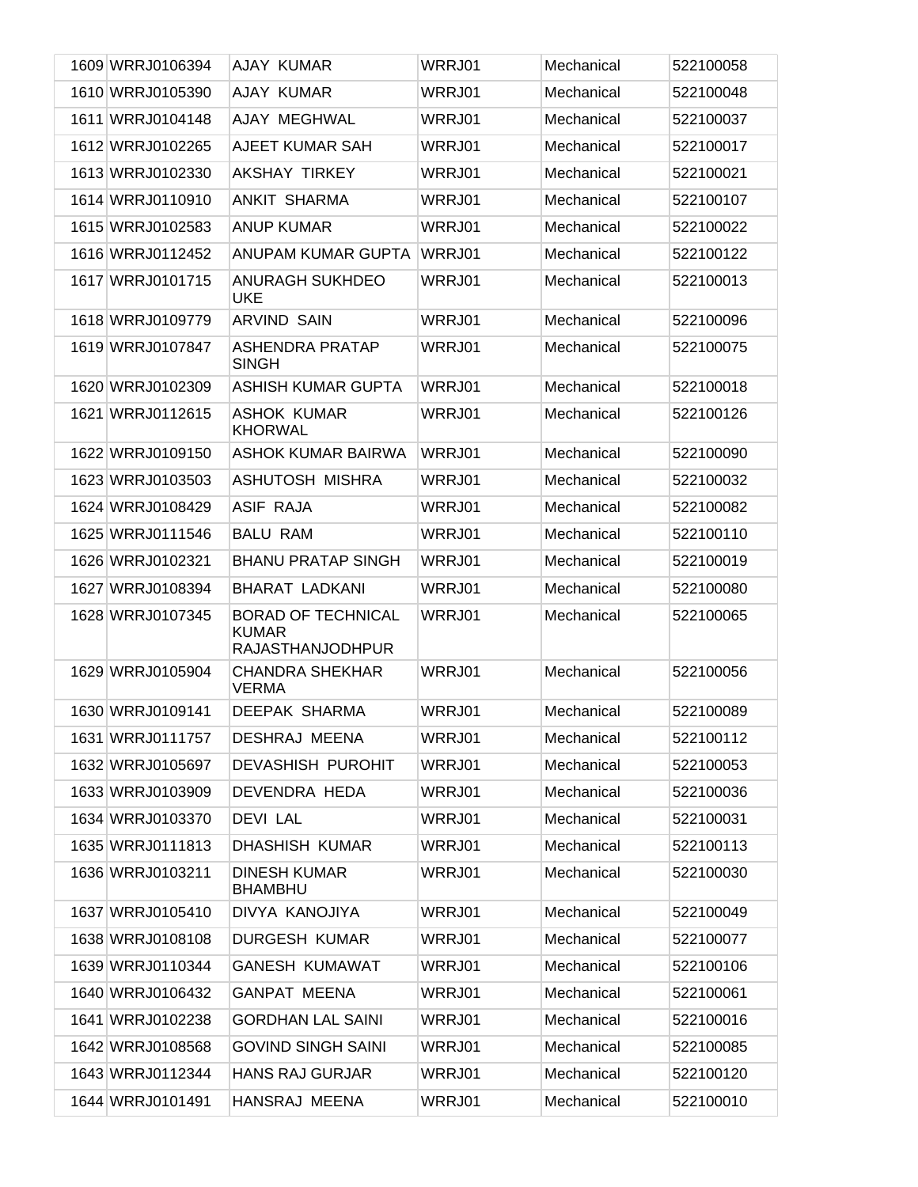| 1609 | WRRJ0106394 | AJAY KUMAR | WRRJ01 | Mechanical | 522100058 |
|---|---|---|---|---|---|
| 1610 | WRRJ0105390 | AJAY KUMAR | WRRJ01 | Mechanical | 522100048 |
| 1611 | WRRJ0104148 | AJAY MEGHWAL | WRRJ01 | Mechanical | 522100037 |
| 1612 | WRRJ0102265 | AJEET KUMAR SAH | WRRJ01 | Mechanical | 522100017 |
| 1613 | WRRJ0102330 | AKSHAY TIRKEY | WRRJ01 | Mechanical | 522100021 |
| 1614 | WRRJ0110910 | ANKIT SHARMA | WRRJ01 | Mechanical | 522100107 |
| 1615 | WRRJ0102583 | ANUP KUMAR | WRRJ01 | Mechanical | 522100022 |
| 1616 | WRRJ0112452 | ANUPAM KUMAR GUPTA | WRRJ01 | Mechanical | 522100122 |
| 1617 | WRRJ0101715 | ANURAGH SUKHDEO UKE | WRRJ01 | Mechanical | 522100013 |
| 1618 | WRRJ0109779 | ARVIND SAIN | WRRJ01 | Mechanical | 522100096 |
| 1619 | WRRJ0107847 | ASHENDRA PRATAP SINGH | WRRJ01 | Mechanical | 522100075 |
| 1620 | WRRJ0102309 | ASHISH KUMAR GUPTA | WRRJ01 | Mechanical | 522100018 |
| 1621 | WRRJ0112615 | ASHOK KUMAR KHORWAL | WRRJ01 | Mechanical | 522100126 |
| 1622 | WRRJ0109150 | ASHOK KUMAR BAIRWA | WRRJ01 | Mechanical | 522100090 |
| 1623 | WRRJ0103503 | ASHUTOSH MISHRA | WRRJ01 | Mechanical | 522100032 |
| 1624 | WRRJ0108429 | ASIF RAJA | WRRJ01 | Mechanical | 522100082 |
| 1625 | WRRJ0111546 | BALU RAM | WRRJ01 | Mechanical | 522100110 |
| 1626 | WRRJ0102321 | BHANU PRATAP SINGH | WRRJ01 | Mechanical | 522100019 |
| 1627 | WRRJ0108394 | BHARAT LADKANI | WRRJ01 | Mechanical | 522100080 |
| 1628 | WRRJ0107345 | BORAD OF TECHNICAL KUMAR RAJASTHANJODHPUR | WRRJ01 | Mechanical | 522100065 |
| 1629 | WRRJ0105904 | CHANDRA SHEKHAR VERMA | WRRJ01 | Mechanical | 522100056 |
| 1630 | WRRJ0109141 | DEEPAK SHARMA | WRRJ01 | Mechanical | 522100089 |
| 1631 | WRRJ0111757 | DESHRAJ MEENA | WRRJ01 | Mechanical | 522100112 |
| 1632 | WRRJ0105697 | DEVASHISH PUROHIT | WRRJ01 | Mechanical | 522100053 |
| 1633 | WRRJ0103909 | DEVENDRA HEDA | WRRJ01 | Mechanical | 522100036 |
| 1634 | WRRJ0103370 | DEVI LAL | WRRJ01 | Mechanical | 522100031 |
| 1635 | WRRJ0111813 | DHASHISH KUMAR | WRRJ01 | Mechanical | 522100113 |
| 1636 | WRRJ0103211 | DINESH KUMAR BHAMBHU | WRRJ01 | Mechanical | 522100030 |
| 1637 | WRRJ0105410 | DIVYA KANOJIYA | WRRJ01 | Mechanical | 522100049 |
| 1638 | WRRJ0108108 | DURGESH KUMAR | WRRJ01 | Mechanical | 522100077 |
| 1639 | WRRJ0110344 | GANESH KUMAWAT | WRRJ01 | Mechanical | 522100106 |
| 1640 | WRRJ0106432 | GANPAT MEENA | WRRJ01 | Mechanical | 522100061 |
| 1641 | WRRJ0102238 | GORDHAN LAL SAINI | WRRJ01 | Mechanical | 522100016 |
| 1642 | WRRJ0108568 | GOVIND SINGH SAINI | WRRJ01 | Mechanical | 522100085 |
| 1643 | WRRJ0112344 | HANS RAJ GURJAR | WRRJ01 | Mechanical | 522100120 |
| 1644 | WRRJ0101491 | HANSRAJ MEENA | WRRJ01 | Mechanical | 522100010 |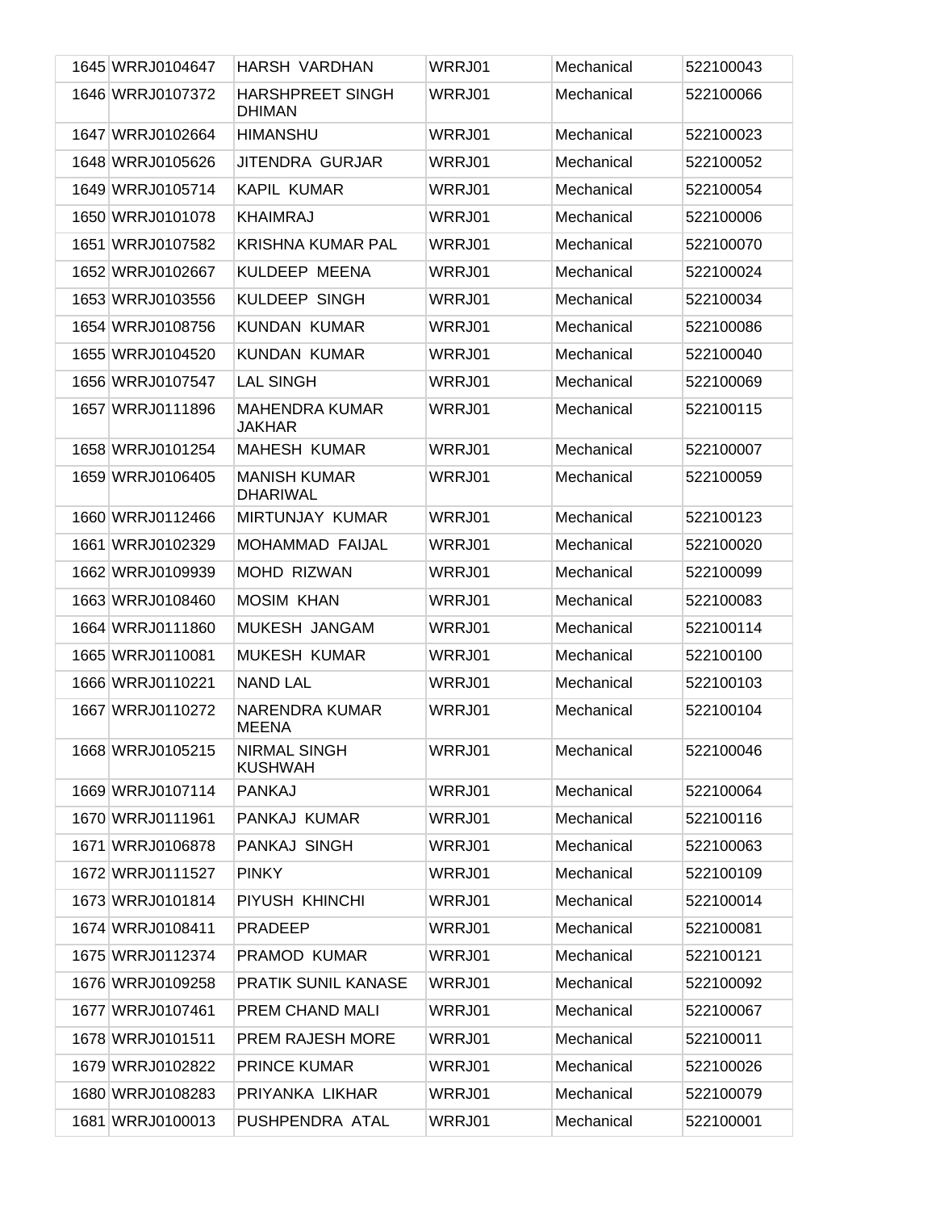| 1645 | WRRJ0104647 | HARSH VARDHAN | WRRJ01 | Mechanical | 522100043 |
|---|---|---|---|---|---|
| 1646 | WRRJ0107372 | HARSHPREET SINGH DHIMAN | WRRJ01 | Mechanical | 522100066 |
| 1647 | WRRJ0102664 | HIMANSHU | WRRJ01 | Mechanical | 522100023 |
| 1648 | WRRJ0105626 | JITENDRA GURJAR | WRRJ01 | Mechanical | 522100052 |
| 1649 | WRRJ0105714 | KAPIL KUMAR | WRRJ01 | Mechanical | 522100054 |
| 1650 | WRRJ0101078 | KHAIMRAJ | WRRJ01 | Mechanical | 522100006 |
| 1651 | WRRJ0107582 | KRISHNA KUMAR PAL | WRRJ01 | Mechanical | 522100070 |
| 1652 | WRRJ0102667 | KULDEEP MEENA | WRRJ01 | Mechanical | 522100024 |
| 1653 | WRRJ0103556 | KULDEEP SINGH | WRRJ01 | Mechanical | 522100034 |
| 1654 | WRRJ0108756 | KUNDAN KUMAR | WRRJ01 | Mechanical | 522100086 |
| 1655 | WRRJ0104520 | KUNDAN KUMAR | WRRJ01 | Mechanical | 522100040 |
| 1656 | WRRJ0107547 | LAL SINGH | WRRJ01 | Mechanical | 522100069 |
| 1657 | WRRJ0111896 | MAHENDRA KUMAR JAKHAR | WRRJ01 | Mechanical | 522100115 |
| 1658 | WRRJ0101254 | MAHESH KUMAR | WRRJ01 | Mechanical | 522100007 |
| 1659 | WRRJ0106405 | MANISH KUMAR DHARIWAL | WRRJ01 | Mechanical | 522100059 |
| 1660 | WRRJ0112466 | MIRTUNJAY KUMAR | WRRJ01 | Mechanical | 522100123 |
| 1661 | WRRJ0102329 | MOHAMMAD FAIJAL | WRRJ01 | Mechanical | 522100020 |
| 1662 | WRRJ0109939 | MOHD RIZWAN | WRRJ01 | Mechanical | 522100099 |
| 1663 | WRRJ0108460 | MOSIM KHAN | WRRJ01 | Mechanical | 522100083 |
| 1664 | WRRJ0111860 | MUKESH JANGAM | WRRJ01 | Mechanical | 522100114 |
| 1665 | WRRJ0110081 | MUKESH KUMAR | WRRJ01 | Mechanical | 522100100 |
| 1666 | WRRJ0110221 | NAND LAL | WRRJ01 | Mechanical | 522100103 |
| 1667 | WRRJ0110272 | NARENDRA KUMAR MEENA | WRRJ01 | Mechanical | 522100104 |
| 1668 | WRRJ0105215 | NIRMAL SINGH KUSHWAH | WRRJ01 | Mechanical | 522100046 |
| 1669 | WRRJ0107114 | PANKAJ | WRRJ01 | Mechanical | 522100064 |
| 1670 | WRRJ0111961 | PANKAJ KUMAR | WRRJ01 | Mechanical | 522100116 |
| 1671 | WRRJ0106878 | PANKAJ SINGH | WRRJ01 | Mechanical | 522100063 |
| 1672 | WRRJ0111527 | PINKY | WRRJ01 | Mechanical | 522100109 |
| 1673 | WRRJ0101814 | PIYUSH KHINCHI | WRRJ01 | Mechanical | 522100014 |
| 1674 | WRRJ0108411 | PRADEEP | WRRJ01 | Mechanical | 522100081 |
| 1675 | WRRJ0112374 | PRAMOD KUMAR | WRRJ01 | Mechanical | 522100121 |
| 1676 | WRRJ0109258 | PRATIK SUNIL KANASE | WRRJ01 | Mechanical | 522100092 |
| 1677 | WRRJ0107461 | PREM CHAND MALI | WRRJ01 | Mechanical | 522100067 |
| 1678 | WRRJ0101511 | PREM RAJESH MORE | WRRJ01 | Mechanical | 522100011 |
| 1679 | WRRJ0102822 | PRINCE KUMAR | WRRJ01 | Mechanical | 522100026 |
| 1680 | WRRJ0108283 | PRIYANKA LIKHAR | WRRJ01 | Mechanical | 522100079 |
| 1681 | WRRJ0100013 | PUSHPENDRA ATAL | WRRJ01 | Mechanical | 522100001 |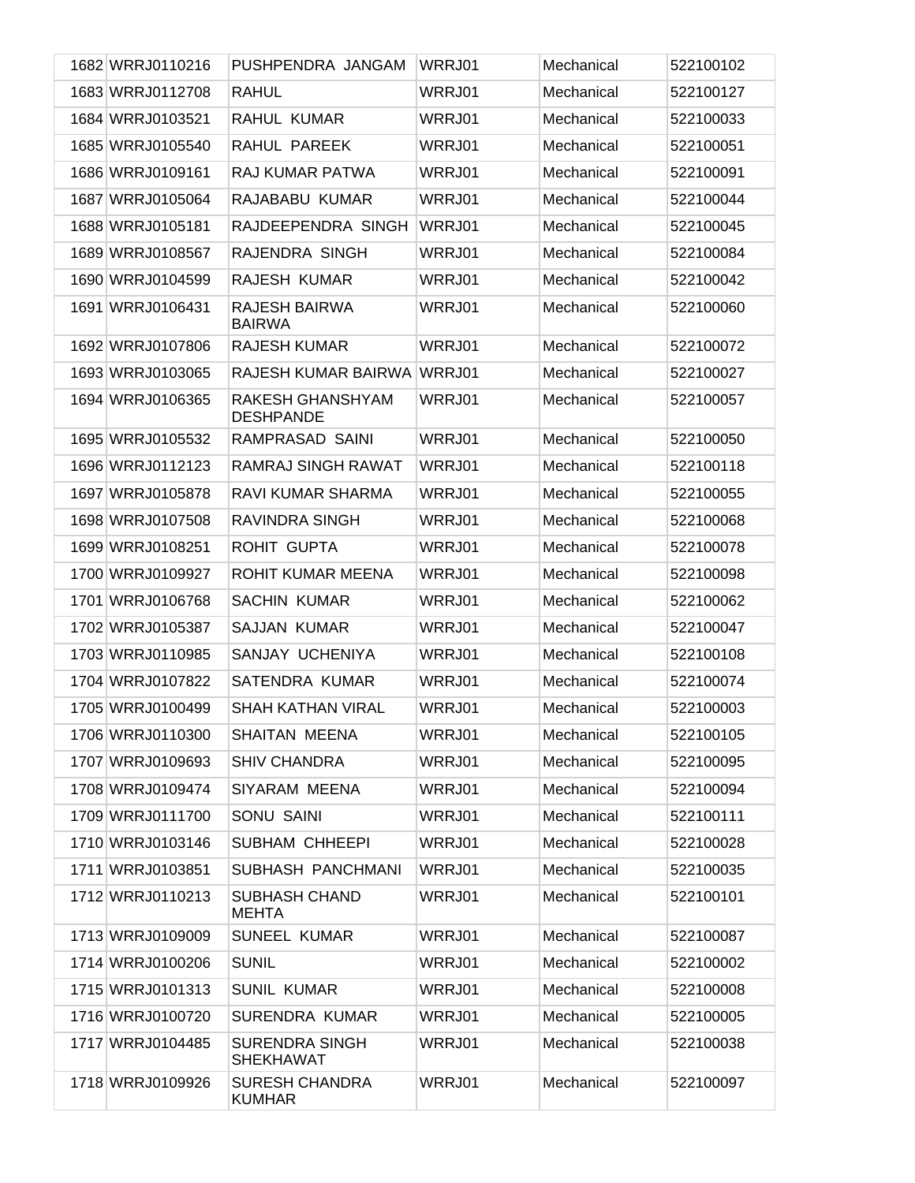| | | | | | |
|---|---|---|---|---|---|
| 1682 | WRRJ0110216 | PUSHPENDRA JANGAM | WRRJ01 | Mechanical | 522100102 |
| 1683 | WRRJ0112708 | RAHUL | WRRJ01 | Mechanical | 522100127 |
| 1684 | WRRJ0103521 | RAHUL KUMAR | WRRJ01 | Mechanical | 522100033 |
| 1685 | WRRJ0105540 | RAHUL PAREEK | WRRJ01 | Mechanical | 522100051 |
| 1686 | WRRJ0109161 | RAJ KUMAR PATWA | WRRJ01 | Mechanical | 522100091 |
| 1687 | WRRJ0105064 | RAJABABU KUMAR | WRRJ01 | Mechanical | 522100044 |
| 1688 | WRRJ0105181 | RAJDEEPENDRA SINGH | WRRJ01 | Mechanical | 522100045 |
| 1689 | WRRJ0108567 | RAJENDRA SINGH | WRRJ01 | Mechanical | 522100084 |
| 1690 | WRRJ0104599 | RAJESH KUMAR | WRRJ01 | Mechanical | 522100042 |
| 1691 | WRRJ0106431 | RAJESH BAIRWA BAIRWA | WRRJ01 | Mechanical | 522100060 |
| 1692 | WRRJ0107806 | RAJESH KUMAR | WRRJ01 | Mechanical | 522100072 |
| 1693 | WRRJ0103065 | RAJESH KUMAR BAIRWA | WRRJ01 | Mechanical | 522100027 |
| 1694 | WRRJ0106365 | RAKESH GHANSHYAM DESHPANDE | WRRJ01 | Mechanical | 522100057 |
| 1695 | WRRJ0105532 | RAMPRASAD SAINI | WRRJ01 | Mechanical | 522100050 |
| 1696 | WRRJ0112123 | RAMRAJ SINGH RAWAT | WRRJ01 | Mechanical | 522100118 |
| 1697 | WRRJ0105878 | RAVI KUMAR SHARMA | WRRJ01 | Mechanical | 522100055 |
| 1698 | WRRJ0107508 | RAVINDRA SINGH | WRRJ01 | Mechanical | 522100068 |
| 1699 | WRRJ0108251 | ROHIT GUPTA | WRRJ01 | Mechanical | 522100078 |
| 1700 | WRRJ0109927 | ROHIT KUMAR MEENA | WRRJ01 | Mechanical | 522100098 |
| 1701 | WRRJ0106768 | SACHIN KUMAR | WRRJ01 | Mechanical | 522100062 |
| 1702 | WRRJ0105387 | SAJJAN KUMAR | WRRJ01 | Mechanical | 522100047 |
| 1703 | WRRJ0110985 | SANJAY UCHENIYA | WRRJ01 | Mechanical | 522100108 |
| 1704 | WRRJ0107822 | SATENDRA KUMAR | WRRJ01 | Mechanical | 522100074 |
| 1705 | WRRJ0100499 | SHAH KATHAN VIRAL | WRRJ01 | Mechanical | 522100003 |
| 1706 | WRRJ0110300 | SHAITAN MEENA | WRRJ01 | Mechanical | 522100105 |
| 1707 | WRRJ0109693 | SHIV CHANDRA | WRRJ01 | Mechanical | 522100095 |
| 1708 | WRRJ0109474 | SIYARAM MEENA | WRRJ01 | Mechanical | 522100094 |
| 1709 | WRRJ0111700 | SONU SAINI | WRRJ01 | Mechanical | 522100111 |
| 1710 | WRRJ0103146 | SUBHAM CHHEEPI | WRRJ01 | Mechanical | 522100028 |
| 1711 | WRRJ0103851 | SUBHASH PANCHMANI | WRRJ01 | Mechanical | 522100035 |
| 1712 | WRRJ0110213 | SUBHASH CHAND MEHTA | WRRJ01 | Mechanical | 522100101 |
| 1713 | WRRJ0109009 | SUNEEL KUMAR | WRRJ01 | Mechanical | 522100087 |
| 1714 | WRRJ0100206 | SUNIL | WRRJ01 | Mechanical | 522100002 |
| 1715 | WRRJ0101313 | SUNIL KUMAR | WRRJ01 | Mechanical | 522100008 |
| 1716 | WRRJ0100720 | SURENDRA KUMAR | WRRJ01 | Mechanical | 522100005 |
| 1717 | WRRJ0104485 | SURENDRA SINGH SHEKHAWAT | WRRJ01 | Mechanical | 522100038 |
| 1718 | WRRJ0109926 | SURESH CHANDRA KUMHAR | WRRJ01 | Mechanical | 522100097 |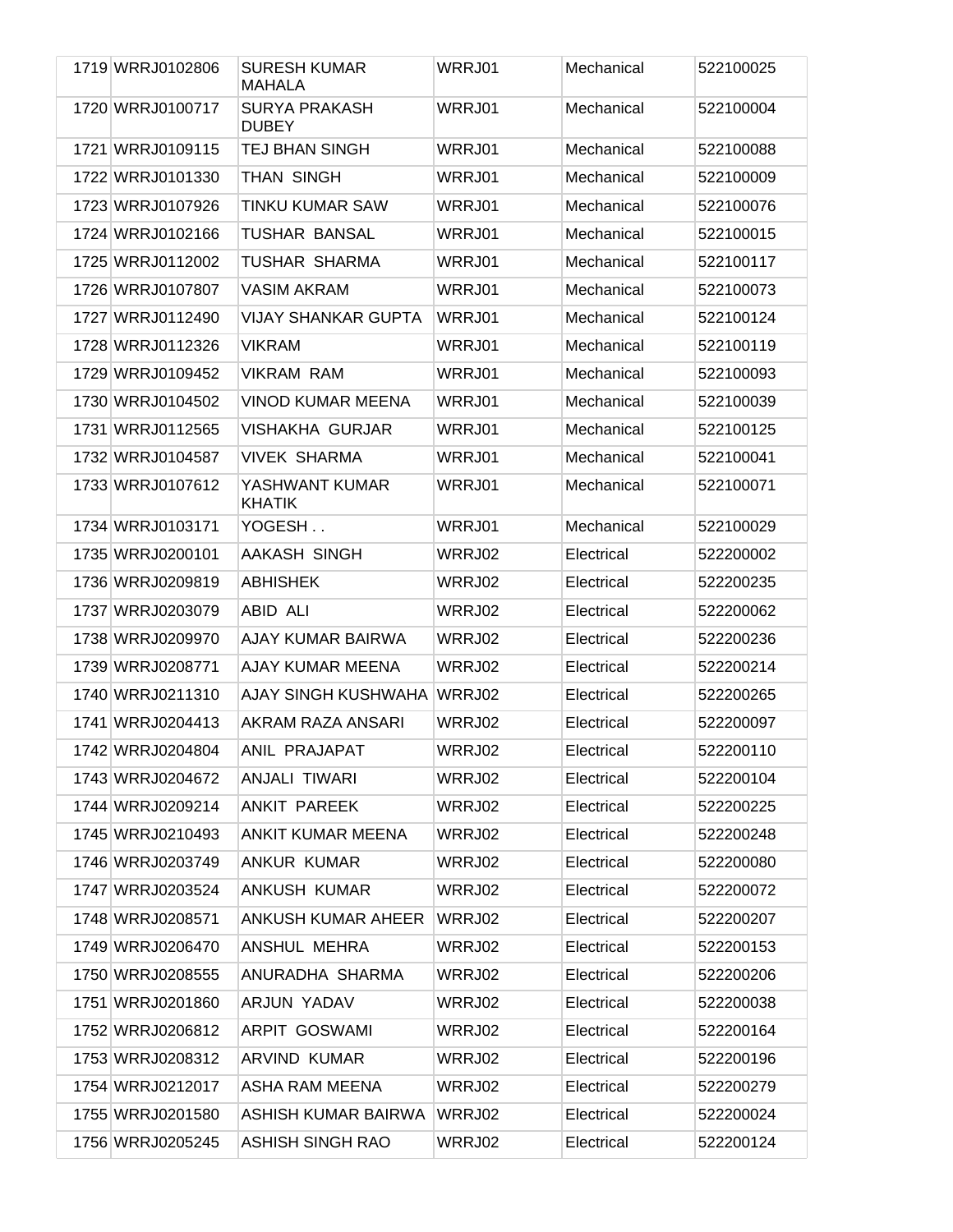| | | | | | |
|---|---|---|---|---|---|
| 1719 | WRRJ0102806 | SURESH KUMAR MAHALA | WRRJ01 | Mechanical | 522100025 |
| 1720 | WRRJ0100717 | SURYA PRAKASH DUBEY | WRRJ01 | Mechanical | 522100004 |
| 1721 | WRRJ0109115 | TEJ BHAN SINGH | WRRJ01 | Mechanical | 522100088 |
| 1722 | WRRJ0101330 | THAN SINGH | WRRJ01 | Mechanical | 522100009 |
| 1723 | WRRJ0107926 | TINKU KUMAR SAW | WRRJ01 | Mechanical | 522100076 |
| 1724 | WRRJ0102166 | TUSHAR BANSAL | WRRJ01 | Mechanical | 522100015 |
| 1725 | WRRJ0112002 | TUSHAR SHARMA | WRRJ01 | Mechanical | 522100117 |
| 1726 | WRRJ0107807 | VASIM AKRAM | WRRJ01 | Mechanical | 522100073 |
| 1727 | WRRJ0112490 | VIJAY SHANKAR GUPTA | WRRJ01 | Mechanical | 522100124 |
| 1728 | WRRJ0112326 | VIKRAM | WRRJ01 | Mechanical | 522100119 |
| 1729 | WRRJ0109452 | VIKRAM RAM | WRRJ01 | Mechanical | 522100093 |
| 1730 | WRRJ0104502 | VINOD KUMAR MEENA | WRRJ01 | Mechanical | 522100039 |
| 1731 | WRRJ0112565 | VISHAKHA GURJAR | WRRJ01 | Mechanical | 522100125 |
| 1732 | WRRJ0104587 | VIVEK SHARMA | WRRJ01 | Mechanical | 522100041 |
| 1733 | WRRJ0107612 | YASHWANT KUMAR KHATIK | WRRJ01 | Mechanical | 522100071 |
| 1734 | WRRJ0103171 | YOGESH . . | WRRJ01 | Mechanical | 522100029 |
| 1735 | WRRJ0200101 | AAKASH SINGH | WRRJ02 | Electrical | 522200002 |
| 1736 | WRRJ0209819 | ABHISHEK | WRRJ02 | Electrical | 522200235 |
| 1737 | WRRJ0203079 | ABID ALI | WRRJ02 | Electrical | 522200062 |
| 1738 | WRRJ0209970 | AJAY KUMAR BAIRWA | WRRJ02 | Electrical | 522200236 |
| 1739 | WRRJ0208771 | AJAY KUMAR MEENA | WRRJ02 | Electrical | 522200214 |
| 1740 | WRRJ0211310 | AJAY SINGH KUSHWAHA | WRRJ02 | Electrical | 522200265 |
| 1741 | WRRJ0204413 | AKRAM RAZA ANSARI | WRRJ02 | Electrical | 522200097 |
| 1742 | WRRJ0204804 | ANIL PRAJAPAT | WRRJ02 | Electrical | 522200110 |
| 1743 | WRRJ0204672 | ANJALI TIWARI | WRRJ02 | Electrical | 522200104 |
| 1744 | WRRJ0209214 | ANKIT PAREEK | WRRJ02 | Electrical | 522200225 |
| 1745 | WRRJ0210493 | ANKIT KUMAR MEENA | WRRJ02 | Electrical | 522200248 |
| 1746 | WRRJ0203749 | ANKUR KUMAR | WRRJ02 | Electrical | 522200080 |
| 1747 | WRRJ0203524 | ANKUSH KUMAR | WRRJ02 | Electrical | 522200072 |
| 1748 | WRRJ0208571 | ANKUSH KUMAR AHEER | WRRJ02 | Electrical | 522200207 |
| 1749 | WRRJ0206470 | ANSHUL MEHRA | WRRJ02 | Electrical | 522200153 |
| 1750 | WRRJ0208555 | ANURADHA SHARMA | WRRJ02 | Electrical | 522200206 |
| 1751 | WRRJ0201860 | ARJUN YADAV | WRRJ02 | Electrical | 522200038 |
| 1752 | WRRJ0206812 | ARPIT GOSWAMI | WRRJ02 | Electrical | 522200164 |
| 1753 | WRRJ0208312 | ARVIND KUMAR | WRRJ02 | Electrical | 522200196 |
| 1754 | WRRJ0212017 | ASHA RAM MEENA | WRRJ02 | Electrical | 522200279 |
| 1755 | WRRJ0201580 | ASHISH KUMAR BAIRWA | WRRJ02 | Electrical | 522200024 |
| 1756 | WRRJ0205245 | ASHISH SINGH RAO | WRRJ02 | Electrical | 522200124 |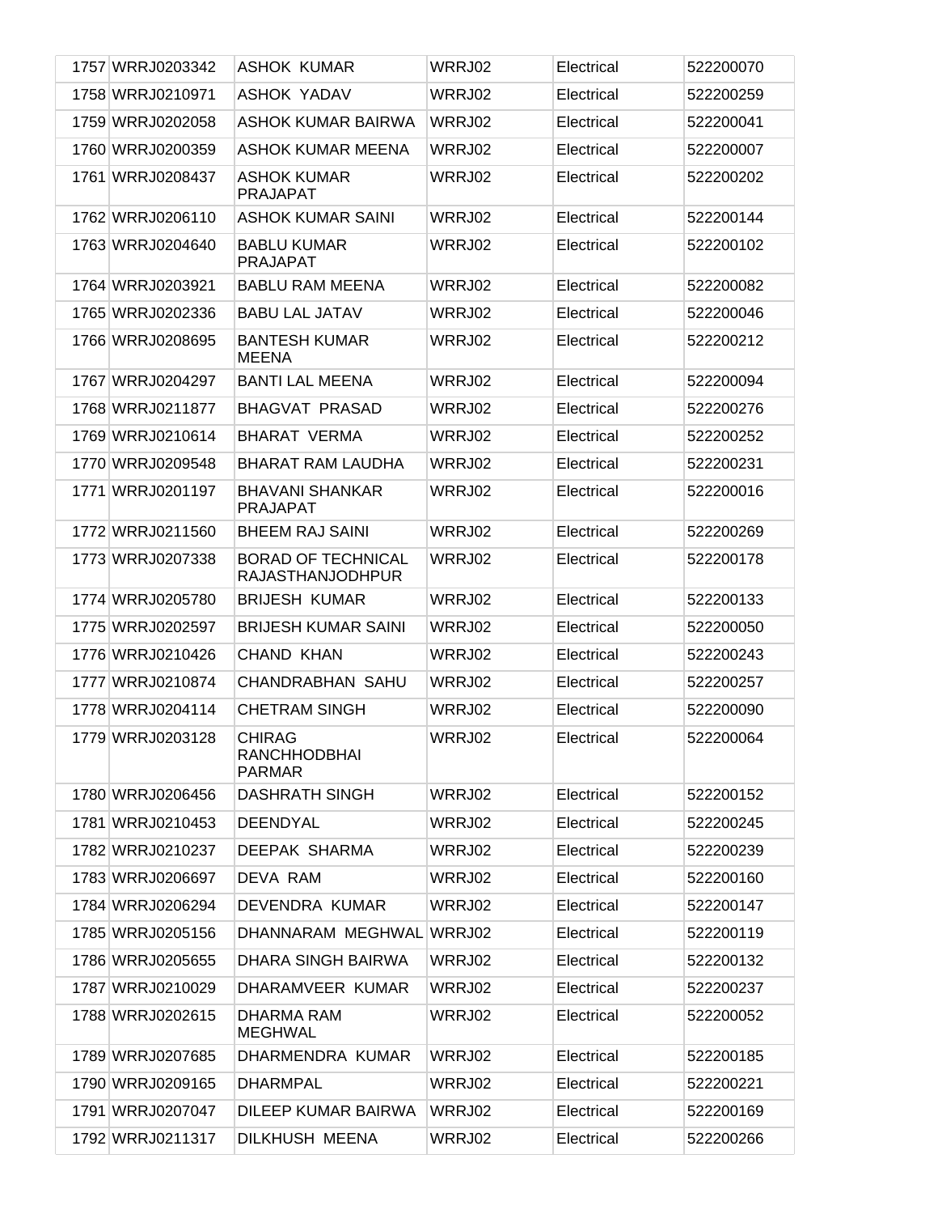| | | | | | |
|---|---|---|---|---|---|
| 1757 | WRRJ0203342 | ASHOK KUMAR | WRRJ02 | Electrical | 522200070 |
| 1758 | WRRJ0210971 | ASHOK YADAV | WRRJ02 | Electrical | 522200259 |
| 1759 | WRRJ0202058 | ASHOK KUMAR BAIRWA | WRRJ02 | Electrical | 522200041 |
| 1760 | WRRJ0200359 | ASHOK KUMAR MEENA | WRRJ02 | Electrical | 522200007 |
| 1761 | WRRJ0208437 | ASHOK KUMAR PRAJAPAT | WRRJ02 | Electrical | 522200202 |
| 1762 | WRRJ0206110 | ASHOK KUMAR SAINI | WRRJ02 | Electrical | 522200144 |
| 1763 | WRRJ0204640 | BABLU KUMAR PRAJAPAT | WRRJ02 | Electrical | 522200102 |
| 1764 | WRRJ0203921 | BABLU RAM MEENA | WRRJ02 | Electrical | 522200082 |
| 1765 | WRRJ0202336 | BABU LAL JATAV | WRRJ02 | Electrical | 522200046 |
| 1766 | WRRJ0208695 | BANTESH KUMAR MEENA | WRRJ02 | Electrical | 522200212 |
| 1767 | WRRJ0204297 | BANTI LAL MEENA | WRRJ02 | Electrical | 522200094 |
| 1768 | WRRJ0211877 | BHAGVAT PRASAD | WRRJ02 | Electrical | 522200276 |
| 1769 | WRRJ0210614 | BHARAT VERMA | WRRJ02 | Electrical | 522200252 |
| 1770 | WRRJ0209548 | BHARAT RAM LAUDHA | WRRJ02 | Electrical | 522200231 |
| 1771 | WRRJ0201197 | BHAVANI SHANKAR PRAJAPAT | WRRJ02 | Electrical | 522200016 |
| 1772 | WRRJ0211560 | BHEEM RAJ SAINI | WRRJ02 | Electrical | 522200269 |
| 1773 | WRRJ0207338 | BORAD OF TECHNICAL RAJASTHANJODHPUR | WRRJ02 | Electrical | 522200178 |
| 1774 | WRRJ0205780 | BRIJESH KUMAR | WRRJ02 | Electrical | 522200133 |
| 1775 | WRRJ0202597 | BRIJESH KUMAR SAINI | WRRJ02 | Electrical | 522200050 |
| 1776 | WRRJ0210426 | CHAND KHAN | WRRJ02 | Electrical | 522200243 |
| 1777 | WRRJ0210874 | CHANDRABHAN SAHU | WRRJ02 | Electrical | 522200257 |
| 1778 | WRRJ0204114 | CHETRAM SINGH | WRRJ02 | Electrical | 522200090 |
| 1779 | WRRJ0203128 | CHIRAG RANCHHODBHAI PARMAR | WRRJ02 | Electrical | 522200064 |
| 1780 | WRRJ0206456 | DASHRATH SINGH | WRRJ02 | Electrical | 522200152 |
| 1781 | WRRJ0210453 | DEENDYAL | WRRJ02 | Electrical | 522200245 |
| 1782 | WRRJ0210237 | DEEPAK SHARMA | WRRJ02 | Electrical | 522200239 |
| 1783 | WRRJ0206697 | DEVA RAM | WRRJ02 | Electrical | 522200160 |
| 1784 | WRRJ0206294 | DEVENDRA KUMAR | WRRJ02 | Electrical | 522200147 |
| 1785 | WRRJ0205156 | DHANNARAM MEGHWAL | WRRJ02 | Electrical | 522200119 |
| 1786 | WRRJ0205655 | DHARA SINGH BAIRWA | WRRJ02 | Electrical | 522200132 |
| 1787 | WRRJ0210029 | DHARAMVEER KUMAR | WRRJ02 | Electrical | 522200237 |
| 1788 | WRRJ0202615 | DHARMA RAM MEGHWAL | WRRJ02 | Electrical | 522200052 |
| 1789 | WRRJ0207685 | DHARMENDRA KUMAR | WRRJ02 | Electrical | 522200185 |
| 1790 | WRRJ0209165 | DHARMPAL | WRRJ02 | Electrical | 522200221 |
| 1791 | WRRJ0207047 | DILEEP KUMAR BAIRWA | WRRJ02 | Electrical | 522200169 |
| 1792 | WRRJ0211317 | DILKHUSH MEENA | WRRJ02 | Electrical | 522200266 |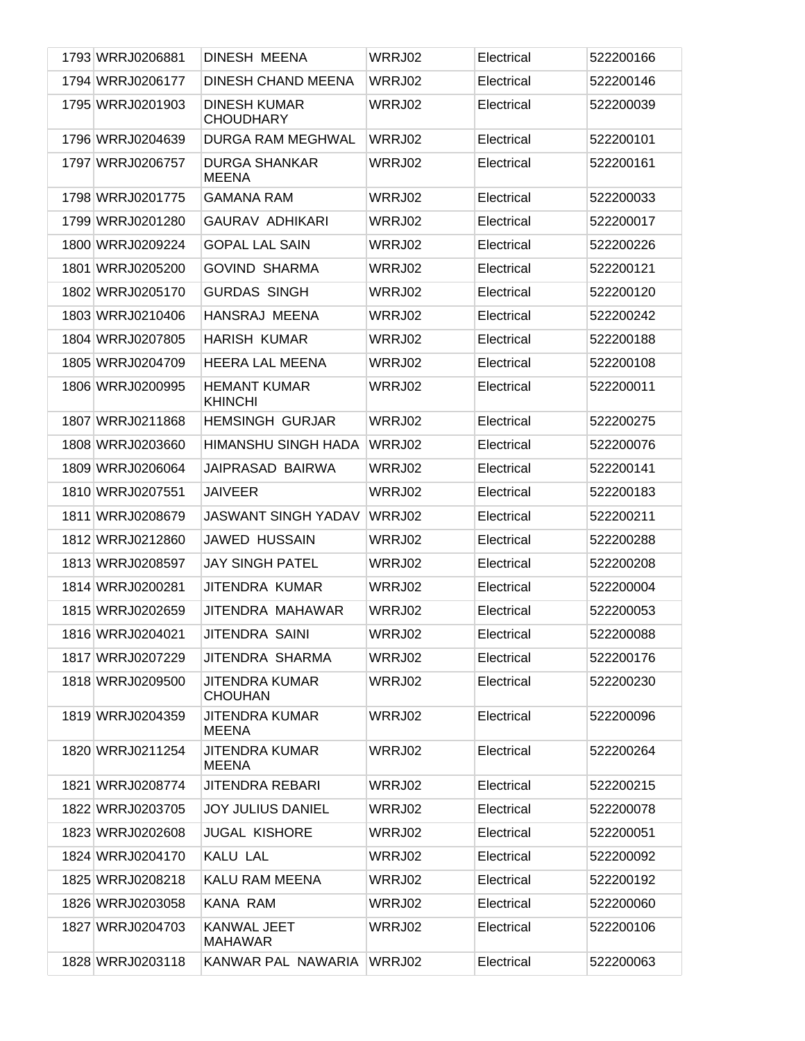| | | | | |
|---|---|---|---|---|
| 1793 WRRJ0206881 | DINESH MEENA | WRRJ02 | Electrical | 522200166 |
| 1794 WRRJ0206177 | DINESH CHAND MEENA | WRRJ02 | Electrical | 522200146 |
| 1795 WRRJ0201903 | DINESH KUMAR CHOUDHARY | WRRJ02 | Electrical | 522200039 |
| 1796 WRRJ0204639 | DURGA RAM MEGHWAL | WRRJ02 | Electrical | 522200101 |
| 1797 WRRJ0206757 | DURGA SHANKAR MEENA | WRRJ02 | Electrical | 522200161 |
| 1798 WRRJ0201775 | GAMANA RAM | WRRJ02 | Electrical | 522200033 |
| 1799 WRRJ0201280 | GAURAV ADHIKARI | WRRJ02 | Electrical | 522200017 |
| 1800 WRRJ0209224 | GOPAL LAL SAIN | WRRJ02 | Electrical | 522200226 |
| 1801 WRRJ0205200 | GOVIND SHARMA | WRRJ02 | Electrical | 522200121 |
| 1802 WRRJ0205170 | GURDAS SINGH | WRRJ02 | Electrical | 522200120 |
| 1803 WRRJ0210406 | HANSRAJ MEENA | WRRJ02 | Electrical | 522200242 |
| 1804 WRRJ0207805 | HARISH KUMAR | WRRJ02 | Electrical | 522200188 |
| 1805 WRRJ0204709 | HEERA LAL MEENA | WRRJ02 | Electrical | 522200108 |
| 1806 WRRJ0200995 | HEMANT KUMAR KHINCHI | WRRJ02 | Electrical | 522200011 |
| 1807 WRRJ0211868 | HEMSINGH GURJAR | WRRJ02 | Electrical | 522200275 |
| 1808 WRRJ0203660 | HIMANSHU SINGH HADA | WRRJ02 | Electrical | 522200076 |
| 1809 WRRJ0206064 | JAIPRASAD BAIRWA | WRRJ02 | Electrical | 522200141 |
| 1810 WRRJ0207551 | JAIVEER | WRRJ02 | Electrical | 522200183 |
| 1811 WRRJ0208679 | JASWANT SINGH YADAV | WRRJ02 | Electrical | 522200211 |
| 1812 WRRJ0212860 | JAWED HUSSAIN | WRRJ02 | Electrical | 522200288 |
| 1813 WRRJ0208597 | JAY SINGH PATEL | WRRJ02 | Electrical | 522200208 |
| 1814 WRRJ0200281 | JITENDRA KUMAR | WRRJ02 | Electrical | 522200004 |
| 1815 WRRJ0202659 | JITENDRA MAHAWAR | WRRJ02 | Electrical | 522200053 |
| 1816 WRRJ0204021 | JITENDRA SAINI | WRRJ02 | Electrical | 522200088 |
| 1817 WRRJ0207229 | JITENDRA SHARMA | WRRJ02 | Electrical | 522200176 |
| 1818 WRRJ0209500 | JITENDRA KUMAR CHOUHAN | WRRJ02 | Electrical | 522200230 |
| 1819 WRRJ0204359 | JITENDRA KUMAR MEENA | WRRJ02 | Electrical | 522200096 |
| 1820 WRRJ0211254 | JITENDRA KUMAR MEENA | WRRJ02 | Electrical | 522200264 |
| 1821 WRRJ0208774 | JITENDRA REBARI | WRRJ02 | Electrical | 522200215 |
| 1822 WRRJ0203705 | JOY JULIUS DANIEL | WRRJ02 | Electrical | 522200078 |
| 1823 WRRJ0202608 | JUGAL KISHORE | WRRJ02 | Electrical | 522200051 |
| 1824 WRRJ0204170 | KALU LAL | WRRJ02 | Electrical | 522200092 |
| 1825 WRRJ0208218 | KALU RAM MEENA | WRRJ02 | Electrical | 522200192 |
| 1826 WRRJ0203058 | KANA RAM | WRRJ02 | Electrical | 522200060 |
| 1827 WRRJ0204703 | KANWAL JEET MAHAWAR | WRRJ02 | Electrical | 522200106 |
| 1828 WRRJ0203118 | KANWAR PAL NAWARIA | WRRJ02 | Electrical | 522200063 |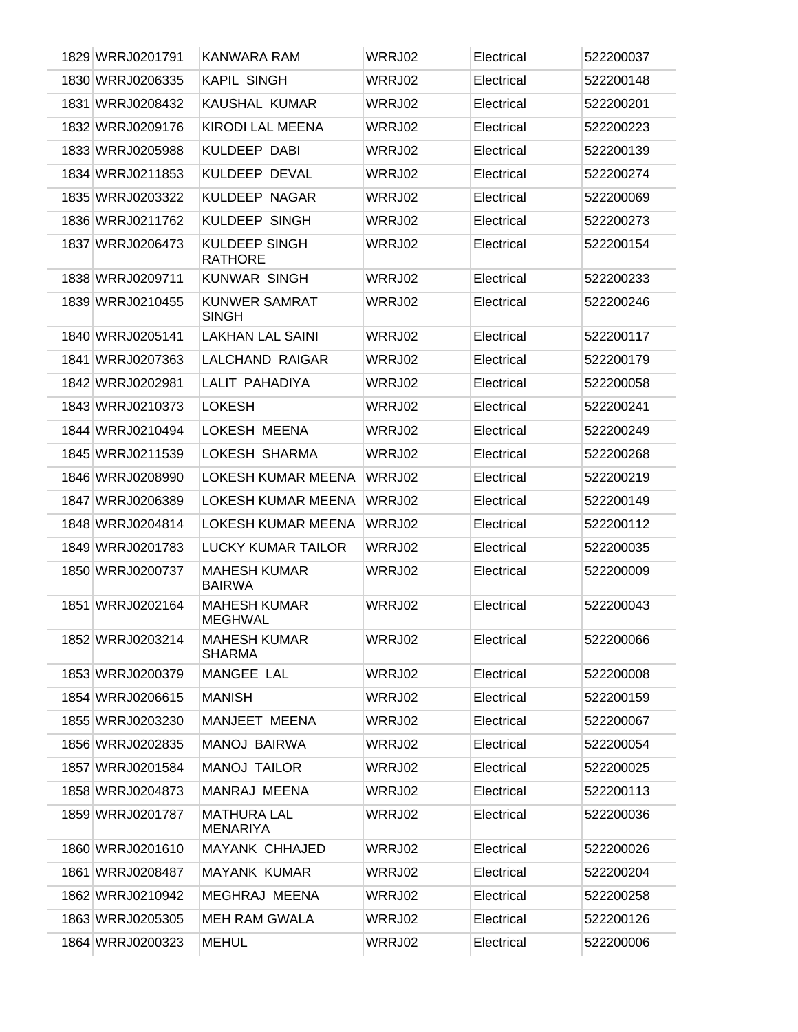| | | | | | |
|---|---|---|---|---|---|
| 1829 | WRRJ0201791 | KANWARA RAM | WRRJ02 | Electrical | 522200037 |
| 1830 | WRRJ0206335 | KAPIL SINGH | WRRJ02 | Electrical | 522200148 |
| 1831 | WRRJ0208432 | KAUSHAL KUMAR | WRRJ02 | Electrical | 522200201 |
| 1832 | WRRJ0209176 | KIRODI LAL MEENA | WRRJ02 | Electrical | 522200223 |
| 1833 | WRRJ0205988 | KULDEEP DABI | WRRJ02 | Electrical | 522200139 |
| 1834 | WRRJ0211853 | KULDEEP DEVAL | WRRJ02 | Electrical | 522200274 |
| 1835 | WRRJ0203322 | KULDEEP NAGAR | WRRJ02 | Electrical | 522200069 |
| 1836 | WRRJ0211762 | KULDEEP SINGH | WRRJ02 | Electrical | 522200273 |
| 1837 | WRRJ0206473 | KULDEEP SINGH RATHORE | WRRJ02 | Electrical | 522200154 |
| 1838 | WRRJ0209711 | KUNWAR SINGH | WRRJ02 | Electrical | 522200233 |
| 1839 | WRRJ0210455 | KUNWER SAMRAT SINGH | WRRJ02 | Electrical | 522200246 |
| 1840 | WRRJ0205141 | LAKHAN LAL SAINI | WRRJ02 | Electrical | 522200117 |
| 1841 | WRRJ0207363 | LALCHAND RAIGAR | WRRJ02 | Electrical | 522200179 |
| 1842 | WRRJ0202981 | LALIT PAHADIYA | WRRJ02 | Electrical | 522200058 |
| 1843 | WRRJ0210373 | LOKESH | WRRJ02 | Electrical | 522200241 |
| 1844 | WRRJ0210494 | LOKESH MEENA | WRRJ02 | Electrical | 522200249 |
| 1845 | WRRJ0211539 | LOKESH SHARMA | WRRJ02 | Electrical | 522200268 |
| 1846 | WRRJ0208990 | LOKESH KUMAR MEENA | WRRJ02 | Electrical | 522200219 |
| 1847 | WRRJ0206389 | LOKESH KUMAR MEENA | WRRJ02 | Electrical | 522200149 |
| 1848 | WRRJ0204814 | LOKESH KUMAR MEENA | WRRJ02 | Electrical | 522200112 |
| 1849 | WRRJ0201783 | LUCKY KUMAR TAILOR | WRRJ02 | Electrical | 522200035 |
| 1850 | WRRJ0200737 | MAHESH KUMAR BAIRWA | WRRJ02 | Electrical | 522200009 |
| 1851 | WRRJ0202164 | MAHESH KUMAR MEGHWAL | WRRJ02 | Electrical | 522200043 |
| 1852 | WRRJ0203214 | MAHESH KUMAR SHARMA | WRRJ02 | Electrical | 522200066 |
| 1853 | WRRJ0200379 | MANGEE LAL | WRRJ02 | Electrical | 522200008 |
| 1854 | WRRJ0206615 | MANISH | WRRJ02 | Electrical | 522200159 |
| 1855 | WRRJ0203230 | MANJEET MEENA | WRRJ02 | Electrical | 522200067 |
| 1856 | WRRJ0202835 | MANOJ BAIRWA | WRRJ02 | Electrical | 522200054 |
| 1857 | WRRJ0201584 | MANOJ TAILOR | WRRJ02 | Electrical | 522200025 |
| 1858 | WRRJ0204873 | MANRAJ MEENA | WRRJ02 | Electrical | 522200113 |
| 1859 | WRRJ0201787 | MATHURA LAL MENARIYA | WRRJ02 | Electrical | 522200036 |
| 1860 | WRRJ0201610 | MAYANK CHHAJED | WRRJ02 | Electrical | 522200026 |
| 1861 | WRRJ0208487 | MAYANK KUMAR | WRRJ02 | Electrical | 522200204 |
| 1862 | WRRJ0210942 | MEGHRAJ MEENA | WRRJ02 | Electrical | 522200258 |
| 1863 | WRRJ0205305 | MEH RAM GWALA | WRRJ02 | Electrical | 522200126 |
| 1864 | WRRJ0200323 | MEHUL | WRRJ02 | Electrical | 522200006 |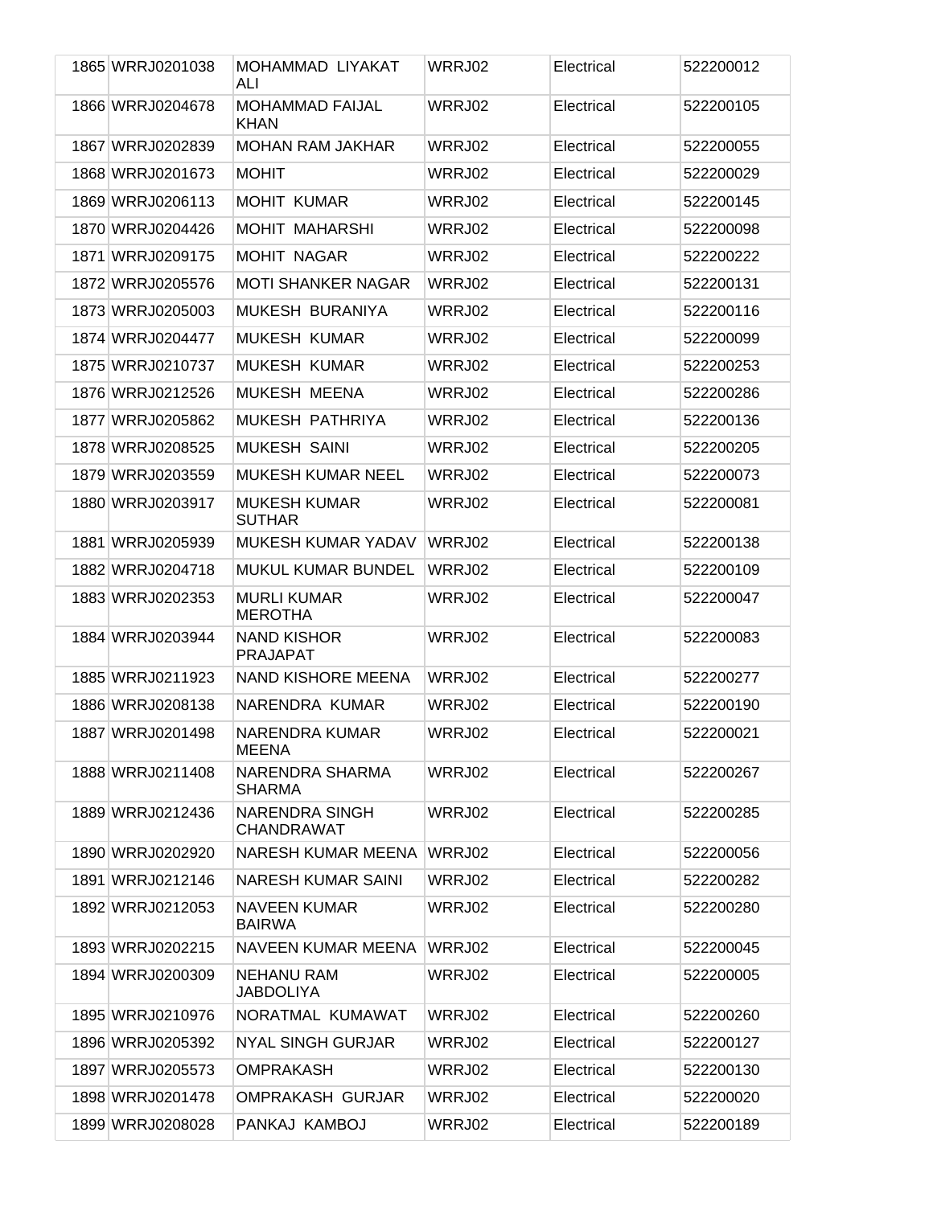| | | | | | |
|---|---|---|---|---|---|
| 1865 | WRRJ0201038 | MOHAMMAD LIYAKAT ALI | WRRJ02 | Electrical | 522200012 |
| 1866 | WRRJ0204678 | MOHAMMAD FAIJAL KHAN | WRRJ02 | Electrical | 522200105 |
| 1867 | WRRJ0202839 | MOHAN RAM JAKHAR | WRRJ02 | Electrical | 522200055 |
| 1868 | WRRJ0201673 | MOHIT | WRRJ02 | Electrical | 522200029 |
| 1869 | WRRJ0206113 | MOHIT KUMAR | WRRJ02 | Electrical | 522200145 |
| 1870 | WRRJ0204426 | MOHIT MAHARSHI | WRRJ02 | Electrical | 522200098 |
| 1871 | WRRJ0209175 | MOHIT NAGAR | WRRJ02 | Electrical | 522200222 |
| 1872 | WRRJ0205576 | MOTI SHANKER NAGAR | WRRJ02 | Electrical | 522200131 |
| 1873 | WRRJ0205003 | MUKESH BURANIYA | WRRJ02 | Electrical | 522200116 |
| 1874 | WRRJ0204477 | MUKESH KUMAR | WRRJ02 | Electrical | 522200099 |
| 1875 | WRRJ0210737 | MUKESH KUMAR | WRRJ02 | Electrical | 522200253 |
| 1876 | WRRJ0212526 | MUKESH MEENA | WRRJ02 | Electrical | 522200286 |
| 1877 | WRRJ0205862 | MUKESH PATHRIYA | WRRJ02 | Electrical | 522200136 |
| 1878 | WRRJ0208525 | MUKESH SAINI | WRRJ02 | Electrical | 522200205 |
| 1879 | WRRJ0203559 | MUKESH KUMAR NEEL | WRRJ02 | Electrical | 522200073 |
| 1880 | WRRJ0203917 | MUKESH KUMAR SUTHAR | WRRJ02 | Electrical | 522200081 |
| 1881 | WRRJ0205939 | MUKESH KUMAR YADAV | WRRJ02 | Electrical | 522200138 |
| 1882 | WRRJ0204718 | MUKUL KUMAR BUNDEL | WRRJ02 | Electrical | 522200109 |
| 1883 | WRRJ0202353 | MURLI KUMAR MEROTHA | WRRJ02 | Electrical | 522200047 |
| 1884 | WRRJ0203944 | NAND KISHOR PRAJAPAT | WRRJ02 | Electrical | 522200083 |
| 1885 | WRRJ0211923 | NAND KISHORE MEENA | WRRJ02 | Electrical | 522200277 |
| 1886 | WRRJ0208138 | NARENDRA KUMAR | WRRJ02 | Electrical | 522200190 |
| 1887 | WRRJ0201498 | NARENDRA KUMAR MEENA | WRRJ02 | Electrical | 522200021 |
| 1888 | WRRJ0211408 | NARENDRA SHARMA SHARMA | WRRJ02 | Electrical | 522200267 |
| 1889 | WRRJ0212436 | NARENDRA SINGH CHANDRAWAT | WRRJ02 | Electrical | 522200285 |
| 1890 | WRRJ0202920 | NARESH KUMAR MEENA | WRRJ02 | Electrical | 522200056 |
| 1891 | WRRJ0212146 | NARESH KUMAR SAINI | WRRJ02 | Electrical | 522200282 |
| 1892 | WRRJ0212053 | NAVEEN KUMAR BAIRWA | WRRJ02 | Electrical | 522200280 |
| 1893 | WRRJ0202215 | NAVEEN KUMAR MEENA | WRRJ02 | Electrical | 522200045 |
| 1894 | WRRJ0200309 | NEHANU RAM JABDOLIYA | WRRJ02 | Electrical | 522200005 |
| 1895 | WRRJ0210976 | NORATMAL KUMAWAT | WRRJ02 | Electrical | 522200260 |
| 1896 | WRRJ0205392 | NYAL SINGH GURJAR | WRRJ02 | Electrical | 522200127 |
| 1897 | WRRJ0205573 | OMPRAKASH | WRRJ02 | Electrical | 522200130 |
| 1898 | WRRJ0201478 | OMPRAKASH GURJAR | WRRJ02 | Electrical | 522200020 |
| 1899 | WRRJ0208028 | PANKAJ KAMBOJ | WRRJ02 | Electrical | 522200189 |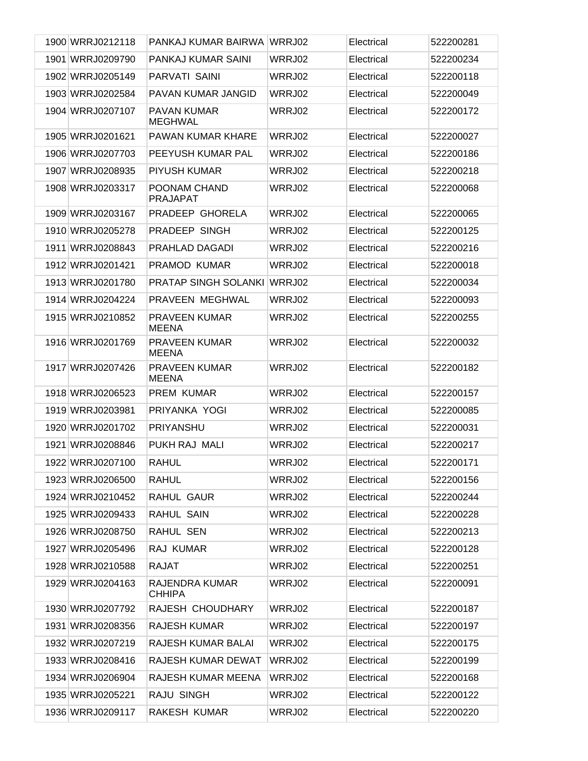| 1900 | WRRJ0212118 | PANKAJ KUMAR BAIRWA | WRRJ02 | Electrical | 522200281 |
|---|---|---|---|---|---|
| 1901 | WRRJ0209790 | PANKAJ KUMAR SAINI | WRRJ02 | Electrical | 522200234 |
| 1902 | WRRJ0205149 | PARVATI SAINI | WRRJ02 | Electrical | 522200118 |
| 1903 | WRRJ0202584 | PAVAN KUMAR JANGID | WRRJ02 | Electrical | 522200049 |
| 1904 | WRRJ0207107 | PAVAN KUMAR MEGHWAL | WRRJ02 | Electrical | 522200172 |
| 1905 | WRRJ0201621 | PAWAN KUMAR KHARE | WRRJ02 | Electrical | 522200027 |
| 1906 | WRRJ0207703 | PEEYUSH KUMAR PAL | WRRJ02 | Electrical | 522200186 |
| 1907 | WRRJ0208935 | PIYUSH KUMAR | WRRJ02 | Electrical | 522200218 |
| 1908 | WRRJ0203317 | POONAM CHAND PRAJAPAT | WRRJ02 | Electrical | 522200068 |
| 1909 | WRRJ0203167 | PRADEEP GHORELA | WRRJ02 | Electrical | 522200065 |
| 1910 | WRRJ0205278 | PRADEEP SINGH | WRRJ02 | Electrical | 522200125 |
| 1911 | WRRJ0208843 | PRAHLAD DAGADI | WRRJ02 | Electrical | 522200216 |
| 1912 | WRRJ0201421 | PRAMOD KUMAR | WRRJ02 | Electrical | 522200018 |
| 1913 | WRRJ0201780 | PRATAP SINGH SOLANKI | WRRJ02 | Electrical | 522200034 |
| 1914 | WRRJ0204224 | PRAVEEN MEGHWAL | WRRJ02 | Electrical | 522200093 |
| 1915 | WRRJ0210852 | PRAVEEN KUMAR MEENA | WRRJ02 | Electrical | 522200255 |
| 1916 | WRRJ0201769 | PRAVEEN KUMAR MEENA | WRRJ02 | Electrical | 522200032 |
| 1917 | WRRJ0207426 | PRAVEEN KUMAR MEENA | WRRJ02 | Electrical | 522200182 |
| 1918 | WRRJ0206523 | PREM KUMAR | WRRJ02 | Electrical | 522200157 |
| 1919 | WRRJ0203981 | PRIYANKA YOGI | WRRJ02 | Electrical | 522200085 |
| 1920 | WRRJ0201702 | PRIYANSHU | WRRJ02 | Electrical | 522200031 |
| 1921 | WRRJ0208846 | PUKH RAJ MALI | WRRJ02 | Electrical | 522200217 |
| 1922 | WRRJ0207100 | RAHUL | WRRJ02 | Electrical | 522200171 |
| 1923 | WRRJ0206500 | RAHUL | WRRJ02 | Electrical | 522200156 |
| 1924 | WRRJ0210452 | RAHUL GAUR | WRRJ02 | Electrical | 522200244 |
| 1925 | WRRJ0209433 | RAHUL SAIN | WRRJ02 | Electrical | 522200228 |
| 1926 | WRRJ0208750 | RAHUL SEN | WRRJ02 | Electrical | 522200213 |
| 1927 | WRRJ0205496 | RAJ KUMAR | WRRJ02 | Electrical | 522200128 |
| 1928 | WRRJ0210588 | RAJAT | WRRJ02 | Electrical | 522200251 |
| 1929 | WRRJ0204163 | RAJENDRA KUMAR CHHIPA | WRRJ02 | Electrical | 522200091 |
| 1930 | WRRJ0207792 | RAJESH CHOUDHARY | WRRJ02 | Electrical | 522200187 |
| 1931 | WRRJ0208356 | RAJESH KUMAR | WRRJ02 | Electrical | 522200197 |
| 1932 | WRRJ0207219 | RAJESH KUMAR BALAI | WRRJ02 | Electrical | 522200175 |
| 1933 | WRRJ0208416 | RAJESH KUMAR DEWAT | WRRJ02 | Electrical | 522200199 |
| 1934 | WRRJ0206904 | RAJESH KUMAR MEENA | WRRJ02 | Electrical | 522200168 |
| 1935 | WRRJ0205221 | RAJU SINGH | WRRJ02 | Electrical | 522200122 |
| 1936 | WRRJ0209117 | RAKESH KUMAR | WRRJ02 | Electrical | 522200220 |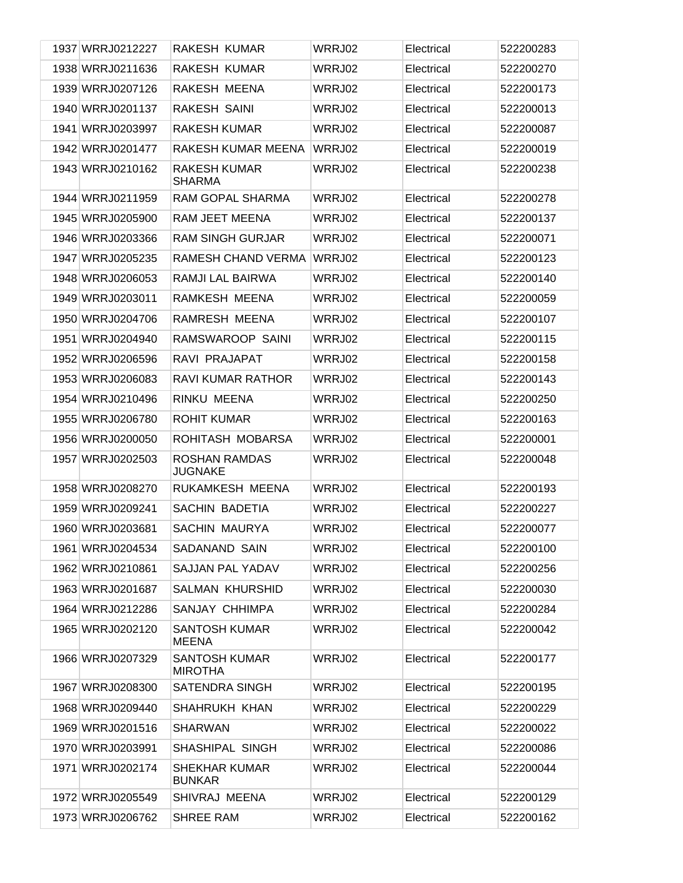| | | | | | |
|---|---|---|---|---|---|
| 1937 | WRRJ0212227 | RAKESH KUMAR | WRRJ02 | Electrical | 522200283 |
| 1938 | WRRJ0211636 | RAKESH KUMAR | WRRJ02 | Electrical | 522200270 |
| 1939 | WRRJ0207126 | RAKESH MEENA | WRRJ02 | Electrical | 522200173 |
| 1940 | WRRJ0201137 | RAKESH SAINI | WRRJ02 | Electrical | 522200013 |
| 1941 | WRRJ0203997 | RAKESH KUMAR | WRRJ02 | Electrical | 522200087 |
| 1942 | WRRJ0201477 | RAKESH KUMAR MEENA | WRRJ02 | Electrical | 522200019 |
| 1943 | WRRJ0210162 | RAKESH KUMAR SHARMA | WRRJ02 | Electrical | 522200238 |
| 1944 | WRRJ0211959 | RAM GOPAL SHARMA | WRRJ02 | Electrical | 522200278 |
| 1945 | WRRJ0205900 | RAM JEET MEENA | WRRJ02 | Electrical | 522200137 |
| 1946 | WRRJ0203366 | RAM SINGH GURJAR | WRRJ02 | Electrical | 522200071 |
| 1947 | WRRJ0205235 | RAMESH CHAND VERMA | WRRJ02 | Electrical | 522200123 |
| 1948 | WRRJ0206053 | RAMJI LAL BAIRWA | WRRJ02 | Electrical | 522200140 |
| 1949 | WRRJ0203011 | RAMKESH MEENA | WRRJ02 | Electrical | 522200059 |
| 1950 | WRRJ0204706 | RAMRESH MEENA | WRRJ02 | Electrical | 522200107 |
| 1951 | WRRJ0204940 | RAMSWAROOP SAINI | WRRJ02 | Electrical | 522200115 |
| 1952 | WRRJ0206596 | RAVI PRAJAPAT | WRRJ02 | Electrical | 522200158 |
| 1953 | WRRJ0206083 | RAVI KUMAR RATHOR | WRRJ02 | Electrical | 522200143 |
| 1954 | WRRJ0210496 | RINKU MEENA | WRRJ02 | Electrical | 522200250 |
| 1955 | WRRJ0206780 | ROHIT KUMAR | WRRJ02 | Electrical | 522200163 |
| 1956 | WRRJ0200050 | ROHITASH MOBARSA | WRRJ02 | Electrical | 522200001 |
| 1957 | WRRJ0202503 | ROSHAN RAMDAS JUGNAKE | WRRJ02 | Electrical | 522200048 |
| 1958 | WRRJ0208270 | RUKAMKESH MEENA | WRRJ02 | Electrical | 522200193 |
| 1959 | WRRJ0209241 | SACHIN BADETIA | WRRJ02 | Electrical | 522200227 |
| 1960 | WRRJ0203681 | SACHIN MAURYA | WRRJ02 | Electrical | 522200077 |
| 1961 | WRRJ0204534 | SADANAND SAIN | WRRJ02 | Electrical | 522200100 |
| 1962 | WRRJ0210861 | SAJJAN PAL YADAV | WRRJ02 | Electrical | 522200256 |
| 1963 | WRRJ0201687 | SALMAN KHURSHID | WRRJ02 | Electrical | 522200030 |
| 1964 | WRRJ0212286 | SANJAY CHHIMPA | WRRJ02 | Electrical | 522200284 |
| 1965 | WRRJ0202120 | SANTOSH KUMAR MEENA | WRRJ02 | Electrical | 522200042 |
| 1966 | WRRJ0207329 | SANTOSH KUMAR MIROTHA | WRRJ02 | Electrical | 522200177 |
| 1967 | WRRJ0208300 | SATENDRA SINGH | WRRJ02 | Electrical | 522200195 |
| 1968 | WRRJ0209440 | SHAHRUKH KHAN | WRRJ02 | Electrical | 522200229 |
| 1969 | WRRJ0201516 | SHARWAN | WRRJ02 | Electrical | 522200022 |
| 1970 | WRRJ0203991 | SHASHIPAL SINGH | WRRJ02 | Electrical | 522200086 |
| 1971 | WRRJ0202174 | SHEKHAR KUMAR BUNKAR | WRRJ02 | Electrical | 522200044 |
| 1972 | WRRJ0205549 | SHIVRAJ MEENA | WRRJ02 | Electrical | 522200129 |
| 1973 | WRRJ0206762 | SHREE RAM | WRRJ02 | Electrical | 522200162 |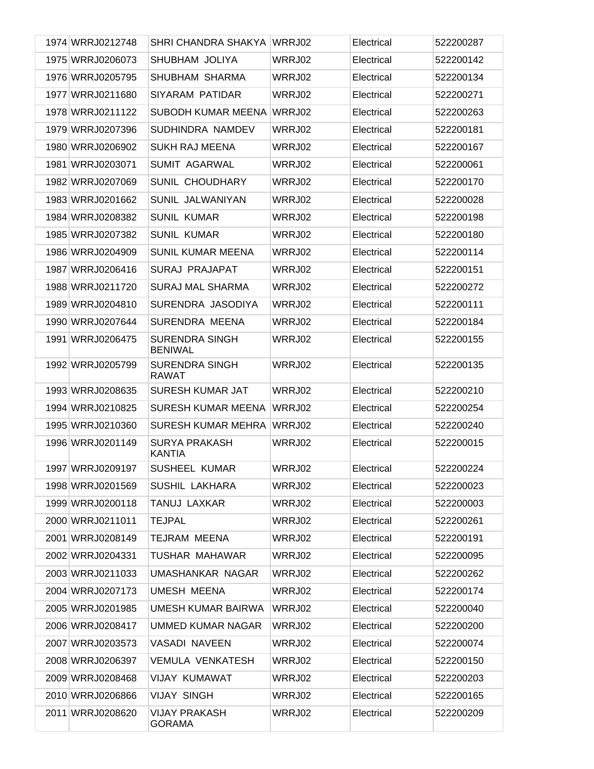| | | | | | |
|---|---|---|---|---|---|
| 1974 | WRRJ0212748 | SHRI CHANDRA SHAKYA | WRRJ02 | Electrical | 522200287 |
| 1975 | WRRJ0206073 | SHUBHAM JOLIYA | WRRJ02 | Electrical | 522200142 |
| 1976 | WRRJ0205795 | SHUBHAM SHARMA | WRRJ02 | Electrical | 522200134 |
| 1977 | WRRJ0211680 | SIYARAM PATIDAR | WRRJ02 | Electrical | 522200271 |
| 1978 | WRRJ0211122 | SUBODH KUMAR MEENA | WRRJ02 | Electrical | 522200263 |
| 1979 | WRRJ0207396 | SUDHINDRA NAMDEV | WRRJ02 | Electrical | 522200181 |
| 1980 | WRRJ0206902 | SUKH RAJ MEENA | WRRJ02 | Electrical | 522200167 |
| 1981 | WRRJ0203071 | SUMIT AGARWAL | WRRJ02 | Electrical | 522200061 |
| 1982 | WRRJ0207069 | SUNIL CHOUDHARY | WRRJ02 | Electrical | 522200170 |
| 1983 | WRRJ0201662 | SUNIL JALWANIYAN | WRRJ02 | Electrical | 522200028 |
| 1984 | WRRJ0208382 | SUNIL KUMAR | WRRJ02 | Electrical | 522200198 |
| 1985 | WRRJ0207382 | SUNIL KUMAR | WRRJ02 | Electrical | 522200180 |
| 1986 | WRRJ0204909 | SUNIL KUMAR MEENA | WRRJ02 | Electrical | 522200114 |
| 1987 | WRRJ0206416 | SURAJ PRAJAPAT | WRRJ02 | Electrical | 522200151 |
| 1988 | WRRJ0211720 | SURAJ MAL SHARMA | WRRJ02 | Electrical | 522200272 |
| 1989 | WRRJ0204810 | SURENDRA JASODIYA | WRRJ02 | Electrical | 522200111 |
| 1990 | WRRJ0207644 | SURENDRA MEENA | WRRJ02 | Electrical | 522200184 |
| 1991 | WRRJ0206475 | SURENDRA SINGH BENIWAL | WRRJ02 | Electrical | 522200155 |
| 1992 | WRRJ0205799 | SURENDRA SINGH RAWAT | WRRJ02 | Electrical | 522200135 |
| 1993 | WRRJ0208635 | SURESH KUMAR JAT | WRRJ02 | Electrical | 522200210 |
| 1994 | WRRJ0210825 | SURESH KUMAR MEENA | WRRJ02 | Electrical | 522200254 |
| 1995 | WRRJ0210360 | SURESH KUMAR MEHRA | WRRJ02 | Electrical | 522200240 |
| 1996 | WRRJ0201149 | SURYA PRAKASH KANTIA | WRRJ02 | Electrical | 522200015 |
| 1997 | WRRJ0209197 | SUSHEEL KUMAR | WRRJ02 | Electrical | 522200224 |
| 1998 | WRRJ0201569 | SUSHIL LAKHARA | WRRJ02 | Electrical | 522200023 |
| 1999 | WRRJ0200118 | TANUJ LAXKAR | WRRJ02 | Electrical | 522200003 |
| 2000 | WRRJ0211011 | TEJPAL | WRRJ02 | Electrical | 522200261 |
| 2001 | WRRJ0208149 | TEJRAM MEENA | WRRJ02 | Electrical | 522200191 |
| 2002 | WRRJ0204331 | TUSHAR MAHAWAR | WRRJ02 | Electrical | 522200095 |
| 2003 | WRRJ0211033 | UMASHANKAR NAGAR | WRRJ02 | Electrical | 522200262 |
| 2004 | WRRJ0207173 | UMESH MEENA | WRRJ02 | Electrical | 522200174 |
| 2005 | WRRJ0201985 | UMESH KUMAR BAIRWA | WRRJ02 | Electrical | 522200040 |
| 2006 | WRRJ0208417 | UMMED KUMAR NAGAR | WRRJ02 | Electrical | 522200200 |
| 2007 | WRRJ0203573 | VASADI NAVEEN | WRRJ02 | Electrical | 522200074 |
| 2008 | WRRJ0206397 | VEMULA VENKATESH | WRRJ02 | Electrical | 522200150 |
| 2009 | WRRJ0208468 | VIJAY KUMAWAT | WRRJ02 | Electrical | 522200203 |
| 2010 | WRRJ0206866 | VIJAY SINGH | WRRJ02 | Electrical | 522200165 |
| 2011 | WRRJ0208620 | VIJAY PRAKASH GORAMA | WRRJ02 | Electrical | 522200209 |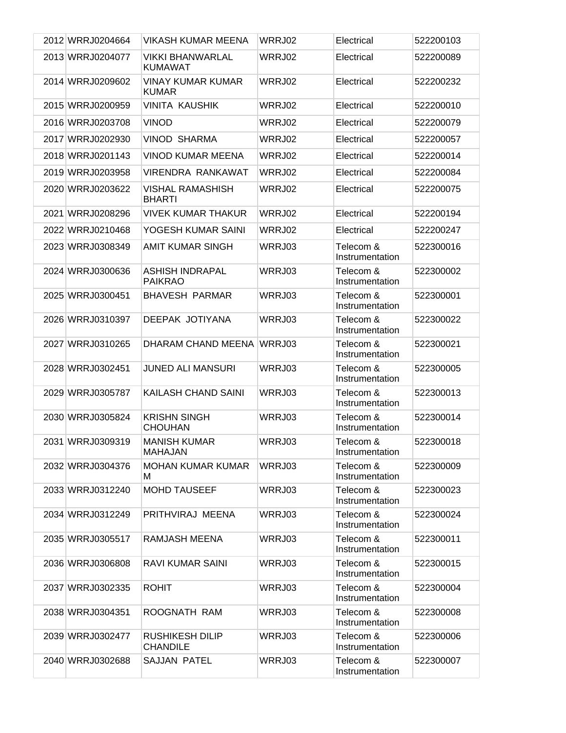| | | | | | |
|---|---|---|---|---|---|
| 2012 | WRRJ0204664 | VIKASH KUMAR MEENA | WRRJ02 | Electrical | 522200103 |
| 2013 | WRRJ0204077 | VIKKI BHANWARLAL KUMAWAT | WRRJ02 | Electrical | 522200089 |
| 2014 | WRRJ0209602 | VINAY KUMAR KUMAR KUMAR | WRRJ02 | Electrical | 522200232 |
| 2015 | WRRJ0200959 | VINITA KAUSHIK | WRRJ02 | Electrical | 522200010 |
| 2016 | WRRJ0203708 | VINOD | WRRJ02 | Electrical | 522200079 |
| 2017 | WRRJ0202930 | VINOD SHARMA | WRRJ02 | Electrical | 522200057 |
| 2018 | WRRJ0201143 | VINOD KUMAR MEENA | WRRJ02 | Electrical | 522200014 |
| 2019 | WRRJ0203958 | VIRENDRA RANKAWAT | WRRJ02 | Electrical | 522200084 |
| 2020 | WRRJ0203622 | VISHAL RAMASHISH BHARTI | WRRJ02 | Electrical | 522200075 |
| 2021 | WRRJ0208296 | VIVEK KUMAR THAKUR | WRRJ02 | Electrical | 522200194 |
| 2022 | WRRJ0210468 | YOGESH KUMAR SAINI | WRRJ02 | Electrical | 522200247 |
| 2023 | WRRJ0308349 | AMIT KUMAR SINGH | WRRJ03 | Telecom & Instrumentation | 522300016 |
| 2024 | WRRJ0300636 | ASHISH INDRAPAL PAIKRAO | WRRJ03 | Telecom & Instrumentation | 522300002 |
| 2025 | WRRJ0300451 | BHAVESH PARMAR | WRRJ03 | Telecom & Instrumentation | 522300001 |
| 2026 | WRRJ0310397 | DEEPAK JOTIYANA | WRRJ03 | Telecom & Instrumentation | 522300022 |
| 2027 | WRRJ0310265 | DHARAM CHAND MEENA | WRRJ03 | Telecom & Instrumentation | 522300021 |
| 2028 | WRRJ0302451 | JUNED ALI MANSURI | WRRJ03 | Telecom & Instrumentation | 522300005 |
| 2029 | WRRJ0305787 | KAILASH CHAND SAINI | WRRJ03 | Telecom & Instrumentation | 522300013 |
| 2030 | WRRJ0305824 | KRISHN SINGH CHOUHAN | WRRJ03 | Telecom & Instrumentation | 522300014 |
| 2031 | WRRJ0309319 | MANISH KUMAR MAHAJAN | WRRJ03 | Telecom & Instrumentation | 522300018 |
| 2032 | WRRJ0304376 | MOHAN KUMAR KUMAR M | WRRJ03 | Telecom & Instrumentation | 522300009 |
| 2033 | WRRJ0312240 | MOHD TAUSEEF | WRRJ03 | Telecom & Instrumentation | 522300023 |
| 2034 | WRRJ0312249 | PRITHVIRAJ MEENA | WRRJ03 | Telecom & Instrumentation | 522300024 |
| 2035 | WRRJ0305517 | RAMJASH MEENA | WRRJ03 | Telecom & Instrumentation | 522300011 |
| 2036 | WRRJ0306808 | RAVI KUMAR SAINI | WRRJ03 | Telecom & Instrumentation | 522300015 |
| 2037 | WRRJ0302335 | ROHIT | WRRJ03 | Telecom & Instrumentation | 522300004 |
| 2038 | WRRJ0304351 | ROOGNATH RAM | WRRJ03 | Telecom & Instrumentation | 522300008 |
| 2039 | WRRJ0302477 | RUSHIKESH DILIP CHANDILE | WRRJ03 | Telecom & Instrumentation | 522300006 |
| 2040 | WRRJ0302688 | SAJJAN PATEL | WRRJ03 | Telecom & Instrumentation | 522300007 |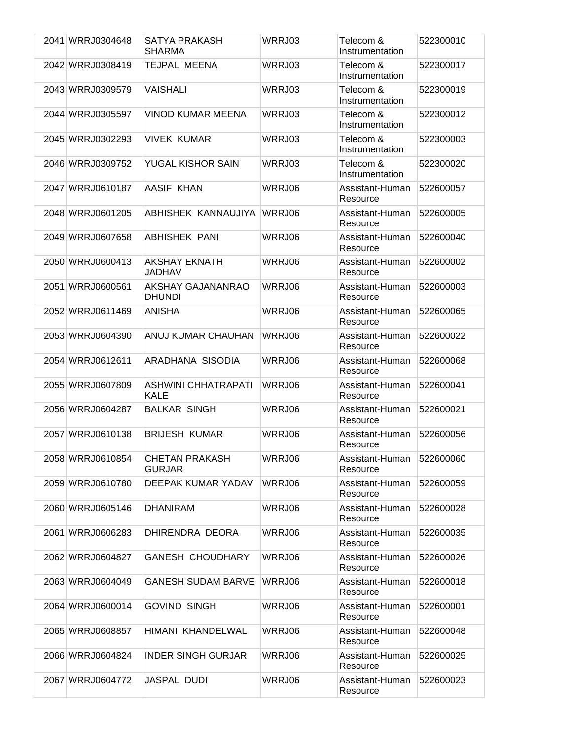| | | | | | |
|---|---|---|---|---|---|
| 2041 | WRRJ0304648 | SATYA PRAKASH SHARMA | WRRJ03 | Telecom & Instrumentation | 522300010 |
| 2042 | WRRJ0308419 | TEJPAL MEENA | WRRJ03 | Telecom & Instrumentation | 522300017 |
| 2043 | WRRJ0309579 | VAISHALI | WRRJ03 | Telecom & Instrumentation | 522300019 |
| 2044 | WRRJ0305597 | VINOD KUMAR MEENA | WRRJ03 | Telecom & Instrumentation | 522300012 |
| 2045 | WRRJ0302293 | VIVEK KUMAR | WRRJ03 | Telecom & Instrumentation | 522300003 |
| 2046 | WRRJ0309752 | YUGAL KISHOR SAIN | WRRJ03 | Telecom & Instrumentation | 522300020 |
| 2047 | WRRJ0610187 | AASIF KHAN | WRRJ06 | Assistant-Human Resource | 522600057 |
| 2048 | WRRJ0601205 | ABHISHEK KANNAUJIYA | WRRJ06 | Assistant-Human Resource | 522600005 |
| 2049 | WRRJ0607658 | ABHISHEK PANI | WRRJ06 | Assistant-Human Resource | 522600040 |
| 2050 | WRRJ0600413 | AKSHAY EKNATH JADHAV | WRRJ06 | Assistant-Human Resource | 522600002 |
| 2051 | WRRJ0600561 | AKSHAY GAJANANRAO DHUNDI | WRRJ06 | Assistant-Human Resource | 522600003 |
| 2052 | WRRJ0611469 | ANISHA | WRRJ06 | Assistant-Human Resource | 522600065 |
| 2053 | WRRJ0604390 | ANUJ KUMAR CHAUHAN | WRRJ06 | Assistant-Human Resource | 522600022 |
| 2054 | WRRJ0612611 | ARADHANA SISODIA | WRRJ06 | Assistant-Human Resource | 522600068 |
| 2055 | WRRJ0607809 | ASHWINI CHHATRAPATI KALE | WRRJ06 | Assistant-Human Resource | 522600041 |
| 2056 | WRRJ0604287 | BALKAR SINGH | WRRJ06 | Assistant-Human Resource | 522600021 |
| 2057 | WRRJ0610138 | BRIJESH KUMAR | WRRJ06 | Assistant-Human Resource | 522600056 |
| 2058 | WRRJ0610854 | CHETAN PRAKASH GURJAR | WRRJ06 | Assistant-Human Resource | 522600060 |
| 2059 | WRRJ0610780 | DEEPAK KUMAR YADAV | WRRJ06 | Assistant-Human Resource | 522600059 |
| 2060 | WRRJ0605146 | DHANIRAM | WRRJ06 | Assistant-Human Resource | 522600028 |
| 2061 | WRRJ0606283 | DHIRENDRA DEORA | WRRJ06 | Assistant-Human Resource | 522600035 |
| 2062 | WRRJ0604827 | GANESH CHOUDHARY | WRRJ06 | Assistant-Human Resource | 522600026 |
| 2063 | WRRJ0604049 | GANESH SUDAM BARVE | WRRJ06 | Assistant-Human Resource | 522600018 |
| 2064 | WRRJ0600014 | GOVIND SINGH | WRRJ06 | Assistant-Human Resource | 522600001 |
| 2065 | WRRJ0608857 | HIMANI KHANDELWAL | WRRJ06 | Assistant-Human Resource | 522600048 |
| 2066 | WRRJ0604824 | INDER SINGH GURJAR | WRRJ06 | Assistant-Human Resource | 522600025 |
| 2067 | WRRJ0604772 | JASPAL DUDI | WRRJ06 | Assistant-Human Resource | 522600023 |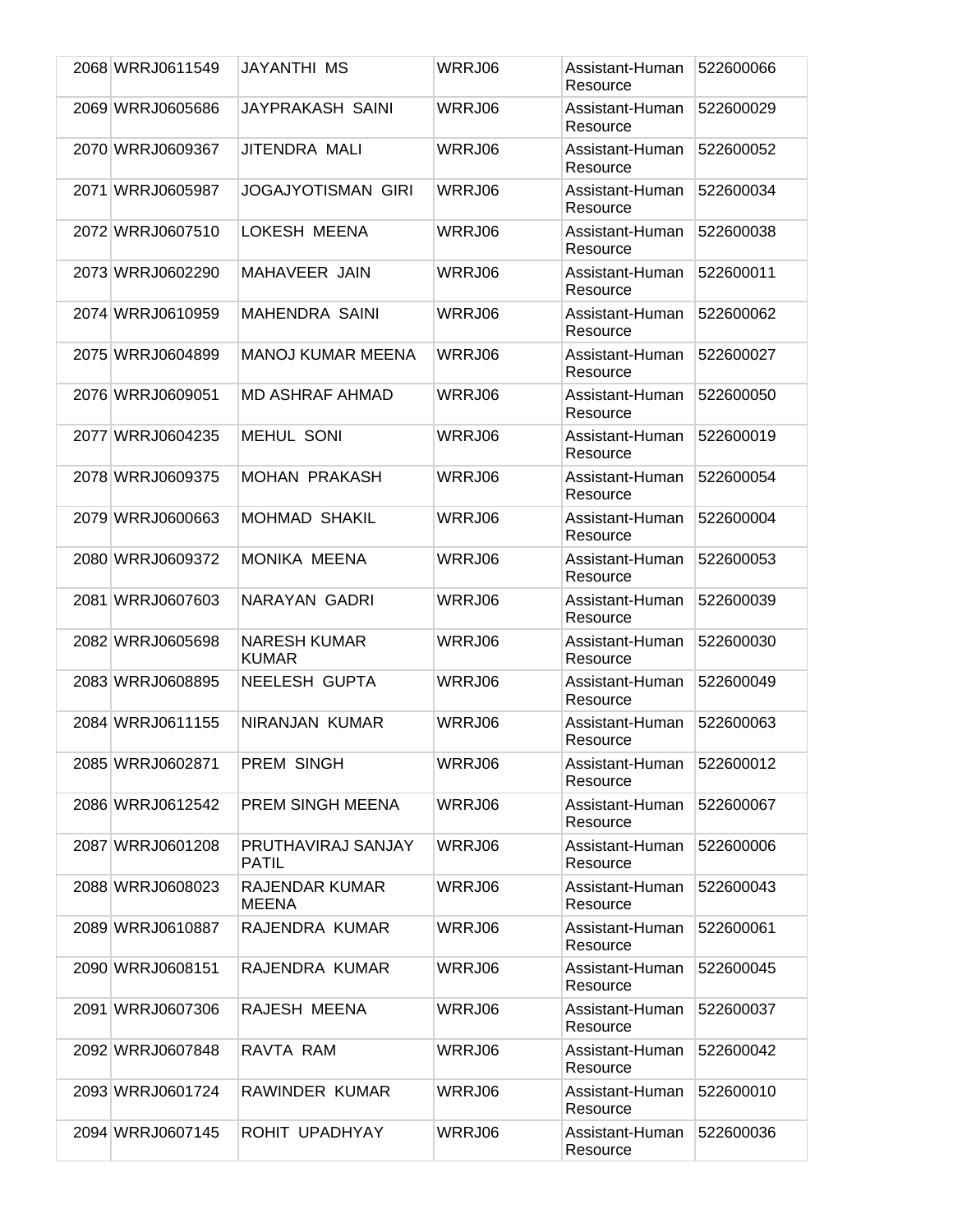| | | | | | |
|---|---|---|---|---|---|
| 2068 | WRRJ0611549 | JAYANTHI MS | WRRJ06 | Assistant-Human Resource | 522600066 |
| 2069 | WRRJ0605686 | JAYPRAKASH SAINI | WRRJ06 | Assistant-Human Resource | 522600029 |
| 2070 | WRRJ0609367 | JITENDRA MALI | WRRJ06 | Assistant-Human Resource | 522600052 |
| 2071 | WRRJ0605987 | JOGAJYOTISMAN GIRI | WRRJ06 | Assistant-Human Resource | 522600034 |
| 2072 | WRRJ0607510 | LOKESH MEENA | WRRJ06 | Assistant-Human Resource | 522600038 |
| 2073 | WRRJ0602290 | MAHAVEER JAIN | WRRJ06 | Assistant-Human Resource | 522600011 |
| 2074 | WRRJ0610959 | MAHENDRA SAINI | WRRJ06 | Assistant-Human Resource | 522600062 |
| 2075 | WRRJ0604899 | MANOJ KUMAR MEENA | WRRJ06 | Assistant-Human Resource | 522600027 |
| 2076 | WRRJ0609051 | MD ASHRAF AHMAD | WRRJ06 | Assistant-Human Resource | 522600050 |
| 2077 | WRRJ0604235 | MEHUL SONI | WRRJ06 | Assistant-Human Resource | 522600019 |
| 2078 | WRRJ0609375 | MOHAN PRAKASH | WRRJ06 | Assistant-Human Resource | 522600054 |
| 2079 | WRRJ0600663 | MOHMAD SHAKIL | WRRJ06 | Assistant-Human Resource | 522600004 |
| 2080 | WRRJ0609372 | MONIKA MEENA | WRRJ06 | Assistant-Human Resource | 522600053 |
| 2081 | WRRJ0607603 | NARAYAN GADRI | WRRJ06 | Assistant-Human Resource | 522600039 |
| 2082 | WRRJ0605698 | NARESH KUMAR KUMAR | WRRJ06 | Assistant-Human Resource | 522600030 |
| 2083 | WRRJ0608895 | NEELESH GUPTA | WRRJ06 | Assistant-Human Resource | 522600049 |
| 2084 | WRRJ0611155 | NIRANJAN KUMAR | WRRJ06 | Assistant-Human Resource | 522600063 |
| 2085 | WRRJ0602871 | PREM SINGH | WRRJ06 | Assistant-Human Resource | 522600012 |
| 2086 | WRRJ0612542 | PREM SINGH MEENA | WRRJ06 | Assistant-Human Resource | 522600067 |
| 2087 | WRRJ0601208 | PRUTHAVIRAJ SANJAY PATIL | WRRJ06 | Assistant-Human Resource | 522600006 |
| 2088 | WRRJ0608023 | RAJENDAR KUMAR MEENA | WRRJ06 | Assistant-Human Resource | 522600043 |
| 2089 | WRRJ0610887 | RAJENDRA KUMAR | WRRJ06 | Assistant-Human Resource | 522600061 |
| 2090 | WRRJ0608151 | RAJENDRA KUMAR | WRRJ06 | Assistant-Human Resource | 522600045 |
| 2091 | WRRJ0607306 | RAJESH MEENA | WRRJ06 | Assistant-Human Resource | 522600037 |
| 2092 | WRRJ0607848 | RAVTA RAM | WRRJ06 | Assistant-Human Resource | 522600042 |
| 2093 | WRRJ0601724 | RAWINDER KUMAR | WRRJ06 | Assistant-Human Resource | 522600010 |
| 2094 | WRRJ0607145 | ROHIT UPADHYAY | WRRJ06 | Assistant-Human Resource | 522600036 |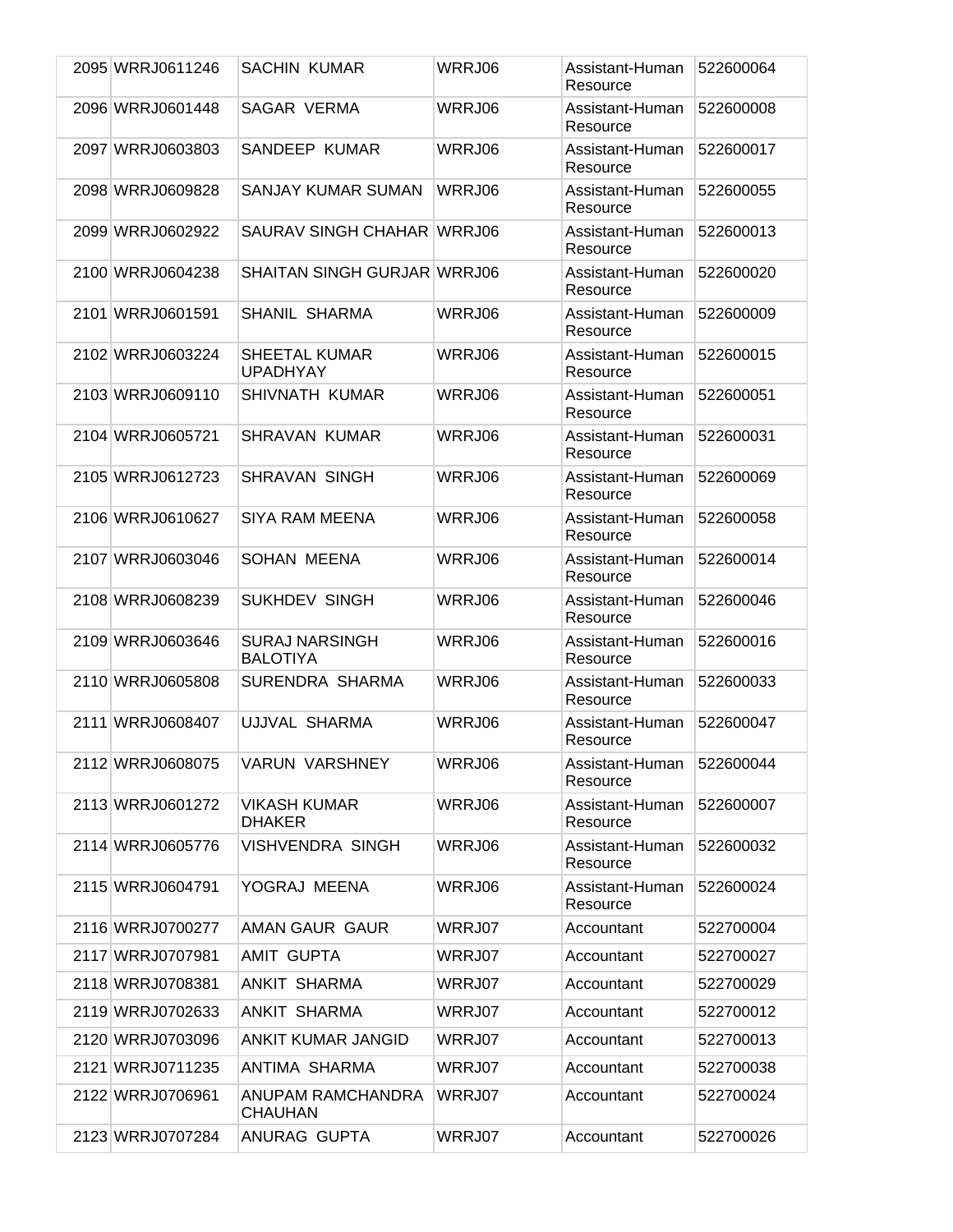| | | | | | |
|---|---|---|---|---|---|
| 2095 | WRRJ0611246 | SACHIN KUMAR | WRRJ06 | Assistant-Human Resource | 522600064 |
| 2096 | WRRJ0601448 | SAGAR VERMA | WRRJ06 | Assistant-Human Resource | 522600008 |
| 2097 | WRRJ0603803 | SANDEEP KUMAR | WRRJ06 | Assistant-Human Resource | 522600017 |
| 2098 | WRRJ0609828 | SANJAY KUMAR SUMAN | WRRJ06 | Assistant-Human Resource | 522600055 |
| 2099 | WRRJ0602922 | SAURAV SINGH CHAHAR | WRRJ06 | Assistant-Human Resource | 522600013 |
| 2100 | WRRJ0604238 | SHAITAN SINGH GURJAR | WRRJ06 | Assistant-Human Resource | 522600020 |
| 2101 | WRRJ0601591 | SHANIL SHARMA | WRRJ06 | Assistant-Human Resource | 522600009 |
| 2102 | WRRJ0603224 | SHEETAL KUMAR UPADHYAY | WRRJ06 | Assistant-Human Resource | 522600015 |
| 2103 | WRRJ0609110 | SHIVNATH KUMAR | WRRJ06 | Assistant-Human Resource | 522600051 |
| 2104 | WRRJ0605721 | SHRAVAN KUMAR | WRRJ06 | Assistant-Human Resource | 522600031 |
| 2105 | WRRJ0612723 | SHRAVAN SINGH | WRRJ06 | Assistant-Human Resource | 522600069 |
| 2106 | WRRJ0610627 | SIYA RAM MEENA | WRRJ06 | Assistant-Human Resource | 522600058 |
| 2107 | WRRJ0603046 | SOHAN MEENA | WRRJ06 | Assistant-Human Resource | 522600014 |
| 2108 | WRRJ0608239 | SUKHDEV SINGH | WRRJ06 | Assistant-Human Resource | 522600046 |
| 2109 | WRRJ0603646 | SURAJ NARSINGH BALOTIYA | WRRJ06 | Assistant-Human Resource | 522600016 |
| 2110 | WRRJ0605808 | SURENDRA SHARMA | WRRJ06 | Assistant-Human Resource | 522600033 |
| 2111 | WRRJ0608407 | UJJVAL SHARMA | WRRJ06 | Assistant-Human Resource | 522600047 |
| 2112 | WRRJ0608075 | VARUN VARSHNEY | WRRJ06 | Assistant-Human Resource | 522600044 |
| 2113 | WRRJ0601272 | VIKASH KUMAR DHAKER | WRRJ06 | Assistant-Human Resource | 522600007 |
| 2114 | WRRJ0605776 | VISHVENDRA SINGH | WRRJ06 | Assistant-Human Resource | 522600032 |
| 2115 | WRRJ0604791 | YOGRAJ MEENA | WRRJ06 | Assistant-Human Resource | 522600024 |
| 2116 | WRRJ0700277 | AMAN GAUR GAUR | WRRJ07 | Accountant | 522700004 |
| 2117 | WRRJ0707981 | AMIT GUPTA | WRRJ07 | Accountant | 522700027 |
| 2118 | WRRJ0708381 | ANKIT SHARMA | WRRJ07 | Accountant | 522700029 |
| 2119 | WRRJ0702633 | ANKIT SHARMA | WRRJ07 | Accountant | 522700012 |
| 2120 | WRRJ0703096 | ANKIT KUMAR JANGID | WRRJ07 | Accountant | 522700013 |
| 2121 | WRRJ0711235 | ANTIMA SHARMA | WRRJ07 | Accountant | 522700038 |
| 2122 | WRRJ0706961 | ANUPAM RAMCHANDRA CHAUHAN | WRRJ07 | Accountant | 522700024 |
| 2123 | WRRJ0707284 | ANURAG GUPTA | WRRJ07 | Accountant | 522700026 |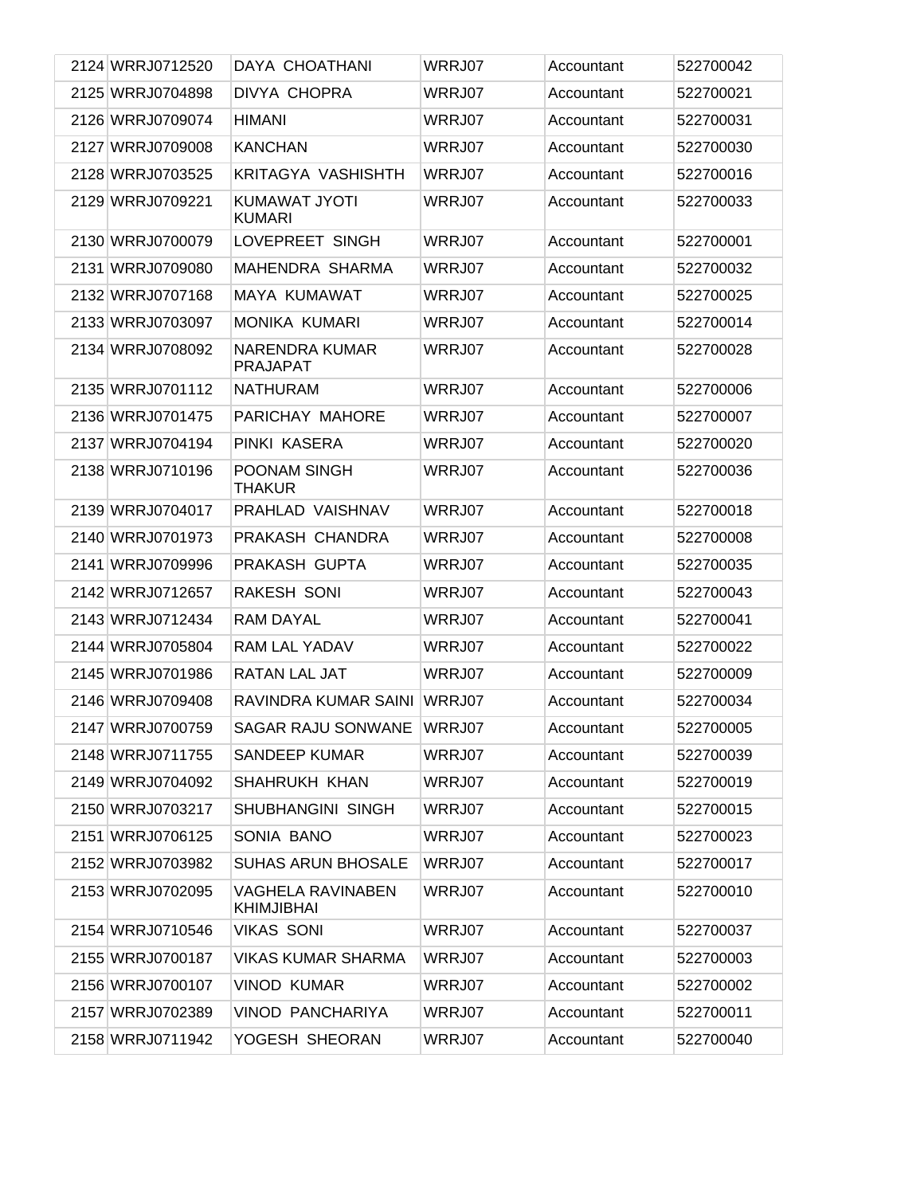| | | | | | |
|---|---|---|---|---|---|
| 2124 | WRRJ0712520 | DAYA CHOATHANI | WRRJ07 | Accountant | 522700042 |
| 2125 | WRRJ0704898 | DIVYA CHOPRA | WRRJ07 | Accountant | 522700021 |
| 2126 | WRRJ0709074 | HIMANI | WRRJ07 | Accountant | 522700031 |
| 2127 | WRRJ0709008 | KANCHAN | WRRJ07 | Accountant | 522700030 |
| 2128 | WRRJ0703525 | KRITAGYA VASHISHTH | WRRJ07 | Accountant | 522700016 |
| 2129 | WRRJ0709221 | KUMAWAT JYOTI KUMARI | WRRJ07 | Accountant | 522700033 |
| 2130 | WRRJ0700079 | LOVEPREET SINGH | WRRJ07 | Accountant | 522700001 |
| 2131 | WRRJ0709080 | MAHENDRA SHARMA | WRRJ07 | Accountant | 522700032 |
| 2132 | WRRJ0707168 | MAYA KUMAWAT | WRRJ07 | Accountant | 522700025 |
| 2133 | WRRJ0703097 | MONIKA KUMARI | WRRJ07 | Accountant | 522700014 |
| 2134 | WRRJ0708092 | NARENDRA KUMAR PRAJAPAT | WRRJ07 | Accountant | 522700028 |
| 2135 | WRRJ0701112 | NATHURAM | WRRJ07 | Accountant | 522700006 |
| 2136 | WRRJ0701475 | PARICHAY MAHORE | WRRJ07 | Accountant | 522700007 |
| 2137 | WRRJ0704194 | PINKI KASERA | WRRJ07 | Accountant | 522700020 |
| 2138 | WRRJ0710196 | POONAM SINGH THAKUR | WRRJ07 | Accountant | 522700036 |
| 2139 | WRRJ0704017 | PRAHLAD VAISHNAV | WRRJ07 | Accountant | 522700018 |
| 2140 | WRRJ0701973 | PRAKASH CHANDRA | WRRJ07 | Accountant | 522700008 |
| 2141 | WRRJ0709996 | PRAKASH GUPTA | WRRJ07 | Accountant | 522700035 |
| 2142 | WRRJ0712657 | RAKESH SONI | WRRJ07 | Accountant | 522700043 |
| 2143 | WRRJ0712434 | RAM DAYAL | WRRJ07 | Accountant | 522700041 |
| 2144 | WRRJ0705804 | RAM LAL YADAV | WRRJ07 | Accountant | 522700022 |
| 2145 | WRRJ0701986 | RATAN LAL JAT | WRRJ07 | Accountant | 522700009 |
| 2146 | WRRJ0709408 | RAVINDRA KUMAR SAINI | WRRJ07 | Accountant | 522700034 |
| 2147 | WRRJ0700759 | SAGAR RAJU SONWANE | WRRJ07 | Accountant | 522700005 |
| 2148 | WRRJ0711755 | SANDEEP KUMAR | WRRJ07 | Accountant | 522700039 |
| 2149 | WRRJ0704092 | SHAHRUKH KHAN | WRRJ07 | Accountant | 522700019 |
| 2150 | WRRJ0703217 | SHUBHANGINI SINGH | WRRJ07 | Accountant | 522700015 |
| 2151 | WRRJ0706125 | SONIA BANO | WRRJ07 | Accountant | 522700023 |
| 2152 | WRRJ0703982 | SUHAS ARUN BHOSALE | WRRJ07 | Accountant | 522700017 |
| 2153 | WRRJ0702095 | VAGHELA RAVINABEN KHIMJIBHAI | WRRJ07 | Accountant | 522700010 |
| 2154 | WRRJ0710546 | VIKAS SONI | WRRJ07 | Accountant | 522700037 |
| 2155 | WRRJ0700187 | VIKAS KUMAR SHARMA | WRRJ07 | Accountant | 522700003 |
| 2156 | WRRJ0700107 | VINOD KUMAR | WRRJ07 | Accountant | 522700002 |
| 2157 | WRRJ0702389 | VINOD PANCHARIYA | WRRJ07 | Accountant | 522700011 |
| 2158 | WRRJ0711942 | YOGESH SHEORAN | WRRJ07 | Accountant | 522700040 |